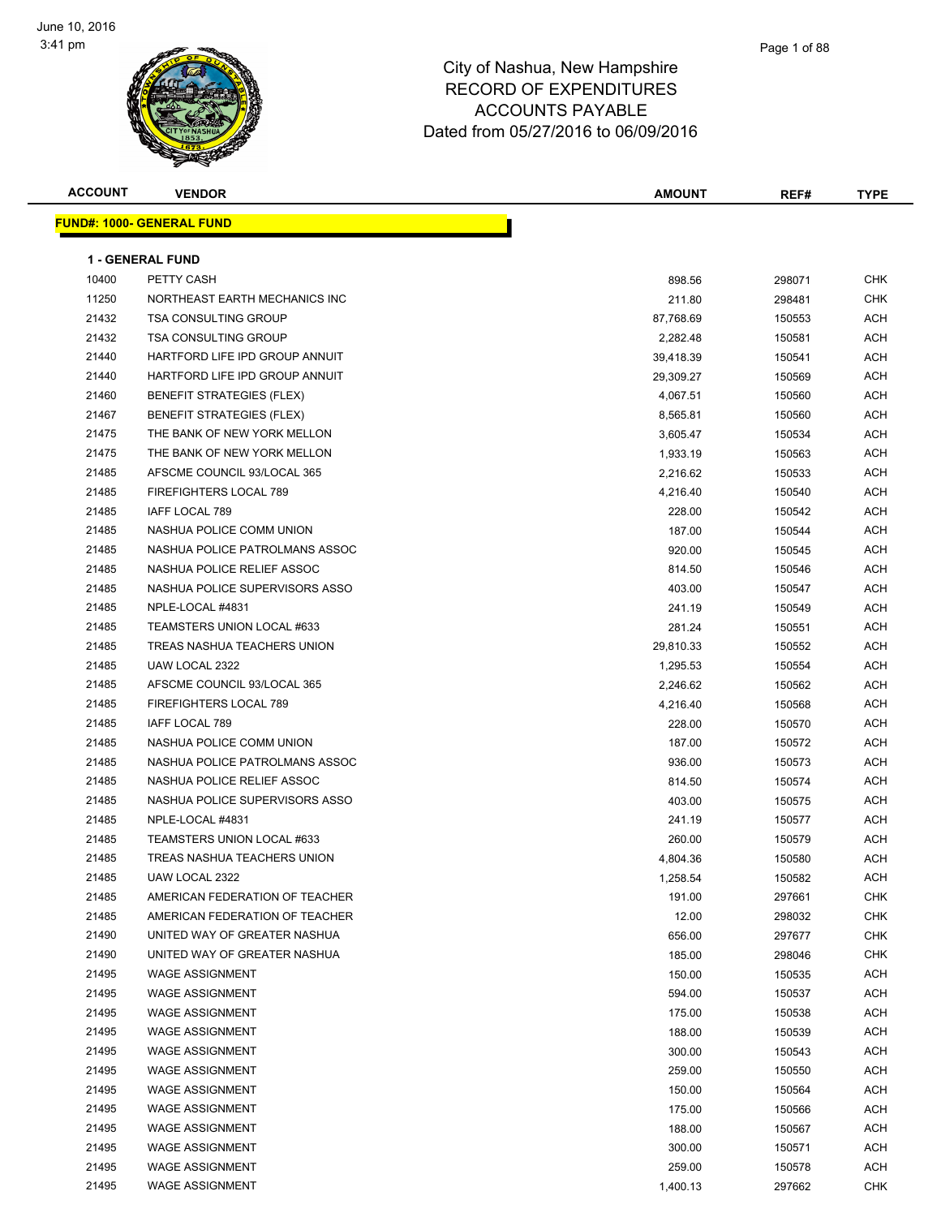June 10, 2016
3:41 pm

# City of Nashua, New Hampshire
# RECORD OF EXPENDITURES
# ACCOUNTS PAYABLE
# Dated from 05/27/2016 to 06/09/2016

## FUND#: 1000- GENERAL FUND

### 1 - GENERAL FUND

| ACCOUNT | VENDOR | AMOUNT | REF# | TYPE |
|---|---|---|---|---|
| 10400 | PETTY CASH | 898.56 | 298071 | CHK |
| 11250 | NORTHEAST EARTH MECHANICS INC | 211.80 | 298481 | CHK |
| 21432 | TSA CONSULTING GROUP | 87,768.69 | 150553 | ACH |
| 21432 | TSA CONSULTING GROUP | 2,282.48 | 150581 | ACH |
| 21440 | HARTFORD LIFE IPD GROUP ANNUIT | 39,418.39 | 150541 | ACH |
| 21440 | HARTFORD LIFE IPD GROUP ANNUIT | 29,309.27 | 150569 | ACH |
| 21460 | BENEFIT STRATEGIES (FLEX) | 4,067.51 | 150560 | ACH |
| 21467 | BENEFIT STRATEGIES (FLEX) | 8,565.81 | 150560 | ACH |
| 21475 | THE BANK OF NEW YORK MELLON | 3,605.47 | 150534 | ACH |
| 21475 | THE BANK OF NEW YORK MELLON | 1,933.19 | 150563 | ACH |
| 21485 | AFSCME COUNCIL 93/LOCAL 365 | 2,216.62 | 150533 | ACH |
| 21485 | FIREFIGHTERS LOCAL 789 | 4,216.40 | 150540 | ACH |
| 21485 | IAFF LOCAL 789 | 228.00 | 150542 | ACH |
| 21485 | NASHUA POLICE COMM UNION | 187.00 | 150544 | ACH |
| 21485 | NASHUA POLICE PATROLMANS ASSOC | 920.00 | 150545 | ACH |
| 21485 | NASHUA POLICE RELIEF ASSOC | 814.50 | 150546 | ACH |
| 21485 | NASHUA POLICE SUPERVISORS ASSO | 403.00 | 150547 | ACH |
| 21485 | NPLE-LOCAL #4831 | 241.19 | 150549 | ACH |
| 21485 | TEAMSTERS UNION LOCAL #633 | 281.24 | 150551 | ACH |
| 21485 | TREAS NASHUA TEACHERS UNION | 29,810.33 | 150552 | ACH |
| 21485 | UAW LOCAL 2322 | 1,295.53 | 150554 | ACH |
| 21485 | AFSCME COUNCIL 93/LOCAL 365 | 2,246.62 | 150562 | ACH |
| 21485 | FIREFIGHTERS LOCAL 789 | 4,216.40 | 150568 | ACH |
| 21485 | IAFF LOCAL 789 | 228.00 | 150570 | ACH |
| 21485 | NASHUA POLICE COMM UNION | 187.00 | 150572 | ACH |
| 21485 | NASHUA POLICE PATROLMANS ASSOC | 936.00 | 150573 | ACH |
| 21485 | NASHUA POLICE RELIEF ASSOC | 814.50 | 150574 | ACH |
| 21485 | NASHUA POLICE SUPERVISORS ASSO | 403.00 | 150575 | ACH |
| 21485 | NPLE-LOCAL #4831 | 241.19 | 150577 | ACH |
| 21485 | TEAMSTERS UNION LOCAL #633 | 260.00 | 150579 | ACH |
| 21485 | TREAS NASHUA TEACHERS UNION | 4,804.36 | 150580 | ACH |
| 21485 | UAW LOCAL 2322 | 1,258.54 | 150582 | ACH |
| 21485 | AMERICAN FEDERATION OF TEACHER | 191.00 | 297661 | CHK |
| 21485 | AMERICAN FEDERATION OF TEACHER | 12.00 | 298032 | CHK |
| 21490 | UNITED WAY OF GREATER NASHUA | 656.00 | 297677 | CHK |
| 21490 | UNITED WAY OF GREATER NASHUA | 185.00 | 298046 | CHK |
| 21495 | WAGE ASSIGNMENT | 150.00 | 150535 | ACH |
| 21495 | WAGE ASSIGNMENT | 594.00 | 150537 | ACH |
| 21495 | WAGE ASSIGNMENT | 175.00 | 150538 | ACH |
| 21495 | WAGE ASSIGNMENT | 188.00 | 150539 | ACH |
| 21495 | WAGE ASSIGNMENT | 300.00 | 150543 | ACH |
| 21495 | WAGE ASSIGNMENT | 259.00 | 150550 | ACH |
| 21495 | WAGE ASSIGNMENT | 150.00 | 150564 | ACH |
| 21495 | WAGE ASSIGNMENT | 175.00 | 150566 | ACH |
| 21495 | WAGE ASSIGNMENT | 188.00 | 150567 | ACH |
| 21495 | WAGE ASSIGNMENT | 300.00 | 150571 | ACH |
| 21495 | WAGE ASSIGNMENT | 259.00 | 150578 | ACH |
| 21495 | WAGE ASSIGNMENT | 1,400.13 | 297662 | CHK |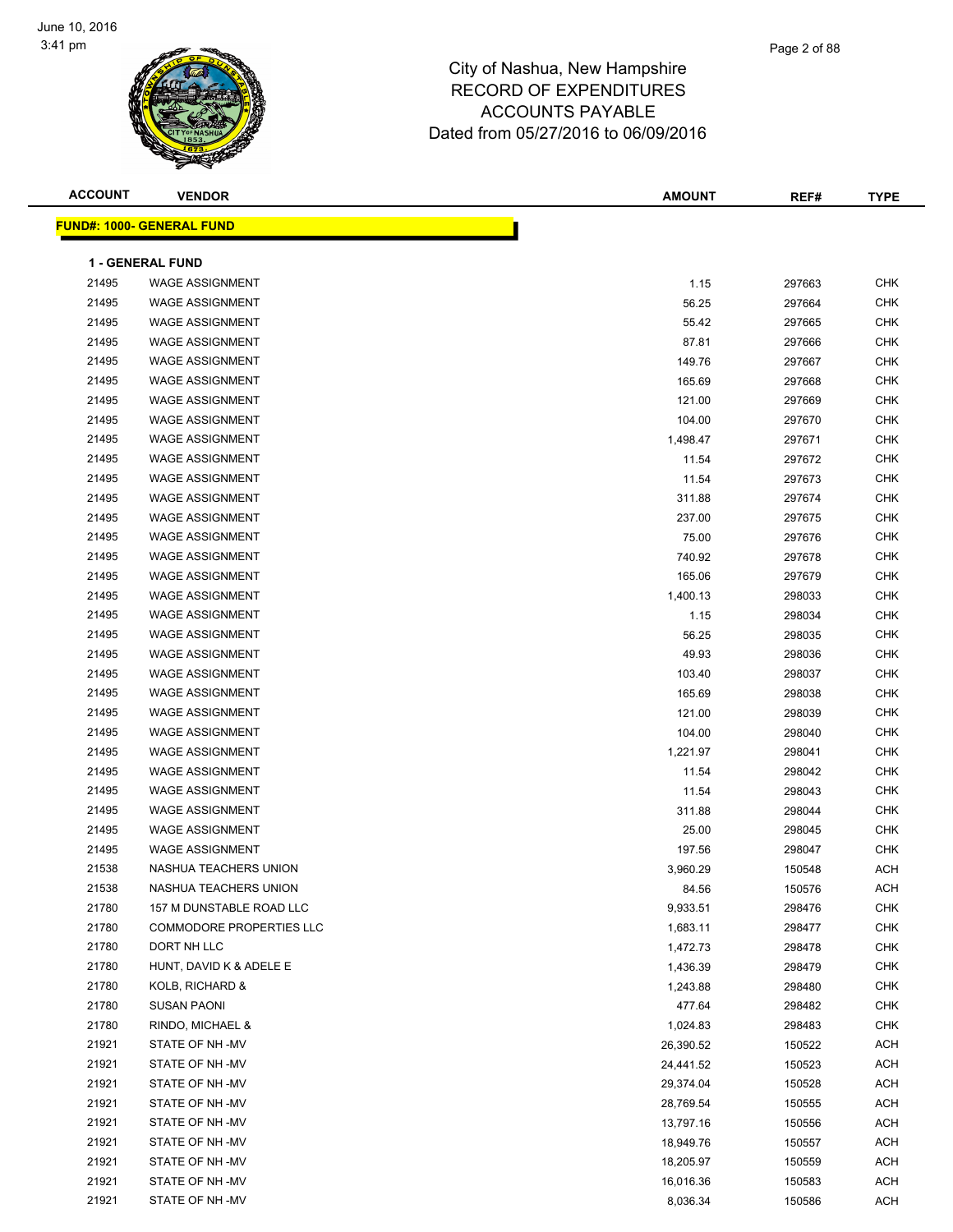# City of Nashua, New Hampshire
## RECORD OF EXPENDITURES
## ACCOUNTS PAYABLE
## Dated from 05/27/2016 to 06/09/2016

**FUND#: 1000- GENERAL FUND**

**1 - GENERAL FUND**

| ACCOUNT | VENDOR | AMOUNT | REF# | TYPE |
|---|---|---|---|---|
| 21495 | WAGE ASSIGNMENT | 1.15 | 297663 | CHK |
| 21495 | WAGE ASSIGNMENT | 56.25 | 297664 | CHK |
| 21495 | WAGE ASSIGNMENT | 55.42 | 297665 | CHK |
| 21495 | WAGE ASSIGNMENT | 87.81 | 297666 | CHK |
| 21495 | WAGE ASSIGNMENT | 149.76 | 297667 | CHK |
| 21495 | WAGE ASSIGNMENT | 165.69 | 297668 | CHK |
| 21495 | WAGE ASSIGNMENT | 121.00 | 297669 | CHK |
| 21495 | WAGE ASSIGNMENT | 104.00 | 297670 | CHK |
| 21495 | WAGE ASSIGNMENT | 1,498.47 | 297671 | CHK |
| 21495 | WAGE ASSIGNMENT | 11.54 | 297672 | CHK |
| 21495 | WAGE ASSIGNMENT | 11.54 | 297673 | CHK |
| 21495 | WAGE ASSIGNMENT | 311.88 | 297674 | CHK |
| 21495 | WAGE ASSIGNMENT | 237.00 | 297675 | CHK |
| 21495 | WAGE ASSIGNMENT | 75.00 | 297676 | CHK |
| 21495 | WAGE ASSIGNMENT | 740.92 | 297678 | CHK |
| 21495 | WAGE ASSIGNMENT | 165.06 | 297679 | CHK |
| 21495 | WAGE ASSIGNMENT | 1,400.13 | 298033 | CHK |
| 21495 | WAGE ASSIGNMENT | 1.15 | 298034 | CHK |
| 21495 | WAGE ASSIGNMENT | 56.25 | 298035 | CHK |
| 21495 | WAGE ASSIGNMENT | 49.93 | 298036 | CHK |
| 21495 | WAGE ASSIGNMENT | 103.40 | 298037 | CHK |
| 21495 | WAGE ASSIGNMENT | 165.69 | 298038 | CHK |
| 21495 | WAGE ASSIGNMENT | 121.00 | 298039 | CHK |
| 21495 | WAGE ASSIGNMENT | 104.00 | 298040 | CHK |
| 21495 | WAGE ASSIGNMENT | 1,221.97 | 298041 | CHK |
| 21495 | WAGE ASSIGNMENT | 11.54 | 298042 | CHK |
| 21495 | WAGE ASSIGNMENT | 11.54 | 298043 | CHK |
| 21495 | WAGE ASSIGNMENT | 311.88 | 298044 | CHK |
| 21495 | WAGE ASSIGNMENT | 25.00 | 298045 | CHK |
| 21495 | WAGE ASSIGNMENT | 197.56 | 298047 | CHK |
| 21538 | NASHUA TEACHERS UNION | 3,960.29 | 150548 | ACH |
| 21538 | NASHUA TEACHERS UNION | 84.56 | 150576 | ACH |
| 21780 | 157 M DUNSTABLE ROAD LLC | 9,933.51 | 298476 | CHK |
| 21780 | COMMODORE PROPERTIES LLC | 1,683.11 | 298477 | CHK |
| 21780 | DORT NH LLC | 1,472.73 | 298478 | CHK |
| 21780 | HUNT, DAVID K & ADELE E | 1,436.39 | 298479 | CHK |
| 21780 | KOLB, RICHARD & | 1,243.88 | 298480 | CHK |
| 21780 | SUSAN PAONI | 477.64 | 298482 | CHK |
| 21780 | RINDO, MICHAEL & | 1,024.83 | 298483 | CHK |
| 21921 | STATE OF NH -MV | 26,390.52 | 150522 | ACH |
| 21921 | STATE OF NH -MV | 24,441.52 | 150523 | ACH |
| 21921 | STATE OF NH -MV | 29,374.04 | 150528 | ACH |
| 21921 | STATE OF NH -MV | 28,769.54 | 150555 | ACH |
| 21921 | STATE OF NH -MV | 13,797.16 | 150556 | ACH |
| 21921 | STATE OF NH -MV | 18,949.76 | 150557 | ACH |
| 21921 | STATE OF NH -MV | 18,205.97 | 150559 | ACH |
| 21921 | STATE OF NH -MV | 16,016.36 | 150583 | ACH |
| 21921 | STATE OF NH -MV | 8,036.34 | 150586 | ACH |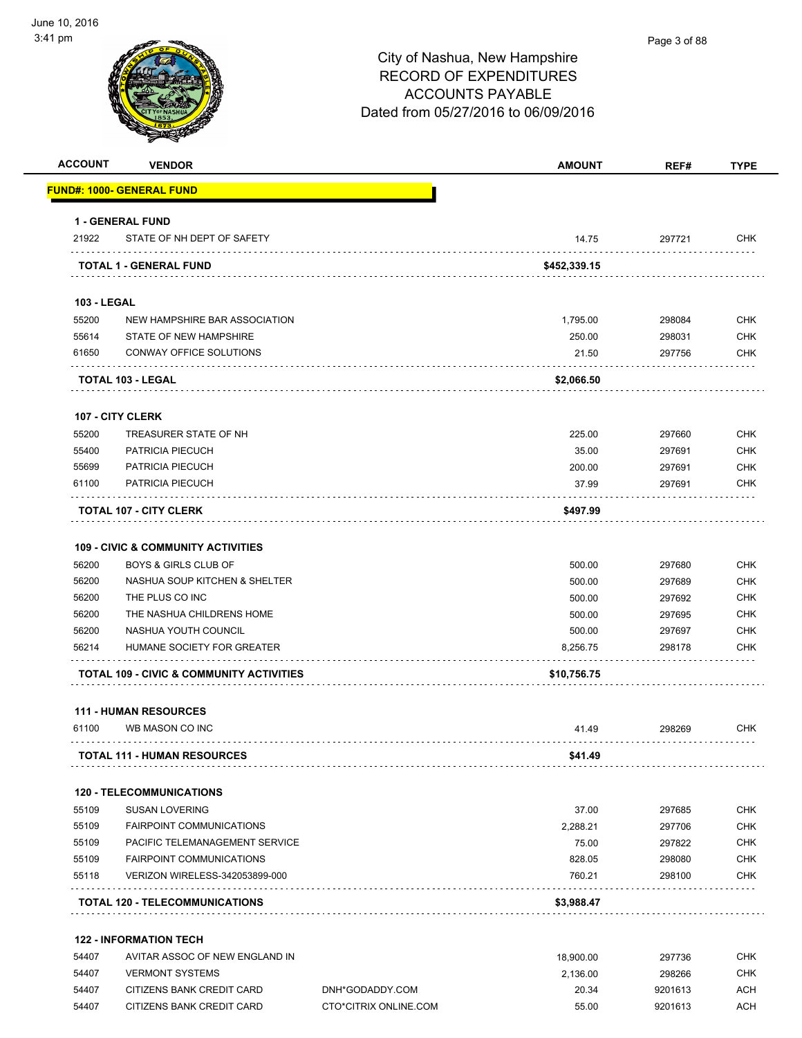City of Nashua, New Hampshire
RECORD OF EXPENDITURES
ACCOUNTS PAYABLE
Dated from 05/27/2016 to 06/09/2016

June 10, 2016
3:41 pm

| ACCOUNT | VENDOR | | AMOUNT | REF# | TYPE |
|---|---|---|---|---|---|
| **FUND#: 1000- GENERAL FUND** | | | | | |
| **1 - GENERAL FUND** | | | | | |
| 21922 | STATE OF NH DEPT OF SAFETY | | 14.75 | 297721 | CHK |
| **TOTAL 1 - GENERAL FUND** | | | **$452,339.15** | | |
| **103 - LEGAL** | | | | | |
| 55200 | NEW HAMPSHIRE BAR ASSOCIATION | | 1,795.00 | 298084 | CHK |
| 55614 | STATE OF NEW HAMPSHIRE | | 250.00 | 298031 | CHK |
| 61650 | CONWAY OFFICE SOLUTIONS | | 21.50 | 297756 | CHK |
| **TOTAL 103 - LEGAL** | | | **$2,066.50** | | |
| **107 - CITY CLERK** | | | | | |
| 55200 | TREASURER STATE OF NH | | 225.00 | 297660 | CHK |
| 55400 | PATRICIA PIECUCH | | 35.00 | 297691 | CHK |
| 55699 | PATRICIA PIECUCH | | 200.00 | 297691 | CHK |
| 61100 | PATRICIA PIECUCH | | 37.99 | 297691 | CHK |
| **TOTAL 107 - CITY CLERK** | | | **$497.99** | | |
| **109 - CIVIC & COMMUNITY ACTIVITIES** | | | | | |
| 56200 | BOYS & GIRLS CLUB OF | | 500.00 | 297680 | CHK |
| 56200 | NASHUA SOUP KITCHEN & SHELTER | | 500.00 | 297689 | CHK |
| 56200 | THE PLUS CO INC | | 500.00 | 297692 | CHK |
| 56200 | THE NASHUA CHILDRENS HOME | | 500.00 | 297695 | CHK |
| 56200 | NASHUA YOUTH COUNCIL | | 500.00 | 297697 | CHK |
| 56214 | HUMANE SOCIETY FOR GREATER | | 8,256.75 | 298178 | CHK |
| **TOTAL 109 - CIVIC & COMMUNITY ACTIVITIES** | | | **$10,756.75** | | |
| **111 - HUMAN RESOURCES** | | | | | |
| 61100 | WB MASON CO INC | | 41.49 | 298269 | CHK |
| **TOTAL 111 - HUMAN RESOURCES** | | | **$41.49** | | |
| **120 - TELECOMMUNICATIONS** | | | | | |
| 55109 | SUSAN LOVERING | | 37.00 | 297685 | CHK |
| 55109 | FAIRPOINT COMMUNICATIONS | | 2,288.21 | 297706 | CHK |
| 55109 | PACIFIC TELEMANAGEMENT SERVICE | | 75.00 | 297822 | CHK |
| 55109 | FAIRPOINT COMMUNICATIONS | | 828.05 | 298080 | CHK |
| 55118 | VERIZON WIRELESS-342053899-000 | | 760.21 | 298100 | CHK |
| **TOTAL 120 - TELECOMMUNICATIONS** | | | **$3,988.47** | | |
| **122 - INFORMATION TECH** | | | | | |
| 54407 | AVITAR ASSOC OF NEW ENGLAND IN | | 18,900.00 | 297736 | CHK |
| 54407 | VERMONT SYSTEMS | | 2,136.00 | 298266 | CHK |
| 54407 | CITIZENS BANK CREDIT CARD | DNH*GODADDY.COM | 20.34 | 9201613 | ACH |
| 54407 | CITIZENS BANK CREDIT CARD | CTO*CITRIX ONLINE.COM | 55.00 | 9201613 | ACH |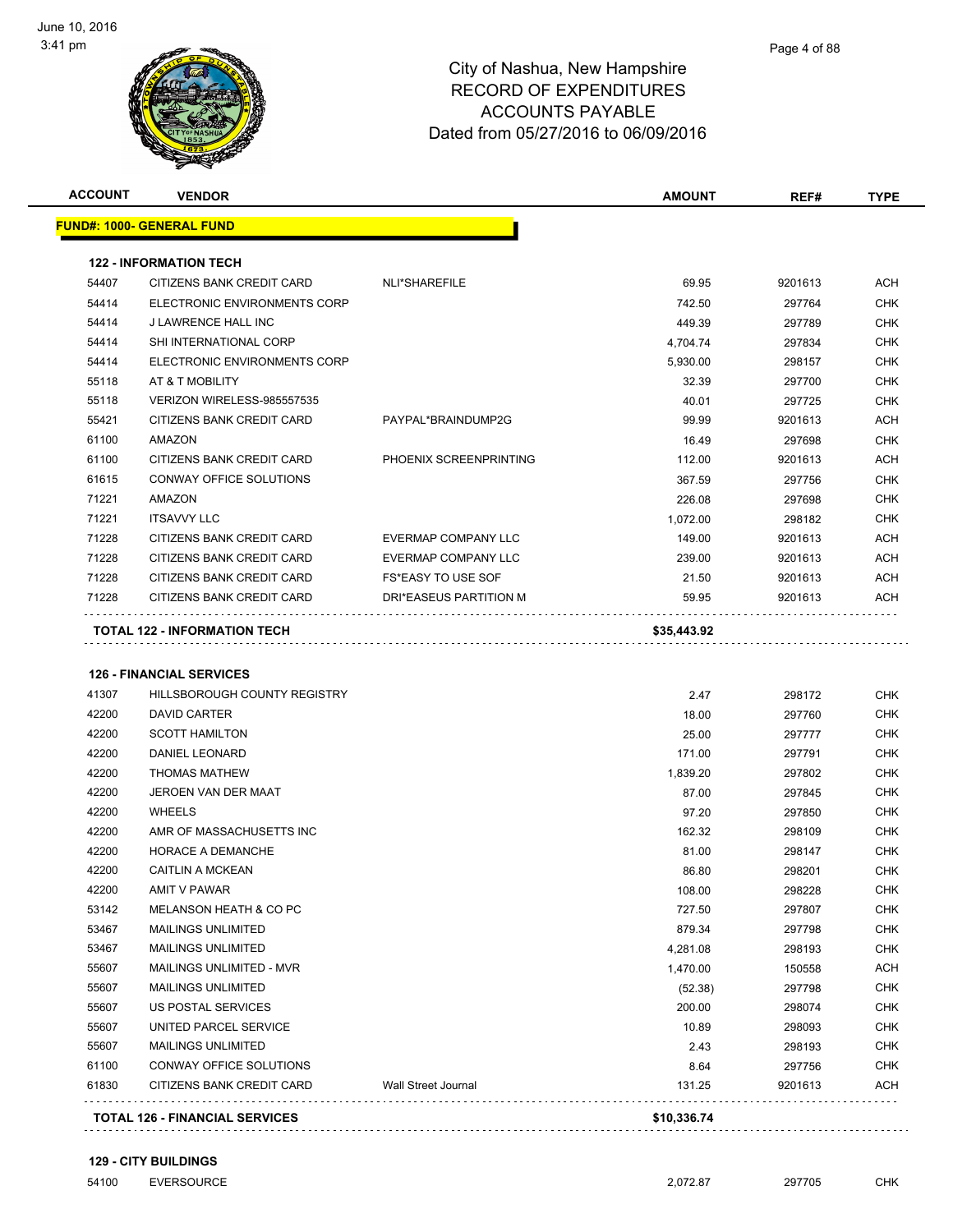# City of Nashua, New Hampshire
## RECORD OF EXPENDITURES
## ACCOUNTS PAYABLE
## Dated from 05/27/2016 to 06/09/2016

June 10, 2016
3:41 pm

| ACCOUNT | VENDOR | | AMOUNT | REF# | TYPE |
|---|---|---|---|---|---|
| **FUND#: 1000- GENERAL FUND** | | | | | |
| **122 - INFORMATION TECH** | | | | | |
| 54407 | CITIZENS BANK CREDIT CARD | NLI*SHAREFILE | 69.95 | 9201613 | ACH |
| 54414 | ELECTRONIC ENVIRONMENTS CORP | | 742.50 | 297764 | CHK |
| 54414 | J LAWRENCE HALL INC | | 449.39 | 297789 | CHK |
| 54414 | SHI INTERNATIONAL CORP | | 4,704.74 | 297834 | CHK |
| 54414 | ELECTRONIC ENVIRONMENTS CORP | | 5,930.00 | 298157 | CHK |
| 55118 | AT & T MOBILITY | | 32.39 | 297700 | CHK |
| 55118 | VERIZON WIRELESS-985557535 | | 40.01 | 297725 | CHK |
| 55421 | CITIZENS BANK CREDIT CARD | PAYPAL*BRAINDUMP2G | 99.99 | 9201613 | ACH |
| 61100 | AMAZON | | 16.49 | 297698 | CHK |
| 61100 | CITIZENS BANK CREDIT CARD | PHOENIX SCREENPRINTING | 112.00 | 9201613 | ACH |
| 61615 | CONWAY OFFICE SOLUTIONS | | 367.59 | 297756 | CHK |
| 71221 | AMAZON | | 226.08 | 297698 | CHK |
| 71221 | ITSAVVY LLC | | 1,072.00 | 298182 | CHK |
| 71228 | CITIZENS BANK CREDIT CARD | EVERMAP COMPANY LLC | 149.00 | 9201613 | ACH |
| 71228 | CITIZENS BANK CREDIT CARD | EVERMAP COMPANY LLC | 239.00 | 9201613 | ACH |
| 71228 | CITIZENS BANK CREDIT CARD | FS*EASY TO USE SOF | 21.50 | 9201613 | ACH |
| 71228 | CITIZENS BANK CREDIT CARD | DRI*EASEUS PARTITION M | 59.95 | 9201613 | ACH |
| **TOTAL 122 - INFORMATION TECH** | | | **$35,443.92** | | |
| **126 - FINANCIAL SERVICES** | | | | | |
| 41307 | HILLSBOROUGH COUNTY REGISTRY | | 2.47 | 298172 | CHK |
| 42200 | DAVID CARTER | | 18.00 | 297760 | CHK |
| 42200 | SCOTT HAMILTON | | 25.00 | 297777 | CHK |
| 42200 | DANIEL LEONARD | | 171.00 | 297791 | CHK |
| 42200 | THOMAS MATHEW | | 1,839.20 | 297802 | CHK |
| 42200 | JEROEN VAN DER MAAT | | 87.00 | 297845 | CHK |
| 42200 | WHEELS | | 97.20 | 297850 | CHK |
| 42200 | AMR OF MASSACHUSETTS INC | | 162.32 | 298109 | CHK |
| 42200 | HORACE A DEMANCHE | | 81.00 | 298147 | CHK |
| 42200 | CAITLIN A MCKEAN | | 86.80 | 298201 | CHK |
| 42200 | AMIT V PAWAR | | 108.00 | 298228 | CHK |
| 53142 | MELANSON HEATH & CO PC | | 727.50 | 297807 | CHK |
| 53467 | MAILINGS UNLIMITED | | 879.34 | 297798 | CHK |
| 53467 | MAILINGS UNLIMITED | | 4,281.08 | 298193 | CHK |
| 55607 | MAILINGS UNLIMITED - MVR | | 1,470.00 | 150558 | ACH |
| 55607 | MAILINGS UNLIMITED | | (52.38) | 297798 | CHK |
| 55607 | US POSTAL SERVICES | | 200.00 | 298074 | CHK |
| 55607 | UNITED PARCEL SERVICE | | 10.89 | 298093 | CHK |
| 55607 | MAILINGS UNLIMITED | | 2.43 | 298193 | CHK |
| 61100 | CONWAY OFFICE SOLUTIONS | | 8.64 | 297756 | CHK |
| 61830 | CITIZENS BANK CREDIT CARD | Wall Street Journal | 131.25 | 9201613 | ACH |
| **TOTAL 126 - FINANCIAL SERVICES** | | | **$10,336.74** | | |
| **129 - CITY BUILDINGS** | | | | | |
| 54100 | EVERSOURCE | | 2,072.87 | 297705 | CHK |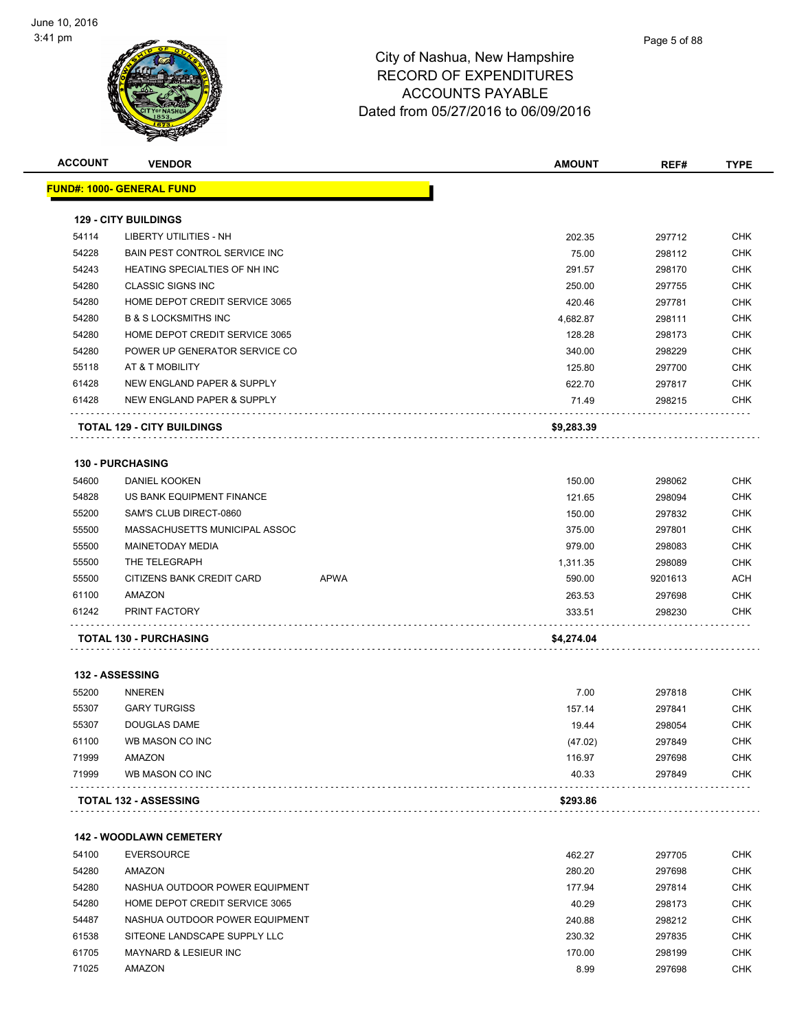# City of Nashua, New Hampshire
## RECORD OF EXPENDITURES
## ACCOUNTS PAYABLE
## Dated from 05/27/2016 to 06/09/2016

| ACCOUNT | VENDOR | | AMOUNT | REF# | TYPE |
|---|---|---|---|---|---|
| **FUND#: 1000- GENERAL FUND** | | | | | |
| **129 - CITY BUILDINGS** | | | | | |
| 54114 | LIBERTY UTILITIES - NH | | 202.35 | 297712 | CHK |
| 54228 | BAIN PEST CONTROL SERVICE INC | | 75.00 | 298112 | CHK |
| 54243 | HEATING SPECIALTIES OF NH INC | | 291.57 | 298170 | CHK |
| 54280 | CLASSIC SIGNS INC | | 250.00 | 297755 | CHK |
| 54280 | HOME DEPOT CREDIT SERVICE 3065 | | 420.46 | 297781 | CHK |
| 54280 | B & S LOCKSMITHS INC | | 4,682.87 | 298111 | CHK |
| 54280 | HOME DEPOT CREDIT SERVICE 3065 | | 128.28 | 298173 | CHK |
| 54280 | POWER UP GENERATOR SERVICE CO | | 340.00 | 298229 | CHK |
| 55118 | AT & T MOBILITY | | 125.80 | 297700 | CHK |
| 61428 | NEW ENGLAND PAPER & SUPPLY | | 622.70 | 297817 | CHK |
| 61428 | NEW ENGLAND PAPER & SUPPLY | | 71.49 | 298215 | CHK |
| **TOTAL 129 - CITY BUILDINGS** | | | **$9,283.39** | | |
| **130 - PURCHASING** | | | | | |
| 54600 | DANIEL KOOKEN | | 150.00 | 298062 | CHK |
| 54828 | US BANK EQUIPMENT FINANCE | | 121.65 | 298094 | CHK |
| 55200 | SAM'S CLUB DIRECT-0860 | | 150.00 | 297832 | CHK |
| 55500 | MASSACHUSETTS MUNICIPAL ASSOC | | 375.00 | 297801 | CHK |
| 55500 | MAINETODAY MEDIA | | 979.00 | 298083 | CHK |
| 55500 | THE TELEGRAPH | | 1,311.35 | 298089 | CHK |
| 55500 | CITIZENS BANK CREDIT CARD | APWA | 590.00 | 9201613 | ACH |
| 61100 | AMAZON | | 263.53 | 297698 | CHK |
| 61242 | PRINT FACTORY | | 333.51 | 298230 | CHK |
| **TOTAL 130 - PURCHASING** | | | **$4,274.04** | | |
| **132 - ASSESSING** | | | | | |
| 55200 | NNEREN | | 7.00 | 297818 | CHK |
| 55307 | GARY TURGISS | | 157.14 | 297841 | CHK |
| 55307 | DOUGLAS DAME | | 19.44 | 298054 | CHK |
| 61100 | WB MASON CO INC | | (47.02) | 297849 | CHK |
| 71999 | AMAZON | | 116.97 | 297698 | CHK |
| 71999 | WB MASON CO INC | | 40.33 | 297849 | CHK |
| **TOTAL 132 - ASSESSING** | | | **$293.86** | | |
| **142 - WOODLAWN CEMETERY** | | | | | |
| 54100 | EVERSOURCE | | 462.27 | 297705 | CHK |
| 54280 | AMAZON | | 280.20 | 297698 | CHK |
| 54280 | NASHUA OUTDOOR POWER EQUIPMENT | | 177.94 | 297814 | CHK |
| 54280 | HOME DEPOT CREDIT SERVICE 3065 | | 40.29 | 298173 | CHK |
| 54487 | NASHUA OUTDOOR POWER EQUIPMENT | | 240.88 | 298212 | CHK |
| 61538 | SITEONE LANDSCAPE SUPPLY LLC | | 230.32 | 297835 | CHK |
| 61705 | MAYNARD & LESIEUR INC | | 170.00 | 298199 | CHK |
| 71025 | AMAZON | | 8.99 | 297698 | CHK |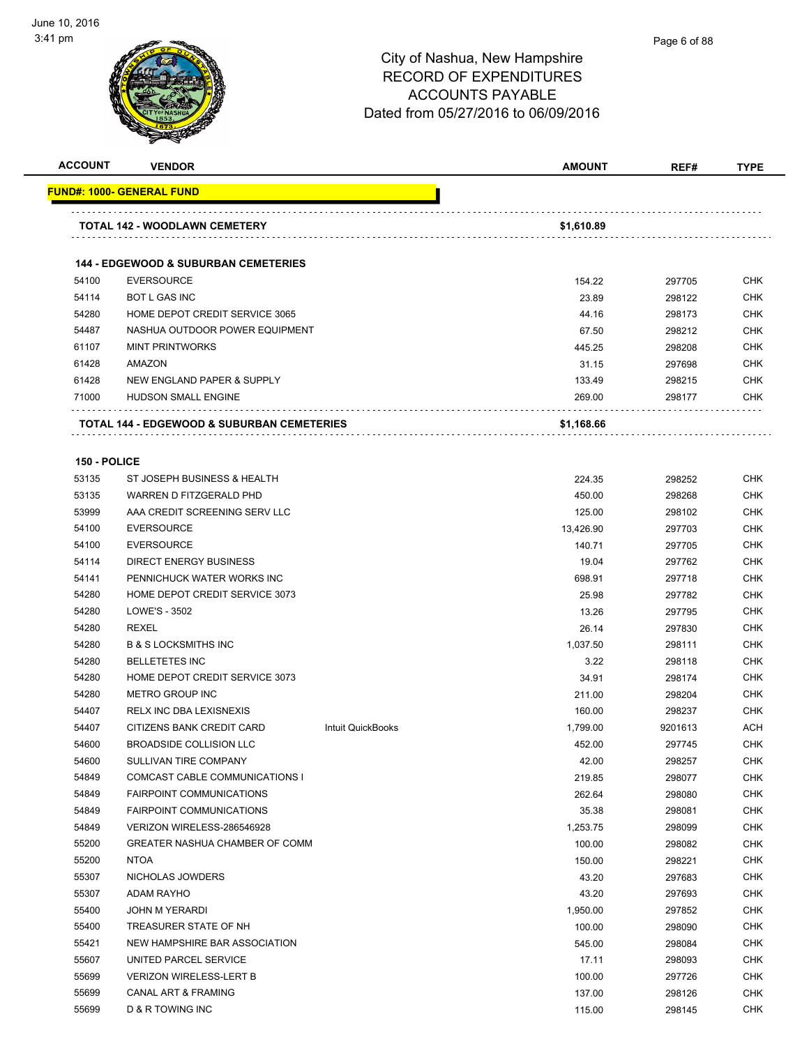June 10, 2016
3:41 pm

# City of Nashua, New Hampshire
## RECORD OF EXPENDITURES
## ACCOUNTS PAYABLE
## Dated from 05/27/2016 to 06/09/2016

| ACCOUNT | VENDOR | | AMOUNT | REF# | TYPE |
|---|---|---|---|---|---|
| **FUND#: 1000- GENERAL FUND** | | | | | |
| **TOTAL 142 - WOODLAWN CEMETERY** | | | **$1,610.89** | | |
| **144 - EDGEWOOD & SUBURBAN CEMETERIES** | | | | | |
| 54100 | EVERSOURCE | | 154.22 | 297705 | CHK |
| 54114 | BOT L GAS INC | | 23.89 | 298122 | CHK |
| 54280 | HOME DEPOT CREDIT SERVICE 3065 | | 44.16 | 298173 | CHK |
| 54487 | NASHUA OUTDOOR POWER EQUIPMENT | | 67.50 | 298212 | CHK |
| 61107 | MINT PRINTWORKS | | 445.25 | 298208 | CHK |
| 61428 | AMAZON | | 31.15 | 297698 | CHK |
| 61428 | NEW ENGLAND PAPER & SUPPLY | | 133.49 | 298215 | CHK |
| 71000 | HUDSON SMALL ENGINE | | 269.00 | 298177 | CHK |
| **TOTAL 144 - EDGEWOOD & SUBURBAN CEMETERIES** | | | **$1,168.66** | | |
| **150 - POLICE** | | | | | |
| 53135 | ST JOSEPH BUSINESS & HEALTH | | 224.35 | 298252 | CHK |
| 53135 | WARREN D FITZGERALD PHD | | 450.00 | 298268 | CHK |
| 53999 | AAA CREDIT SCREENING SERV LLC | | 125.00 | 298102 | CHK |
| 54100 | EVERSOURCE | | 13,426.90 | 297703 | CHK |
| 54100 | EVERSOURCE | | 140.71 | 297705 | CHK |
| 54114 | DIRECT ENERGY BUSINESS | | 19.04 | 297762 | CHK |
| 54141 | PENNICHUCK WATER WORKS INC | | 698.91 | 297718 | CHK |
| 54280 | HOME DEPOT CREDIT SERVICE 3073 | | 25.98 | 297782 | CHK |
| 54280 | LOWE'S - 3502 | | 13.26 | 297795 | CHK |
| 54280 | REXEL | | 26.14 | 297830 | CHK |
| 54280 | B & S LOCKSMITHS INC | | 1,037.50 | 298111 | CHK |
| 54280 | BELLETETES INC | | 3.22 | 298118 | CHK |
| 54280 | HOME DEPOT CREDIT SERVICE 3073 | | 34.91 | 298174 | CHK |
| 54280 | METRO GROUP INC | | 211.00 | 298204 | CHK |
| 54407 | RELX INC DBA LEXISNEXIS | | 160.00 | 298237 | CHK |
| 54407 | CITIZENS BANK CREDIT CARD | Intuit QuickBooks | 1,799.00 | 9201613 | ACH |
| 54600 | BROADSIDE COLLISION LLC | | 452.00 | 297745 | CHK |
| 54600 | SULLIVAN TIRE COMPANY | | 42.00 | 298257 | CHK |
| 54849 | COMCAST CABLE COMMUNICATIONS I | | 219.85 | 298077 | CHK |
| 54849 | FAIRPOINT COMMUNICATIONS | | 262.64 | 298080 | CHK |
| 54849 | FAIRPOINT COMMUNICATIONS | | 35.38 | 298081 | CHK |
| 54849 | VERIZON WIRELESS-286546928 | | 1,253.75 | 298099 | CHK |
| 55200 | GREATER NASHUA CHAMBER OF COMM | | 100.00 | 298082 | CHK |
| 55200 | NTOA | | 150.00 | 298221 | CHK |
| 55307 | NICHOLAS JOWDERS | | 43.20 | 297683 | CHK |
| 55307 | ADAM RAYHO | | 43.20 | 297693 | CHK |
| 55400 | JOHN M YERARDI | | 1,950.00 | 297852 | CHK |
| 55400 | TREASURER STATE OF NH | | 100.00 | 298090 | CHK |
| 55421 | NEW HAMPSHIRE BAR ASSOCIATION | | 545.00 | 298084 | CHK |
| 55607 | UNITED PARCEL SERVICE | | 17.11 | 298093 | CHK |
| 55699 | VERIZON WIRELESS-LERT B | | 100.00 | 297726 | CHK |
| 55699 | CANAL ART & FRAMING | | 137.00 | 298126 | CHK |
| 55699 | D & R TOWING INC | | 115.00 | 298145 | CHK |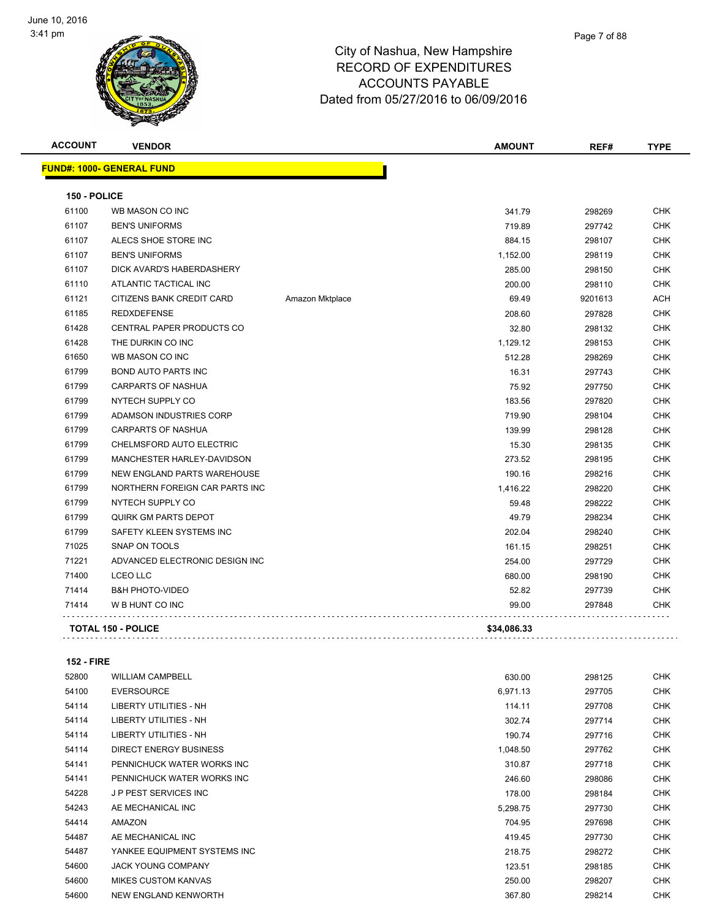June 10, 2016
3:41 pm

# City of Nashua, New Hampshire
## RECORD OF EXPENDITURES
## ACCOUNTS PAYABLE
## Dated from 05/27/2016 to 06/09/2016

**FUND#: 1000- GENERAL FUND**

### 150 - POLICE

| ACCOUNT | VENDOR | | AMOUNT | REF# | TYPE |
|---|---|---|---|---|---|
| 61100 | WB MASON CO INC | | 341.79 | 298269 | CHK |
| 61107 | BEN'S UNIFORMS | | 719.89 | 297742 | CHK |
| 61107 | ALECS SHOE STORE INC | | 884.15 | 298107 | CHK |
| 61107 | BEN'S UNIFORMS | | 1,152.00 | 298119 | CHK |
| 61107 | DICK AVARD'S HABERDASHERY | | 285.00 | 298150 | CHK |
| 61110 | ATLANTIC TACTICAL INC | | 200.00 | 298110 | CHK |
| 61121 | CITIZENS BANK CREDIT CARD | Amazon Mktplace | 69.49 | 9201613 | ACH |
| 61185 | REDXDEFENSE | | 208.60 | 297828 | CHK |
| 61428 | CENTRAL PAPER PRODUCTS CO | | 32.80 | 298132 | CHK |
| 61428 | THE DURKIN CO INC | | 1,129.12 | 298153 | CHK |
| 61650 | WB MASON CO INC | | 512.28 | 298269 | CHK |
| 61799 | BOND AUTO PARTS INC | | 16.31 | 297743 | CHK |
| 61799 | CARPARTS OF NASHUA | | 75.92 | 297750 | CHK |
| 61799 | NYTECH SUPPLY CO | | 183.56 | 297820 | CHK |
| 61799 | ADAMSON INDUSTRIES CORP | | 719.90 | 298104 | CHK |
| 61799 | CARPARTS OF NASHUA | | 139.99 | 298128 | CHK |
| 61799 | CHELMSFORD AUTO ELECTRIC | | 15.30 | 298135 | CHK |
| 61799 | MANCHESTER HARLEY-DAVIDSON | | 273.52 | 298195 | CHK |
| 61799 | NEW ENGLAND PARTS WAREHOUSE | | 190.16 | 298216 | CHK |
| 61799 | NORTHERN FOREIGN CAR PARTS INC | | 1,416.22 | 298220 | CHK |
| 61799 | NYTECH SUPPLY CO | | 59.48 | 298222 | CHK |
| 61799 | QUIRK GM PARTS DEPOT | | 49.79 | 298234 | CHK |
| 61799 | SAFETY KLEEN SYSTEMS INC | | 202.04 | 298240 | CHK |
| 71025 | SNAP ON TOOLS | | 161.15 | 298251 | CHK |
| 71221 | ADVANCED ELECTRONIC DESIGN INC | | 254.00 | 297729 | CHK |
| 71400 | LCEO LLC | | 680.00 | 298190 | CHK |
| 71414 | B&H PHOTO-VIDEO | | 52.82 | 297739 | CHK |
| 71414 | W B HUNT CO INC | | 99.00 | 297848 | CHK |
| **TOTAL 150 - POLICE** | | | **$34,086.33** | | |

### 152 - FIRE

| ACCOUNT | VENDOR | | AMOUNT | REF# | TYPE |
|---|---|---|---|---|---|
| 52800 | WILLIAM CAMPBELL | | 630.00 | 298125 | CHK |
| 54100 | EVERSOURCE | | 6,971.13 | 297705 | CHK |
| 54114 | LIBERTY UTILITIES - NH | | 114.11 | 297708 | CHK |
| 54114 | LIBERTY UTILITIES - NH | | 302.74 | 297714 | CHK |
| 54114 | LIBERTY UTILITIES - NH | | 190.74 | 297716 | CHK |
| 54114 | DIRECT ENERGY BUSINESS | | 1,048.50 | 297762 | CHK |
| 54141 | PENNICHUCK WATER WORKS INC | | 310.87 | 297718 | CHK |
| 54141 | PENNICHUCK WATER WORKS INC | | 246.60 | 298086 | CHK |
| 54228 | J P PEST SERVICES INC | | 178.00 | 298184 | CHK |
| 54243 | AE MECHANICAL INC | | 5,298.75 | 297730 | CHK |
| 54414 | AMAZON | | 704.95 | 297698 | CHK |
| 54487 | AE MECHANICAL INC | | 419.45 | 297730 | CHK |
| 54487 | YANKEE EQUIPMENT SYSTEMS INC | | 218.75 | 298272 | CHK |
| 54600 | JACK YOUNG COMPANY | | 123.51 | 298185 | CHK |
| 54600 | MIKES CUSTOM KANVAS | | 250.00 | 298207 | CHK |
| 54600 | NEW ENGLAND KENWORTH | | 367.80 | 298214 | CHK |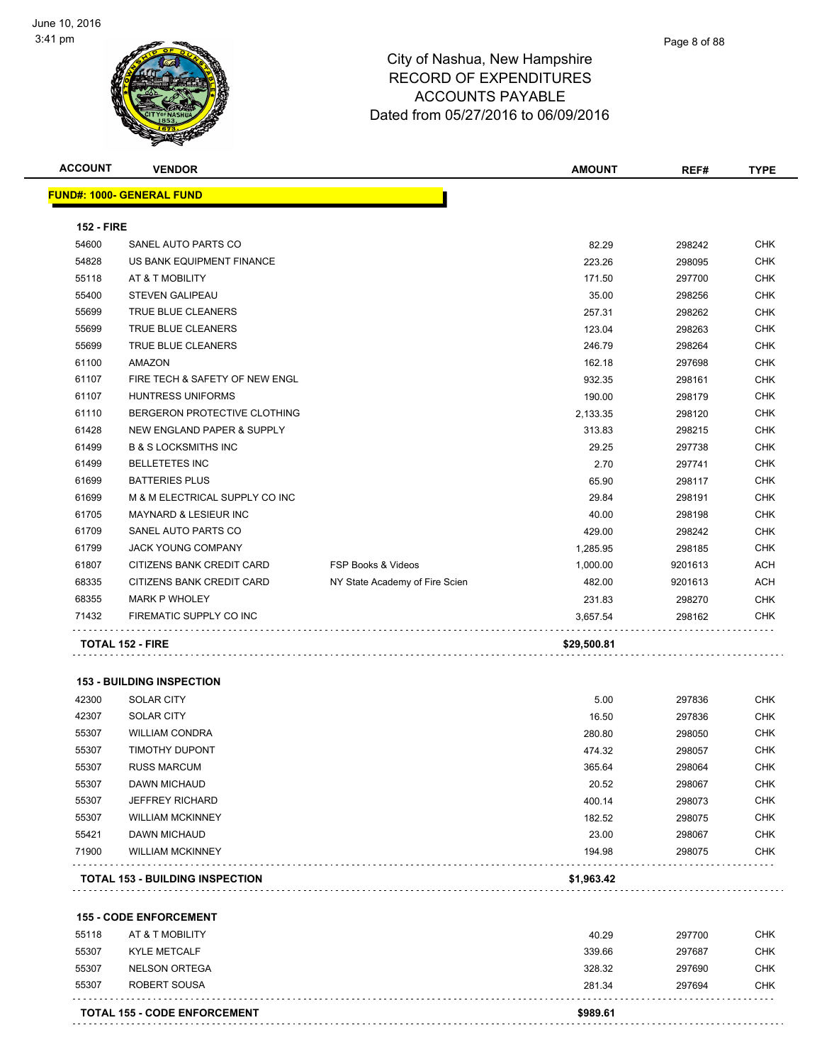June 10, 2016
3:41 pm

# City of Nashua, New Hampshire
## RECORD OF EXPENDITURES
## ACCOUNTS PAYABLE
## Dated from 05/27/2016 to 06/09/2016

| ACCOUNT | VENDOR | | AMOUNT | REF# | TYPE |
|---|---|---|---|---|---|
| **FUND#: 1000- GENERAL FUND** | | | | | |
| **152 - FIRE** | | | | | |
| 54600 | SANEL AUTO PARTS CO | | 82.29 | 298242 | CHK |
| 54828 | US BANK EQUIPMENT FINANCE | | 223.26 | 298095 | CHK |
| 55118 | AT & T MOBILITY | | 171.50 | 297700 | CHK |
| 55400 | STEVEN GALIPEAU | | 35.00 | 298256 | CHK |
| 55699 | TRUE BLUE CLEANERS | | 257.31 | 298262 | CHK |
| 55699 | TRUE BLUE CLEANERS | | 123.04 | 298263 | CHK |
| 55699 | TRUE BLUE CLEANERS | | 246.79 | 298264 | CHK |
| 61100 | AMAZON | | 162.18 | 297698 | CHK |
| 61107 | FIRE TECH & SAFETY OF NEW ENGL | | 932.35 | 298161 | CHK |
| 61107 | HUNTRESS UNIFORMS | | 190.00 | 298179 | CHK |
| 61110 | BERGERON PROTECTIVE CLOTHING | | 2,133.35 | 298120 | CHK |
| 61428 | NEW ENGLAND PAPER & SUPPLY | | 313.83 | 298215 | CHK |
| 61499 | B & S LOCKSMITHS INC | | 29.25 | 297738 | CHK |
| 61499 | BELLETETES INC | | 2.70 | 297741 | CHK |
| 61699 | BATTERIES PLUS | | 65.90 | 298117 | CHK |
| 61699 | M & M ELECTRICAL SUPPLY CO INC | | 29.84 | 298191 | CHK |
| 61705 | MAYNARD & LESIEUR INC | | 40.00 | 298198 | CHK |
| 61709 | SANEL AUTO PARTS CO | | 429.00 | 298242 | CHK |
| 61799 | JACK YOUNG COMPANY | | 1,285.95 | 298185 | CHK |
| 61807 | CITIZENS BANK CREDIT CARD | FSP Books & Videos | 1,000.00 | 9201613 | ACH |
| 68335 | CITIZENS BANK CREDIT CARD | NY State Academy of Fire Scien | 482.00 | 9201613 | ACH |
| 68355 | MARK P WHOLEY | | 231.83 | 298270 | CHK |
| 71432 | FIREMATIC SUPPLY CO INC | | 3,657.54 | 298162 | CHK |
| **TOTAL 152 - FIRE** | | | **$29,500.81** | | |
| **153 - BUILDING INSPECTION** | | | | | |
| 42300 | SOLAR CITY | | 5.00 | 297836 | CHK |
| 42307 | SOLAR CITY | | 16.50 | 297836 | CHK |
| 55307 | WILLIAM CONDRA | | 280.80 | 298050 | CHK |
| 55307 | TIMOTHY DUPONT | | 474.32 | 298057 | CHK |
| 55307 | RUSS MARCUM | | 365.64 | 298064 | CHK |
| 55307 | DAWN MICHAUD | | 20.52 | 298067 | CHK |
| 55307 | JEFFREY RICHARD | | 400.14 | 298073 | CHK |
| 55307 | WILLIAM MCKINNEY | | 182.52 | 298075 | CHK |
| 55421 | DAWN MICHAUD | | 23.00 | 298067 | CHK |
| 71900 | WILLIAM MCKINNEY | | 194.98 | 298075 | CHK |
| **TOTAL 153 - BUILDING INSPECTION** | | | **$1,963.42** | | |
| **155 - CODE ENFORCEMENT** | | | | | |
| 55118 | AT & T MOBILITY | | 40.29 | 297700 | CHK |
| 55307 | KYLE METCALF | | 339.66 | 297687 | CHK |
| 55307 | NELSON ORTEGA | | 328.32 | 297690 | CHK |
| 55307 | ROBERT SOUSA | | 281.34 | 297694 | CHK |
| **TOTAL 155 - CODE ENFORCEMENT** | | | **$989.61** | | |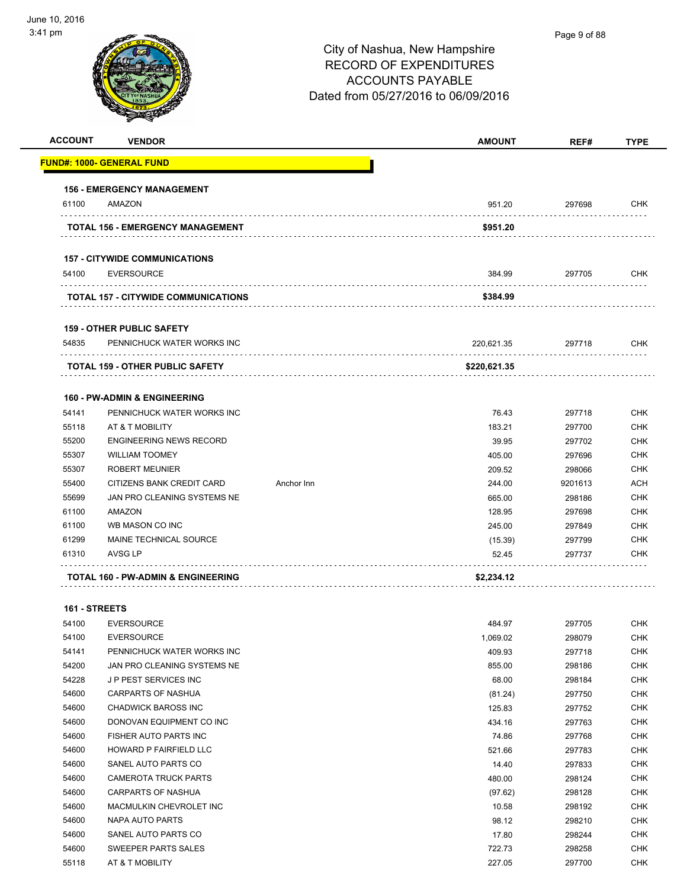City of Nashua, New Hampshire
RECORD OF EXPENDITURES
ACCOUNTS PAYABLE
Dated from 05/27/2016 to 06/09/2016

| ACCOUNT | VENDOR | | AMOUNT | REF# | TYPE |
|---|---|---|---|---|---|
| **FUND#: 1000- GENERAL FUND** | | | | | |
| **156 - EMERGENCY MANAGEMENT** | | | | | |
| 61100 | AMAZON | | 951.20 | 297698 | CHK |
| **TOTAL 156 - EMERGENCY MANAGEMENT** | | | **$951.20** | | |
| **157 - CITYWIDE COMMUNICATIONS** | | | | | |
| 54100 | EVERSOURCE | | 384.99 | 297705 | CHK |
| **TOTAL 157 - CITYWIDE COMMUNICATIONS** | | | **$384.99** | | |
| **159 - OTHER PUBLIC SAFETY** | | | | | |
| 54835 | PENNICHUCK WATER WORKS INC | | 220,621.35 | 297718 | CHK |
| **TOTAL 159 - OTHER PUBLIC SAFETY** | | | **$220,621.35** | | |
| **160 - PW-ADMIN & ENGINEERING** | | | | | |
| 54141 | PENNICHUCK WATER WORKS INC | | 76.43 | 297718 | CHK |
| 55118 | AT & T MOBILITY | | 183.21 | 297700 | CHK |
| 55200 | ENGINEERING NEWS RECORD | | 39.95 | 297702 | CHK |
| 55307 | WILLIAM TOOMEY | | 405.00 | 297696 | CHK |
| 55307 | ROBERT MEUNIER | | 209.52 | 298066 | CHK |
| 55400 | CITIZENS BANK CREDIT CARD | Anchor Inn | 244.00 | 9201613 | ACH |
| 55699 | JAN PRO CLEANING SYSTEMS NE | | 665.00 | 298186 | CHK |
| 61100 | AMAZON | | 128.95 | 297698 | CHK |
| 61100 | WB MASON CO INC | | 245.00 | 297849 | CHK |
| 61299 | MAINE TECHNICAL SOURCE | | (15.39) | 297799 | CHK |
| 61310 | AVSG LP | | 52.45 | 297737 | CHK |
| **TOTAL 160 - PW-ADMIN & ENGINEERING** | | | **$2,234.12** | | |
| **161 - STREETS** | | | | | |
| 54100 | EVERSOURCE | | 484.97 | 297705 | CHK |
| 54100 | EVERSOURCE | | 1,069.02 | 298079 | CHK |
| 54141 | PENNICHUCK WATER WORKS INC | | 409.93 | 297718 | CHK |
| 54200 | JAN PRO CLEANING SYSTEMS NE | | 855.00 | 298186 | CHK |
| 54228 | J P PEST SERVICES INC | | 68.00 | 298184 | CHK |
| 54600 | CARPARTS OF NASHUA | | (81.24) | 297750 | CHK |
| 54600 | CHADWICK BAROSS INC | | 125.83 | 297752 | CHK |
| 54600 | DONOVAN EQUIPMENT CO INC | | 434.16 | 297763 | CHK |
| 54600 | FISHER AUTO PARTS INC | | 74.86 | 297768 | CHK |
| 54600 | HOWARD P FAIRFIELD LLC | | 521.66 | 297783 | CHK |
| 54600 | SANEL AUTO PARTS CO | | 14.40 | 297833 | CHK |
| 54600 | CAMEROTA TRUCK PARTS | | 480.00 | 298124 | CHK |
| 54600 | CARPARTS OF NASHUA | | (97.62) | 298128 | CHK |
| 54600 | MACMULKIN CHEVROLET INC | | 10.58 | 298192 | CHK |
| 54600 | NAPA AUTO PARTS | | 98.12 | 298210 | CHK |
| 54600 | SANEL AUTO PARTS CO | | 17.80 | 298244 | CHK |
| 54600 | SWEEPER PARTS SALES | | 722.73 | 298258 | CHK |
| 55118 | AT & T MOBILITY | | 227.05 | 297700 | CHK |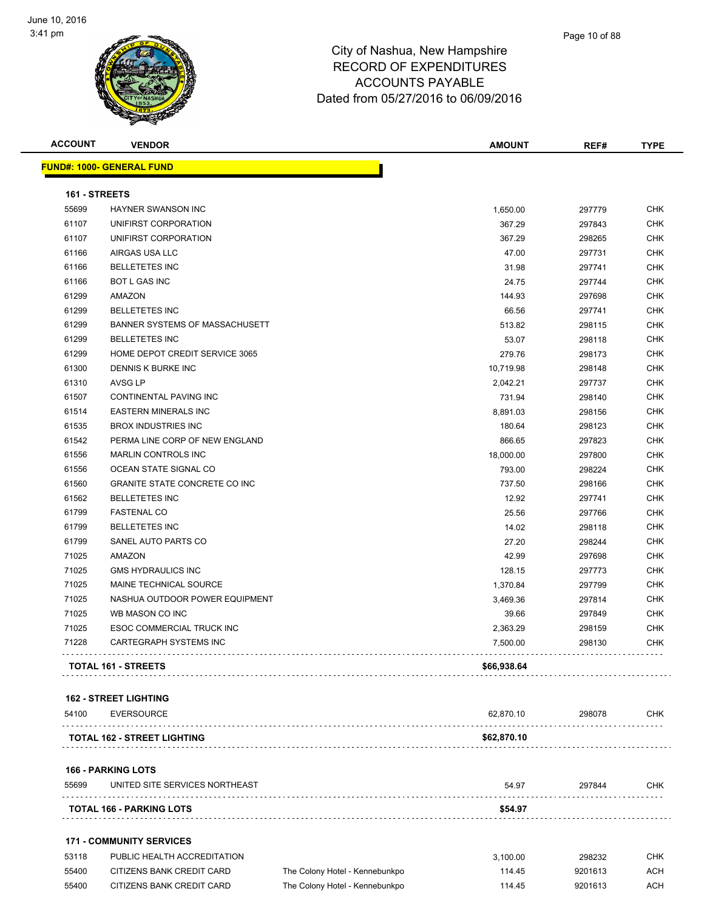# City of Nashua, New Hampshire
## RECORD OF EXPENDITURES
## ACCOUNTS PAYABLE
## Dated from 05/27/2016 to 06/09/2016

| ACCOUNT | VENDOR | | AMOUNT | REF# | TYPE |
|---|---|---|---|---|---|
| **FUND#: 1000- GENERAL FUND** | | | | | |
| **161 - STREETS** | | | | | |
| 55699 | HAYNER SWANSON INC | | 1,650.00 | 297779 | CHK |
| 61107 | UNIFIRST CORPORATION | | 367.29 | 297843 | CHK |
| 61107 | UNIFIRST CORPORATION | | 367.29 | 298265 | CHK |
| 61166 | AIRGAS USA LLC | | 47.00 | 297731 | CHK |
| 61166 | BELLETETES INC | | 31.98 | 297741 | CHK |
| 61166 | BOT L GAS INC | | 24.75 | 297744 | CHK |
| 61299 | AMAZON | | 144.93 | 297698 | CHK |
| 61299 | BELLETETES INC | | 66.56 | 297741 | CHK |
| 61299 | BANNER SYSTEMS OF MASSACHUSETT | | 513.82 | 298115 | CHK |
| 61299 | BELLETETES INC | | 53.07 | 298118 | CHK |
| 61299 | HOME DEPOT CREDIT SERVICE 3065 | | 279.76 | 298173 | CHK |
| 61300 | DENNIS K BURKE INC | | 10,719.98 | 298148 | CHK |
| 61310 | AVSG LP | | 2,042.21 | 297737 | CHK |
| 61507 | CONTINENTAL PAVING INC | | 731.94 | 298140 | CHK |
| 61514 | EASTERN MINERALS INC | | 8,891.03 | 298156 | CHK |
| 61535 | BROX INDUSTRIES INC | | 180.64 | 298123 | CHK |
| 61542 | PERMA LINE CORP OF NEW ENGLAND | | 866.65 | 297823 | CHK |
| 61556 | MARLIN CONTROLS INC | | 18,000.00 | 297800 | CHK |
| 61556 | OCEAN STATE SIGNAL CO | | 793.00 | 298224 | CHK |
| 61560 | GRANITE STATE CONCRETE CO INC | | 737.50 | 298166 | CHK |
| 61562 | BELLETETES INC | | 12.92 | 297741 | CHK |
| 61799 | FASTENAL CO | | 25.56 | 297766 | CHK |
| 61799 | BELLETETES INC | | 14.02 | 298118 | CHK |
| 61799 | SANEL AUTO PARTS CO | | 27.20 | 298244 | CHK |
| 71025 | AMAZON | | 42.99 | 297698 | CHK |
| 71025 | GMS HYDRAULICS INC | | 128.15 | 297773 | CHK |
| 71025 | MAINE TECHNICAL SOURCE | | 1,370.84 | 297799 | CHK |
| 71025 | NASHUA OUTDOOR POWER EQUIPMENT | | 3,469.36 | 297814 | CHK |
| 71025 | WB MASON CO INC | | 39.66 | 297849 | CHK |
| 71025 | ESOC COMMERCIAL TRUCK INC | | 2,363.29 | 298159 | CHK |
| 71228 | CARTEGRAPH SYSTEMS INC | | 7,500.00 | 298130 | CHK |
| **TOTAL 161 - STREETS** | | | **$66,938.64** | | |
| **162 - STREET LIGHTING** | | | | | |
| 54100 | EVERSOURCE | | 62,870.10 | 298078 | CHK |
| **TOTAL 162 - STREET LIGHTING** | | | **$62,870.10** | | |
| **166 - PARKING LOTS** | | | | | |
| 55699 | UNITED SITE SERVICES NORTHEAST | | 54.97 | 297844 | CHK |
| **TOTAL 166 - PARKING LOTS** | | | **$54.97** | | |
| **171 - COMMUNITY SERVICES** | | | | | |
| 53118 | PUBLIC HEALTH ACCREDITATION | | 3,100.00 | 298232 | CHK |
| 55400 | CITIZENS BANK CREDIT CARD | The Colony Hotel - Kennebunkpo | 114.45 | 9201613 | ACH |
| 55400 | CITIZENS BANK CREDIT CARD | The Colony Hotel - Kennebunkpo | 114.45 | 9201613 | ACH |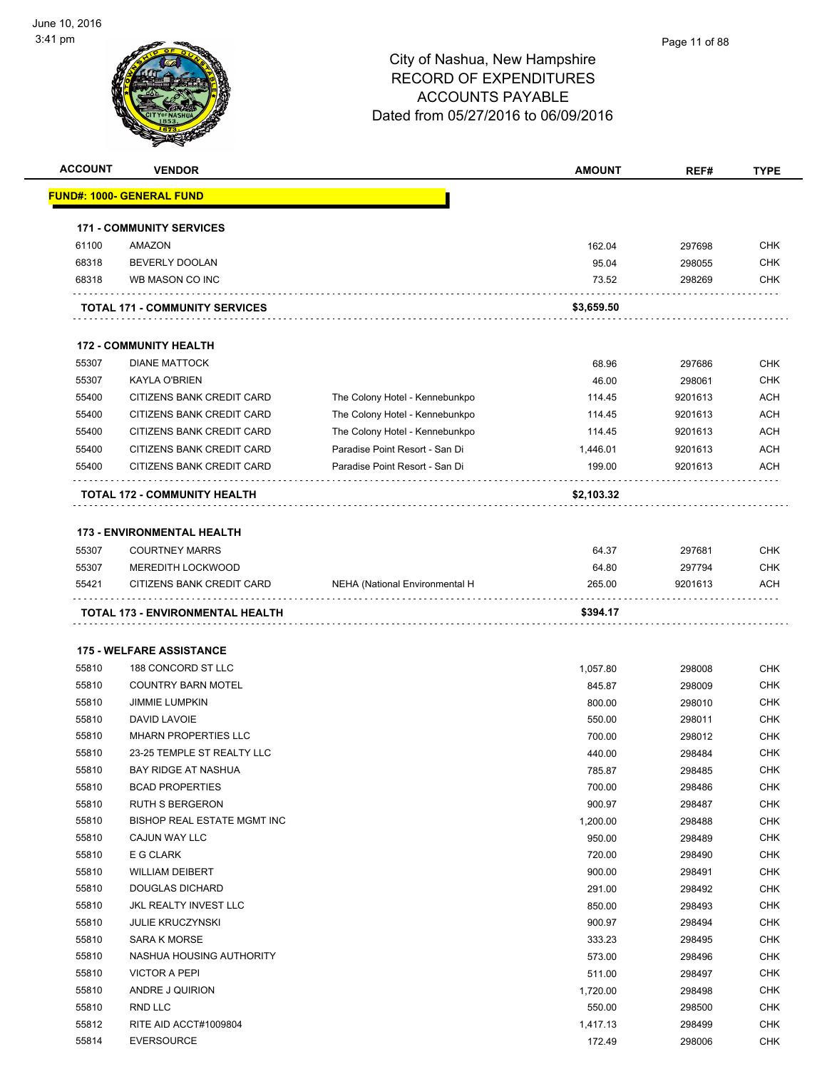# City of Nashua, New Hampshire
## RECORD OF EXPENDITURES
## ACCOUNTS PAYABLE
## Dated from 05/27/2016 to 06/09/2016

June 10, 2016
3:41 pm

| ACCOUNT | VENDOR | | AMOUNT | REF# | TYPE |
|---|---|---|---|---|---|
| **FUND#: 1000- GENERAL FUND** | | | | | |
| **171 - COMMUNITY SERVICES** | | | | | |
| 61100 | AMAZON | | 162.04 | 297698 | CHK |
| 68318 | BEVERLY DOOLAN | | 95.04 | 298055 | CHK |
| 68318 | WB MASON CO INC | | 73.52 | 298269 | CHK |
| **TOTAL 171 - COMMUNITY SERVICES** | | | **$3,659.50** | | |
| **172 - COMMUNITY HEALTH** | | | | | |
| 55307 | DIANE MATTOCK | | 68.96 | 297686 | CHK |
| 55307 | KAYLA O'BRIEN | | 46.00 | 298061 | CHK |
| 55400 | CITIZENS BANK CREDIT CARD | The Colony Hotel - Kennebunkpo | 114.45 | 9201613 | ACH |
| 55400 | CITIZENS BANK CREDIT CARD | The Colony Hotel - Kennebunkpo | 114.45 | 9201613 | ACH |
| 55400 | CITIZENS BANK CREDIT CARD | The Colony Hotel - Kennebunkpo | 114.45 | 9201613 | ACH |
| 55400 | CITIZENS BANK CREDIT CARD | Paradise Point Resort - San Di | 1,446.01 | 9201613 | ACH |
| 55400 | CITIZENS BANK CREDIT CARD | Paradise Point Resort - San Di | 199.00 | 9201613 | ACH |
| **TOTAL 172 - COMMUNITY HEALTH** | | | **$2,103.32** | | |
| **173 - ENVIRONMENTAL HEALTH** | | | | | |
| 55307 | COURTNEY MARRS | | 64.37 | 297681 | CHK |
| 55307 | MEREDITH LOCKWOOD | | 64.80 | 297794 | CHK |
| 55421 | CITIZENS BANK CREDIT CARD | NEHA (National Environmental H | 265.00 | 9201613 | ACH |
| **TOTAL 173 - ENVIRONMENTAL HEALTH** | | | **$394.17** | | |
| **175 - WELFARE ASSISTANCE** | | | | | |
| 55810 | 188 CONCORD ST LLC | | 1,057.80 | 298008 | CHK |
| 55810 | COUNTRY BARN MOTEL | | 845.87 | 298009 | CHK |
| 55810 | JIMMIE LUMPKIN | | 800.00 | 298010 | CHK |
| 55810 | DAVID LAVOIE | | 550.00 | 298011 | CHK |
| 55810 | MHARN PROPERTIES LLC | | 700.00 | 298012 | CHK |
| 55810 | 23-25 TEMPLE ST REALTY LLC | | 440.00 | 298484 | CHK |
| 55810 | BAY RIDGE AT NASHUA | | 785.87 | 298485 | CHK |
| 55810 | BCAD PROPERTIES | | 700.00 | 298486 | CHK |
| 55810 | RUTH S BERGERON | | 900.97 | 298487 | CHK |
| 55810 | BISHOP REAL ESTATE MGMT INC | | 1,200.00 | 298488 | CHK |
| 55810 | CAJUN WAY LLC | | 950.00 | 298489 | CHK |
| 55810 | E G CLARK | | 720.00 | 298490 | CHK |
| 55810 | WILLIAM DEIBERT | | 900.00 | 298491 | CHK |
| 55810 | DOUGLAS DICHARD | | 291.00 | 298492 | CHK |
| 55810 | JKL REALTY INVEST LLC | | 850.00 | 298493 | CHK |
| 55810 | JULIE KRUCZYNSKI | | 900.97 | 298494 | CHK |
| 55810 | SARA K MORSE | | 333.23 | 298495 | CHK |
| 55810 | NASHUA HOUSING AUTHORITY | | 573.00 | 298496 | CHK |
| 55810 | VICTOR A PEPI | | 511.00 | 298497 | CHK |
| 55810 | ANDRE J QUIRION | | 1,720.00 | 298498 | CHK |
| 55810 | RND LLC | | 550.00 | 298500 | CHK |
| 55812 | RITE AID ACCT#1009804 | | 1,417.13 | 298499 | CHK |
| 55814 | EVERSOURCE | | 172.49 | 298006 | CHK |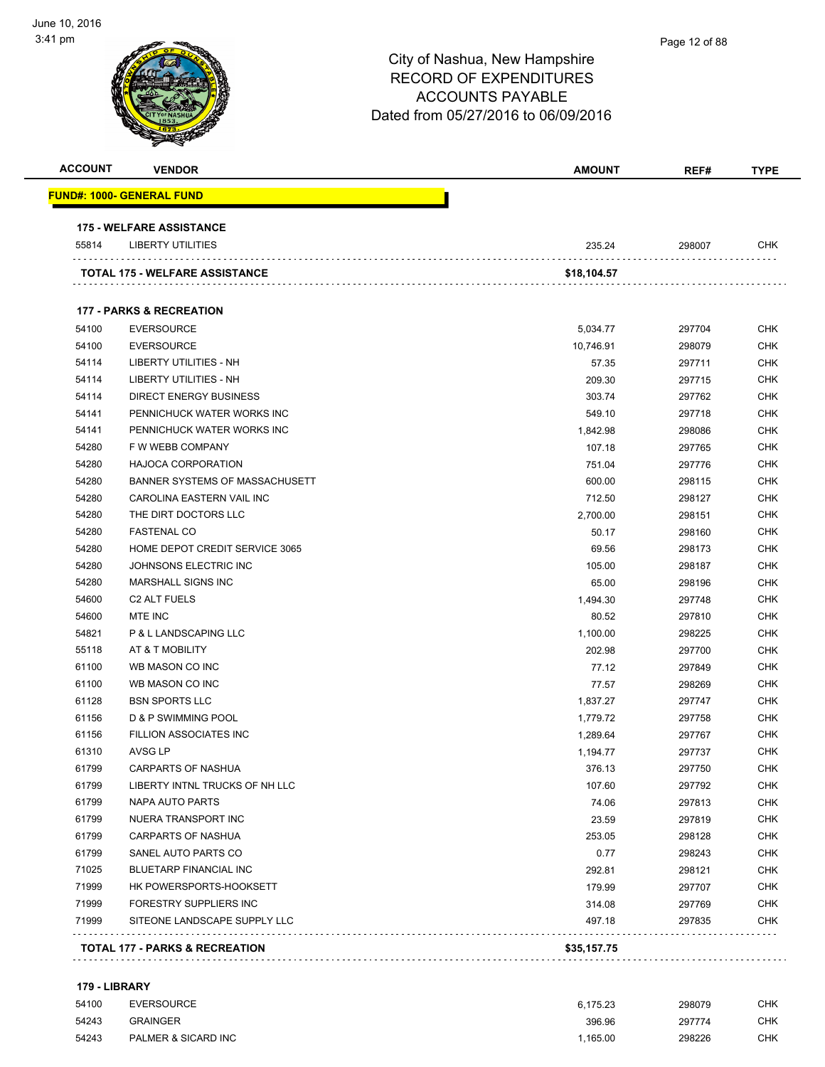City of Nashua, New Hampshire
RECORD OF EXPENDITURES
ACCOUNTS PAYABLE
Dated from 05/27/2016 to 06/09/2016

| ACCOUNT | VENDOR | AMOUNT | REF# | TYPE |
|---|---|---|---|---|
| **FUND#: 1000- GENERAL FUND** | | | | |
| **175 - WELFARE ASSISTANCE** | | | | |
| 55814 | LIBERTY UTILITIES | 235.24 | 298007 | CHK |
| **TOTAL 175 - WELFARE ASSISTANCE** | | **$18,104.57** | | |
| **177 - PARKS & RECREATION** | | | | |
| 54100 | EVERSOURCE | 5,034.77 | 297704 | CHK |
| 54100 | EVERSOURCE | 10,746.91 | 298079 | CHK |
| 54114 | LIBERTY UTILITIES - NH | 57.35 | 297711 | CHK |
| 54114 | LIBERTY UTILITIES - NH | 209.30 | 297715 | CHK |
| 54114 | DIRECT ENERGY BUSINESS | 303.74 | 297762 | CHK |
| 54141 | PENNICHUCK WATER WORKS INC | 549.10 | 297718 | CHK |
| 54141 | PENNICHUCK WATER WORKS INC | 1,842.98 | 298086 | CHK |
| 54280 | F W WEBB COMPANY | 107.18 | 297765 | CHK |
| 54280 | HAJOCA CORPORATION | 751.04 | 297776 | CHK |
| 54280 | BANNER SYSTEMS OF MASSACHUSETT | 600.00 | 298115 | CHK |
| 54280 | CAROLINA EASTERN VAIL INC | 712.50 | 298127 | CHK |
| 54280 | THE DIRT DOCTORS LLC | 2,700.00 | 298151 | CHK |
| 54280 | FASTENAL CO | 50.17 | 298160 | CHK |
| 54280 | HOME DEPOT CREDIT SERVICE 3065 | 69.56 | 298173 | CHK |
| 54280 | JOHNSONS ELECTRIC INC | 105.00 | 298187 | CHK |
| 54280 | MARSHALL SIGNS INC | 65.00 | 298196 | CHK |
| 54600 | C2 ALT FUELS | 1,494.30 | 297748 | CHK |
| 54600 | MTE INC | 80.52 | 297810 | CHK |
| 54821 | P & L LANDSCAPING LLC | 1,100.00 | 298225 | CHK |
| 55118 | AT & T MOBILITY | 202.98 | 297700 | CHK |
| 61100 | WB MASON CO INC | 77.12 | 297849 | CHK |
| 61100 | WB MASON CO INC | 77.57 | 298269 | CHK |
| 61128 | BSN SPORTS LLC | 1,837.27 | 297747 | CHK |
| 61156 | D & P SWIMMING POOL | 1,779.72 | 297758 | CHK |
| 61156 | FILLION ASSOCIATES INC | 1,289.64 | 297767 | CHK |
| 61310 | AVSG LP | 1,194.77 | 297737 | CHK |
| 61799 | CARPARTS OF NASHUA | 376.13 | 297750 | CHK |
| 61799 | LIBERTY INTNL TRUCKS OF NH LLC | 107.60 | 297792 | CHK |
| 61799 | NAPA AUTO PARTS | 74.06 | 297813 | CHK |
| 61799 | NUERA TRANSPORT INC | 23.59 | 297819 | CHK |
| 61799 | CARPARTS OF NASHUA | 253.05 | 298128 | CHK |
| 61799 | SANEL AUTO PARTS CO | 0.77 | 298243 | CHK |
| 71025 | BLUETARP FINANCIAL INC | 292.81 | 298121 | CHK |
| 71999 | HK POWERSPORTS-HOOKSETT | 179.99 | 297707 | CHK |
| 71999 | FORESTRY SUPPLIERS INC | 314.08 | 297769 | CHK |
| 71999 | SITEONE LANDSCAPE SUPPLY LLC | 497.18 | 297835 | CHK |
| **TOTAL 177 - PARKS & RECREATION** | | **$35,157.75** | | |
| **179 - LIBRARY** | | | | |
| 54100 | EVERSOURCE | 6,175.23 | 298079 | CHK |
| 54243 | GRAINGER | 396.96 | 297774 | CHK |
| 54243 | PALMER & SICARD INC | 1,165.00 | 298226 | CHK |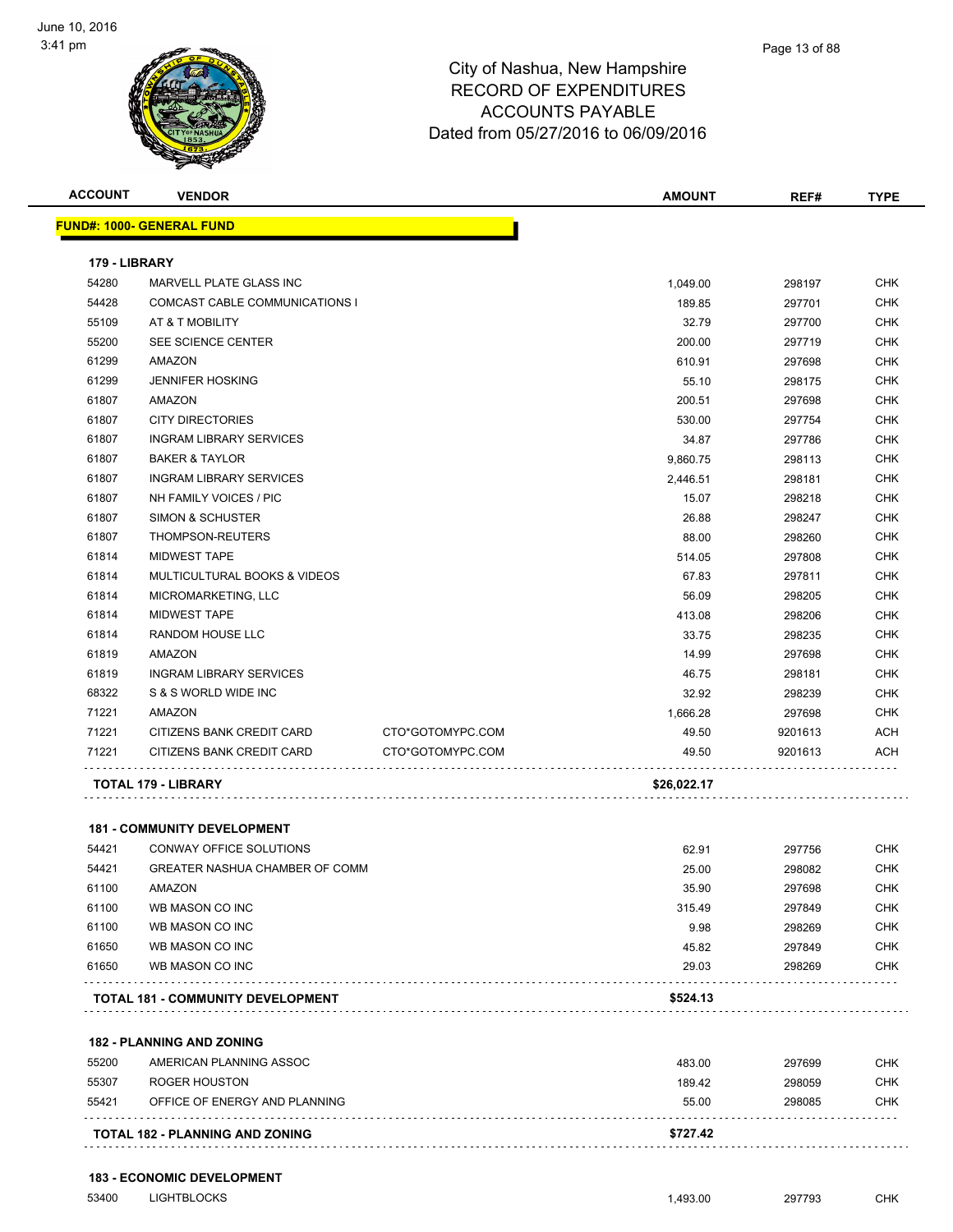# City of Nashua, New Hampshire
## RECORD OF EXPENDITURES
## ACCOUNTS PAYABLE
## Dated from 05/27/2016 to 06/09/2016

| ACCOUNT | VENDOR | | AMOUNT | REF# | TYPE |
|---|---|---|---|---|---|
| **FUND#: 1000- GENERAL FUND** | | | | | |
| **179 - LIBRARY** | | | | | |
| 54280 | MARVELL PLATE GLASS INC | | 1,049.00 | 298197 | CHK |
| 54428 | COMCAST CABLE COMMUNICATIONS I | | 189.85 | 297701 | CHK |
| 55109 | AT & T MOBILITY | | 32.79 | 297700 | CHK |
| 55200 | SEE SCIENCE CENTER | | 200.00 | 297719 | CHK |
| 61299 | AMAZON | | 610.91 | 297698 | CHK |
| 61299 | JENNIFER HOSKING | | 55.10 | 298175 | CHK |
| 61807 | AMAZON | | 200.51 | 297698 | CHK |
| 61807 | CITY DIRECTORIES | | 530.00 | 297754 | CHK |
| 61807 | INGRAM LIBRARY SERVICES | | 34.87 | 297786 | CHK |
| 61807 | BAKER & TAYLOR | | 9,860.75 | 298113 | CHK |
| 61807 | INGRAM LIBRARY SERVICES | | 2,446.51 | 298181 | CHK |
| 61807 | NH FAMILY VOICES / PIC | | 15.07 | 298218 | CHK |
| 61807 | SIMON & SCHUSTER | | 26.88 | 298247 | CHK |
| 61807 | THOMPSON-REUTERS | | 88.00 | 298260 | CHK |
| 61814 | MIDWEST TAPE | | 514.05 | 297808 | CHK |
| 61814 | MULTICULTURAL BOOKS & VIDEOS | | 67.83 | 297811 | CHK |
| 61814 | MICROMARKETING, LLC | | 56.09 | 298205 | CHK |
| 61814 | MIDWEST TAPE | | 413.08 | 298206 | CHK |
| 61814 | RANDOM HOUSE LLC | | 33.75 | 298235 | CHK |
| 61819 | AMAZON | | 14.99 | 297698 | CHK |
| 61819 | INGRAM LIBRARY SERVICES | | 46.75 | 298181 | CHK |
| 68322 | S & S WORLD WIDE INC | | 32.92 | 298239 | CHK |
| 71221 | AMAZON | | 1,666.28 | 297698 | CHK |
| 71221 | CITIZENS BANK CREDIT CARD | CTO*GOTOMYPC.COM | 49.50 | 9201613 | ACH |
| 71221 | CITIZENS BANK CREDIT CARD | CTO*GOTOMYPC.COM | 49.50 | 9201613 | ACH |
| **TOTAL 179 - LIBRARY** | | | **$26,022.17** | | |
| **181 - COMMUNITY DEVELOPMENT** | | | | | |
| 54421 | CONWAY OFFICE SOLUTIONS | | 62.91 | 297756 | CHK |
| 54421 | GREATER NASHUA CHAMBER OF COMM | | 25.00 | 298082 | CHK |
| 61100 | AMAZON | | 35.90 | 297698 | CHK |
| 61100 | WB MASON CO INC | | 315.49 | 297849 | CHK |
| 61100 | WB MASON CO INC | | 9.98 | 298269 | CHK |
| 61650 | WB MASON CO INC | | 45.82 | 297849 | CHK |
| 61650 | WB MASON CO INC | | 29.03 | 298269 | CHK |
| **TOTAL 181 - COMMUNITY DEVELOPMENT** | | | **$524.13** | | |
| **182 - PLANNING AND ZONING** | | | | | |
| 55200 | AMERICAN PLANNING ASSOC | | 483.00 | 297699 | CHK |
| 55307 | ROGER HOUSTON | | 189.42 | 298059 | CHK |
| 55421 | OFFICE OF ENERGY AND PLANNING | | 55.00 | 298085 | CHK |
| **TOTAL 182 - PLANNING AND ZONING** | | | **$727.42** | | |
| **183 - ECONOMIC DEVELOPMENT** | | | | | |
| 53400 | LIGHTBLOCKS | | 1,493.00 | 297793 | CHK |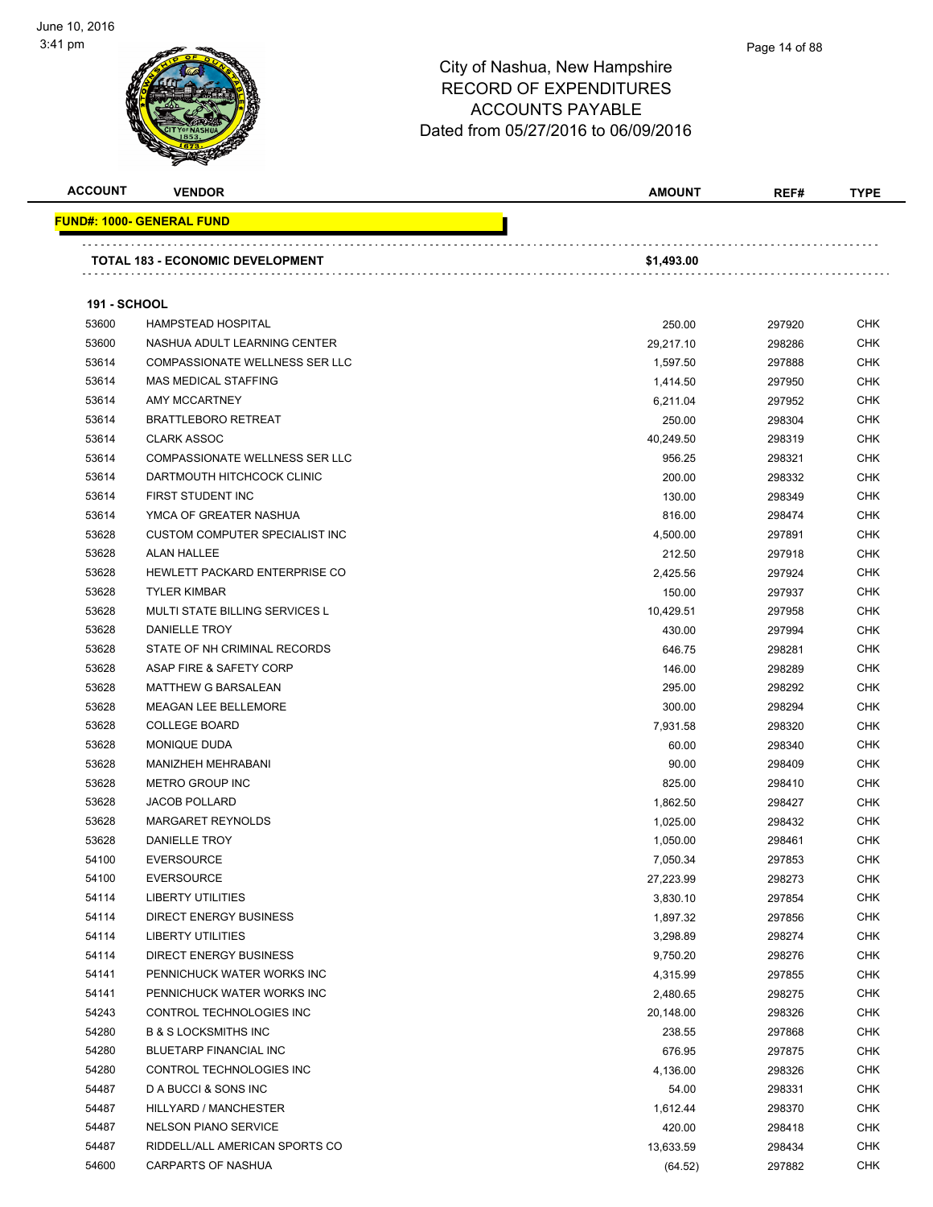City of Nashua, New Hampshire
RECORD OF EXPENDITURES
ACCOUNTS PAYABLE
Dated from 05/27/2016 to 06/09/2016

| ACCOUNT | VENDOR | AMOUNT | REF# | TYPE |
|---|---|---|---|---|
| **FUND#: 1000- GENERAL FUND** | | | | |
| | **TOTAL 183 - ECONOMIC DEVELOPMENT** | **$1,493.00** | | |
| **191 - SCHOOL** | | | | |
| 53600 | HAMPSTEAD HOSPITAL | 250.00 | 297920 | CHK |
| 53600 | NASHUA ADULT LEARNING CENTER | 29,217.10 | 298286 | CHK |
| 53614 | COMPASSIONATE WELLNESS SER LLC | 1,597.50 | 297888 | CHK |
| 53614 | MAS MEDICAL STAFFING | 1,414.50 | 297950 | CHK |
| 53614 | AMY MCCARTNEY | 6,211.04 | 297952 | CHK |
| 53614 | BRATTLEBORO RETREAT | 250.00 | 298304 | CHK |
| 53614 | CLARK ASSOC | 40,249.50 | 298319 | CHK |
| 53614 | COMPASSIONATE WELLNESS SER LLC | 956.25 | 298321 | CHK |
| 53614 | DARTMOUTH HITCHCOCK CLINIC | 200.00 | 298332 | CHK |
| 53614 | FIRST STUDENT INC | 130.00 | 298349 | CHK |
| 53614 | YMCA OF GREATER NASHUA | 816.00 | 298474 | CHK |
| 53628 | CUSTOM COMPUTER SPECIALIST INC | 4,500.00 | 297891 | CHK |
| 53628 | ALAN HALLEE | 212.50 | 297918 | CHK |
| 53628 | HEWLETT PACKARD ENTERPRISE CO | 2,425.56 | 297924 | CHK |
| 53628 | TYLER KIMBAR | 150.00 | 297937 | CHK |
| 53628 | MULTI STATE BILLING SERVICES L | 10,429.51 | 297958 | CHK |
| 53628 | DANIELLE TROY | 430.00 | 297994 | CHK |
| 53628 | STATE OF NH CRIMINAL RECORDS | 646.75 | 298281 | CHK |
| 53628 | ASAP FIRE & SAFETY CORP | 146.00 | 298289 | CHK |
| 53628 | MATTHEW G BARSALEAN | 295.00 | 298292 | CHK |
| 53628 | MEAGAN LEE BELLEMORE | 300.00 | 298294 | CHK |
| 53628 | COLLEGE BOARD | 7,931.58 | 298320 | CHK |
| 53628 | MONIQUE DUDA | 60.00 | 298340 | CHK |
| 53628 | MANIZHEH MEHRABANI | 90.00 | 298409 | CHK |
| 53628 | METRO GROUP INC | 825.00 | 298410 | CHK |
| 53628 | JACOB POLLARD | 1,862.50 | 298427 | CHK |
| 53628 | MARGARET REYNOLDS | 1,025.00 | 298432 | CHK |
| 53628 | DANIELLE TROY | 1,050.00 | 298461 | CHK |
| 54100 | EVERSOURCE | 7,050.34 | 297853 | CHK |
| 54100 | EVERSOURCE | 27,223.99 | 298273 | CHK |
| 54114 | LIBERTY UTILITIES | 3,830.10 | 297854 | CHK |
| 54114 | DIRECT ENERGY BUSINESS | 1,897.32 | 297856 | CHK |
| 54114 | LIBERTY UTILITIES | 3,298.89 | 298274 | CHK |
| 54114 | DIRECT ENERGY BUSINESS | 9,750.20 | 298276 | CHK |
| 54141 | PENNICHUCK WATER WORKS INC | 4,315.99 | 297855 | CHK |
| 54141 | PENNICHUCK WATER WORKS INC | 2,480.65 | 298275 | CHK |
| 54243 | CONTROL TECHNOLOGIES INC | 20,148.00 | 298326 | CHK |
| 54280 | B & S LOCKSMITHS INC | 238.55 | 297868 | CHK |
| 54280 | BLUETARP FINANCIAL INC | 676.95 | 297875 | CHK |
| 54280 | CONTROL TECHNOLOGIES INC | 4,136.00 | 298326 | CHK |
| 54487 | D A BUCCI & SONS INC | 54.00 | 298331 | CHK |
| 54487 | HILLYARD / MANCHESTER | 1,612.44 | 298370 | CHK |
| 54487 | NELSON PIANO SERVICE | 420.00 | 298418 | CHK |
| 54487 | RIDDELL/ALL AMERICAN SPORTS CO | 13,633.59 | 298434 | CHK |
| 54600 | CARPARTS OF NASHUA | (64.52) | 297882 | CHK |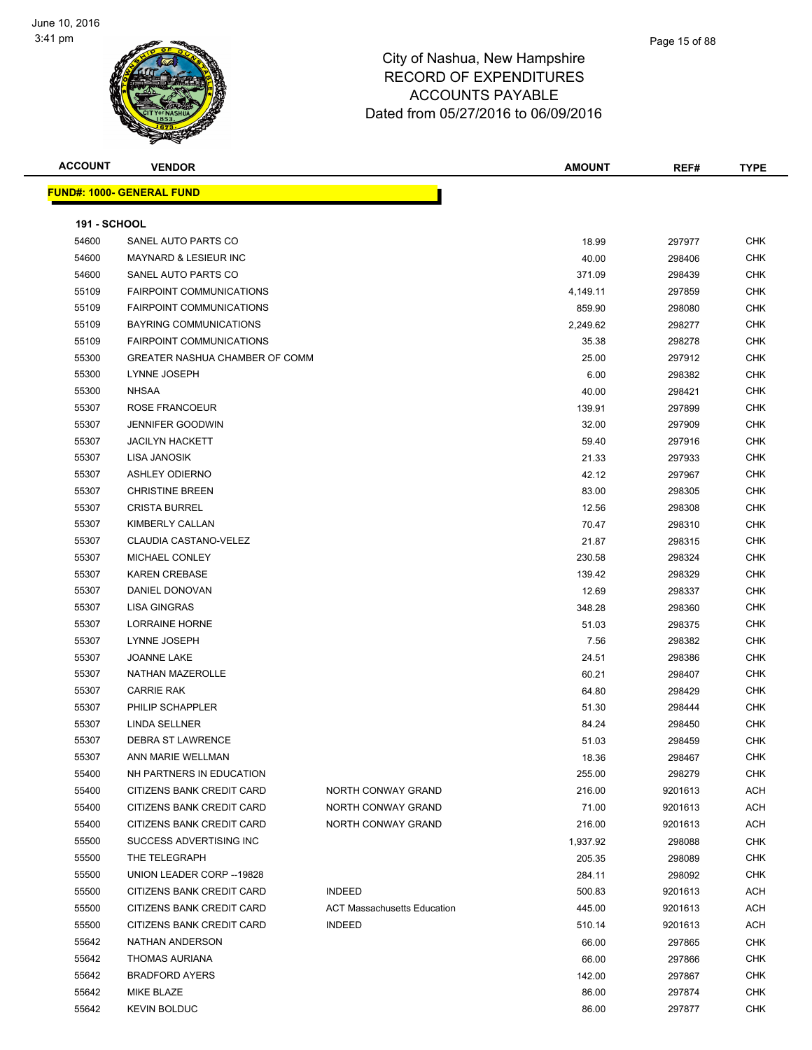# City of Nashua, New Hampshire
## RECORD OF EXPENDITURES
## ACCOUNTS PAYABLE
## Dated from 05/27/2016 to 06/09/2016

| ACCOUNT | VENDOR | | AMOUNT | REF# | TYPE |
|---|---|---|---|---|---|

**FUND#: 1000- GENERAL FUND**

**191 - SCHOOL**

| ACCOUNT | VENDOR | | AMOUNT | REF# | TYPE |
|---|---|---|---|---|---|
| 54600 | SANEL AUTO PARTS CO | | 18.99 | 297977 | CHK |
| 54600 | MAYNARD & LESIEUR INC | | 40.00 | 298406 | CHK |
| 54600 | SANEL AUTO PARTS CO | | 371.09 | 298439 | CHK |
| 55109 | FAIRPOINT COMMUNICATIONS | | 4,149.11 | 297859 | CHK |
| 55109 | FAIRPOINT COMMUNICATIONS | | 859.90 | 298080 | CHK |
| 55109 | BAYRING COMMUNICATIONS | | 2,249.62 | 298277 | CHK |
| 55109 | FAIRPOINT COMMUNICATIONS | | 35.38 | 298278 | CHK |
| 55300 | GREATER NASHUA CHAMBER OF COMM | | 25.00 | 297912 | CHK |
| 55300 | LYNNE JOSEPH | | 6.00 | 298382 | CHK |
| 55300 | NHSAA | | 40.00 | 298421 | CHK |
| 55307 | ROSE FRANCOEUR | | 139.91 | 297899 | CHK |
| 55307 | JENNIFER GOODWIN | | 32.00 | 297909 | CHK |
| 55307 | JACILYN HACKETT | | 59.40 | 297916 | CHK |
| 55307 | LISA JANOSIK | | 21.33 | 297933 | CHK |
| 55307 | ASHLEY ODIERNO | | 42.12 | 297967 | CHK |
| 55307 | CHRISTINE BREEN | | 83.00 | 298305 | CHK |
| 55307 | CRISTA BURREL | | 12.56 | 298308 | CHK |
| 55307 | KIMBERLY CALLAN | | 70.47 | 298310 | CHK |
| 55307 | CLAUDIA CASTANO-VELEZ | | 21.87 | 298315 | CHK |
| 55307 | MICHAEL CONLEY | | 230.58 | 298324 | CHK |
| 55307 | KAREN CREBASE | | 139.42 | 298329 | CHK |
| 55307 | DANIEL DONOVAN | | 12.69 | 298337 | CHK |
| 55307 | LISA GINGRAS | | 348.28 | 298360 | CHK |
| 55307 | LORRAINE HORNE | | 51.03 | 298375 | CHK |
| 55307 | LYNNE JOSEPH | | 7.56 | 298382 | CHK |
| 55307 | JOANNE LAKE | | 24.51 | 298386 | CHK |
| 55307 | NATHAN MAZEROLLE | | 60.21 | 298407 | CHK |
| 55307 | CARRIE RAK | | 64.80 | 298429 | CHK |
| 55307 | PHILIP SCHAPPLER | | 51.30 | 298444 | CHK |
| 55307 | LINDA SELLNER | | 84.24 | 298450 | CHK |
| 55307 | DEBRA ST LAWRENCE | | 51.03 | 298459 | CHK |
| 55307 | ANN MARIE WELLMAN | | 18.36 | 298467 | CHK |
| 55400 | NH PARTNERS IN EDUCATION | | 255.00 | 298279 | CHK |
| 55400 | CITIZENS BANK CREDIT CARD | NORTH CONWAY GRAND | 216.00 | 9201613 | ACH |
| 55400 | CITIZENS BANK CREDIT CARD | NORTH CONWAY GRAND | 71.00 | 9201613 | ACH |
| 55400 | CITIZENS BANK CREDIT CARD | NORTH CONWAY GRAND | 216.00 | 9201613 | ACH |
| 55500 | SUCCESS ADVERTISING INC | | 1,937.92 | 298088 | CHK |
| 55500 | THE TELEGRAPH | | 205.35 | 298089 | CHK |
| 55500 | UNION LEADER CORP --19828 | | 284.11 | 298092 | CHK |
| 55500 | CITIZENS BANK CREDIT CARD | INDEED | 500.83 | 9201613 | ACH |
| 55500 | CITIZENS BANK CREDIT CARD | ACT Massachusetts Education | 445.00 | 9201613 | ACH |
| 55500 | CITIZENS BANK CREDIT CARD | INDEED | 510.14 | 9201613 | ACH |
| 55642 | NATHAN ANDERSON | | 66.00 | 297865 | CHK |
| 55642 | THOMAS AURIANA | | 66.00 | 297866 | CHK |
| 55642 | BRADFORD AYERS | | 142.00 | 297867 | CHK |
| 55642 | MIKE BLAZE | | 86.00 | 297874 | CHK |
| 55642 | KEVIN BOLDUC | | 86.00 | 297877 | CHK |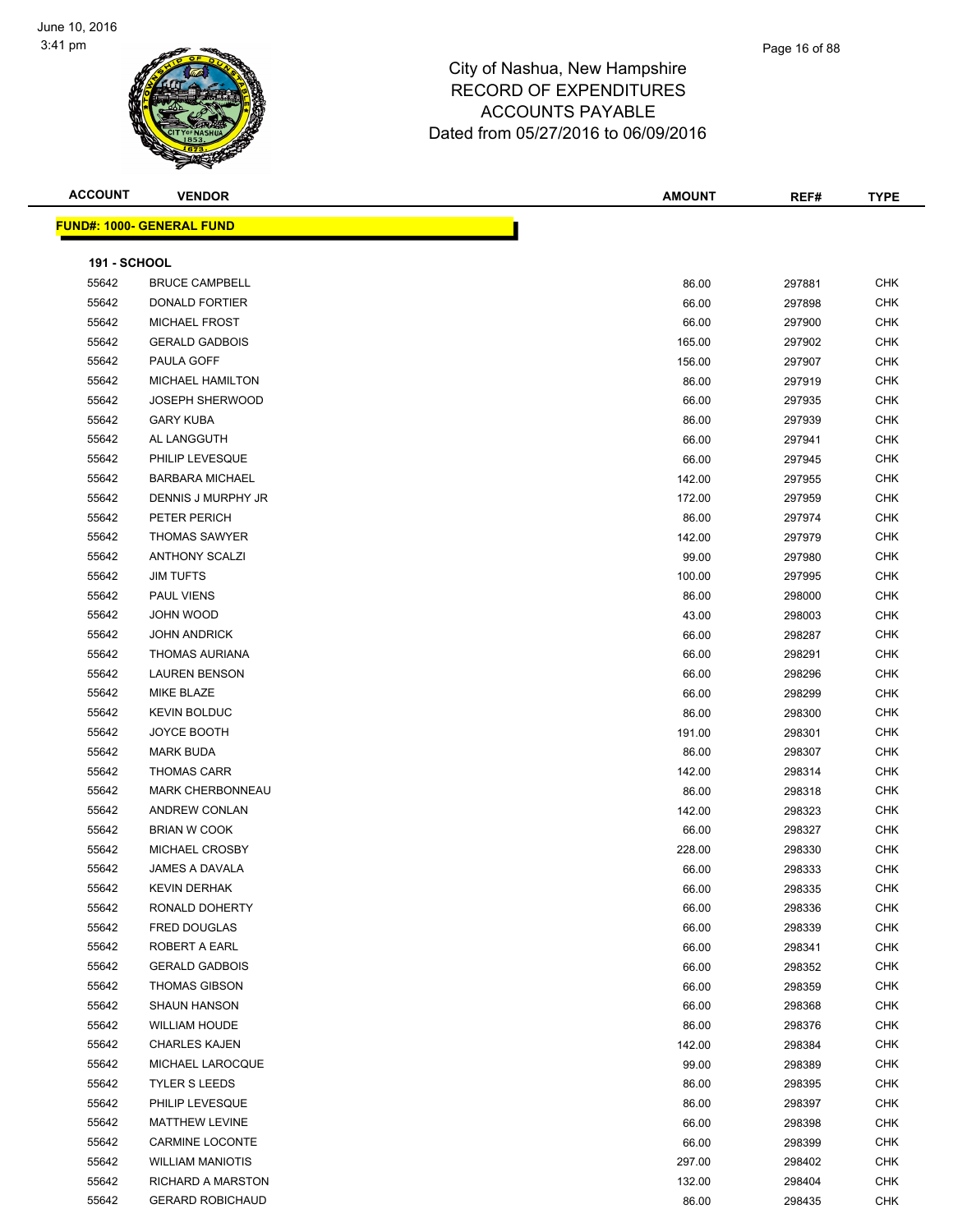# City of Nashua, New Hampshire
## RECORD OF EXPENDITURES
## ACCOUNTS PAYABLE
## Dated from 05/27/2016 to 06/09/2016

| ACCOUNT | VENDOR | AMOUNT | REF# | TYPE |
|---|---|---|---|---|
| **FUND#: 1000- GENERAL FUND** | | | | |
| **191 - SCHOOL** | | | | |
| 55642 | BRUCE CAMPBELL | 86.00 | 297881 | CHK |
| 55642 | DONALD FORTIER | 66.00 | 297898 | CHK |
| 55642 | MICHAEL FROST | 66.00 | 297900 | CHK |
| 55642 | GERALD GADBOIS | 165.00 | 297902 | CHK |
| 55642 | PAULA GOFF | 156.00 | 297907 | CHK |
| 55642 | MICHAEL HAMILTON | 86.00 | 297919 | CHK |
| 55642 | JOSEPH SHERWOOD | 66.00 | 297935 | CHK |
| 55642 | GARY KUBA | 86.00 | 297939 | CHK |
| 55642 | AL LANGGUTH | 66.00 | 297941 | CHK |
| 55642 | PHILIP LEVESQUE | 66.00 | 297945 | CHK |
| 55642 | BARBARA MICHAEL | 142.00 | 297955 | CHK |
| 55642 | DENNIS J MURPHY JR | 172.00 | 297959 | CHK |
| 55642 | PETER PERICH | 86.00 | 297974 | CHK |
| 55642 | THOMAS SAWYER | 142.00 | 297979 | CHK |
| 55642 | ANTHONY SCALZI | 99.00 | 297980 | CHK |
| 55642 | JIM TUFTS | 100.00 | 297995 | CHK |
| 55642 | PAUL VIENS | 86.00 | 298000 | CHK |
| 55642 | JOHN WOOD | 43.00 | 298003 | CHK |
| 55642 | JOHN ANDRICK | 66.00 | 298287 | CHK |
| 55642 | THOMAS AURIANA | 66.00 | 298291 | CHK |
| 55642 | LAUREN BENSON | 66.00 | 298296 | CHK |
| 55642 | MIKE BLAZE | 66.00 | 298299 | CHK |
| 55642 | KEVIN BOLDUC | 86.00 | 298300 | CHK |
| 55642 | JOYCE BOOTH | 191.00 | 298301 | CHK |
| 55642 | MARK BUDA | 86.00 | 298307 | CHK |
| 55642 | THOMAS CARR | 142.00 | 298314 | CHK |
| 55642 | MARK CHERBONNEAU | 86.00 | 298318 | CHK |
| 55642 | ANDREW CONLAN | 142.00 | 298323 | CHK |
| 55642 | BRIAN W COOK | 66.00 | 298327 | CHK |
| 55642 | MICHAEL CROSBY | 228.00 | 298330 | CHK |
| 55642 | JAMES A DAVALA | 66.00 | 298333 | CHK |
| 55642 | KEVIN DERHAK | 66.00 | 298335 | CHK |
| 55642 | RONALD DOHERTY | 66.00 | 298336 | CHK |
| 55642 | FRED DOUGLAS | 66.00 | 298339 | CHK |
| 55642 | ROBERT A EARL | 66.00 | 298341 | CHK |
| 55642 | GERALD GADBOIS | 66.00 | 298352 | CHK |
| 55642 | THOMAS GIBSON | 66.00 | 298359 | CHK |
| 55642 | SHAUN HANSON | 66.00 | 298368 | CHK |
| 55642 | WILLIAM HOUDE | 86.00 | 298376 | CHK |
| 55642 | CHARLES KAJEN | 142.00 | 298384 | CHK |
| 55642 | MICHAEL LAROCQUE | 99.00 | 298389 | CHK |
| 55642 | TYLER S LEEDS | 86.00 | 298395 | CHK |
| 55642 | PHILIP LEVESQUE | 86.00 | 298397 | CHK |
| 55642 | MATTHEW LEVINE | 66.00 | 298398 | CHK |
| 55642 | CARMINE LOCONTE | 66.00 | 298399 | CHK |
| 55642 | WILLIAM MANIOTIS | 297.00 | 298402 | CHK |
| 55642 | RICHARD A MARSTON | 132.00 | 298404 | CHK |
| 55642 | GERARD ROBICHAUD | 86.00 | 298435 | CHK |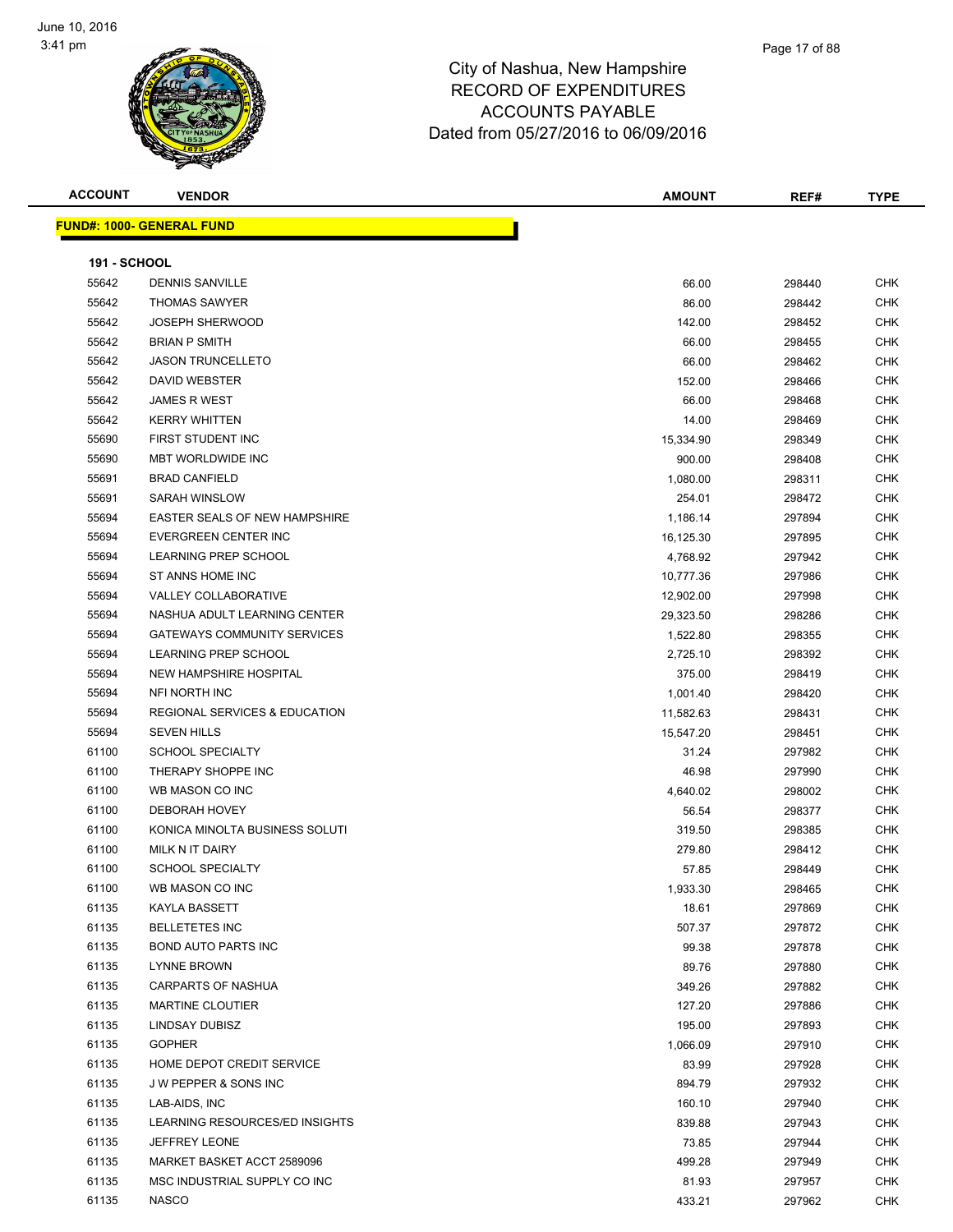# City of Nashua, New Hampshire
## RECORD OF EXPENDITURES
## ACCOUNTS PAYABLE
## Dated from 05/27/2016 to 06/09/2016

| ACCOUNT | VENDOR | AMOUNT | REF# | TYPE |
|---|---|---|---|---|
| **FUND#: 1000- GENERAL FUND** | | | | |
| **191 - SCHOOL** | | | | |
| 55642 | DENNIS SANVILLE | 66.00 | 298440 | CHK |
| 55642 | THOMAS SAWYER | 86.00 | 298442 | CHK |
| 55642 | JOSEPH SHERWOOD | 142.00 | 298452 | CHK |
| 55642 | BRIAN P SMITH | 66.00 | 298455 | CHK |
| 55642 | JASON TRUNCELLETO | 66.00 | 298462 | CHK |
| 55642 | DAVID WEBSTER | 152.00 | 298466 | CHK |
| 55642 | JAMES R WEST | 66.00 | 298468 | CHK |
| 55642 | KERRY WHITTEN | 14.00 | 298469 | CHK |
| 55690 | FIRST STUDENT INC | 15,334.90 | 298349 | CHK |
| 55690 | MBT WORLDWIDE INC | 900.00 | 298408 | CHK |
| 55691 | BRAD CANFIELD | 1,080.00 | 298311 | CHK |
| 55691 | SARAH WINSLOW | 254.01 | 298472 | CHK |
| 55694 | EASTER SEALS OF NEW HAMPSHIRE | 1,186.14 | 297894 | CHK |
| 55694 | EVERGREEN CENTER INC | 16,125.30 | 297895 | CHK |
| 55694 | LEARNING PREP SCHOOL | 4,768.92 | 297942 | CHK |
| 55694 | ST ANNS HOME INC | 10,777.36 | 297986 | CHK |
| 55694 | VALLEY COLLABORATIVE | 12,902.00 | 297998 | CHK |
| 55694 | NASHUA ADULT LEARNING CENTER | 29,323.50 | 298286 | CHK |
| 55694 | GATEWAYS COMMUNITY SERVICES | 1,522.80 | 298355 | CHK |
| 55694 | LEARNING PREP SCHOOL | 2,725.10 | 298392 | CHK |
| 55694 | NEW HAMPSHIRE HOSPITAL | 375.00 | 298419 | CHK |
| 55694 | NFI NORTH INC | 1,001.40 | 298420 | CHK |
| 55694 | REGIONAL SERVICES & EDUCATION | 11,582.63 | 298431 | CHK |
| 55694 | SEVEN HILLS | 15,547.20 | 298451 | CHK |
| 61100 | SCHOOL SPECIALTY | 31.24 | 297982 | CHK |
| 61100 | THERAPY SHOPPE INC | 46.98 | 297990 | CHK |
| 61100 | WB MASON CO INC | 4,640.02 | 298002 | CHK |
| 61100 | DEBORAH HOVEY | 56.54 | 298377 | CHK |
| 61100 | KONICA MINOLTA BUSINESS SOLUTI | 319.50 | 298385 | CHK |
| 61100 | MILK N IT DAIRY | 279.80 | 298412 | CHK |
| 61100 | SCHOOL SPECIALTY | 57.85 | 298449 | CHK |
| 61100 | WB MASON CO INC | 1,933.30 | 298465 | CHK |
| 61135 | KAYLA BASSETT | 18.61 | 297869 | CHK |
| 61135 | BELLETETES INC | 507.37 | 297872 | CHK |
| 61135 | BOND AUTO PARTS INC | 99.38 | 297878 | CHK |
| 61135 | LYNNE BROWN | 89.76 | 297880 | CHK |
| 61135 | CARPARTS OF NASHUA | 349.26 | 297882 | CHK |
| 61135 | MARTINE CLOUTIER | 127.20 | 297886 | CHK |
| 61135 | LINDSAY DUBISZ | 195.00 | 297893 | CHK |
| 61135 | GOPHER | 1,066.09 | 297910 | CHK |
| 61135 | HOME DEPOT CREDIT SERVICE | 83.99 | 297928 | CHK |
| 61135 | J W PEPPER & SONS INC | 894.79 | 297932 | CHK |
| 61135 | LAB-AIDS, INC | 160.10 | 297940 | CHK |
| 61135 | LEARNING RESOURCES/ED INSIGHTS | 839.88 | 297943 | CHK |
| 61135 | JEFFREY LEONE | 73.85 | 297944 | CHK |
| 61135 | MARKET BASKET ACCT 2589096 | 499.28 | 297949 | CHK |
| 61135 | MSC INDUSTRIAL SUPPLY CO INC | 81.93 | 297957 | CHK |
| 61135 | NASCO | 433.21 | 297962 | CHK |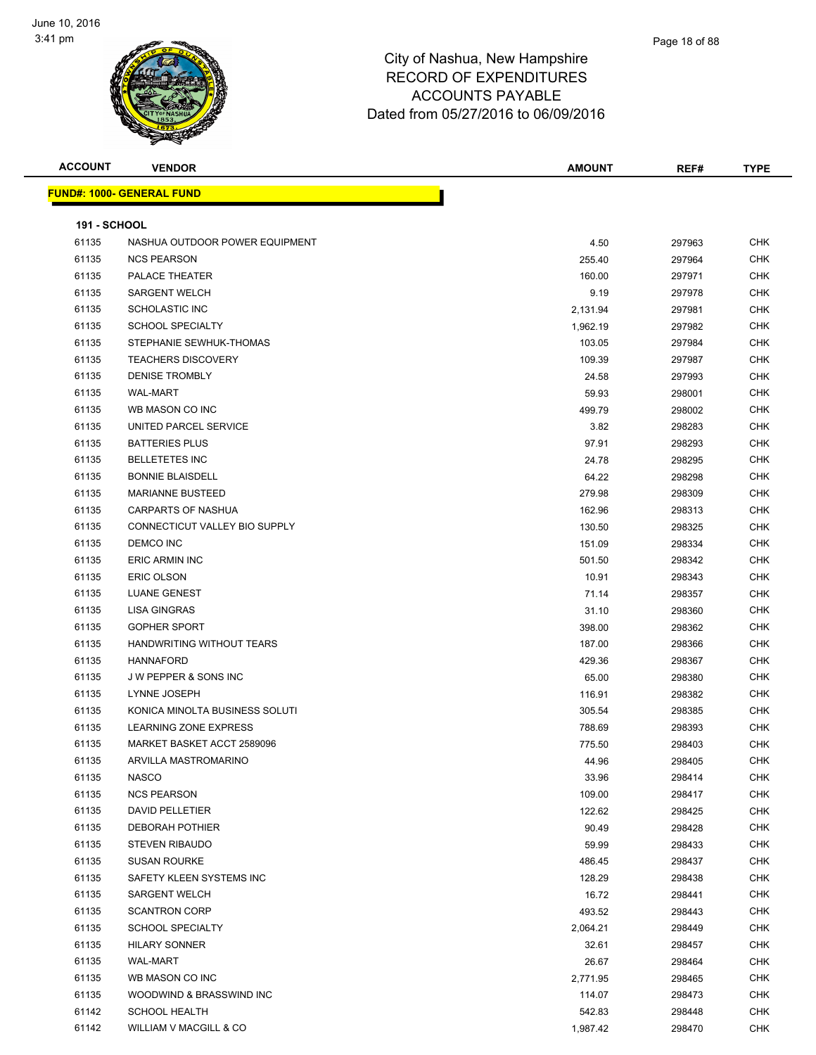City of Nashua, New Hampshire
RECORD OF EXPENDITURES
ACCOUNTS PAYABLE
Dated from 05/27/2016 to 06/09/2016

| ACCOUNT | VENDOR | AMOUNT | REF# | TYPE |
|---|---|---|---|---|

**FUND#: 1000- GENERAL FUND**

**191 - SCHOOL**

| ACCOUNT | VENDOR | AMOUNT | REF# | TYPE |
|---|---|---|---|---|
| 61135 | NASHUA OUTDOOR POWER EQUIPMENT | 4.50 | 297963 | CHK |
| 61135 | NCS PEARSON | 255.40 | 297964 | CHK |
| 61135 | PALACE THEATER | 160.00 | 297971 | CHK |
| 61135 | SARGENT WELCH | 9.19 | 297978 | CHK |
| 61135 | SCHOLASTIC INC | 2,131.94 | 297981 | CHK |
| 61135 | SCHOOL SPECIALTY | 1,962.19 | 297982 | CHK |
| 61135 | STEPHANIE SEWHUK-THOMAS | 103.05 | 297984 | CHK |
| 61135 | TEACHERS DISCOVERY | 109.39 | 297987 | CHK |
| 61135 | DENISE TROMBLY | 24.58 | 297993 | CHK |
| 61135 | WAL-MART | 59.93 | 298001 | CHK |
| 61135 | WB MASON CO INC | 499.79 | 298002 | CHK |
| 61135 | UNITED PARCEL SERVICE | 3.82 | 298283 | CHK |
| 61135 | BATTERIES PLUS | 97.91 | 298293 | CHK |
| 61135 | BELLETETES INC | 24.78 | 298295 | CHK |
| 61135 | BONNIE BLAISDELL | 64.22 | 298298 | CHK |
| 61135 | MARIANNE BUSTEED | 279.98 | 298309 | CHK |
| 61135 | CARPARTS OF NASHUA | 162.96 | 298313 | CHK |
| 61135 | CONNECTICUT VALLEY BIO SUPPLY | 130.50 | 298325 | CHK |
| 61135 | DEMCO INC | 151.09 | 298334 | CHK |
| 61135 | ERIC ARMIN INC | 501.50 | 298342 | CHK |
| 61135 | ERIC OLSON | 10.91 | 298343 | CHK |
| 61135 | LUANE GENEST | 71.14 | 298357 | CHK |
| 61135 | LISA GINGRAS | 31.10 | 298360 | CHK |
| 61135 | GOPHER SPORT | 398.00 | 298362 | CHK |
| 61135 | HANDWRITING WITHOUT TEARS | 187.00 | 298366 | CHK |
| 61135 | HANNAFORD | 429.36 | 298367 | CHK |
| 61135 | J W PEPPER & SONS INC | 65.00 | 298380 | CHK |
| 61135 | LYNNE JOSEPH | 116.91 | 298382 | CHK |
| 61135 | KONICA MINOLTA BUSINESS SOLUTI | 305.54 | 298385 | CHK |
| 61135 | LEARNING ZONE EXPRESS | 788.69 | 298393 | CHK |
| 61135 | MARKET BASKET ACCT 2589096 | 775.50 | 298403 | CHK |
| 61135 | ARVILLA MASTROMARINO | 44.96 | 298405 | CHK |
| 61135 | NASCO | 33.96 | 298414 | CHK |
| 61135 | NCS PEARSON | 109.00 | 298417 | CHK |
| 61135 | DAVID PELLETIER | 122.62 | 298425 | CHK |
| 61135 | DEBORAH POTHIER | 90.49 | 298428 | CHK |
| 61135 | STEVEN RIBAUDO | 59.99 | 298433 | CHK |
| 61135 | SUSAN ROURKE | 486.45 | 298437 | CHK |
| 61135 | SAFETY KLEEN SYSTEMS INC | 128.29 | 298438 | CHK |
| 61135 | SARGENT WELCH | 16.72 | 298441 | CHK |
| 61135 | SCANTRON CORP | 493.52 | 298443 | CHK |
| 61135 | SCHOOL SPECIALTY | 2,064.21 | 298449 | CHK |
| 61135 | HILARY SONNER | 32.61 | 298457 | CHK |
| 61135 | WAL-MART | 26.67 | 298464 | CHK |
| 61135 | WB MASON CO INC | 2,771.95 | 298465 | CHK |
| 61135 | WOODWIND & BRASSWIND INC | 114.07 | 298473 | CHK |
| 61142 | SCHOOL HEALTH | 542.83 | 298448 | CHK |
| 61142 | WILLIAM V MACGILL & CO | 1,987.42 | 298470 | CHK |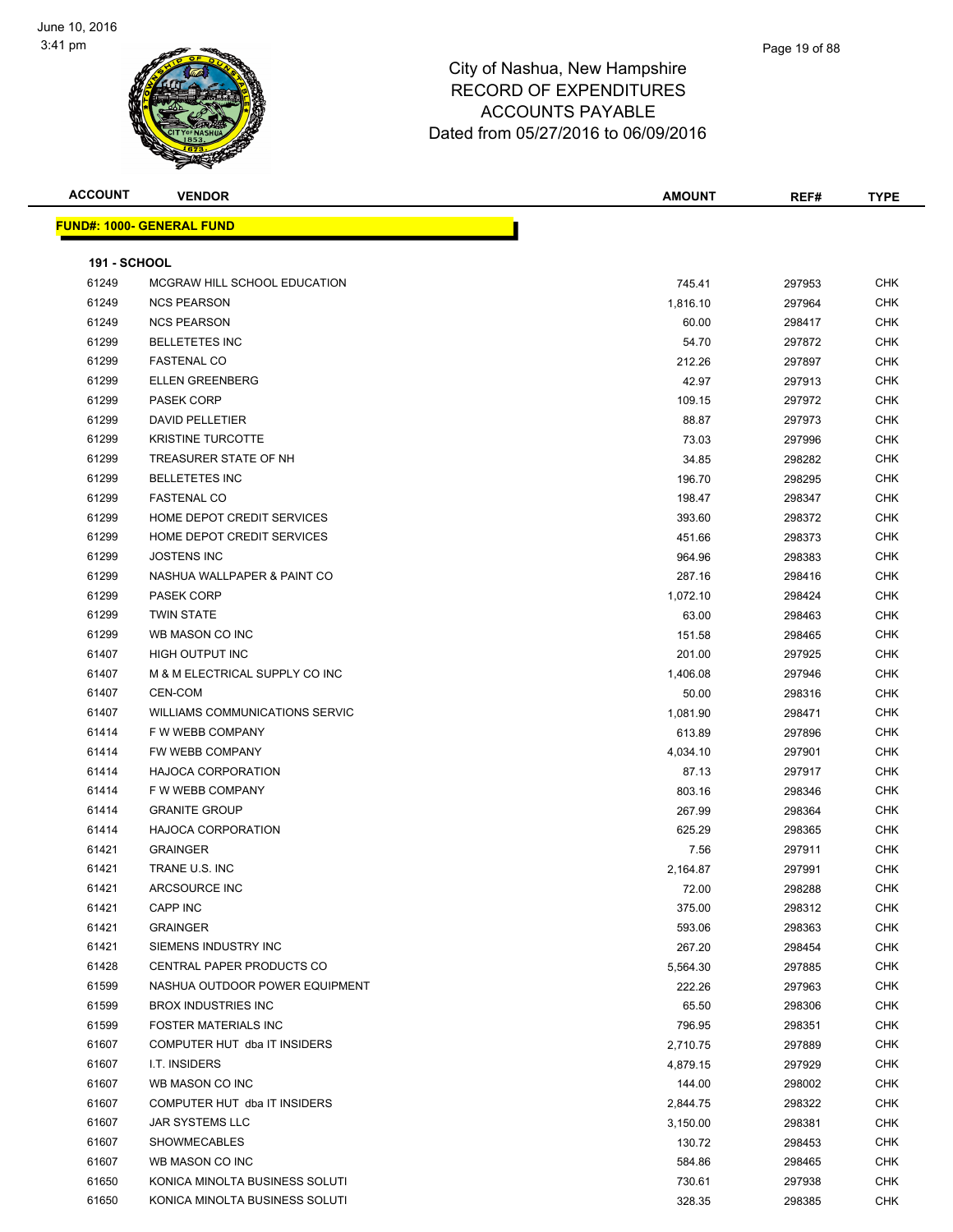# City of Nashua, New Hampshire
## RECORD OF EXPENDITURES
## ACCOUNTS PAYABLE
### Dated from 05/27/2016 to 06/09/2016

| ACCOUNT | VENDOR | AMOUNT | REF# | TYPE |
|---|---|---|---|---|

**FUND#: 1000- GENERAL FUND**

**191 - SCHOOL**

| ACCOUNT | VENDOR | AMOUNT | REF# | TYPE |
|---|---|---|---|---|
| 61249 | MCGRAW HILL SCHOOL EDUCATION | 745.41 | 297953 | CHK |
| 61249 | NCS PEARSON | 1,816.10 | 297964 | CHK |
| 61249 | NCS PEARSON | 60.00 | 298417 | CHK |
| 61299 | BELLETETES INC | 54.70 | 297872 | CHK |
| 61299 | FASTENAL CO | 212.26 | 297897 | CHK |
| 61299 | ELLEN GREENBERG | 42.97 | 297913 | CHK |
| 61299 | PASEK CORP | 109.15 | 297972 | CHK |
| 61299 | DAVID PELLETIER | 88.87 | 297973 | CHK |
| 61299 | KRISTINE TURCOTTE | 73.03 | 297996 | CHK |
| 61299 | TREASURER STATE OF NH | 34.85 | 298282 | CHK |
| 61299 | BELLETETES INC | 196.70 | 298295 | CHK |
| 61299 | FASTENAL CO | 198.47 | 298347 | CHK |
| 61299 | HOME DEPOT CREDIT SERVICES | 393.60 | 298372 | CHK |
| 61299 | HOME DEPOT CREDIT SERVICES | 451.66 | 298373 | CHK |
| 61299 | JOSTENS INC | 964.96 | 298383 | CHK |
| 61299 | NASHUA WALLPAPER & PAINT CO | 287.16 | 298416 | CHK |
| 61299 | PASEK CORP | 1,072.10 | 298424 | CHK |
| 61299 | TWIN STATE | 63.00 | 298463 | CHK |
| 61299 | WB MASON CO INC | 151.58 | 298465 | CHK |
| 61407 | HIGH OUTPUT INC | 201.00 | 297925 | CHK |
| 61407 | M & M ELECTRICAL SUPPLY CO INC | 1,406.08 | 297946 | CHK |
| 61407 | CEN-COM | 50.00 | 298316 | CHK |
| 61407 | WILLIAMS COMMUNICATIONS SERVIC | 1,081.90 | 298471 | CHK |
| 61414 | F W WEBB COMPANY | 613.89 | 297896 | CHK |
| 61414 | FW WEBB COMPANY | 4,034.10 | 297901 | CHK |
| 61414 | HAJOCA CORPORATION | 87.13 | 297917 | CHK |
| 61414 | F W WEBB COMPANY | 803.16 | 298346 | CHK |
| 61414 | GRANITE GROUP | 267.99 | 298364 | CHK |
| 61414 | HAJOCA CORPORATION | 625.29 | 298365 | CHK |
| 61421 | GRAINGER | 7.56 | 297911 | CHK |
| 61421 | TRANE U.S. INC | 2,164.87 | 297991 | CHK |
| 61421 | ARCSOURCE INC | 72.00 | 298288 | CHK |
| 61421 | CAPP INC | 375.00 | 298312 | CHK |
| 61421 | GRAINGER | 593.06 | 298363 | CHK |
| 61421 | SIEMENS INDUSTRY INC | 267.20 | 298454 | CHK |
| 61428 | CENTRAL PAPER PRODUCTS CO | 5,564.30 | 297885 | CHK |
| 61599 | NASHUA OUTDOOR POWER EQUIPMENT | 222.26 | 297963 | CHK |
| 61599 | BROX INDUSTRIES INC | 65.50 | 298306 | CHK |
| 61599 | FOSTER MATERIALS INC | 796.95 | 298351 | CHK |
| 61607 | COMPUTER HUT dba IT INSIDERS | 2,710.75 | 297889 | CHK |
| 61607 | I.T. INSIDERS | 4,879.15 | 297929 | CHK |
| 61607 | WB MASON CO INC | 144.00 | 298002 | CHK |
| 61607 | COMPUTER HUT dba IT INSIDERS | 2,844.75 | 298322 | CHK |
| 61607 | JAR SYSTEMS LLC | 3,150.00 | 298381 | CHK |
| 61607 | SHOWMECABLES | 130.72 | 298453 | CHK |
| 61607 | WB MASON CO INC | 584.86 | 298465 | CHK |
| 61650 | KONICA MINOLTA BUSINESS SOLUTI | 730.61 | 297938 | CHK |
| 61650 | KONICA MINOLTA BUSINESS SOLUTI | 328.35 | 298385 | CHK |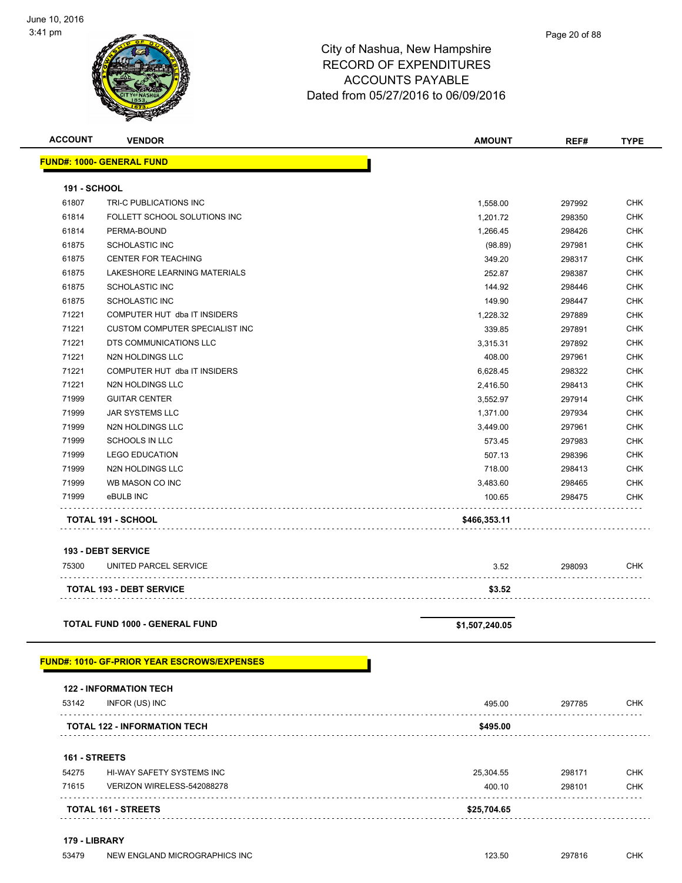City of Nashua, New Hampshire
RECORD OF EXPENDITURES
ACCOUNTS PAYABLE
Dated from 05/27/2016 to 06/09/2016

| ACCOUNT | VENDOR | AMOUNT | REF# | TYPE |
|---|---|---|---|---|
| **FUND#: 1000- GENERAL FUND** | | | | |
| **191 - SCHOOL** | | | | |
| 61807 | TRI-C PUBLICATIONS INC | 1,558.00 | 297992 | CHK |
| 61814 | FOLLETT SCHOOL SOLUTIONS INC | 1,201.72 | 298350 | CHK |
| 61814 | PERMA-BOUND | 1,266.45 | 298426 | CHK |
| 61875 | SCHOLASTIC INC | (98.89) | 297981 | CHK |
| 61875 | CENTER FOR TEACHING | 349.20 | 298317 | CHK |
| 61875 | LAKESHORE LEARNING MATERIALS | 252.87 | 298387 | CHK |
| 61875 | SCHOLASTIC INC | 144.92 | 298446 | CHK |
| 61875 | SCHOLASTIC INC | 149.90 | 298447 | CHK |
| 71221 | COMPUTER HUT dba IT INSIDERS | 1,228.32 | 297889 | CHK |
| 71221 | CUSTOM COMPUTER SPECIALIST INC | 339.85 | 297891 | CHK |
| 71221 | DTS COMMUNICATIONS LLC | 3,315.31 | 297892 | CHK |
| 71221 | N2N HOLDINGS LLC | 408.00 | 297961 | CHK |
| 71221 | COMPUTER HUT dba IT INSIDERS | 6,628.45 | 298322 | CHK |
| 71221 | N2N HOLDINGS LLC | 2,416.50 | 298413 | CHK |
| 71999 | GUITAR CENTER | 3,552.97 | 297914 | CHK |
| 71999 | JAR SYSTEMS LLC | 1,371.00 | 297934 | CHK |
| 71999 | N2N HOLDINGS LLC | 3,449.00 | 297961 | CHK |
| 71999 | SCHOOLS IN LLC | 573.45 | 297983 | CHK |
| 71999 | LEGO EDUCATION | 507.13 | 298396 | CHK |
| 71999 | N2N HOLDINGS LLC | 718.00 | 298413 | CHK |
| 71999 | WB MASON CO INC | 3,483.60 | 298465 | CHK |
| 71999 | eBULB INC | 100.65 | 298475 | CHK |
| **TOTAL 191 - SCHOOL** | | **$466,353.11** | | |
| **193 - DEBT SERVICE** | | | | |
| 75300 | UNITED PARCEL SERVICE | 3.52 | 298093 | CHK |
| **TOTAL 193 - DEBT SERVICE** | | **$3.52** | | |
| **TOTAL FUND 1000 - GENERAL FUND** | | **$1,507,240.05** | | |
| **FUND#: 1010- GF-PRIOR YEAR ESCROWS/EXPENSES** | | | | |
| **122 - INFORMATION TECH** | | | | |
| 53142 | INFOR (US) INC | 495.00 | 297785 | CHK |
| **TOTAL 122 - INFORMATION TECH** | | **$495.00** | | |
| **161 - STREETS** | | | | |
| 54275 | HI-WAY SAFETY SYSTEMS INC | 25,304.55 | 298171 | CHK |
| 71615 | VERIZON WIRELESS-542088278 | 400.10 | 298101 | CHK |
| **TOTAL 161 - STREETS** | | **$25,704.65** | | |
| **179 - LIBRARY** | | | | |
| 53479 | NEW ENGLAND MICROGRAPHICS INC | 123.50 | 297816 | CHK |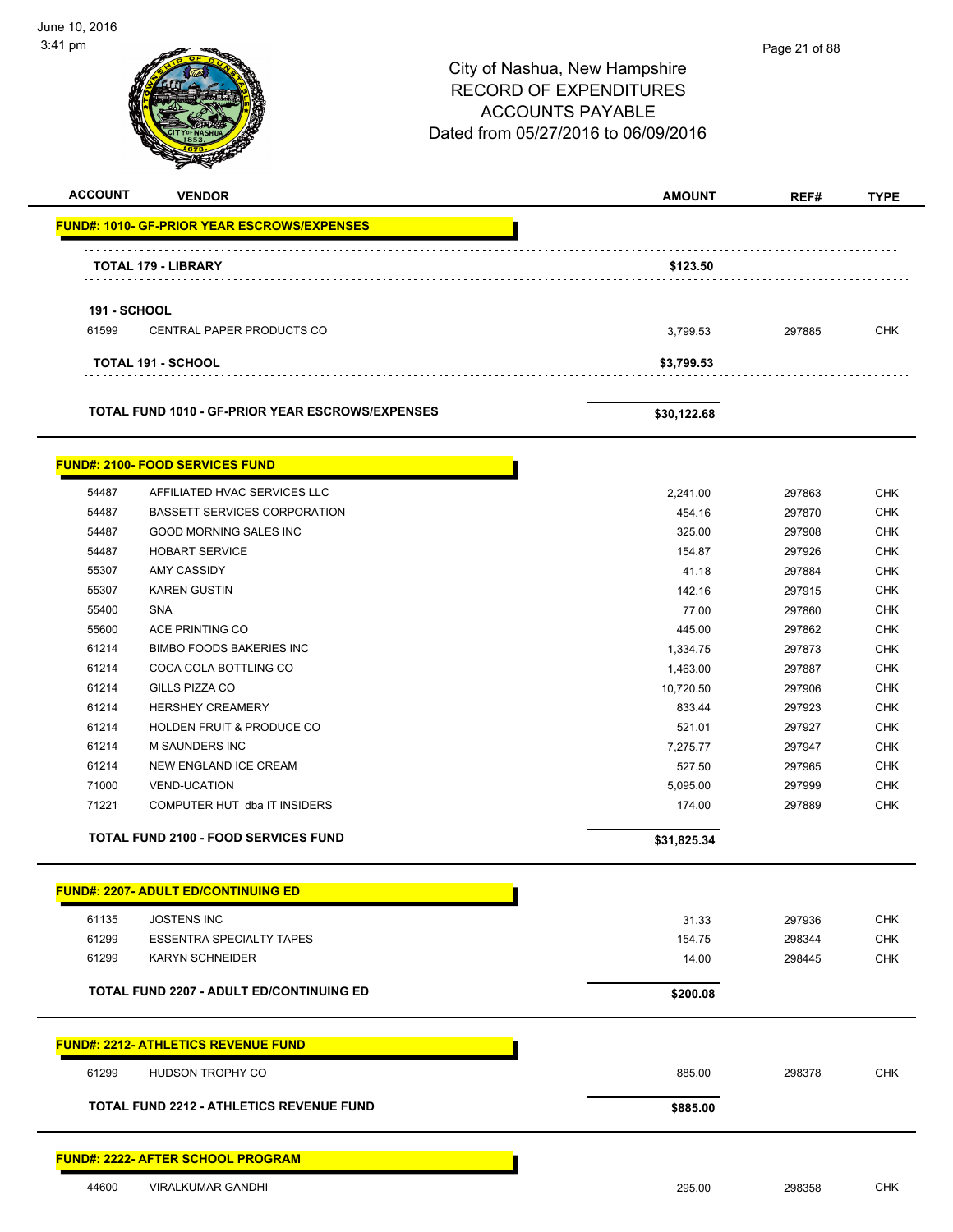June 10, 2016
3:41 pm

City of Nashua, New Hampshire
RECORD OF EXPENDITURES
ACCOUNTS PAYABLE
Dated from 05/27/2016 to 06/09/2016

| ACCOUNT | VENDOR | AMOUNT | REF# | TYPE |
|---|---|---|---|---|
| **FUND#: 1010- GF-PRIOR YEAR ESCROWS/EXPENSES** | | | | |
| | **TOTAL 179 - LIBRARY** | **$123.50** | | |
| **191 - SCHOOL** | | | | |
| 61599 | CENTRAL PAPER PRODUCTS CO | 3,799.53 | 297885 | CHK |
| | **TOTAL 191 - SCHOOL** | **$3,799.53** | | |
| | **TOTAL FUND 1010 - GF-PRIOR YEAR ESCROWS/EXPENSES** | **$30,122.68** | | |
| **FUND#: 2100- FOOD SERVICES FUND** | | | | |
| 54487 | AFFILIATED HVAC SERVICES LLC | 2,241.00 | 297863 | CHK |
| 54487 | BASSETT SERVICES CORPORATION | 454.16 | 297870 | CHK |
| 54487 | GOOD MORNING SALES INC | 325.00 | 297908 | CHK |
| 54487 | HOBART SERVICE | 154.87 | 297926 | CHK |
| 55307 | AMY CASSIDY | 41.18 | 297884 | CHK |
| 55307 | KAREN GUSTIN | 142.16 | 297915 | CHK |
| 55400 | SNA | 77.00 | 297860 | CHK |
| 55600 | ACE PRINTING CO | 445.00 | 297862 | CHK |
| 61214 | BIMBO FOODS BAKERIES INC | 1,334.75 | 297873 | CHK |
| 61214 | COCA COLA BOTTLING CO | 1,463.00 | 297887 | CHK |
| 61214 | GILLS PIZZA CO | 10,720.50 | 297906 | CHK |
| 61214 | HERSHEY CREAMERY | 833.44 | 297923 | CHK |
| 61214 | HOLDEN FRUIT & PRODUCE CO | 521.01 | 297927 | CHK |
| 61214 | M SAUNDERS INC | 7,275.77 | 297947 | CHK |
| 61214 | NEW ENGLAND ICE CREAM | 527.50 | 297965 | CHK |
| 71000 | VEND-UCATION | 5,095.00 | 297999 | CHK |
| 71221 | COMPUTER HUT dba IT INSIDERS | 174.00 | 297889 | CHK |
| | **TOTAL FUND 2100 - FOOD SERVICES FUND** | **$31,825.34** | | |
| **FUND#: 2207- ADULT ED/CONTINUING ED** | | | | |
| 61135 | JOSTENS INC | 31.33 | 297936 | CHK |
| 61299 | ESSENTRA SPECIALTY TAPES | 154.75 | 298344 | CHK |
| 61299 | KARYN SCHNEIDER | 14.00 | 298445 | CHK |
| | **TOTAL FUND 2207 - ADULT ED/CONTINUING ED** | **$200.08** | | |
| **FUND#: 2212- ATHLETICS REVENUE FUND** | | | | |
| 61299 | HUDSON TROPHY CO | 885.00 | 298378 | CHK |
| | **TOTAL FUND 2212 - ATHLETICS REVENUE FUND** | **$885.00** | | |
| **FUND#: 2222- AFTER SCHOOL PROGRAM** | | | | |
| 44600 | VIRALKUMAR GANDHI | 295.00 | 298358 | CHK |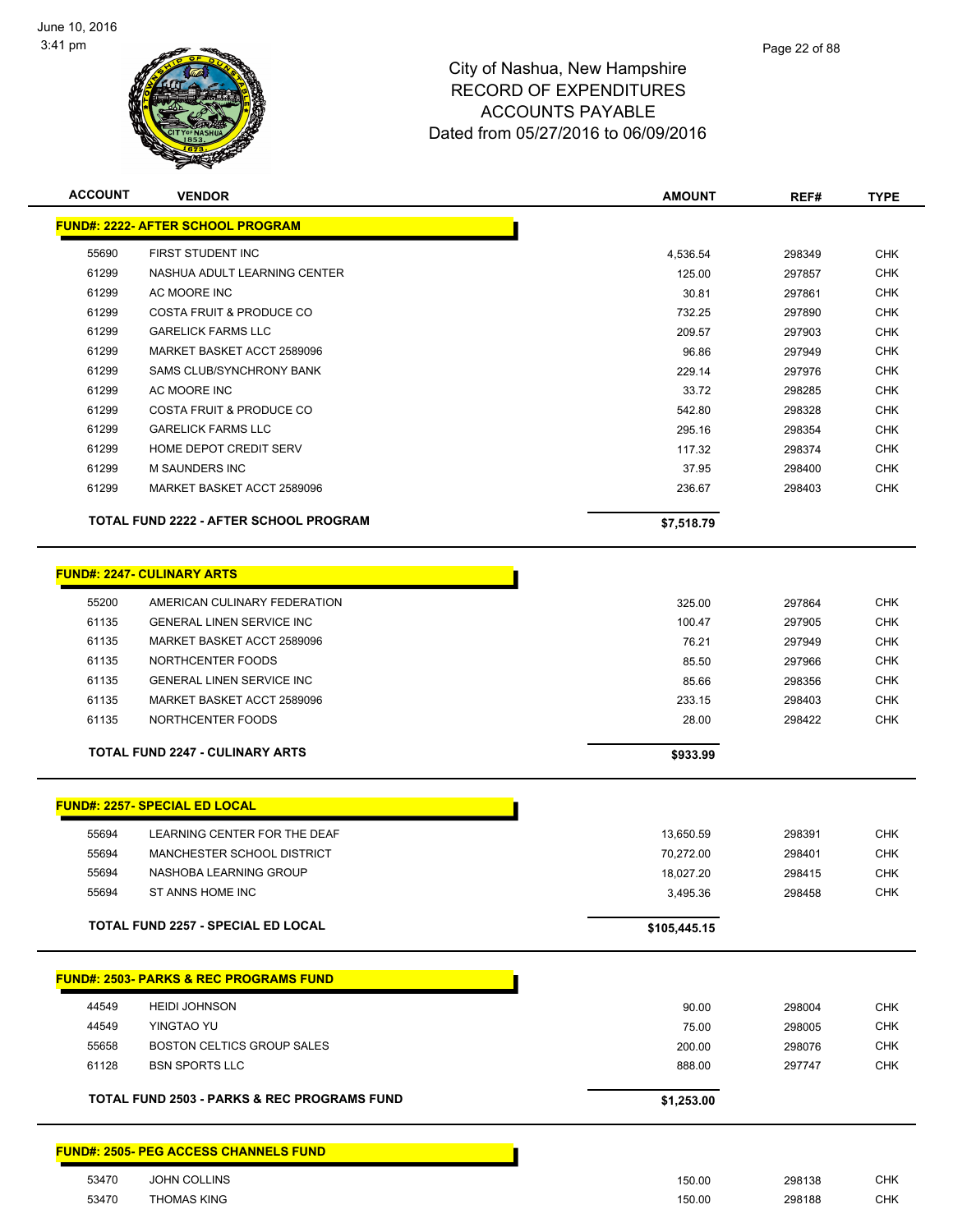# City of Nashua, New Hampshire
## RECORD OF EXPENDITURES
## ACCOUNTS PAYABLE
## Dated from 05/27/2016 to 06/09/2016

June 10, 2016
3:41 pm

| ACCOUNT | VENDOR | AMOUNT | REF# | TYPE |
|---|---|---|---|---|
| **FUND#: 2222- AFTER SCHOOL PROGRAM** | | | | |
| 55690 | FIRST STUDENT INC | 4,536.54 | 298349 | CHK |
| 61299 | NASHUA ADULT LEARNING CENTER | 125.00 | 297857 | CHK |
| 61299 | AC MOORE INC | 30.81 | 297861 | CHK |
| 61299 | COSTA FRUIT & PRODUCE CO | 732.25 | 297890 | CHK |
| 61299 | GARELICK FARMS LLC | 209.57 | 297903 | CHK |
| 61299 | MARKET BASKET ACCT 2589096 | 96.86 | 297949 | CHK |
| 61299 | SAMS CLUB/SYNCHRONY BANK | 229.14 | 297976 | CHK |
| 61299 | AC MOORE INC | 33.72 | 298285 | CHK |
| 61299 | COSTA FRUIT & PRODUCE CO | 542.80 | 298328 | CHK |
| 61299 | GARELICK FARMS LLC | 295.16 | 298354 | CHK |
| 61299 | HOME DEPOT CREDIT SERV | 117.32 | 298374 | CHK |
| 61299 | M SAUNDERS INC | 37.95 | 298400 | CHK |
| 61299 | MARKET BASKET ACCT 2589096 | 236.67 | 298403 | CHK |
| | **TOTAL FUND 2222 - AFTER SCHOOL PROGRAM** | **$7,518.79** | | |
| **FUND#: 2247- CULINARY ARTS** | | | | |
| 55200 | AMERICAN CULINARY FEDERATION | 325.00 | 297864 | CHK |
| 61135 | GENERAL LINEN SERVICE INC | 100.47 | 297905 | CHK |
| 61135 | MARKET BASKET ACCT 2589096 | 76.21 | 297949 | CHK |
| 61135 | NORTHCENTER FOODS | 85.50 | 297966 | CHK |
| 61135 | GENERAL LINEN SERVICE INC | 85.66 | 298356 | CHK |
| 61135 | MARKET BASKET ACCT 2589096 | 233.15 | 298403 | CHK |
| 61135 | NORTHCENTER FOODS | 28.00 | 298422 | CHK |
| | **TOTAL FUND 2247 - CULINARY ARTS** | **$933.99** | | |
| **FUND#: 2257- SPECIAL ED LOCAL** | | | | |
| 55694 | LEARNING CENTER FOR THE DEAF | 13,650.59 | 298391 | CHK |
| 55694 | MANCHESTER SCHOOL DISTRICT | 70,272.00 | 298401 | CHK |
| 55694 | NASHOBA LEARNING GROUP | 18,027.20 | 298415 | CHK |
| 55694 | ST ANNS HOME INC | 3,495.36 | 298458 | CHK |
| | **TOTAL FUND 2257 - SPECIAL ED LOCAL** | **$105,445.15** | | |
| **FUND#: 2503- PARKS & REC PROGRAMS FUND** | | | | |
| 44549 | HEIDI JOHNSON | 90.00 | 298004 | CHK |
| 44549 | YINGTAO YU | 75.00 | 298005 | CHK |
| 55658 | BOSTON CELTICS GROUP SALES | 200.00 | 298076 | CHK |
| 61128 | BSN SPORTS LLC | 888.00 | 297747 | CHK |
| | **TOTAL FUND 2503 - PARKS & REC PROGRAMS FUND** | **$1,253.00** | | |
| **FUND#: 2505- PEG ACCESS CHANNELS FUND** | | | | |
| 53470 | JOHN COLLINS | 150.00 | 298138 | CHK |
| 53470 | THOMAS KING | 150.00 | 298188 | CHK |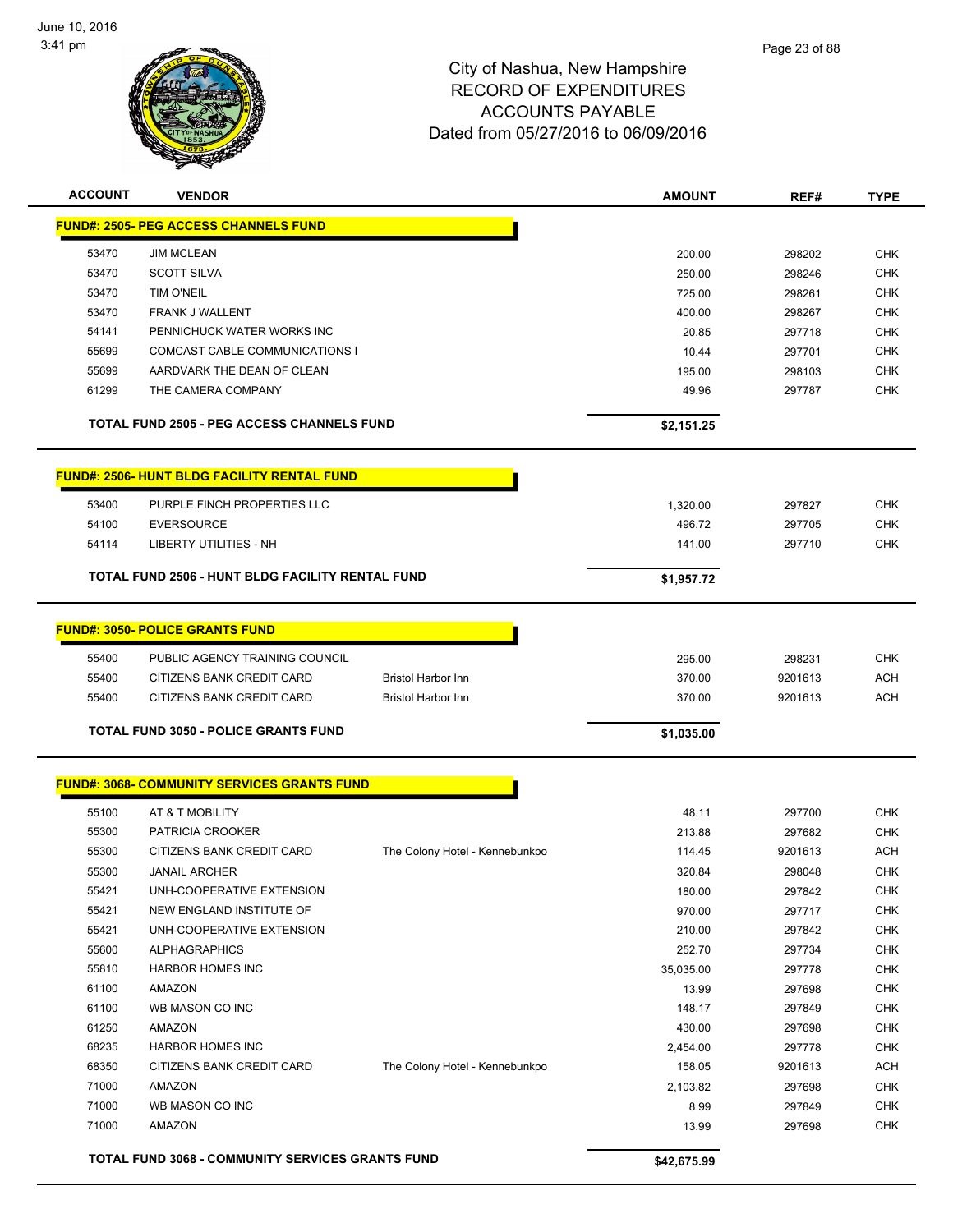June 10, 2016
3:41 pm

# City of Nashua, New Hampshire
## RECORD OF EXPENDITURES
## ACCOUNTS PAYABLE
## Dated from 05/27/2016 to 06/09/2016

| ACCOUNT | VENDOR | | AMOUNT | REF# | TYPE |
|---|---|---|---|---|---|
| **FUND#: 2505- PEG ACCESS CHANNELS FUND** | | | | | |
| 53470 | JIM MCLEAN | | 200.00 | 298202 | CHK |
| 53470 | SCOTT SILVA | | 250.00 | 298246 | CHK |
| 53470 | TIM O'NEIL | | 725.00 | 298261 | CHK |
| 53470 | FRANK J WALLENT | | 400.00 | 298267 | CHK |
| 54141 | PENNICHUCK WATER WORKS INC | | 20.85 | 297718 | CHK |
| 55699 | COMCAST CABLE COMMUNICATIONS I | | 10.44 | 297701 | CHK |
| 55699 | AARDVARK THE DEAN OF CLEAN | | 195.00 | 298103 | CHK |
| 61299 | THE CAMERA COMPANY | | 49.96 | 297787 | CHK |
| | **TOTAL FUND 2505 - PEG ACCESS CHANNELS FUND** | | **$2,151.25** | | |
| **FUND#: 2506- HUNT BLDG FACILITY RENTAL FUND** | | | | | |
| 53400 | PURPLE FINCH PROPERTIES LLC | | 1,320.00 | 297827 | CHK |
| 54100 | EVERSOURCE | | 496.72 | 297705 | CHK |
| 54114 | LIBERTY UTILITIES - NH | | 141.00 | 297710 | CHK |
| | **TOTAL FUND 2506 - HUNT BLDG FACILITY RENTAL FUND** | | **$1,957.72** | | |
| **FUND#: 3050- POLICE GRANTS FUND** | | | | | |
| 55400 | PUBLIC AGENCY TRAINING COUNCIL | | 295.00 | 298231 | CHK |
| 55400 | CITIZENS BANK CREDIT CARD | Bristol Harbor Inn | 370.00 | 9201613 | ACH |
| 55400 | CITIZENS BANK CREDIT CARD | Bristol Harbor Inn | 370.00 | 9201613 | ACH |
| | **TOTAL FUND 3050 - POLICE GRANTS FUND** | | **$1,035.00** | | |
| **FUND#: 3068- COMMUNITY SERVICES GRANTS FUND** | | | | | |
| 55100 | AT & T MOBILITY | | 48.11 | 297700 | CHK |
| 55300 | PATRICIA CROOKER | | 213.88 | 297682 | CHK |
| 55300 | CITIZENS BANK CREDIT CARD | The Colony Hotel - Kennebunkpo | 114.45 | 9201613 | ACH |
| 55300 | JANAIL ARCHER | | 320.84 | 298048 | CHK |
| 55421 | UNH-COOPERATIVE EXTENSION | | 180.00 | 297842 | CHK |
| 55421 | NEW ENGLAND INSTITUTE OF | | 970.00 | 297717 | CHK |
| 55421 | UNH-COOPERATIVE EXTENSION | | 210.00 | 297842 | CHK |
| 55600 | ALPHAGRAPHICS | | 252.70 | 297734 | CHK |
| 55810 | HARBOR HOMES INC | | 35,035.00 | 297778 | CHK |
| 61100 | AMAZON | | 13.99 | 297698 | CHK |
| 61100 | WB MASON CO INC | | 148.17 | 297849 | CHK |
| 61250 | AMAZON | | 430.00 | 297698 | CHK |
| 68235 | HARBOR HOMES INC | | 2,454.00 | 297778 | CHK |
| 68350 | CITIZENS BANK CREDIT CARD | The Colony Hotel - Kennebunkpo | 158.05 | 9201613 | ACH |
| 71000 | AMAZON | | 2,103.82 | 297698 | CHK |
| 71000 | WB MASON CO INC | | 8.99 | 297849 | CHK |
| 71000 | AMAZON | | 13.99 | 297698 | CHK |
| | **TOTAL FUND 3068 - COMMUNITY SERVICES GRANTS FUND** | | **$42,675.99** | | |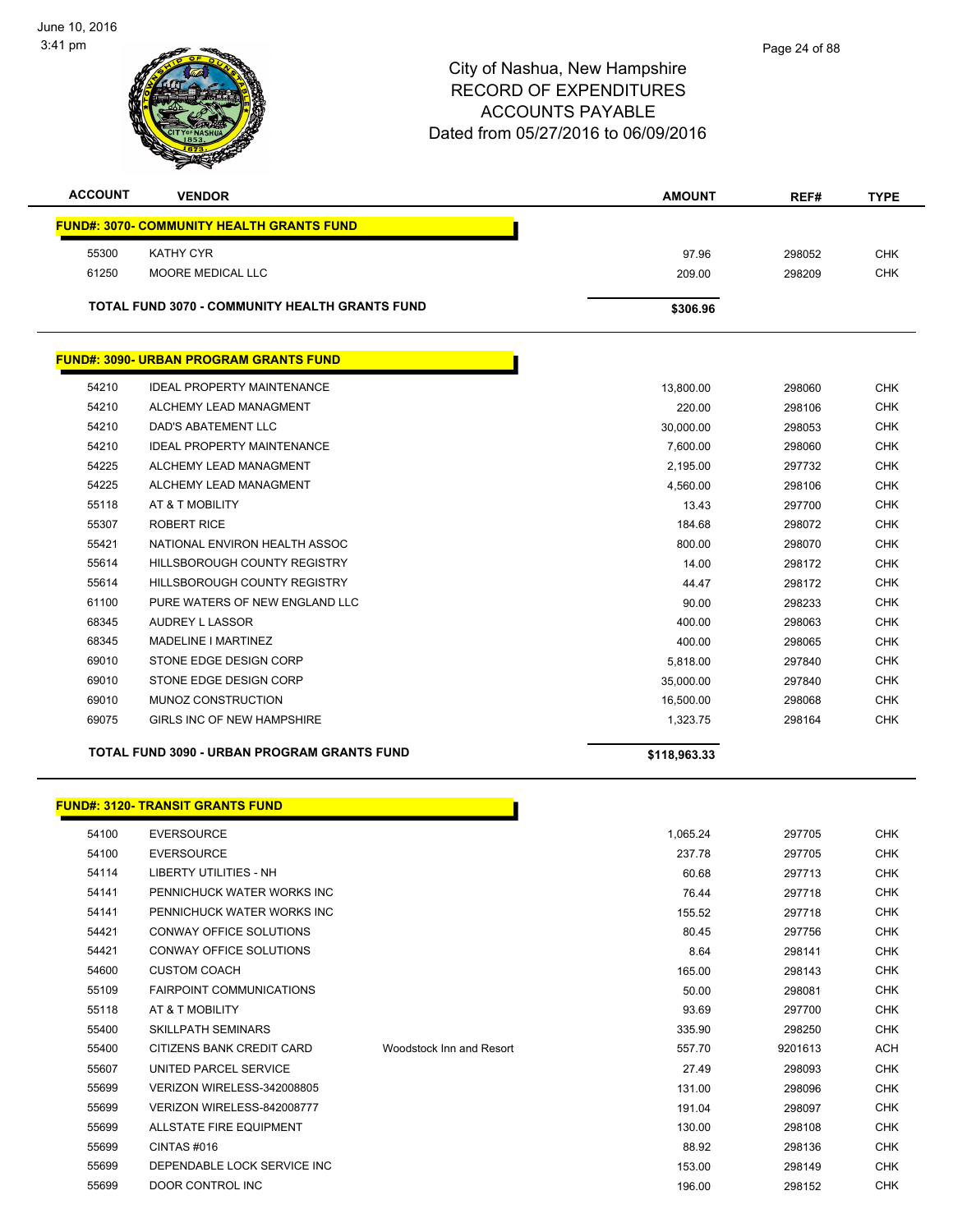# City of Nashua, New Hampshire
## RECORD OF EXPENDITURES
## ACCOUNTS PAYABLE
## Dated from 05/27/2016 to 06/09/2016

| ACCOUNT | VENDOR | | AMOUNT | REF# | TYPE |
|---|---|---|---|---|---|
| **FUND#: 3070- COMMUNITY HEALTH GRANTS FUND** | | | | | |
| 55300 | KATHY CYR | | 97.96 | 298052 | CHK |
| 61250 | MOORE MEDICAL LLC | | 209.00 | 298209 | CHK |
| **TOTAL FUND 3070 - COMMUNITY HEALTH GRANTS FUND** | | | **$306.96** | | |
| **FUND#: 3090- URBAN PROGRAM GRANTS FUND** | | | | | |
| 54210 | IDEAL PROPERTY MAINTENANCE | | 13,800.00 | 298060 | CHK |
| 54210 | ALCHEMY LEAD MANAGMENT | | 220.00 | 298106 | CHK |
| 54210 | DAD'S ABATEMENT LLC | | 30,000.00 | 298053 | CHK |
| 54210 | IDEAL PROPERTY MAINTENANCE | | 7,600.00 | 298060 | CHK |
| 54225 | ALCHEMY LEAD MANAGMENT | | 2,195.00 | 297732 | CHK |
| 54225 | ALCHEMY LEAD MANAGMENT | | 4,560.00 | 298106 | CHK |
| 55118 | AT & T MOBILITY | | 13.43 | 297700 | CHK |
| 55307 | ROBERT RICE | | 184.68 | 298072 | CHK |
| 55421 | NATIONAL ENVIRON HEALTH ASSOC | | 800.00 | 298070 | CHK |
| 55614 | HILLSBOROUGH COUNTY REGISTRY | | 14.00 | 298172 | CHK |
| 55614 | HILLSBOROUGH COUNTY REGISTRY | | 44.47 | 298172 | CHK |
| 61100 | PURE WATERS OF NEW ENGLAND LLC | | 90.00 | 298233 | CHK |
| 68345 | AUDREY L LASSOR | | 400.00 | 298063 | CHK |
| 68345 | MADELINE I MARTINEZ | | 400.00 | 298065 | CHK |
| 69010 | STONE EDGE DESIGN CORP | | 5,818.00 | 297840 | CHK |
| 69010 | STONE EDGE DESIGN CORP | | 35,000.00 | 297840 | CHK |
| 69010 | MUNOZ CONSTRUCTION | | 16,500.00 | 298068 | CHK |
| 69075 | GIRLS INC OF NEW HAMPSHIRE | | 1,323.75 | 298164 | CHK |
| **TOTAL FUND 3090 - URBAN PROGRAM GRANTS FUND** | | | **$118,963.33** | | |
| **FUND#: 3120- TRANSIT GRANTS FUND** | | | | | |
| 54100 | EVERSOURCE | | 1,065.24 | 297705 | CHK |
| 54100 | EVERSOURCE | | 237.78 | 297705 | CHK |
| 54114 | LIBERTY UTILITIES - NH | | 60.68 | 297713 | CHK |
| 54141 | PENNICHUCK WATER WORKS INC | | 76.44 | 297718 | CHK |
| 54141 | PENNICHUCK WATER WORKS INC | | 155.52 | 297718 | CHK |
| 54421 | CONWAY OFFICE SOLUTIONS | | 80.45 | 297756 | CHK |
| 54421 | CONWAY OFFICE SOLUTIONS | | 8.64 | 298141 | CHK |
| 54600 | CUSTOM COACH | | 165.00 | 298143 | CHK |
| 55109 | FAIRPOINT COMMUNICATIONS | | 50.00 | 298081 | CHK |
| 55118 | AT & T MOBILITY | | 93.69 | 297700 | CHK |
| 55400 | SKILLPATH SEMINARS | | 335.90 | 298250 | CHK |
| 55400 | CITIZENS BANK CREDIT CARD | Woodstock Inn and Resort | 557.70 | 9201613 | ACH |
| 55607 | UNITED PARCEL SERVICE | | 27.49 | 298093 | CHK |
| 55699 | VERIZON WIRELESS-342008805 | | 131.00 | 298096 | CHK |
| 55699 | VERIZON WIRELESS-842008777 | | 191.04 | 298097 | CHK |
| 55699 | ALLSTATE FIRE EQUIPMENT | | 130.00 | 298108 | CHK |
| 55699 | CINTAS #016 | | 88.92 | 298136 | CHK |
| 55699 | DEPENDABLE LOCK SERVICE INC | | 153.00 | 298149 | CHK |
| 55699 | DOOR CONTROL INC | | 196.00 | 298152 | CHK |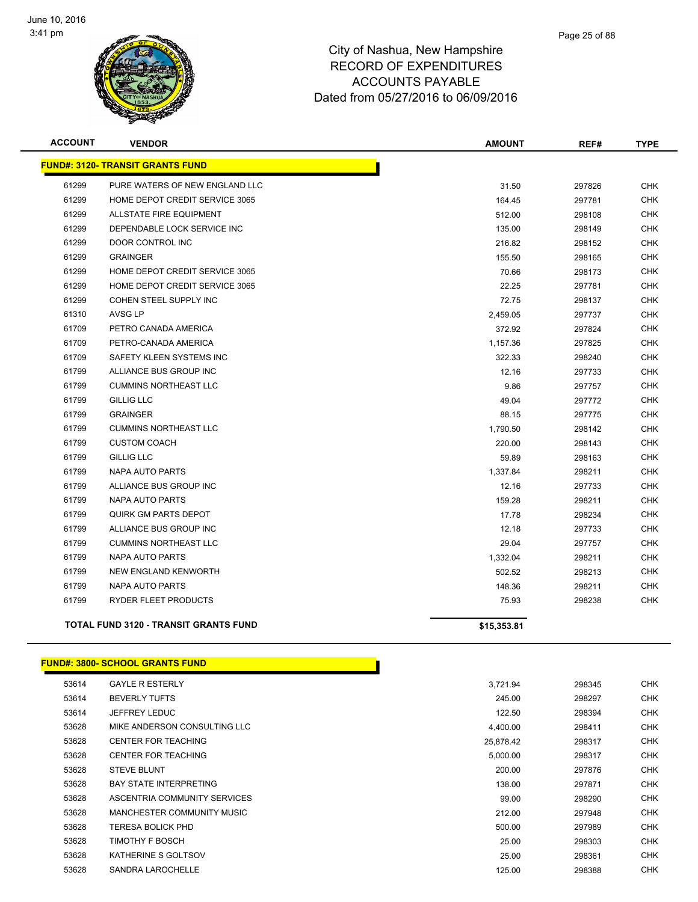# City of Nashua, New Hampshire
# RECORD OF EXPENDITURES
# ACCOUNTS PAYABLE
# Dated from 05/27/2016 to 06/09/2016

| ACCOUNT | VENDOR | AMOUNT | REF# | TYPE |
|---|---|---|---|---|
| **FUND#: 3120- TRANSIT GRANTS FUND** | | | | |
| 61299 | PURE WATERS OF NEW ENGLAND LLC | 31.50 | 297826 | CHK |
| 61299 | HOME DEPOT CREDIT SERVICE 3065 | 164.45 | 297781 | CHK |
| 61299 | ALLSTATE FIRE EQUIPMENT | 512.00 | 298108 | CHK |
| 61299 | DEPENDABLE LOCK SERVICE INC | 135.00 | 298149 | CHK |
| 61299 | DOOR CONTROL INC | 216.82 | 298152 | CHK |
| 61299 | GRAINGER | 155.50 | 298165 | CHK |
| 61299 | HOME DEPOT CREDIT SERVICE 3065 | 70.66 | 298173 | CHK |
| 61299 | HOME DEPOT CREDIT SERVICE 3065 | 22.25 | 297781 | CHK |
| 61299 | COHEN STEEL SUPPLY INC | 72.75 | 298137 | CHK |
| 61310 | AVSG LP | 2,459.05 | 297737 | CHK |
| 61709 | PETRO CANADA AMERICA | 372.92 | 297824 | CHK |
| 61709 | PETRO-CANADA AMERICA | 1,157.36 | 297825 | CHK |
| 61709 | SAFETY KLEEN SYSTEMS INC | 322.33 | 298240 | CHK |
| 61799 | ALLIANCE BUS GROUP INC | 12.16 | 297733 | CHK |
| 61799 | CUMMINS NORTHEAST LLC | 9.86 | 297757 | CHK |
| 61799 | GILLIG LLC | 49.04 | 297772 | CHK |
| 61799 | GRAINGER | 88.15 | 297775 | CHK |
| 61799 | CUMMINS NORTHEAST LLC | 1,790.50 | 298142 | CHK |
| 61799 | CUSTOM COACH | 220.00 | 298143 | CHK |
| 61799 | GILLIG LLC | 59.89 | 298163 | CHK |
| 61799 | NAPA AUTO PARTS | 1,337.84 | 298211 | CHK |
| 61799 | ALLIANCE BUS GROUP INC | 12.16 | 297733 | CHK |
| 61799 | NAPA AUTO PARTS | 159.28 | 298211 | CHK |
| 61799 | QUIRK GM PARTS DEPOT | 17.78 | 298234 | CHK |
| 61799 | ALLIANCE BUS GROUP INC | 12.18 | 297733 | CHK |
| 61799 | CUMMINS NORTHEAST LLC | 29.04 | 297757 | CHK |
| 61799 | NAPA AUTO PARTS | 1,332.04 | 298211 | CHK |
| 61799 | NEW ENGLAND KENWORTH | 502.52 | 298213 | CHK |
| 61799 | NAPA AUTO PARTS | 148.36 | 298211 | CHK |
| 61799 | RYDER FLEET PRODUCTS | 75.93 | 298238 | CHK |
| **TOTAL FUND 3120 - TRANSIT GRANTS FUND** | | **$15,353.81** | | |
| **FUND#: 3800- SCHOOL GRANTS FUND** | | | | |
| 53614 | GAYLE R ESTERLY | 3,721.94 | 298345 | CHK |
| 53614 | BEVERLY TUFTS | 245.00 | 298297 | CHK |
| 53614 | JEFFREY LEDUC | 122.50 | 298394 | CHK |
| 53628 | MIKE ANDERSON CONSULTING LLC | 4,400.00 | 298411 | CHK |
| 53628 | CENTER FOR TEACHING | 25,878.42 | 298317 | CHK |
| 53628 | CENTER FOR TEACHING | 5,000.00 | 298317 | CHK |
| 53628 | STEVE BLUNT | 200.00 | 297876 | CHK |
| 53628 | BAY STATE INTERPRETING | 138.00 | 297871 | CHK |
| 53628 | ASCENTRIA COMMUNITY SERVICES | 99.00 | 298290 | CHK |
| 53628 | MANCHESTER COMMUNITY MUSIC | 212.00 | 297948 | CHK |
| 53628 | TERESA BOLICK PHD | 500.00 | 297989 | CHK |
| 53628 | TIMOTHY F BOSCH | 25.00 | 298303 | CHK |
| 53628 | KATHERINE S GOLTSOV | 25.00 | 298361 | CHK |
| 53628 | SANDRA LAROCHELLE | 125.00 | 298388 | CHK |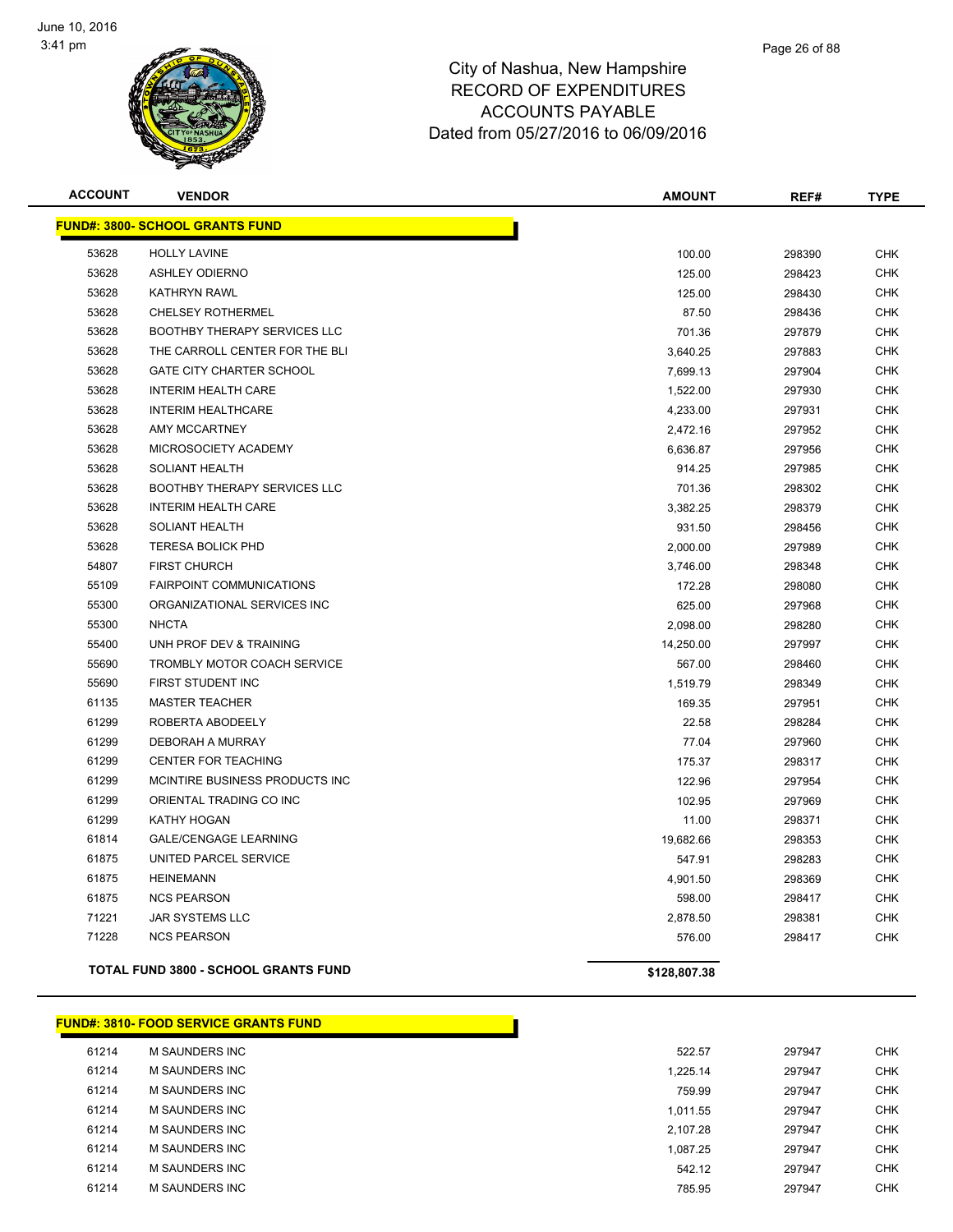# City of Nashua, New Hampshire
## RECORD OF EXPENDITURES
## ACCOUNTS PAYABLE
## Dated from 05/27/2016 to 06/09/2016

| ACCOUNT | VENDOR | AMOUNT | REF# | TYPE |
|---|---|---|---|---|
| **FUND#: 3800- SCHOOL GRANTS FUND** | | | | |
| 53628 | HOLLY LAVINE | 100.00 | 298390 | CHK |
| 53628 | ASHLEY ODIERNO | 125.00 | 298423 | CHK |
| 53628 | KATHRYN RAWL | 125.00 | 298430 | CHK |
| 53628 | CHELSEY ROTHERMEL | 87.50 | 298436 | CHK |
| 53628 | BOOTHBY THERAPY SERVICES LLC | 701.36 | 297879 | CHK |
| 53628 | THE CARROLL CENTER FOR THE BLI | 3,640.25 | 297883 | CHK |
| 53628 | GATE CITY CHARTER SCHOOL | 7,699.13 | 297904 | CHK |
| 53628 | INTERIM HEALTH CARE | 1,522.00 | 297930 | CHK |
| 53628 | INTERIM HEALTHCARE | 4,233.00 | 297931 | CHK |
| 53628 | AMY MCCARTNEY | 2,472.16 | 297952 | CHK |
| 53628 | MICROSOCIETY ACADEMY | 6,636.87 | 297956 | CHK |
| 53628 | SOLIANT HEALTH | 914.25 | 297985 | CHK |
| 53628 | BOOTHBY THERAPY SERVICES LLC | 701.36 | 298302 | CHK |
| 53628 | INTERIM HEALTH CARE | 3,382.25 | 298379 | CHK |
| 53628 | SOLIANT HEALTH | 931.50 | 298456 | CHK |
| 53628 | TERESA BOLICK PHD | 2,000.00 | 297989 | CHK |
| 54807 | FIRST CHURCH | 3,746.00 | 298348 | CHK |
| 55109 | FAIRPOINT COMMUNICATIONS | 172.28 | 298080 | CHK |
| 55300 | ORGANIZATIONAL SERVICES INC | 625.00 | 297968 | CHK |
| 55300 | NHCTA | 2,098.00 | 298280 | CHK |
| 55400 | UNH PROF DEV & TRAINING | 14,250.00 | 297997 | CHK |
| 55690 | TROMBLY MOTOR COACH SERVICE | 567.00 | 298460 | CHK |
| 55690 | FIRST STUDENT INC | 1,519.79 | 298349 | CHK |
| 61135 | MASTER TEACHER | 169.35 | 297951 | CHK |
| 61299 | ROBERTA ABODEELY | 22.58 | 298284 | CHK |
| 61299 | DEBORAH A MURRAY | 77.04 | 297960 | CHK |
| 61299 | CENTER FOR TEACHING | 175.37 | 298317 | CHK |
| 61299 | MCINTIRE BUSINESS PRODUCTS INC | 122.96 | 297954 | CHK |
| 61299 | ORIENTAL TRADING CO INC | 102.95 | 297969 | CHK |
| 61299 | KATHY HOGAN | 11.00 | 298371 | CHK |
| 61814 | GALE/CENGAGE LEARNING | 19,682.66 | 298353 | CHK |
| 61875 | UNITED PARCEL SERVICE | 547.91 | 298283 | CHK |
| 61875 | HEINEMANN | 4,901.50 | 298369 | CHK |
| 61875 | NCS PEARSON | 598.00 | 298417 | CHK |
| 71221 | JAR SYSTEMS LLC | 2,878.50 | 298381 | CHK |
| 71228 | NCS PEARSON | 576.00 | 298417 | CHK |
| **TOTAL FUND 3800 - SCHOOL GRANTS FUND** | | **$128,807.38** | | |

| ACCOUNT | VENDOR | AMOUNT | REF# | TYPE |
|---|---|---|---|---|
| **FUND#: 3810- FOOD SERVICE GRANTS FUND** | | | | |
| 61214 | M SAUNDERS INC | 522.57 | 297947 | CHK |
| 61214 | M SAUNDERS INC | 1,225.14 | 297947 | CHK |
| 61214 | M SAUNDERS INC | 759.99 | 297947 | CHK |
| 61214 | M SAUNDERS INC | 1,011.55 | 297947 | CHK |
| 61214 | M SAUNDERS INC | 2,107.28 | 297947 | CHK |
| 61214 | M SAUNDERS INC | 1,087.25 | 297947 | CHK |
| 61214 | M SAUNDERS INC | 542.12 | 297947 | CHK |
| 61214 | M SAUNDERS INC | 785.95 | 297947 | CHK |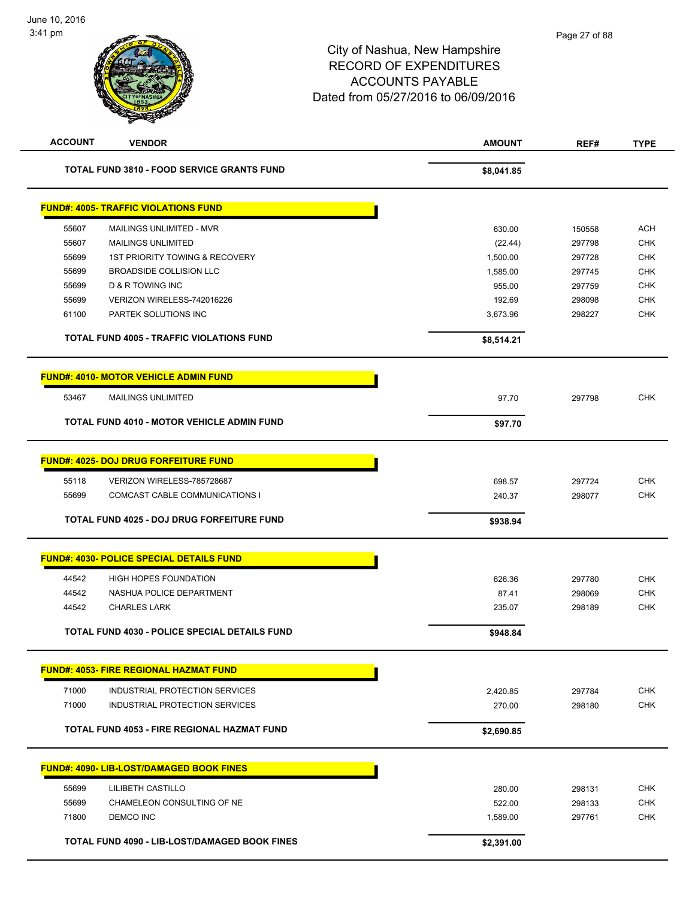City of Nashua, New Hampshire
RECORD OF EXPENDITURES
ACCOUNTS PAYABLE
Dated from 05/27/2016 to 06/09/2016

| ACCOUNT | VENDOR | AMOUNT | REF# | TYPE |
|---|---|---|---|---|
| | **TOTAL FUND 3810 - FOOD SERVICE GRANTS FUND** | **$8,041.85** | | |
| | **FUND#: 4005- TRAFFIC VIOLATIONS FUND** | | | |
| 55607 | MAILINGS UNLIMITED - MVR | 630.00 | 150558 | ACH |
| 55607 | MAILINGS UNLIMITED | (22.44) | 297798 | CHK |
| 55699 | 1ST PRIORITY TOWING & RECOVERY | 1,500.00 | 297728 | CHK |
| 55699 | BROADSIDE COLLISION LLC | 1,585.00 | 297745 | CHK |
| 55699 | D & R TOWING INC | 955.00 | 297759 | CHK |
| 55699 | VERIZON WIRELESS-742016226 | 192.69 | 298098 | CHK |
| 61100 | PARTEK SOLUTIONS INC | 3,673.96 | 298227 | CHK |
| | **TOTAL FUND 4005 - TRAFFIC VIOLATIONS FUND** | **$8,514.21** | | |
| | **FUND#: 4010- MOTOR VEHICLE ADMIN FUND** | | | |
| 53467 | MAILINGS UNLIMITED | 97.70 | 297798 | CHK |
| | **TOTAL FUND 4010 - MOTOR VEHICLE ADMIN FUND** | **$97.70** | | |
| | **FUND#: 4025- DOJ DRUG FORFEITURE FUND** | | | |
| 55118 | VERIZON WIRELESS-785728687 | 698.57 | 297724 | CHK |
| 55699 | COMCAST CABLE COMMUNICATIONS I | 240.37 | 298077 | CHK |
| | **TOTAL FUND 4025 - DOJ DRUG FORFEITURE FUND** | **$938.94** | | |
| | **FUND#: 4030- POLICE SPECIAL DETAILS FUND** | | | |
| 44542 | HIGH HOPES FOUNDATION | 626.36 | 297780 | CHK |
| 44542 | NASHUA POLICE DEPARTMENT | 87.41 | 298069 | CHK |
| 44542 | CHARLES LARK | 235.07 | 298189 | CHK |
| | **TOTAL FUND 4030 - POLICE SPECIAL DETAILS FUND** | **$948.84** | | |
| | **FUND#: 4053- FIRE REGIONAL HAZMAT FUND** | | | |
| 71000 | INDUSTRIAL PROTECTION SERVICES | 2,420.85 | 297784 | CHK |
| 71000 | INDUSTRIAL PROTECTION SERVICES | 270.00 | 298180 | CHK |
| | **TOTAL FUND 4053 - FIRE REGIONAL HAZMAT FUND** | **$2,690.85** | | |
| | **FUND#: 4090- LIB-LOST/DAMAGED BOOK FINES** | | | |
| 55699 | LILIBETH CASTILLO | 280.00 | 298131 | CHK |
| 55699 | CHAMELEON CONSULTING OF NE | 522.00 | 298133 | CHK |
| 71800 | DEMCO INC | 1,589.00 | 297761 | CHK |
| | **TOTAL FUND 4090 - LIB-LOST/DAMAGED BOOK FINES** | **$2,391.00** | | |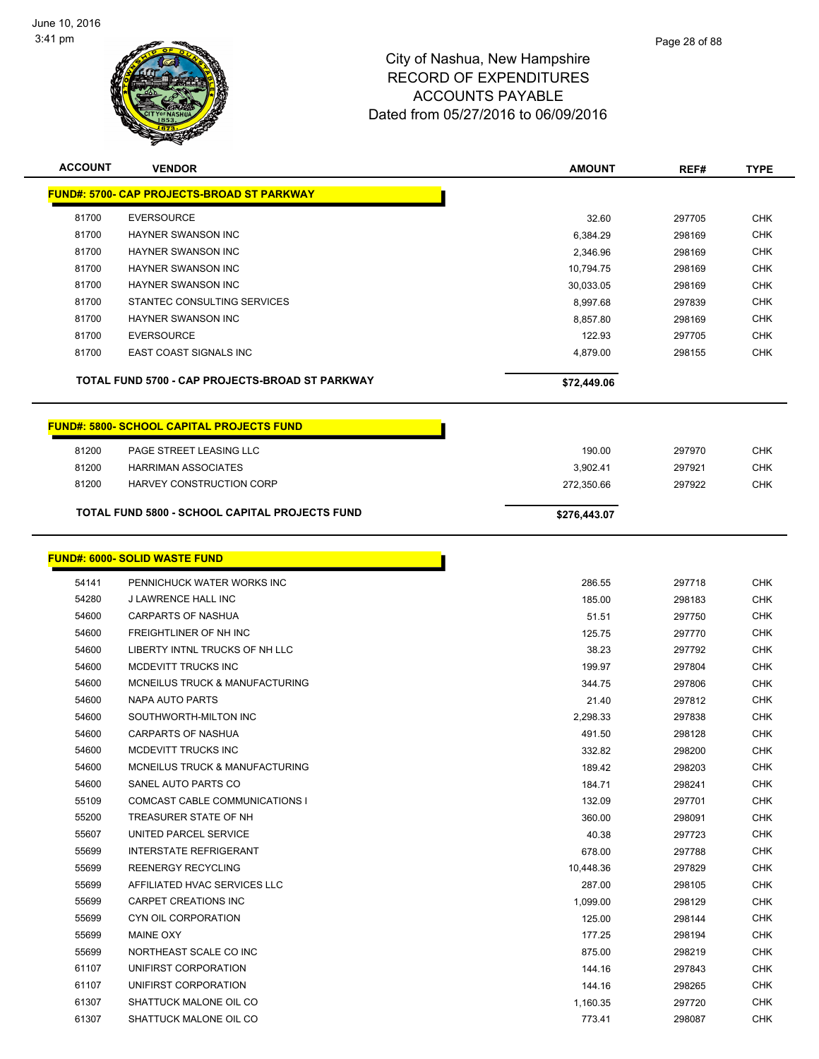# City of Nashua, New Hampshire
## RECORD OF EXPENDITURES
## ACCOUNTS PAYABLE
## Dated from 05/27/2016 to 06/09/2016

| ACCOUNT | VENDOR | AMOUNT | REF# | TYPE |
|---|---|---|---|---|
| **FUND#: 5700- CAP PROJECTS-BROAD ST PARKWAY** | | | | |
| 81700 | EVERSOURCE | 32.60 | 297705 | CHK |
| 81700 | HAYNER SWANSON INC | 6,384.29 | 298169 | CHK |
| 81700 | HAYNER SWANSON INC | 2,346.96 | 298169 | CHK |
| 81700 | HAYNER SWANSON INC | 10,794.75 | 298169 | CHK |
| 81700 | HAYNER SWANSON INC | 30,033.05 | 298169 | CHK |
| 81700 | STANTEC CONSULTING SERVICES | 8,997.68 | 297839 | CHK |
| 81700 | HAYNER SWANSON INC | 8,857.80 | 298169 | CHK |
| 81700 | EVERSOURCE | 122.93 | 297705 | CHK |
| 81700 | EAST COAST SIGNALS INC | 4,879.00 | 298155 | CHK |
| | **TOTAL FUND 5700 - CAP PROJECTS-BROAD ST PARKWAY** | **$72,449.06** | | |
| **FUND#: 5800- SCHOOL CAPITAL PROJECTS FUND** | | | | |
| 81200 | PAGE STREET LEASING LLC | 190.00 | 297970 | CHK |
| 81200 | HARRIMAN ASSOCIATES | 3,902.41 | 297921 | CHK |
| 81200 | HARVEY CONSTRUCTION CORP | 272,350.66 | 297922 | CHK |
| | **TOTAL FUND 5800 - SCHOOL CAPITAL PROJECTS FUND** | **$276,443.07** | | |
| **FUND#: 6000- SOLID WASTE FUND** | | | | |
| 54141 | PENNICHUCK WATER WORKS INC | 286.55 | 297718 | CHK |
| 54280 | J LAWRENCE HALL INC | 185.00 | 298183 | CHK |
| 54600 | CARPARTS OF NASHUA | 51.51 | 297750 | CHK |
| 54600 | FREIGHTLINER OF NH INC | 125.75 | 297770 | CHK |
| 54600 | LIBERTY INTNL TRUCKS OF NH LLC | 38.23 | 297792 | CHK |
| 54600 | MCDEVITT TRUCKS INC | 199.97 | 297804 | CHK |
| 54600 | MCNEILUS TRUCK & MANUFACTURING | 344.75 | 297806 | CHK |
| 54600 | NAPA AUTO PARTS | 21.40 | 297812 | CHK |
| 54600 | SOUTHWORTH-MILTON INC | 2,298.33 | 297838 | CHK |
| 54600 | CARPARTS OF NASHUA | 491.50 | 298128 | CHK |
| 54600 | MCDEVITT TRUCKS INC | 332.82 | 298200 | CHK |
| 54600 | MCNEILUS TRUCK & MANUFACTURING | 189.42 | 298203 | CHK |
| 54600 | SANEL AUTO PARTS CO | 184.71 | 298241 | CHK |
| 55109 | COMCAST CABLE COMMUNICATIONS I | 132.09 | 297701 | CHK |
| 55200 | TREASURER STATE OF NH | 360.00 | 298091 | CHK |
| 55607 | UNITED PARCEL SERVICE | 40.38 | 297723 | CHK |
| 55699 | INTERSTATE REFRIGERANT | 678.00 | 297788 | CHK |
| 55699 | REENERGY RECYCLING | 10,448.36 | 297829 | CHK |
| 55699 | AFFILIATED HVAC SERVICES LLC | 287.00 | 298105 | CHK |
| 55699 | CARPET CREATIONS INC | 1,099.00 | 298129 | CHK |
| 55699 | CYN OIL CORPORATION | 125.00 | 298144 | CHK |
| 55699 | MAINE OXY | 177.25 | 298194 | CHK |
| 55699 | NORTHEAST SCALE CO INC | 875.00 | 298219 | CHK |
| 61107 | UNIFIRST CORPORATION | 144.16 | 297843 | CHK |
| 61107 | UNIFIRST CORPORATION | 144.16 | 298265 | CHK |
| 61307 | SHATTUCK MALONE OIL CO | 1,160.35 | 297720 | CHK |
| 61307 | SHATTUCK MALONE OIL CO | 773.41 | 298087 | CHK |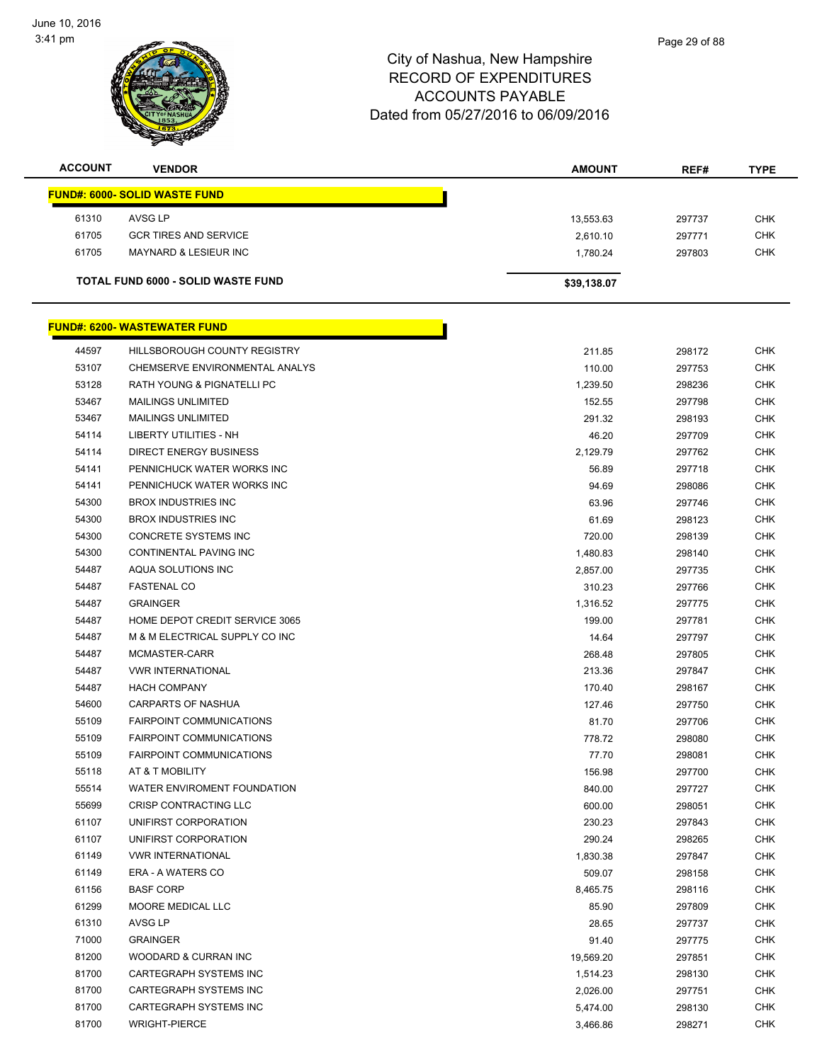| ACCOUNT | VENDOR | AMOUNT | REF# | TYPE |
|---|---|---|---|---|
| **FUND#: 6000- SOLID WASTE FUND** | | | | |
| 61310 | AVSG LP | 13,553.63 | 297737 | CHK |
| 61705 | GCR TIRES AND SERVICE | 2,610.10 | 297771 | CHK |
| 61705 | MAYNARD & LESIEUR INC | 1,780.24 | 297803 | CHK |
| **TOTAL FUND 6000 - SOLID WASTE FUND** | | **$39,138.07** | | |

| ACCOUNT | VENDOR | AMOUNT | REF# | TYPE |
|---|---|---|---|---|
| **FUND#: 6200- WASTEWATER FUND** | | | | |
| 44597 | HILLSBOROUGH COUNTY REGISTRY | 211.85 | 298172 | CHK |
| 53107 | CHEMSERVE ENVIRONMENTAL ANALYS | 110.00 | 297753 | CHK |
| 53128 | RATH YOUNG & PIGNATELLI PC | 1,239.50 | 298236 | CHK |
| 53467 | MAILINGS UNLIMITED | 152.55 | 297798 | CHK |
| 53467 | MAILINGS UNLIMITED | 291.32 | 298193 | CHK |
| 54114 | LIBERTY UTILITIES - NH | 46.20 | 297709 | CHK |
| 54114 | DIRECT ENERGY BUSINESS | 2,129.79 | 297762 | CHK |
| 54141 | PENNICHUCK WATER WORKS INC | 56.89 | 297718 | CHK |
| 54141 | PENNICHUCK WATER WORKS INC | 94.69 | 298086 | CHK |
| 54300 | BROX INDUSTRIES INC | 63.96 | 297746 | CHK |
| 54300 | BROX INDUSTRIES INC | 61.69 | 298123 | CHK |
| 54300 | CONCRETE SYSTEMS INC | 720.00 | 298139 | CHK |
| 54300 | CONTINENTAL PAVING INC | 1,480.83 | 298140 | CHK |
| 54487 | AQUA SOLUTIONS INC | 2,857.00 | 297735 | CHK |
| 54487 | FASTENAL CO | 310.23 | 297766 | CHK |
| 54487 | GRAINGER | 1,316.52 | 297775 | CHK |
| 54487 | HOME DEPOT CREDIT SERVICE 3065 | 199.00 | 297781 | CHK |
| 54487 | M & M ELECTRICAL SUPPLY CO INC | 14.64 | 297797 | CHK |
| 54487 | MCMASTER-CARR | 268.48 | 297805 | CHK |
| 54487 | VWR INTERNATIONAL | 213.36 | 297847 | CHK |
| 54487 | HACH COMPANY | 170.40 | 298167 | CHK |
| 54600 | CARPARTS OF NASHUA | 127.46 | 297750 | CHK |
| 55109 | FAIRPOINT COMMUNICATIONS | 81.70 | 297706 | CHK |
| 55109 | FAIRPOINT COMMUNICATIONS | 778.72 | 298080 | CHK |
| 55109 | FAIRPOINT COMMUNICATIONS | 77.70 | 298081 | CHK |
| 55118 | AT & T MOBILITY | 156.98 | 297700 | CHK |
| 55514 | WATER ENVIROMENT FOUNDATION | 840.00 | 297727 | CHK |
| 55699 | CRISP CONTRACTING LLC | 600.00 | 298051 | CHK |
| 61107 | UNIFIRST CORPORATION | 230.23 | 297843 | CHK |
| 61107 | UNIFIRST CORPORATION | 290.24 | 298265 | CHK |
| 61149 | VWR INTERNATIONAL | 1,830.38 | 297847 | CHK |
| 61149 | ERA - A WATERS CO | 509.07 | 298158 | CHK |
| 61156 | BASF CORP | 8,465.75 | 298116 | CHK |
| 61299 | MOORE MEDICAL LLC | 85.90 | 297809 | CHK |
| 61310 | AVSG LP | 28.65 | 297737 | CHK |
| 71000 | GRAINGER | 91.40 | 297775 | CHK |
| 81200 | WOODARD & CURRAN INC | 19,569.20 | 297851 | CHK |
| 81700 | CARTEGRAPH SYSTEMS INC | 1,514.23 | 298130 | CHK |
| 81700 | CARTEGRAPH SYSTEMS INC | 2,026.00 | 297751 | CHK |
| 81700 | CARTEGRAPH SYSTEMS INC | 5,474.00 | 298130 | CHK |
| 81700 | WRIGHT-PIERCE | 3,466.86 | 298271 | CHK |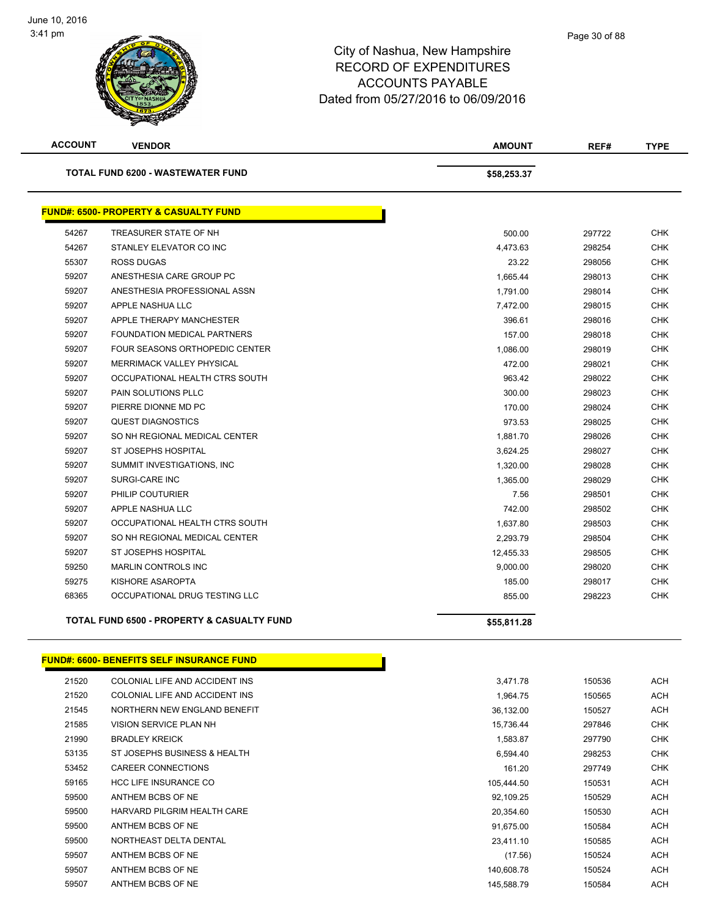# City of Nashua, New Hampshire
## RECORD OF EXPENDITURES
## ACCOUNTS PAYABLE
## Dated from 05/27/2016 to 06/09/2016

| ACCOUNT | VENDOR | AMOUNT | REF# | TYPE |
|---|---|---|---|---|
| | **TOTAL FUND 6200 - WASTEWATER FUND** | **$58,253.37** | | |

**FUND#: 6500- PROPERTY & CASUALTY FUND**

| ACCOUNT | VENDOR | AMOUNT | REF# | TYPE |
|---|---|---|---|---|
| 54267 | TREASURER STATE OF NH | 500.00 | 297722 | CHK |
| 54267 | STANLEY ELEVATOR CO INC | 4,473.63 | 298254 | CHK |
| 55307 | ROSS DUGAS | 23.22 | 298056 | CHK |
| 59207 | ANESTHESIA CARE GROUP PC | 1,665.44 | 298013 | CHK |
| 59207 | ANESTHESIA PROFESSIONAL ASSN | 1,791.00 | 298014 | CHK |
| 59207 | APPLE NASHUA LLC | 7,472.00 | 298015 | CHK |
| 59207 | APPLE THERAPY MANCHESTER | 396.61 | 298016 | CHK |
| 59207 | FOUNDATION MEDICAL PARTNERS | 157.00 | 298018 | CHK |
| 59207 | FOUR SEASONS ORTHOPEDIC CENTER | 1,086.00 | 298019 | CHK |
| 59207 | MERRIMACK VALLEY PHYSICAL | 472.00 | 298021 | CHK |
| 59207 | OCCUPATIONAL HEALTH CTRS SOUTH | 963.42 | 298022 | CHK |
| 59207 | PAIN SOLUTIONS PLLC | 300.00 | 298023 | CHK |
| 59207 | PIERRE DIONNE MD PC | 170.00 | 298024 | CHK |
| 59207 | QUEST DIAGNOSTICS | 973.53 | 298025 | CHK |
| 59207 | SO NH REGIONAL MEDICAL CENTER | 1,881.70 | 298026 | CHK |
| 59207 | ST JOSEPHS HOSPITAL | 3,624.25 | 298027 | CHK |
| 59207 | SUMMIT INVESTIGATIONS, INC | 1,320.00 | 298028 | CHK |
| 59207 | SURGI-CARE INC | 1,365.00 | 298029 | CHK |
| 59207 | PHILIP COUTURIER | 7.56 | 298501 | CHK |
| 59207 | APPLE NASHUA LLC | 742.00 | 298502 | CHK |
| 59207 | OCCUPATIONAL HEALTH CTRS SOUTH | 1,637.80 | 298503 | CHK |
| 59207 | SO NH REGIONAL MEDICAL CENTER | 2,293.79 | 298504 | CHK |
| 59207 | ST JOSEPHS HOSPITAL | 12,455.33 | 298505 | CHK |
| 59250 | MARLIN CONTROLS INC | 9,000.00 | 298020 | CHK |
| 59275 | KISHORE ASAROPTA | 185.00 | 298017 | CHK |
| 68365 | OCCUPATIONAL DRUG TESTING LLC | 855.00 | 298223 | CHK |
| | **TOTAL FUND 6500 - PROPERTY & CASUALTY FUND** | **$55,811.28** | | |

**FUND#: 6600- BENEFITS SELF INSURANCE FUND**

| ACCOUNT | VENDOR | AMOUNT | REF# | TYPE |
|---|---|---|---|---|
| 21520 | COLONIAL LIFE AND ACCIDENT INS | 3,471.78 | 150536 | ACH |
| 21520 | COLONIAL LIFE AND ACCIDENT INS | 1,964.75 | 150565 | ACH |
| 21545 | NORTHERN NEW ENGLAND BENEFIT | 36,132.00 | 150527 | ACH |
| 21585 | VISION SERVICE PLAN NH | 15,736.44 | 297846 | CHK |
| 21990 | BRADLEY KREICK | 1,583.87 | 297790 | CHK |
| 53135 | ST JOSEPHS BUSINESS & HEALTH | 6,594.40 | 298253 | CHK |
| 53452 | CAREER CONNECTIONS | 161.20 | 297749 | CHK |
| 59165 | HCC LIFE INSURANCE CO | 105,444.50 | 150531 | ACH |
| 59500 | ANTHEM BCBS OF NE | 92,109.25 | 150529 | ACH |
| 59500 | HARVARD PILGRIM HEALTH CARE | 20,354.60 | 150530 | ACH |
| 59500 | ANTHEM BCBS OF NE | 91,675.00 | 150584 | ACH |
| 59500 | NORTHEAST DELTA DENTAL | 23,411.10 | 150585 | ACH |
| 59507 | ANTHEM BCBS OF NE | (17.56) | 150524 | ACH |
| 59507 | ANTHEM BCBS OF NE | 140,608.78 | 150524 | ACH |
| 59507 | ANTHEM BCBS OF NE | 145,588.79 | 150584 | ACH |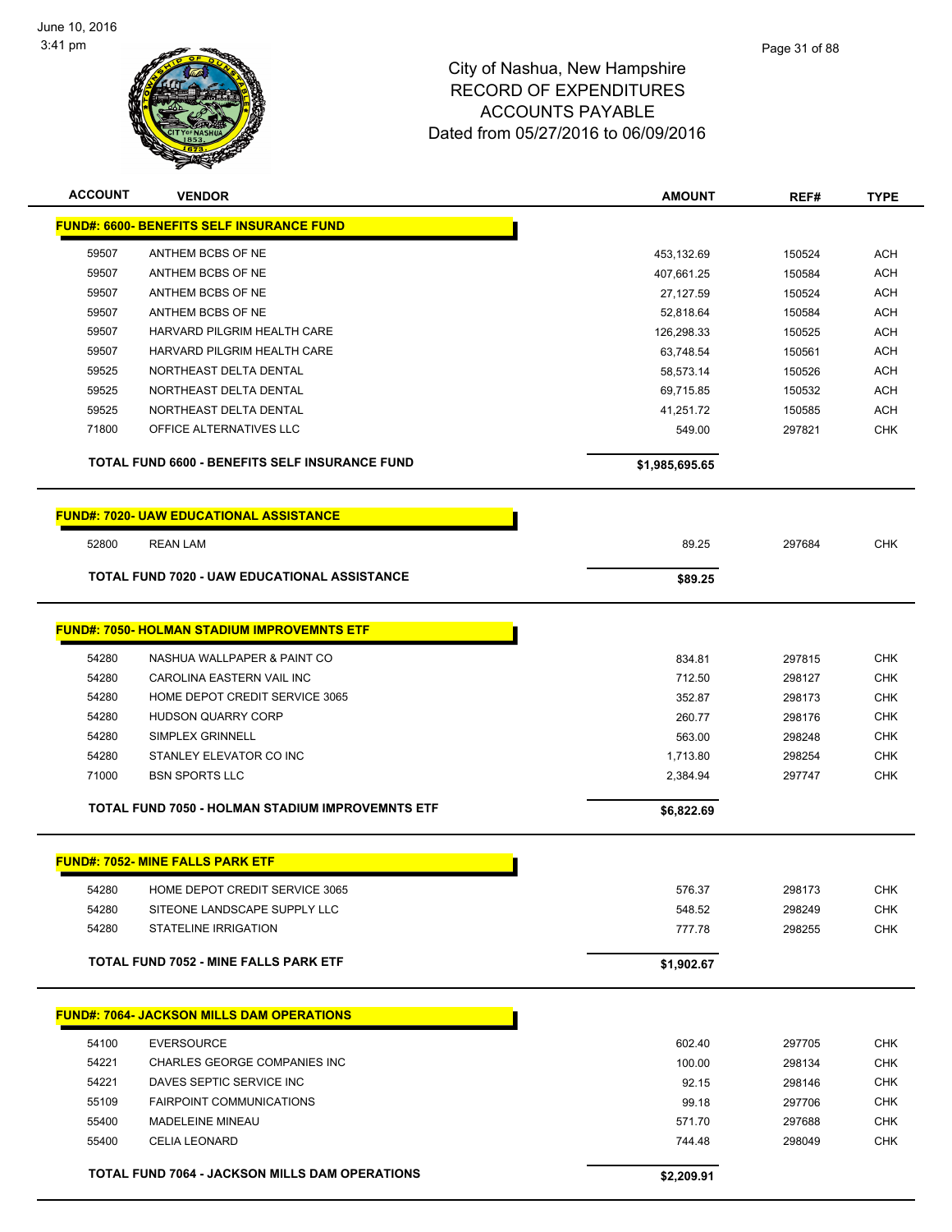# City of Nashua, New Hampshire
## RECORD OF EXPENDITURES
## ACCOUNTS PAYABLE
## Dated from 05/27/2016 to 06/09/2016

| ACCOUNT | VENDOR | AMOUNT | REF# | TYPE |
|---|---|---|---|---|
| **FUND#: 6600- BENEFITS SELF INSURANCE FUND** | | | | |
| 59507 | ANTHEM BCBS OF NE | 453,132.69 | 150524 | ACH |
| 59507 | ANTHEM BCBS OF NE | 407,661.25 | 150584 | ACH |
| 59507 | ANTHEM BCBS OF NE | 27,127.59 | 150524 | ACH |
| 59507 | ANTHEM BCBS OF NE | 52,818.64 | 150584 | ACH |
| 59507 | HARVARD PILGRIM HEALTH CARE | 126,298.33 | 150525 | ACH |
| 59507 | HARVARD PILGRIM HEALTH CARE | 63,748.54 | 150561 | ACH |
| 59525 | NORTHEAST DELTA DENTAL | 58,573.14 | 150526 | ACH |
| 59525 | NORTHEAST DELTA DENTAL | 69,715.85 | 150532 | ACH |
| 59525 | NORTHEAST DELTA DENTAL | 41,251.72 | 150585 | ACH |
| 71800 | OFFICE ALTERNATIVES LLC | 549.00 | 297821 | CHK |
| | **TOTAL FUND 6600 - BENEFITS SELF INSURANCE FUND** | **$1,985,695.65** | | |
| **FUND#: 7020- UAW EDUCATIONAL ASSISTANCE** | | | | |
| 52800 | REAN LAM | 89.25 | 297684 | CHK |
| | **TOTAL FUND 7020 - UAW EDUCATIONAL ASSISTANCE** | **$89.25** | | |
| **FUND#: 7050- HOLMAN STADIUM IMPROVEMNTS ETF** | | | | |
| 54280 | NASHUA WALLPAPER & PAINT CO | 834.81 | 297815 | CHK |
| 54280 | CAROLINA EASTERN VAIL INC | 712.50 | 298127 | CHK |
| 54280 | HOME DEPOT CREDIT SERVICE 3065 | 352.87 | 298173 | CHK |
| 54280 | HUDSON QUARRY CORP | 260.77 | 298176 | CHK |
| 54280 | SIMPLEX GRINNELL | 563.00 | 298248 | CHK |
| 54280 | STANLEY ELEVATOR CO INC | 1,713.80 | 298254 | CHK |
| 71000 | BSN SPORTS LLC | 2,384.94 | 297747 | CHK |
| | **TOTAL FUND 7050 - HOLMAN STADIUM IMPROVEMNTS ETF** | **$6,822.69** | | |
| **FUND#: 7052- MINE FALLS PARK ETF** | | | | |
| 54280 | HOME DEPOT CREDIT SERVICE 3065 | 576.37 | 298173 | CHK |
| 54280 | SITEONE LANDSCAPE SUPPLY LLC | 548.52 | 298249 | CHK |
| 54280 | STATELINE IRRIGATION | 777.78 | 298255 | CHK |
| | **TOTAL FUND 7052 - MINE FALLS PARK ETF** | **$1,902.67** | | |
| **FUND#: 7064- JACKSON MILLS DAM OPERATIONS** | | | | |
| 54100 | EVERSOURCE | 602.40 | 297705 | CHK |
| 54221 | CHARLES GEORGE COMPANIES INC | 100.00 | 298134 | CHK |
| 54221 | DAVES SEPTIC SERVICE INC | 92.15 | 298146 | CHK |
| 55109 | FAIRPOINT COMMUNICATIONS | 99.18 | 297706 | CHK |
| 55400 | MADELEINE MINEAU | 571.70 | 297688 | CHK |
| 55400 | CELIA LEONARD | 744.48 | 298049 | CHK |
| | **TOTAL FUND 7064 - JACKSON MILLS DAM OPERATIONS** | **$2,209.91** | | |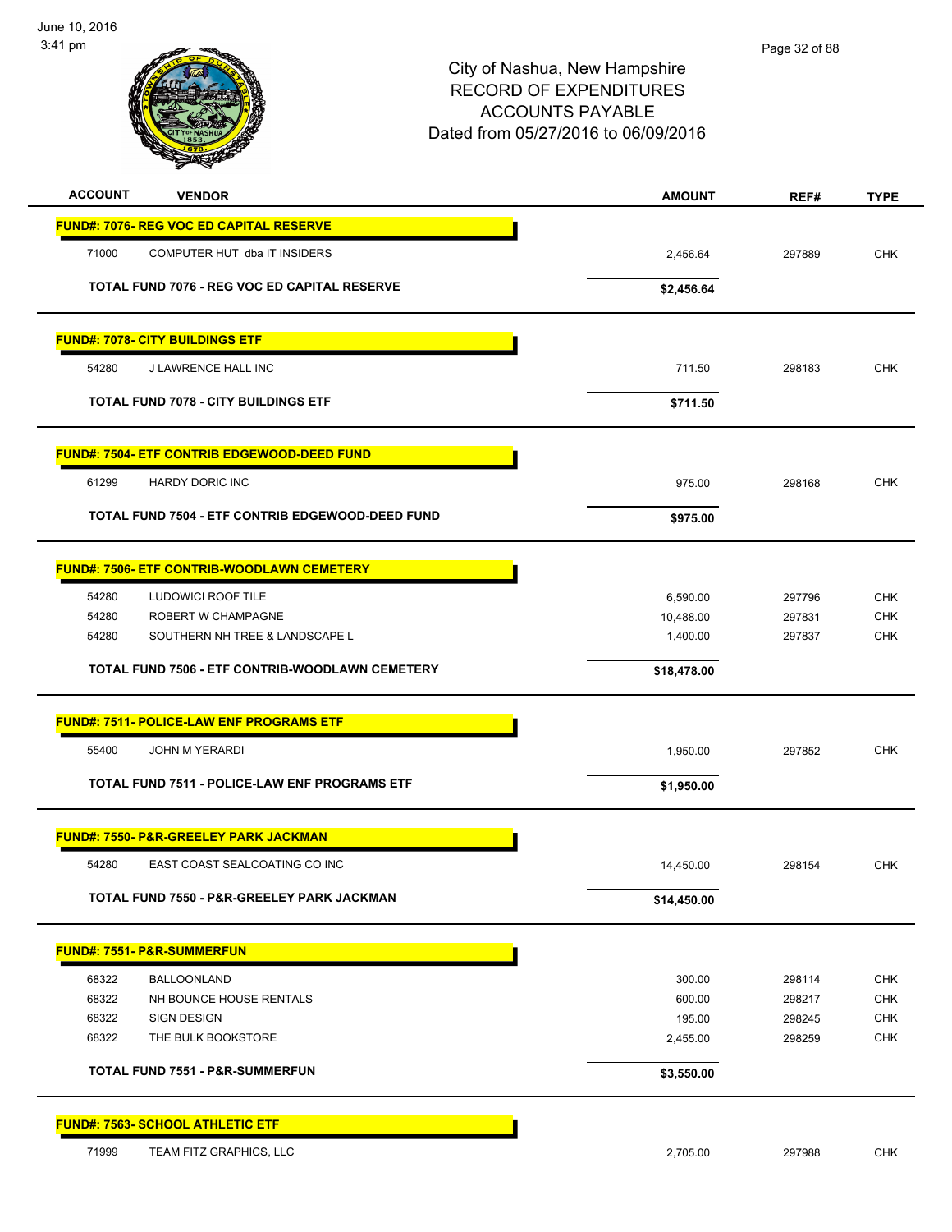City of Nashua, New Hampshire
RECORD OF EXPENDITURES
ACCOUNTS PAYABLE
Dated from 05/27/2016 to 06/09/2016

| ACCOUNT | VENDOR | AMOUNT | REF# | TYPE |
|---|---|---|---|---|
| **FUND#: 7076- REG VOC ED CAPITAL RESERVE** | | | | |
| 71000 | COMPUTER HUT dba IT INSIDERS | 2,456.64 | 297889 | CHK |
| | **TOTAL FUND 7076 - REG VOC ED CAPITAL RESERVE** | **$2,456.64** | | |
| **FUND#: 7078- CITY BUILDINGS ETF** | | | | |
| 54280 | J LAWRENCE HALL INC | 711.50 | 298183 | CHK |
| | **TOTAL FUND 7078 - CITY BUILDINGS ETF** | **$711.50** | | |
| **FUND#: 7504- ETF CONTRIB EDGEWOOD-DEED FUND** | | | | |
| 61299 | HARDY DORIC INC | 975.00 | 298168 | CHK |
| | **TOTAL FUND 7504 - ETF CONTRIB EDGEWOOD-DEED FUND** | **$975.00** | | |
| **FUND#: 7506- ETF CONTRIB-WOODLAWN CEMETERY** | | | | |
| 54280 | LUDOWICI ROOF TILE | 6,590.00 | 297796 | CHK |
| 54280 | ROBERT W CHAMPAGNE | 10,488.00 | 297831 | CHK |
| 54280 | SOUTHERN NH TREE & LANDSCAPE L | 1,400.00 | 297837 | CHK |
| | **TOTAL FUND 7506 - ETF CONTRIB-WOODLAWN CEMETERY** | **$18,478.00** | | |
| **FUND#: 7511- POLICE-LAW ENF PROGRAMS ETF** | | | | |
| 55400 | JOHN M YERARDI | 1,950.00 | 297852 | CHK |
| | **TOTAL FUND 7511 - POLICE-LAW ENF PROGRAMS ETF** | **$1,950.00** | | |
| **FUND#: 7550- P&R-GREELEY PARK JACKMAN** | | | | |
| 54280 | EAST COAST SEALCOATING CO INC | 14,450.00 | 298154 | CHK |
| | **TOTAL FUND 7550 - P&R-GREELEY PARK JACKMAN** | **$14,450.00** | | |
| **FUND#: 7551- P&R-SUMMERFUN** | | | | |
| 68322 | BALLOONLAND | 300.00 | 298114 | CHK |
| 68322 | NH BOUNCE HOUSE RENTALS | 600.00 | 298217 | CHK |
| 68322 | SIGN DESIGN | 195.00 | 298245 | CHK |
| 68322 | THE BULK BOOKSTORE | 2,455.00 | 298259 | CHK |
| | **TOTAL FUND 7551 - P&R-SUMMERFUN** | **$3,550.00** | | |
| **FUND#: 7563- SCHOOL ATHLETIC ETF** | | | | |
| 71999 | TEAM FITZ GRAPHICS, LLC | 2,705.00 | 297988 | CHK |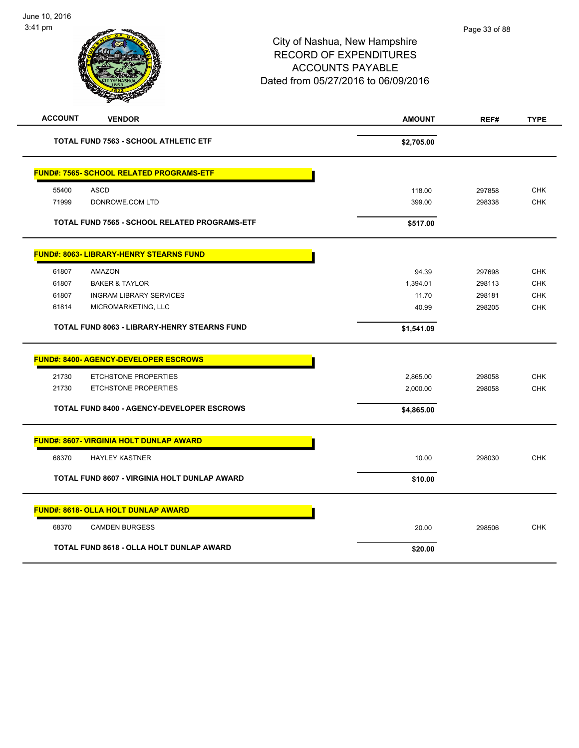# City of Nashua, New Hampshire
## RECORD OF EXPENDITURES
## ACCOUNTS PAYABLE
## Dated from 05/27/2016 to 06/09/2016

| ACCOUNT | VENDOR | AMOUNT | REF# | TYPE |
|---|---|---|---|---|
| | **TOTAL FUND 7563 - SCHOOL ATHLETIC ETF** | **$2,705.00** | | |
| **FUND#: 7565- SCHOOL RELATED PROGRAMS-ETF** | | | | |
| 55400 | ASCD | 118.00 | 297858 | CHK |
| 71999 | DONROWE.COM LTD | 399.00 | 298338 | CHK |
| | **TOTAL FUND 7565 - SCHOOL RELATED PROGRAMS-ETF** | **$517.00** | | |
| **FUND#: 8063- LIBRARY-HENRY STEARNS FUND** | | | | |
| 61807 | AMAZON | 94.39 | 297698 | CHK |
| 61807 | BAKER & TAYLOR | 1,394.01 | 298113 | CHK |
| 61807 | INGRAM LIBRARY SERVICES | 11.70 | 298181 | CHK |
| 61814 | MICROMARKETING, LLC | 40.99 | 298205 | CHK |
| | **TOTAL FUND 8063 - LIBRARY-HENRY STEARNS FUND** | **$1,541.09** | | |
| **FUND#: 8400- AGENCY-DEVELOPER ESCROWS** | | | | |
| 21730 | ETCHSTONE PROPERTIES | 2,865.00 | 298058 | CHK |
| 21730 | ETCHSTONE PROPERTIES | 2,000.00 | 298058 | CHK |
| | **TOTAL FUND 8400 - AGENCY-DEVELOPER ESCROWS** | **$4,865.00** | | |
| **FUND#: 8607- VIRGINIA HOLT DUNLAP AWARD** | | | | |
| 68370 | HAYLEY KASTNER | 10.00 | 298030 | CHK |
| | **TOTAL FUND 8607 - VIRGINIA HOLT DUNLAP AWARD** | **$10.00** | | |
| **FUND#: 8618- OLLA HOLT DUNLAP AWARD** | | | | |
| 68370 | CAMDEN BURGESS | 20.00 | 298506 | CHK |
| | **TOTAL FUND 8618 - OLLA HOLT DUNLAP AWARD** | **$20.00** | | |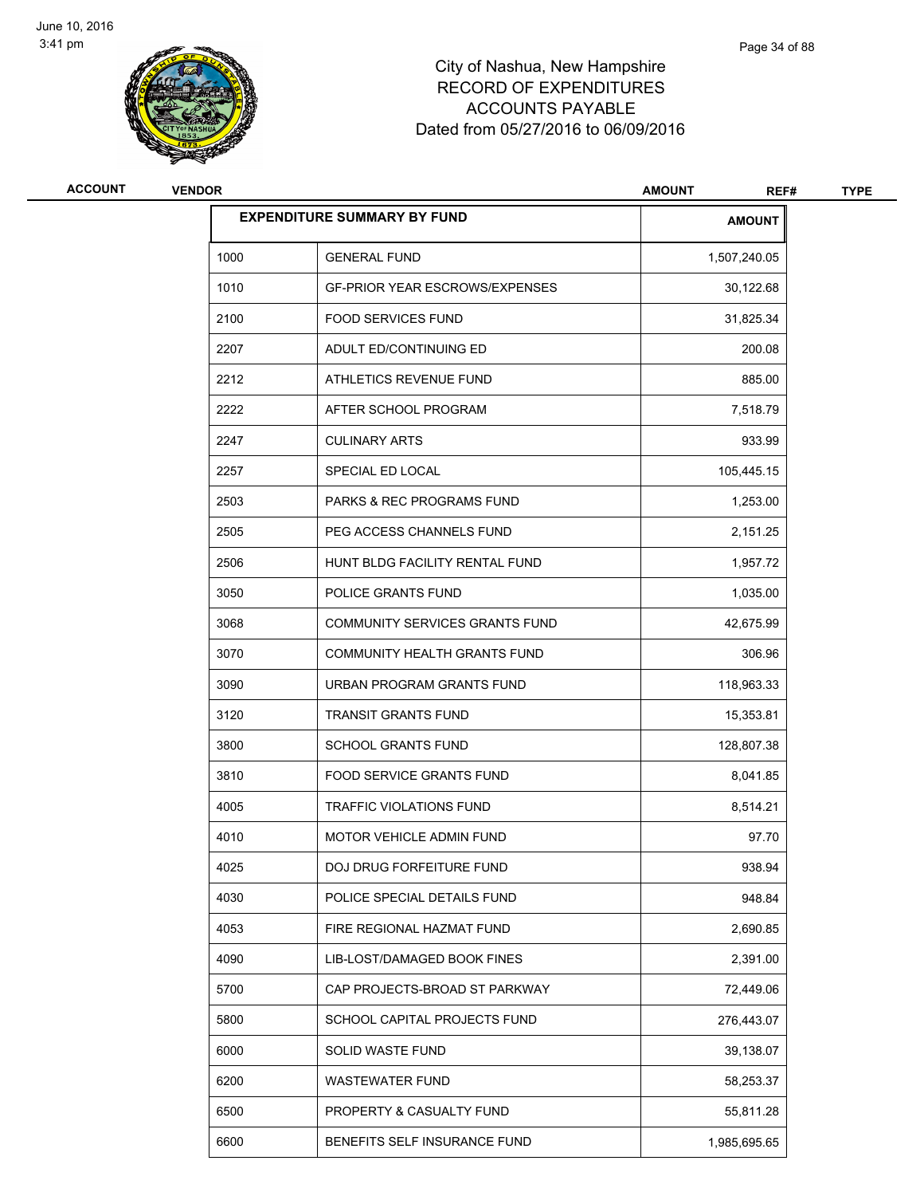# City of Nashua, New Hampshire
## RECORD OF EXPENDITURES
## ACCOUNTS PAYABLE
## Dated from 05/27/2016 to 06/09/2016

June 10, 2016
3:41 pm

| ACCOUNT | VENDOR | AMOUNT | REF# | TYPE |
|---|---|---|---|---|

| EXPENDITURE SUMMARY BY FUND | | AMOUNT |
|---|---|---|
| 1000 | GENERAL FUND | 1,507,240.05 |
| 1010 | GF-PRIOR YEAR ESCROWS/EXPENSES | 30,122.68 |
| 2100 | FOOD SERVICES FUND | 31,825.34 |
| 2207 | ADULT ED/CONTINUING ED | 200.08 |
| 2212 | ATHLETICS REVENUE FUND | 885.00 |
| 2222 | AFTER SCHOOL PROGRAM | 7,518.79 |
| 2247 | CULINARY ARTS | 933.99 |
| 2257 | SPECIAL ED LOCAL | 105,445.15 |
| 2503 | PARKS & REC PROGRAMS FUND | 1,253.00 |
| 2505 | PEG ACCESS CHANNELS FUND | 2,151.25 |
| 2506 | HUNT BLDG FACILITY RENTAL FUND | 1,957.72 |
| 3050 | POLICE GRANTS FUND | 1,035.00 |
| 3068 | COMMUNITY SERVICES GRANTS FUND | 42,675.99 |
| 3070 | COMMUNITY HEALTH GRANTS FUND | 306.96 |
| 3090 | URBAN PROGRAM GRANTS FUND | 118,963.33 |
| 3120 | TRANSIT GRANTS FUND | 15,353.81 |
| 3800 | SCHOOL GRANTS FUND | 128,807.38 |
| 3810 | FOOD SERVICE GRANTS FUND | 8,041.85 |
| 4005 | TRAFFIC VIOLATIONS FUND | 8,514.21 |
| 4010 | MOTOR VEHICLE ADMIN FUND | 97.70 |
| 4025 | DOJ DRUG FORFEITURE FUND | 938.94 |
| 4030 | POLICE SPECIAL DETAILS FUND | 948.84 |
| 4053 | FIRE REGIONAL HAZMAT FUND | 2,690.85 |
| 4090 | LIB-LOST/DAMAGED BOOK FINES | 2,391.00 |
| 5700 | CAP PROJECTS-BROAD ST PARKWAY | 72,449.06 |
| 5800 | SCHOOL CAPITAL PROJECTS FUND | 276,443.07 |
| 6000 | SOLID WASTE FUND | 39,138.07 |
| 6200 | WASTEWATER FUND | 58,253.37 |
| 6500 | PROPERTY & CASUALTY FUND | 55,811.28 |
| 6600 | BENEFITS SELF INSURANCE FUND | 1,985,695.65 |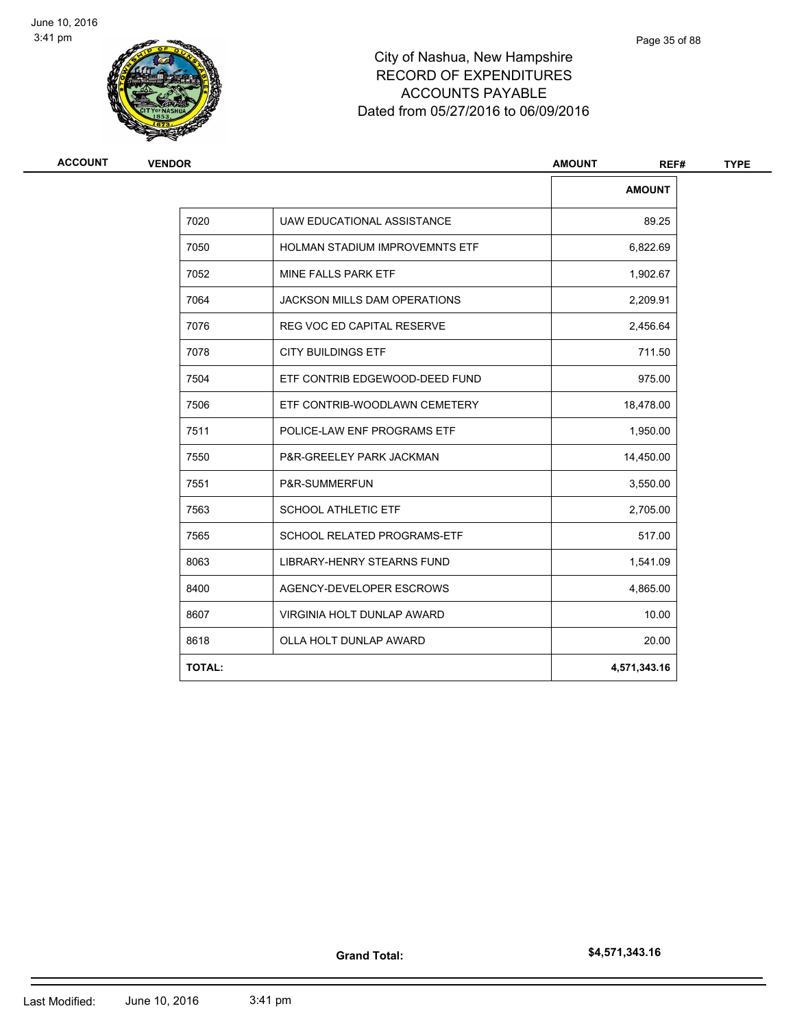# City of Nashua, New Hampshire
## RECORD OF EXPENDITURES
## ACCOUNTS PAYABLE
## Dated from 05/27/2016 to 06/09/2016

| ACCOUNT | VENDOR | AMOUNT | REF# | TYPE |
|---|---|---|---|---|

| | | AMOUNT |
|---|---|---|
| 7020 | UAW EDUCATIONAL ASSISTANCE | 89.25 |
| 7050 | HOLMAN STADIUM IMPROVEMNTS ETF | 6,822.69 |
| 7052 | MINE FALLS PARK ETF | 1,902.67 |
| 7064 | JACKSON MILLS DAM OPERATIONS | 2,209.91 |
| 7076 | REG VOC ED CAPITAL RESERVE | 2,456.64 |
| 7078 | CITY BUILDINGS ETF | 711.50 |
| 7504 | ETF CONTRIB EDGEWOOD-DEED FUND | 975.00 |
| 7506 | ETF CONTRIB-WOODLAWN CEMETERY | 18,478.00 |
| 7511 | POLICE-LAW ENF PROGRAMS ETF | 1,950.00 |
| 7550 | P&R-GREELEY PARK JACKMAN | 14,450.00 |
| 7551 | P&R-SUMMERFUN | 3,550.00 |
| 7563 | SCHOOL ATHLETIC ETF | 2,705.00 |
| 7565 | SCHOOL RELATED PROGRAMS-ETF | 517.00 |
| 8063 | LIBRARY-HENRY STEARNS FUND | 1,541.09 |
| 8400 | AGENCY-DEVELOPER ESCROWS | 4,865.00 |
| 8607 | VIRGINIA HOLT DUNLAP AWARD | 10.00 |
| 8618 | OLLA HOLT DUNLAP AWARD | 20.00 |
| **TOTAL:** | | **4,571,343.16** |

**Grand Total:** **$4,571,343.16**

Last Modified: June 10, 2016 3:41 pm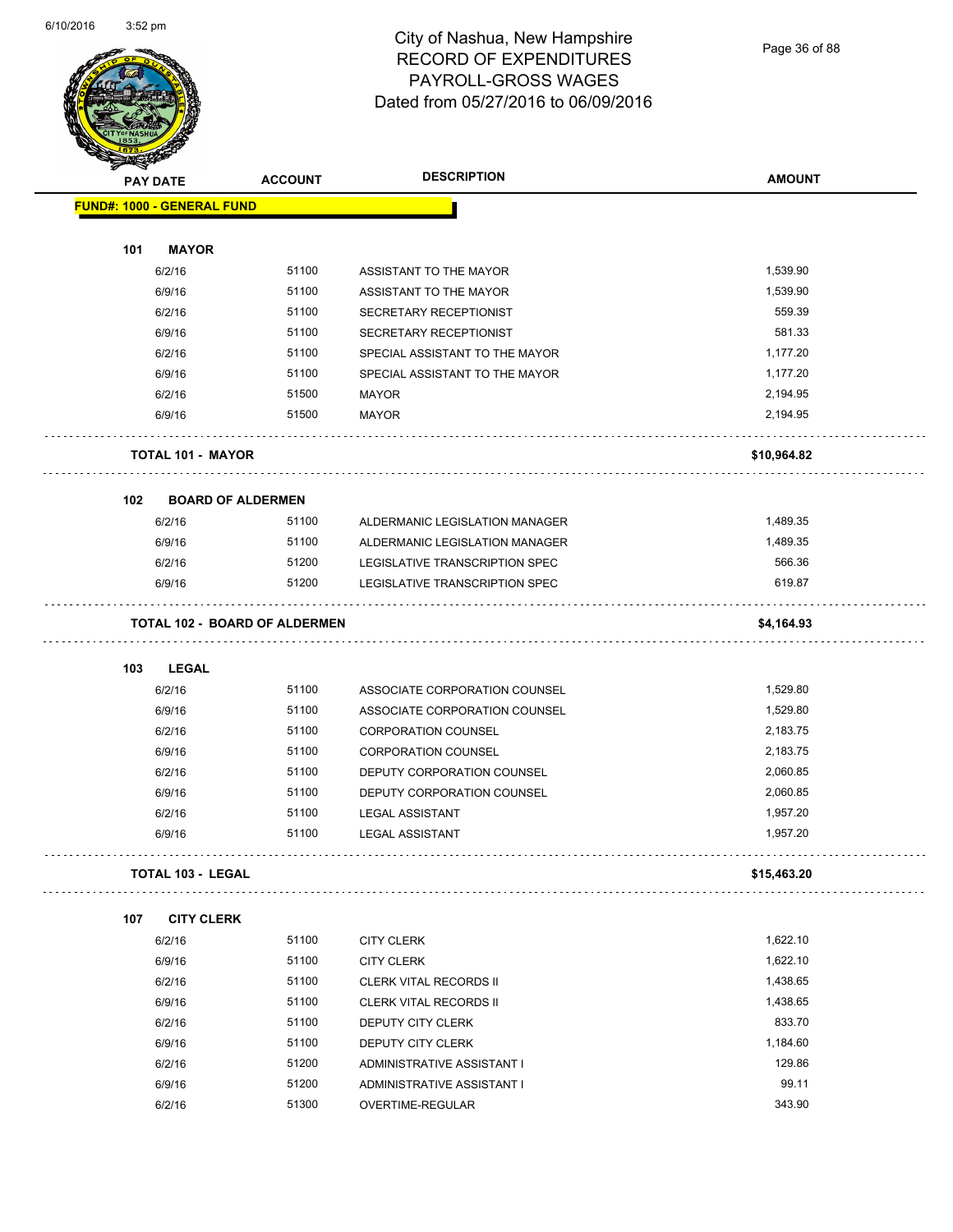# City of Nashua, New Hampshire
# RECORD OF EXPENDITURES
# PAYROLL-GROSS WAGES
# Dated from 05/27/2016 to 06/09/2016

| PAY DATE | ACCOUNT | DESCRIPTION | AMOUNT |
|---|---|---|---|
| **FUND#: 1000 - GENERAL FUND** | | | |
| **101 MAYOR** | | | |
| 6/2/16 | 51100 | ASSISTANT TO THE MAYOR | 1,539.90 |
| 6/9/16 | 51100 | ASSISTANT TO THE MAYOR | 1,539.90 |
| 6/2/16 | 51100 | SECRETARY RECEPTIONIST | 559.39 |
| 6/9/16 | 51100 | SECRETARY RECEPTIONIST | 581.33 |
| 6/2/16 | 51100 | SPECIAL ASSISTANT TO THE MAYOR | 1,177.20 |
| 6/9/16 | 51100 | SPECIAL ASSISTANT TO THE MAYOR | 1,177.20 |
| 6/2/16 | 51500 | MAYOR | 2,194.95 |
| 6/9/16 | 51500 | MAYOR | 2,194.95 |
| **TOTAL 101 - MAYOR** | | | **$10,964.82** |
| **102 BOARD OF ALDERMEN** | | | |
| 6/2/16 | 51100 | ALDERMANIC LEGISLATION MANAGER | 1,489.35 |
| 6/9/16 | 51100 | ALDERMANIC LEGISLATION MANAGER | 1,489.35 |
| 6/2/16 | 51200 | LEGISLATIVE TRANSCRIPTION SPEC | 566.36 |
| 6/9/16 | 51200 | LEGISLATIVE TRANSCRIPTION SPEC | 619.87 |
| **TOTAL 102 - BOARD OF ALDERMEN** | | | **$4,164.93** |
| **103 LEGAL** | | | |
| 6/2/16 | 51100 | ASSOCIATE CORPORATION COUNSEL | 1,529.80 |
| 6/9/16 | 51100 | ASSOCIATE CORPORATION COUNSEL | 1,529.80 |
| 6/2/16 | 51100 | CORPORATION COUNSEL | 2,183.75 |
| 6/9/16 | 51100 | CORPORATION COUNSEL | 2,183.75 |
| 6/2/16 | 51100 | DEPUTY CORPORATION COUNSEL | 2,060.85 |
| 6/9/16 | 51100 | DEPUTY CORPORATION COUNSEL | 2,060.85 |
| 6/2/16 | 51100 | LEGAL ASSISTANT | 1,957.20 |
| 6/9/16 | 51100 | LEGAL ASSISTANT | 1,957.20 |
| **TOTAL 103 - LEGAL** | | | **$15,463.20** |
| **107 CITY CLERK** | | | |
| 6/2/16 | 51100 | CITY CLERK | 1,622.10 |
| 6/9/16 | 51100 | CITY CLERK | 1,622.10 |
| 6/2/16 | 51100 | CLERK VITAL RECORDS II | 1,438.65 |
| 6/9/16 | 51100 | CLERK VITAL RECORDS II | 1,438.65 |
| 6/2/16 | 51100 | DEPUTY CITY CLERK | 833.70 |
| 6/9/16 | 51100 | DEPUTY CITY CLERK | 1,184.60 |
| 6/2/16 | 51200 | ADMINISTRATIVE ASSISTANT I | 129.86 |
| 6/9/16 | 51200 | ADMINISTRATIVE ASSISTANT I | 99.11 |
| 6/2/16 | 51300 | OVERTIME-REGULAR | 343.90 |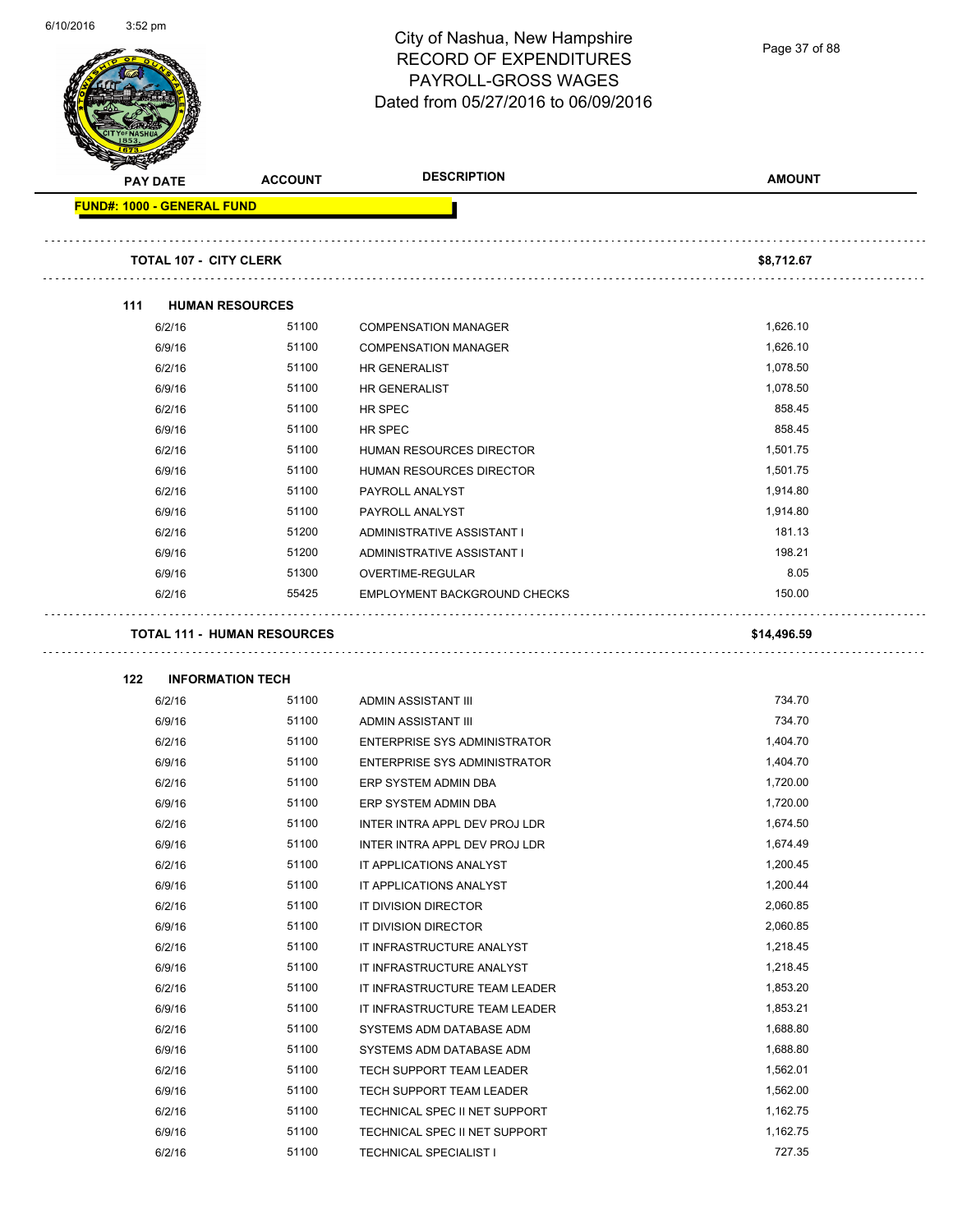# City of Nashua, New Hampshire
## RECORD OF EXPENDITURES
## PAYROLL-GROSS WAGES
## Dated from 05/27/2016 to 06/09/2016

| PAY DATE | ACCOUNT | DESCRIPTION | AMOUNT |
|---|---|---|---|
| **FUND#: 1000 - GENERAL FUND** | | | |
| **TOTAL 107 - CITY CLERK** | | | **$8,712.67** |
| **111 HUMAN RESOURCES** | | | |
| 6/2/16 | 51100 | COMPENSATION MANAGER | 1,626.10 |
| 6/9/16 | 51100 | COMPENSATION MANAGER | 1,626.10 |
| 6/2/16 | 51100 | HR GENERALIST | 1,078.50 |
| 6/9/16 | 51100 | HR GENERALIST | 1,078.50 |
| 6/2/16 | 51100 | HR SPEC | 858.45 |
| 6/9/16 | 51100 | HR SPEC | 858.45 |
| 6/2/16 | 51100 | HUMAN RESOURCES DIRECTOR | 1,501.75 |
| 6/9/16 | 51100 | HUMAN RESOURCES DIRECTOR | 1,501.75 |
| 6/2/16 | 51100 | PAYROLL ANALYST | 1,914.80 |
| 6/9/16 | 51100 | PAYROLL ANALYST | 1,914.80 |
| 6/2/16 | 51200 | ADMINISTRATIVE ASSISTANT I | 181.13 |
| 6/9/16 | 51200 | ADMINISTRATIVE ASSISTANT I | 198.21 |
| 6/9/16 | 51300 | OVERTIME-REGULAR | 8.05 |
| 6/2/16 | 55425 | EMPLOYMENT BACKGROUND CHECKS | 150.00 |
| **TOTAL 111 - HUMAN RESOURCES** | | | **$14,496.59** |
| **122 INFORMATION TECH** | | | |
| 6/2/16 | 51100 | ADMIN ASSISTANT III | 734.70 |
| 6/9/16 | 51100 | ADMIN ASSISTANT III | 734.70 |
| 6/2/16 | 51100 | ENTERPRISE SYS ADMINISTRATOR | 1,404.70 |
| 6/9/16 | 51100 | ENTERPRISE SYS ADMINISTRATOR | 1,404.70 |
| 6/2/16 | 51100 | ERP SYSTEM ADMIN DBA | 1,720.00 |
| 6/9/16 | 51100 | ERP SYSTEM ADMIN DBA | 1,720.00 |
| 6/2/16 | 51100 | INTER INTRA APPL DEV PROJ LDR | 1,674.50 |
| 6/9/16 | 51100 | INTER INTRA APPL DEV PROJ LDR | 1,674.49 |
| 6/2/16 | 51100 | IT APPLICATIONS ANALYST | 1,200.45 |
| 6/9/16 | 51100 | IT APPLICATIONS ANALYST | 1,200.44 |
| 6/2/16 | 51100 | IT DIVISION DIRECTOR | 2,060.85 |
| 6/9/16 | 51100 | IT DIVISION DIRECTOR | 2,060.85 |
| 6/2/16 | 51100 | IT INFRASTRUCTURE ANALYST | 1,218.45 |
| 6/9/16 | 51100 | IT INFRASTRUCTURE ANALYST | 1,218.45 |
| 6/2/16 | 51100 | IT INFRASTRUCTURE TEAM LEADER | 1,853.20 |
| 6/9/16 | 51100 | IT INFRASTRUCTURE TEAM LEADER | 1,853.21 |
| 6/2/16 | 51100 | SYSTEMS ADM DATABASE ADM | 1,688.80 |
| 6/9/16 | 51100 | SYSTEMS ADM DATABASE ADM | 1,688.80 |
| 6/2/16 | 51100 | TECH SUPPORT TEAM LEADER | 1,562.01 |
| 6/9/16 | 51100 | TECH SUPPORT TEAM LEADER | 1,562.00 |
| 6/2/16 | 51100 | TECHNICAL SPEC II NET SUPPORT | 1,162.75 |
| 6/9/16 | 51100 | TECHNICAL SPEC II NET SUPPORT | 1,162.75 |
| 6/2/16 | 51100 | TECHNICAL SPECIALIST I | 727.35 |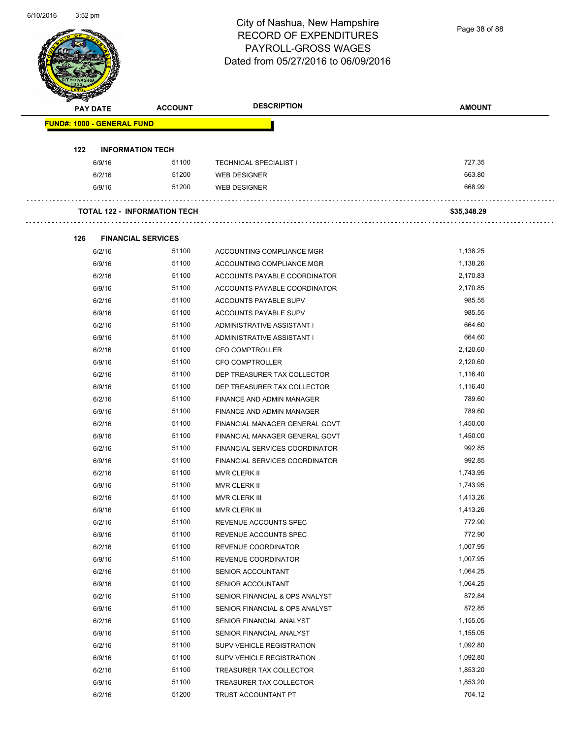# City of Nashua, New Hampshire
## RECORD OF EXPENDITURES
## PAYROLL-GROSS WAGES
## Dated from 05/27/2016 to 06/09/2016

| PAY DATE | ACCOUNT | DESCRIPTION | AMOUNT |
|---|---|---|---|
| **FUND#: 1000 - GENERAL FUND** | | | |
| **122 INFORMATION TECH** | | | |
| 6/9/16 | 51100 | TECHNICAL SPECIALIST I | 727.35 |
| 6/2/16 | 51200 | WEB DESIGNER | 663.80 |
| 6/9/16 | 51200 | WEB DESIGNER | 668.99 |
| **TOTAL 122 - INFORMATION TECH** | | | **$35,348.29** |
| **126 FINANCIAL SERVICES** | | | |
| 6/2/16 | 51100 | ACCOUNTING COMPLIANCE MGR | 1,138.25 |
| 6/9/16 | 51100 | ACCOUNTING COMPLIANCE MGR | 1,138.26 |
| 6/2/16 | 51100 | ACCOUNTS PAYABLE COORDINATOR | 2,170.83 |
| 6/9/16 | 51100 | ACCOUNTS PAYABLE COORDINATOR | 2,170.85 |
| 6/2/16 | 51100 | ACCOUNTS PAYABLE SUPV | 985.55 |
| 6/9/16 | 51100 | ACCOUNTS PAYABLE SUPV | 985.55 |
| 6/2/16 | 51100 | ADMINISTRATIVE ASSISTANT I | 664.60 |
| 6/9/16 | 51100 | ADMINISTRATIVE ASSISTANT I | 664.60 |
| 6/2/16 | 51100 | CFO COMPTROLLER | 2,120.60 |
| 6/9/16 | 51100 | CFO COMPTROLLER | 2,120.60 |
| 6/2/16 | 51100 | DEP TREASURER TAX COLLECTOR | 1,116.40 |
| 6/9/16 | 51100 | DEP TREASURER TAX COLLECTOR | 1,116.40 |
| 6/2/16 | 51100 | FINANCE AND ADMIN MANAGER | 789.60 |
| 6/9/16 | 51100 | FINANCE AND ADMIN MANAGER | 789.60 |
| 6/2/16 | 51100 | FINANCIAL MANAGER GENERAL GOVT | 1,450.00 |
| 6/9/16 | 51100 | FINANCIAL MANAGER GENERAL GOVT | 1,450.00 |
| 6/2/16 | 51100 | FINANCIAL SERVICES COORDINATOR | 992.85 |
| 6/9/16 | 51100 | FINANCIAL SERVICES COORDINATOR | 992.85 |
| 6/2/16 | 51100 | MVR CLERK II | 1,743.95 |
| 6/9/16 | 51100 | MVR CLERK II | 1,743.95 |
| 6/2/16 | 51100 | MVR CLERK III | 1,413.26 |
| 6/9/16 | 51100 | MVR CLERK III | 1,413.26 |
| 6/2/16 | 51100 | REVENUE ACCOUNTS SPEC | 772.90 |
| 6/9/16 | 51100 | REVENUE ACCOUNTS SPEC | 772.90 |
| 6/2/16 | 51100 | REVENUE COORDINATOR | 1,007.95 |
| 6/9/16 | 51100 | REVENUE COORDINATOR | 1,007.95 |
| 6/2/16 | 51100 | SENIOR ACCOUNTANT | 1,064.25 |
| 6/9/16 | 51100 | SENIOR ACCOUNTANT | 1,064.25 |
| 6/2/16 | 51100 | SENIOR FINANCIAL & OPS ANALYST | 872.84 |
| 6/9/16 | 51100 | SENIOR FINANCIAL & OPS ANALYST | 872.85 |
| 6/2/16 | 51100 | SENIOR FINANCIAL ANALYST | 1,155.05 |
| 6/9/16 | 51100 | SENIOR FINANCIAL ANALYST | 1,155.05 |
| 6/2/16 | 51100 | SUPV VEHICLE REGISTRATION | 1,092.80 |
| 6/9/16 | 51100 | SUPV VEHICLE REGISTRATION | 1,092.80 |
| 6/2/16 | 51100 | TREASURER TAX COLLECTOR | 1,853.20 |
| 6/9/16 | 51100 | TREASURER TAX COLLECTOR | 1,853.20 |
| 6/2/16 | 51200 | TRUST ACCOUNTANT PT | 704.12 |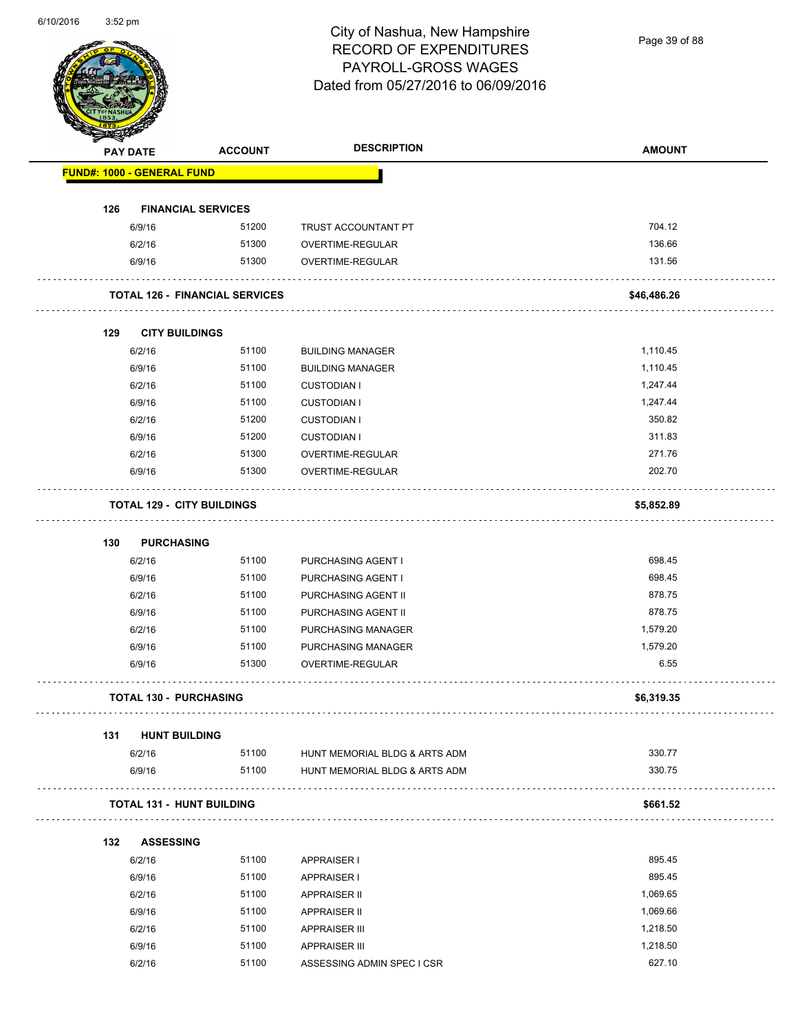# City of Nashua, New Hampshire
# RECORD OF EXPENDITURES
# PAYROLL-GROSS WAGES
# Dated from 05/27/2016 to 06/09/2016

| PAY DATE | ACCOUNT | DESCRIPTION | AMOUNT |
|---|---|---|---|
| **FUND#: 1000 - GENERAL FUND** | | | |
| **126 FINANCIAL SERVICES** | | | |
| 6/9/16 | 51200 | TRUST ACCOUNTANT PT | 704.12 |
| 6/2/16 | 51300 | OVERTIME-REGULAR | 136.66 |
| 6/9/16 | 51300 | OVERTIME-REGULAR | 131.56 |
| **TOTAL 126 - FINANCIAL SERVICES** | | | **$46,486.26** |
| **129 CITY BUILDINGS** | | | |
| 6/2/16 | 51100 | BUILDING MANAGER | 1,110.45 |
| 6/9/16 | 51100 | BUILDING MANAGER | 1,110.45 |
| 6/2/16 | 51100 | CUSTODIAN I | 1,247.44 |
| 6/9/16 | 51100 | CUSTODIAN I | 1,247.44 |
| 6/2/16 | 51200 | CUSTODIAN I | 350.82 |
| 6/9/16 | 51200 | CUSTODIAN I | 311.83 |
| 6/2/16 | 51300 | OVERTIME-REGULAR | 271.76 |
| 6/9/16 | 51300 | OVERTIME-REGULAR | 202.70 |
| **TOTAL 129 - CITY BUILDINGS** | | | **$5,852.89** |
| **130 PURCHASING** | | | |
| 6/2/16 | 51100 | PURCHASING AGENT I | 698.45 |
| 6/9/16 | 51100 | PURCHASING AGENT I | 698.45 |
| 6/2/16 | 51100 | PURCHASING AGENT II | 878.75 |
| 6/9/16 | 51100 | PURCHASING AGENT II | 878.75 |
| 6/2/16 | 51100 | PURCHASING MANAGER | 1,579.20 |
| 6/9/16 | 51100 | PURCHASING MANAGER | 1,579.20 |
| 6/9/16 | 51300 | OVERTIME-REGULAR | 6.55 |
| **TOTAL 130 - PURCHASING** | | | **$6,319.35** |
| **131 HUNT BUILDING** | | | |
| 6/2/16 | 51100 | HUNT MEMORIAL BLDG & ARTS ADM | 330.77 |
| 6/9/16 | 51100 | HUNT MEMORIAL BLDG & ARTS ADM | 330.75 |
| **TOTAL 131 - HUNT BUILDING** | | | **$661.52** |
| **132 ASSESSING** | | | |
| 6/2/16 | 51100 | APPRAISER I | 895.45 |
| 6/9/16 | 51100 | APPRAISER I | 895.45 |
| 6/2/16 | 51100 | APPRAISER II | 1,069.65 |
| 6/9/16 | 51100 | APPRAISER II | 1,069.66 |
| 6/2/16 | 51100 | APPRAISER III | 1,218.50 |
| 6/9/16 | 51100 | APPRAISER III | 1,218.50 |
| 6/2/16 | 51100 | ASSESSING ADMIN SPEC I CSR | 627.10 |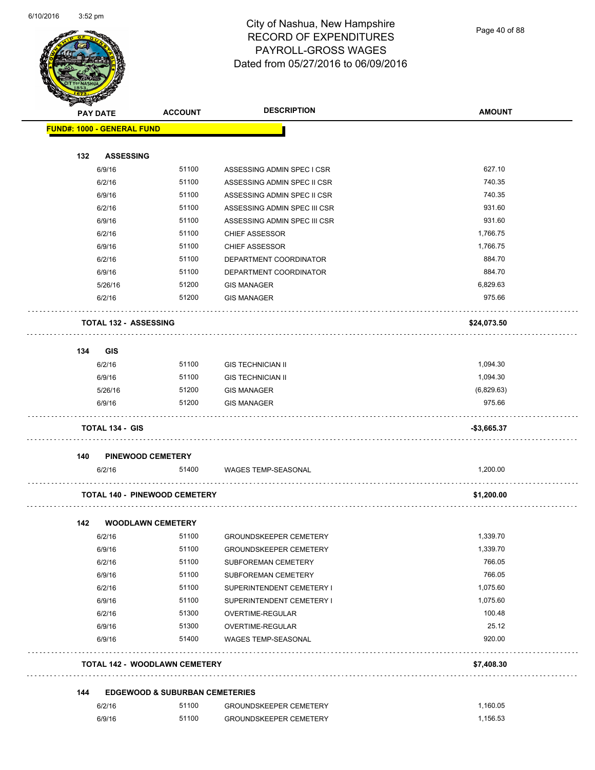# City of Nashua, New Hampshire
## RECORD OF EXPENDITURES
## PAYROLL-GROSS WAGES
## Dated from 05/27/2016 to 06/09/2016

| PAY DATE | ACCOUNT | DESCRIPTION | AMOUNT |
|---|---|---|---|
| **FUND#: 1000 - GENERAL FUND** | | | |
| **132 ASSESSING** | | | |
| 6/9/16 | 51100 | ASSESSING ADMIN SPEC I CSR | 627.10 |
| 6/2/16 | 51100 | ASSESSING ADMIN SPEC II CSR | 740.35 |
| 6/9/16 | 51100 | ASSESSING ADMIN SPEC II CSR | 740.35 |
| 6/2/16 | 51100 | ASSESSING ADMIN SPEC III CSR | 931.60 |
| 6/9/16 | 51100 | ASSESSING ADMIN SPEC III CSR | 931.60 |
| 6/2/16 | 51100 | CHIEF ASSESSOR | 1,766.75 |
| 6/9/16 | 51100 | CHIEF ASSESSOR | 1,766.75 |
| 6/2/16 | 51100 | DEPARTMENT COORDINATOR | 884.70 |
| 6/9/16 | 51100 | DEPARTMENT COORDINATOR | 884.70 |
| 5/26/16 | 51200 | GIS MANAGER | 6,829.63 |
| 6/2/16 | 51200 | GIS MANAGER | 975.66 |
| **TOTAL 132 - ASSESSING** | | | **$24,073.50** |
| **134 GIS** | | | |
| 6/2/16 | 51100 | GIS TECHNICIAN II | 1,094.30 |
| 6/9/16 | 51100 | GIS TECHNICIAN II | 1,094.30 |
| 5/26/16 | 51200 | GIS MANAGER | (6,829.63) |
| 6/9/16 | 51200 | GIS MANAGER | 975.66 |
| **TOTAL 134 - GIS** | | | **-$3,665.37** |
| **140 PINEWOOD CEMETERY** | | | |
| 6/2/16 | 51400 | WAGES TEMP-SEASONAL | 1,200.00 |
| **TOTAL 140 - PINEWOOD CEMETERY** | | | **$1,200.00** |
| **142 WOODLAWN CEMETERY** | | | |
| 6/2/16 | 51100 | GROUNDSKEEPER CEMETERY | 1,339.70 |
| 6/9/16 | 51100 | GROUNDSKEEPER CEMETERY | 1,339.70 |
| 6/2/16 | 51100 | SUBFOREMAN CEMETERY | 766.05 |
| 6/9/16 | 51100 | SUBFOREMAN CEMETERY | 766.05 |
| 6/2/16 | 51100 | SUPERINTENDENT CEMETERY I | 1,075.60 |
| 6/9/16 | 51100 | SUPERINTENDENT CEMETERY I | 1,075.60 |
| 6/2/16 | 51300 | OVERTIME-REGULAR | 100.48 |
| 6/9/16 | 51300 | OVERTIME-REGULAR | 25.12 |
| 6/9/16 | 51400 | WAGES TEMP-SEASONAL | 920.00 |
| **TOTAL 142 - WOODLAWN CEMETERY** | | | **$7,408.30** |
| **144 EDGEWOOD & SUBURBAN CEMETERIES** | | | |
| 6/2/16 | 51100 | GROUNDSKEEPER CEMETERY | 1,160.05 |
| 6/9/16 | 51100 | GROUNDSKEEPER CEMETERY | 1,156.53 |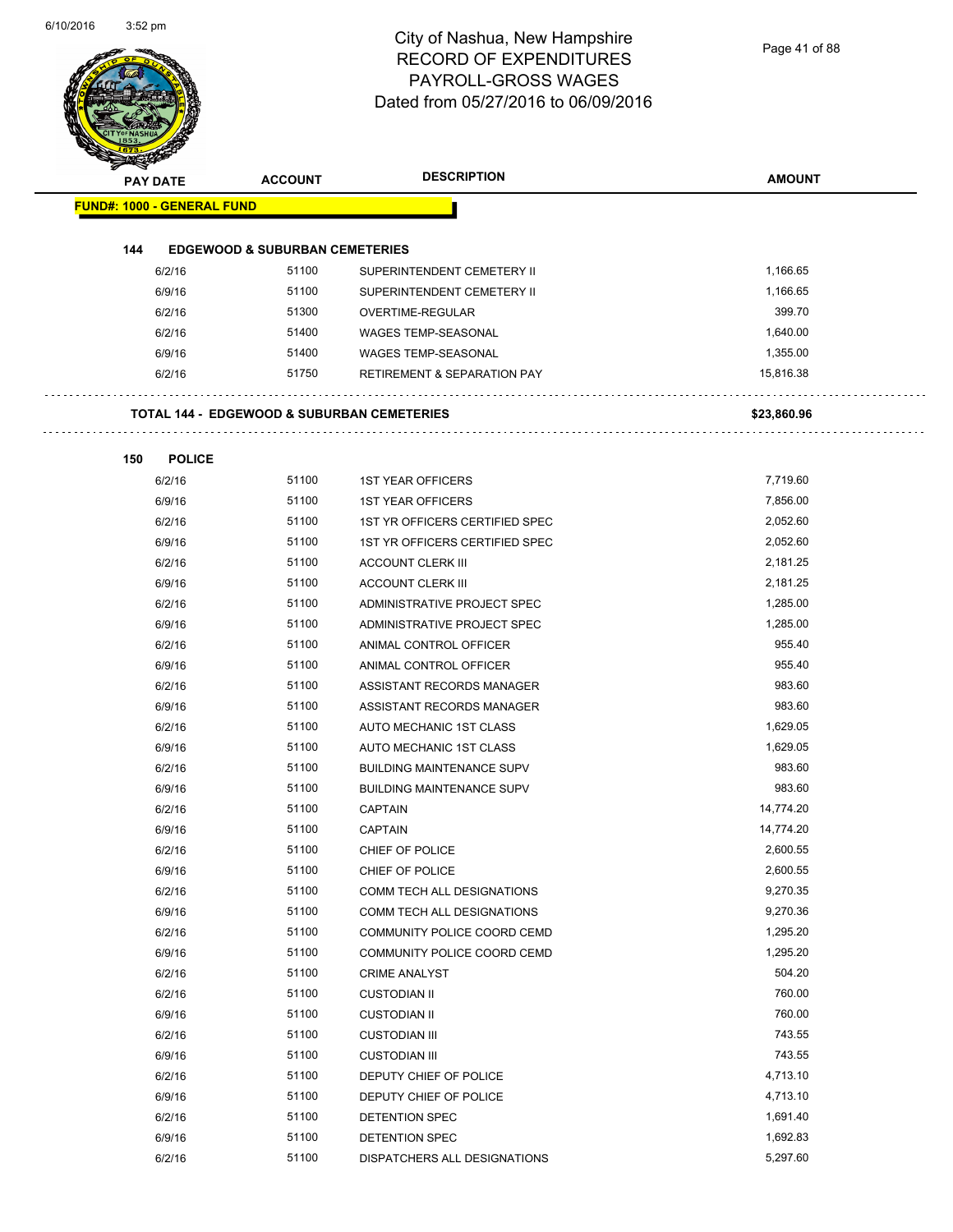# City of Nashua, New Hampshire
## RECORD OF EXPENDITURES
## PAYROLL-GROSS WAGES
## Dated from 05/27/2016 to 06/09/2016

| PAY DATE | ACCOUNT | DESCRIPTION | AMOUNT |
|---|---|---|---|
| **FUND#: 1000 - GENERAL FUND** | | | |
| **144 EDGEWOOD & SUBURBAN CEMETERIES** | | | |
| 6/2/16 | 51100 | SUPERINTENDENT CEMETERY II | 1,166.65 |
| 6/9/16 | 51100 | SUPERINTENDENT CEMETERY II | 1,166.65 |
| 6/2/16 | 51300 | OVERTIME-REGULAR | 399.70 |
| 6/2/16 | 51400 | WAGES TEMP-SEASONAL | 1,640.00 |
| 6/9/16 | 51400 | WAGES TEMP-SEASONAL | 1,355.00 |
| 6/2/16 | 51750 | RETIREMENT & SEPARATION PAY | 15,816.38 |
| **TOTAL 144 - EDGEWOOD & SUBURBAN CEMETERIES** | | | **$23,860.96** |
| **150 POLICE** | | | |
| 6/2/16 | 51100 | 1ST YEAR OFFICERS | 7,719.60 |
| 6/9/16 | 51100 | 1ST YEAR OFFICERS | 7,856.00 |
| 6/2/16 | 51100 | 1ST YR OFFICERS CERTIFIED SPEC | 2,052.60 |
| 6/9/16 | 51100 | 1ST YR OFFICERS CERTIFIED SPEC | 2,052.60 |
| 6/2/16 | 51100 | ACCOUNT CLERK III | 2,181.25 |
| 6/9/16 | 51100 | ACCOUNT CLERK III | 2,181.25 |
| 6/2/16 | 51100 | ADMINISTRATIVE PROJECT SPEC | 1,285.00 |
| 6/9/16 | 51100 | ADMINISTRATIVE PROJECT SPEC | 1,285.00 |
| 6/2/16 | 51100 | ANIMAL CONTROL OFFICER | 955.40 |
| 6/9/16 | 51100 | ANIMAL CONTROL OFFICER | 955.40 |
| 6/2/16 | 51100 | ASSISTANT RECORDS MANAGER | 983.60 |
| 6/9/16 | 51100 | ASSISTANT RECORDS MANAGER | 983.60 |
| 6/2/16 | 51100 | AUTO MECHANIC 1ST CLASS | 1,629.05 |
| 6/9/16 | 51100 | AUTO MECHANIC 1ST CLASS | 1,629.05 |
| 6/2/16 | 51100 | BUILDING MAINTENANCE SUPV | 983.60 |
| 6/9/16 | 51100 | BUILDING MAINTENANCE SUPV | 983.60 |
| 6/2/16 | 51100 | CAPTAIN | 14,774.20 |
| 6/9/16 | 51100 | CAPTAIN | 14,774.20 |
| 6/2/16 | 51100 | CHIEF OF POLICE | 2,600.55 |
| 6/9/16 | 51100 | CHIEF OF POLICE | 2,600.55 |
| 6/2/16 | 51100 | COMM TECH ALL DESIGNATIONS | 9,270.35 |
| 6/9/16 | 51100 | COMM TECH ALL DESIGNATIONS | 9,270.36 |
| 6/2/16 | 51100 | COMMUNITY POLICE COORD CEMD | 1,295.20 |
| 6/9/16 | 51100 | COMMUNITY POLICE COORD CEMD | 1,295.20 |
| 6/2/16 | 51100 | CRIME ANALYST | 504.20 |
| 6/2/16 | 51100 | CUSTODIAN II | 760.00 |
| 6/9/16 | 51100 | CUSTODIAN II | 760.00 |
| 6/2/16 | 51100 | CUSTODIAN III | 743.55 |
| 6/9/16 | 51100 | CUSTODIAN III | 743.55 |
| 6/2/16 | 51100 | DEPUTY CHIEF OF POLICE | 4,713.10 |
| 6/9/16 | 51100 | DEPUTY CHIEF OF POLICE | 4,713.10 |
| 6/2/16 | 51100 | DETENTION SPEC | 1,691.40 |
| 6/9/16 | 51100 | DETENTION SPEC | 1,692.83 |
| 6/2/16 | 51100 | DISPATCHERS ALL DESIGNATIONS | 5,297.60 |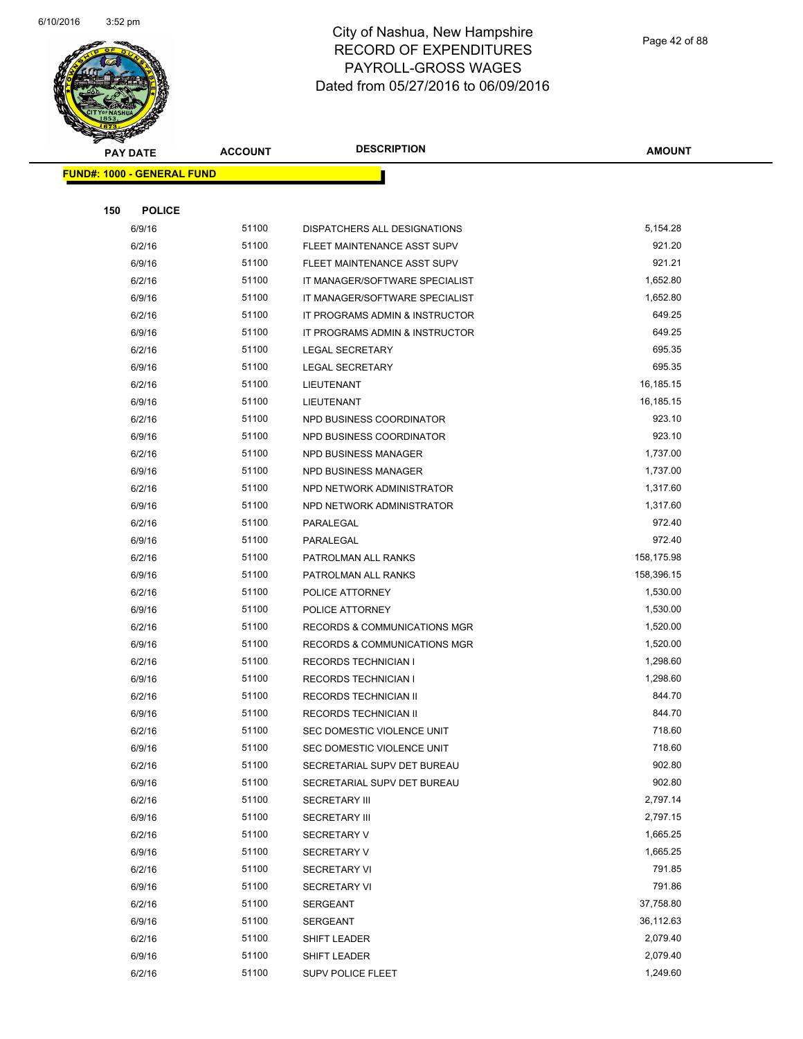# City of Nashua, New Hampshire
# RECORD OF EXPENDITURES
# PAYROLL-GROSS WAGES
# Dated from 05/27/2016 to 06/09/2016

| PAY DATE | ACCOUNT | DESCRIPTION | AMOUNT |
|---|---|---|---|

**FUND#: 1000 - GENERAL FUND**

**150 POLICE**

| PAY DATE | ACCOUNT | DESCRIPTION | AMOUNT |
|---|---|---|---|
| 6/9/16 | 51100 | DISPATCHERS ALL DESIGNATIONS | 5,154.28 |
| 6/2/16 | 51100 | FLEET MAINTENANCE ASST SUPV | 921.20 |
| 6/9/16 | 51100 | FLEET MAINTENANCE ASST SUPV | 921.21 |
| 6/2/16 | 51100 | IT MANAGER/SOFTWARE SPECIALIST | 1,652.80 |
| 6/9/16 | 51100 | IT MANAGER/SOFTWARE SPECIALIST | 1,652.80 |
| 6/2/16 | 51100 | IT PROGRAMS ADMIN & INSTRUCTOR | 649.25 |
| 6/9/16 | 51100 | IT PROGRAMS ADMIN & INSTRUCTOR | 649.25 |
| 6/2/16 | 51100 | LEGAL SECRETARY | 695.35 |
| 6/9/16 | 51100 | LEGAL SECRETARY | 695.35 |
| 6/2/16 | 51100 | LIEUTENANT | 16,185.15 |
| 6/9/16 | 51100 | LIEUTENANT | 16,185.15 |
| 6/2/16 | 51100 | NPD BUSINESS COORDINATOR | 923.10 |
| 6/9/16 | 51100 | NPD BUSINESS COORDINATOR | 923.10 |
| 6/2/16 | 51100 | NPD BUSINESS MANAGER | 1,737.00 |
| 6/9/16 | 51100 | NPD BUSINESS MANAGER | 1,737.00 |
| 6/2/16 | 51100 | NPD NETWORK ADMINISTRATOR | 1,317.60 |
| 6/9/16 | 51100 | NPD NETWORK ADMINISTRATOR | 1,317.60 |
| 6/2/16 | 51100 | PARALEGAL | 972.40 |
| 6/9/16 | 51100 | PARALEGAL | 972.40 |
| 6/2/16 | 51100 | PATROLMAN ALL RANKS | 158,175.98 |
| 6/9/16 | 51100 | PATROLMAN ALL RANKS | 158,396.15 |
| 6/2/16 | 51100 | POLICE ATTORNEY | 1,530.00 |
| 6/9/16 | 51100 | POLICE ATTORNEY | 1,530.00 |
| 6/2/16 | 51100 | RECORDS & COMMUNICATIONS MGR | 1,520.00 |
| 6/9/16 | 51100 | RECORDS & COMMUNICATIONS MGR | 1,520.00 |
| 6/2/16 | 51100 | RECORDS TECHNICIAN I | 1,298.60 |
| 6/9/16 | 51100 | RECORDS TECHNICIAN I | 1,298.60 |
| 6/2/16 | 51100 | RECORDS TECHNICIAN II | 844.70 |
| 6/9/16 | 51100 | RECORDS TECHNICIAN II | 844.70 |
| 6/2/16 | 51100 | SEC DOMESTIC VIOLENCE UNIT | 718.60 |
| 6/9/16 | 51100 | SEC DOMESTIC VIOLENCE UNIT | 718.60 |
| 6/2/16 | 51100 | SECRETARIAL SUPV DET BUREAU | 902.80 |
| 6/9/16 | 51100 | SECRETARIAL SUPV DET BUREAU | 902.80 |
| 6/2/16 | 51100 | SECRETARY III | 2,797.14 |
| 6/9/16 | 51100 | SECRETARY III | 2,797.15 |
| 6/2/16 | 51100 | SECRETARY V | 1,665.25 |
| 6/9/16 | 51100 | SECRETARY V | 1,665.25 |
| 6/2/16 | 51100 | SECRETARY VI | 791.85 |
| 6/9/16 | 51100 | SECRETARY VI | 791.86 |
| 6/2/16 | 51100 | SERGEANT | 37,758.80 |
| 6/9/16 | 51100 | SERGEANT | 36,112.63 |
| 6/2/16 | 51100 | SHIFT LEADER | 2,079.40 |
| 6/9/16 | 51100 | SHIFT LEADER | 2,079.40 |
| 6/2/16 | 51100 | SUPV POLICE FLEET | 1,249.60 |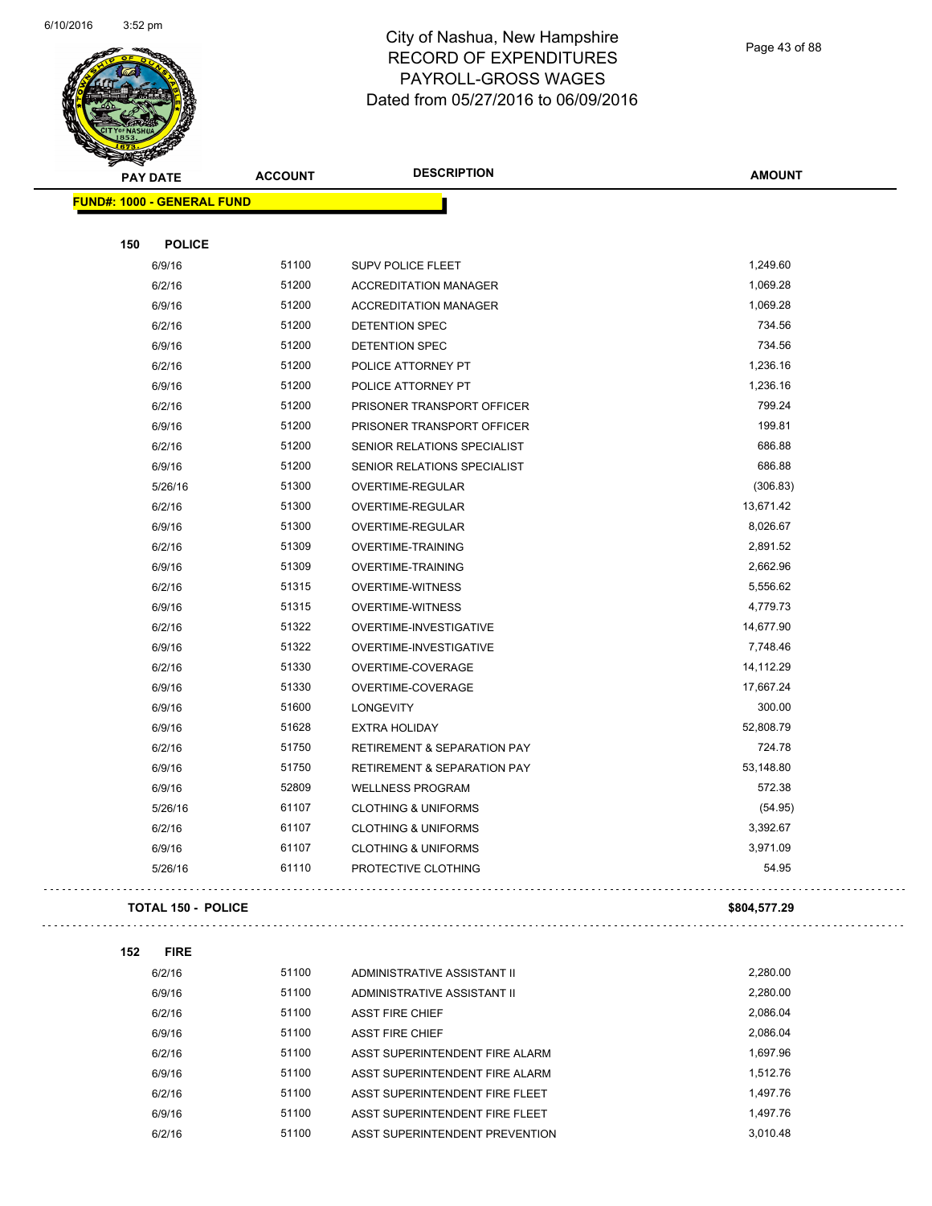# City of Nashua, New Hampshire
## RECORD OF EXPENDITURES
## PAYROLL-GROSS WAGES
## Dated from 05/27/2016 to 06/09/2016

| PAY DATE | ACCOUNT | DESCRIPTION | AMOUNT |
|---|---|---|---|
| **FUND#: 1000 - GENERAL FUND** | | | |
| **150 POLICE** | | | |
| 6/9/16 | 51100 | SUPV POLICE FLEET | 1,249.60 |
| 6/2/16 | 51200 | ACCREDITATION MANAGER | 1,069.28 |
| 6/9/16 | 51200 | ACCREDITATION MANAGER | 1,069.28 |
| 6/2/16 | 51200 | DETENTION SPEC | 734.56 |
| 6/9/16 | 51200 | DETENTION SPEC | 734.56 |
| 6/2/16 | 51200 | POLICE ATTORNEY PT | 1,236.16 |
| 6/9/16 | 51200 | POLICE ATTORNEY PT | 1,236.16 |
| 6/2/16 | 51200 | PRISONER TRANSPORT OFFICER | 799.24 |
| 6/9/16 | 51200 | PRISONER TRANSPORT OFFICER | 199.81 |
| 6/2/16 | 51200 | SENIOR RELATIONS SPECIALIST | 686.88 |
| 6/9/16 | 51200 | SENIOR RELATIONS SPECIALIST | 686.88 |
| 5/26/16 | 51300 | OVERTIME-REGULAR | (306.83) |
| 6/2/16 | 51300 | OVERTIME-REGULAR | 13,671.42 |
| 6/9/16 | 51300 | OVERTIME-REGULAR | 8,026.67 |
| 6/2/16 | 51309 | OVERTIME-TRAINING | 2,891.52 |
| 6/9/16 | 51309 | OVERTIME-TRAINING | 2,662.96 |
| 6/2/16 | 51315 | OVERTIME-WITNESS | 5,556.62 |
| 6/9/16 | 51315 | OVERTIME-WITNESS | 4,779.73 |
| 6/2/16 | 51322 | OVERTIME-INVESTIGATIVE | 14,677.90 |
| 6/9/16 | 51322 | OVERTIME-INVESTIGATIVE | 7,748.46 |
| 6/2/16 | 51330 | OVERTIME-COVERAGE | 14,112.29 |
| 6/9/16 | 51330 | OVERTIME-COVERAGE | 17,667.24 |
| 6/9/16 | 51600 | LONGEVITY | 300.00 |
| 6/9/16 | 51628 | EXTRA HOLIDAY | 52,808.79 |
| 6/2/16 | 51750 | RETIREMENT & SEPARATION PAY | 724.78 |
| 6/9/16 | 51750 | RETIREMENT & SEPARATION PAY | 53,148.80 |
| 6/9/16 | 52809 | WELLNESS PROGRAM | 572.38 |
| 5/26/16 | 61107 | CLOTHING & UNIFORMS | (54.95) |
| 6/2/16 | 61107 | CLOTHING & UNIFORMS | 3,392.67 |
| 6/9/16 | 61107 | CLOTHING & UNIFORMS | 3,971.09 |
| 5/26/16 | 61110 | PROTECTIVE CLOTHING | 54.95 |
| **TOTAL 150 - POLICE** | | | **$804,577.29** |
| **152 FIRE** | | | |
| 6/2/16 | 51100 | ADMINISTRATIVE ASSISTANT II | 2,280.00 |
| 6/9/16 | 51100 | ADMINISTRATIVE ASSISTANT II | 2,280.00 |
| 6/2/16 | 51100 | ASST FIRE CHIEF | 2,086.04 |
| 6/9/16 | 51100 | ASST FIRE CHIEF | 2,086.04 |
| 6/2/16 | 51100 | ASST SUPERINTENDENT FIRE ALARM | 1,697.96 |
| 6/9/16 | 51100 | ASST SUPERINTENDENT FIRE ALARM | 1,512.76 |
| 6/2/16 | 51100 | ASST SUPERINTENDENT FIRE FLEET | 1,497.76 |
| 6/9/16 | 51100 | ASST SUPERINTENDENT FIRE FLEET | 1,497.76 |
| 6/2/16 | 51100 | ASST SUPERINTENDENT PREVENTION | 3,010.48 |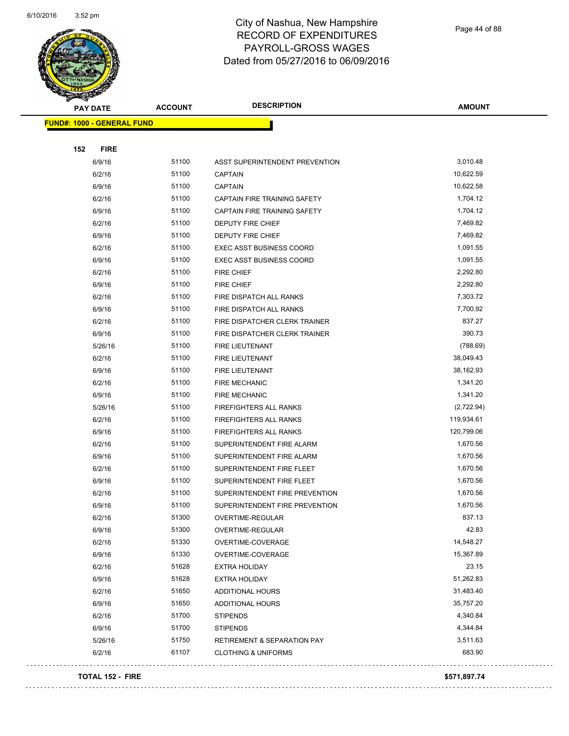# City of Nashua, New Hampshire
# RECORD OF EXPENDITURES
# PAYROLL-GROSS WAGES
# Dated from 05/27/2016 to 06/09/2016

**FUND#: 1000 - GENERAL FUND**

**152 FIRE**

| PAY DATE | ACCOUNT | DESCRIPTION | AMOUNT |
|---|---|---|---|
| 6/9/16 | 51100 | ASST SUPERINTENDENT PREVENTION | 3,010.48 |
| 6/2/16 | 51100 | CAPTAIN | 10,622.59 |
| 6/9/16 | 51100 | CAPTAIN | 10,622.58 |
| 6/2/16 | 51100 | CAPTAIN FIRE TRAINING SAFETY | 1,704.12 |
| 6/9/16 | 51100 | CAPTAIN FIRE TRAINING SAFETY | 1,704.12 |
| 6/2/16 | 51100 | DEPUTY FIRE CHIEF | 7,469.82 |
| 6/9/16 | 51100 | DEPUTY FIRE CHIEF | 7,469.82 |
| 6/2/16 | 51100 | EXEC ASST BUSINESS COORD | 1,091.55 |
| 6/9/16 | 51100 | EXEC ASST BUSINESS COORD | 1,091.55 |
| 6/2/16 | 51100 | FIRE CHIEF | 2,292.80 |
| 6/9/16 | 51100 | FIRE CHIEF | 2,292.80 |
| 6/2/16 | 51100 | FIRE DISPATCH ALL RANKS | 7,303.72 |
| 6/9/16 | 51100 | FIRE DISPATCH ALL RANKS | 7,700.92 |
| 6/2/16 | 51100 | FIRE DISPATCHER CLERK TRAINER | 837.27 |
| 6/9/16 | 51100 | FIRE DISPATCHER CLERK TRAINER | 390.73 |
| 5/26/16 | 51100 | FIRE LIEUTENANT | (788.69) |
| 6/2/16 | 51100 | FIRE LIEUTENANT | 38,049.43 |
| 6/9/16 | 51100 | FIRE LIEUTENANT | 38,162.93 |
| 6/2/16 | 51100 | FIRE MECHANIC | 1,341.20 |
| 6/9/16 | 51100 | FIRE MECHANIC | 1,341.20 |
| 5/26/16 | 51100 | FIREFIGHTERS ALL RANKS | (2,722.94) |
| 6/2/16 | 51100 | FIREFIGHTERS ALL RANKS | 119,934.61 |
| 6/9/16 | 51100 | FIREFIGHTERS ALL RANKS | 120,799.06 |
| 6/2/16 | 51100 | SUPERINTENDENT FIRE ALARM | 1,670.56 |
| 6/9/16 | 51100 | SUPERINTENDENT FIRE ALARM | 1,670.56 |
| 6/2/16 | 51100 | SUPERINTENDENT FIRE FLEET | 1,670.56 |
| 6/9/16 | 51100 | SUPERINTENDENT FIRE FLEET | 1,670.56 |
| 6/2/16 | 51100 | SUPERINTENDENT FIRE PREVENTION | 1,670.56 |
| 6/9/16 | 51100 | SUPERINTENDENT FIRE PREVENTION | 1,670.56 |
| 6/2/16 | 51300 | OVERTIME-REGULAR | 837.13 |
| 6/9/16 | 51300 | OVERTIME-REGULAR | 42.83 |
| 6/2/16 | 51330 | OVERTIME-COVERAGE | 14,548.27 |
| 6/9/16 | 51330 | OVERTIME-COVERAGE | 15,367.89 |
| 6/2/16 | 51628 | EXTRA HOLIDAY | 23.15 |
| 6/9/16 | 51628 | EXTRA HOLIDAY | 51,262.83 |
| 6/2/16 | 51650 | ADDITIONAL HOURS | 31,483.40 |
| 6/9/16 | 51650 | ADDITIONAL HOURS | 35,757.20 |
| 6/2/16 | 51700 | STIPENDS | 4,340.84 |
| 6/9/16 | 51700 | STIPENDS | 4,344.84 |
| 5/26/16 | 51750 | RETIREMENT & SEPARATION PAY | 3,511.63 |
| 6/2/16 | 61107 | CLOTHING & UNIFORMS | 683.90 |

**TOTAL 152 - FIRE** **$571,897.74**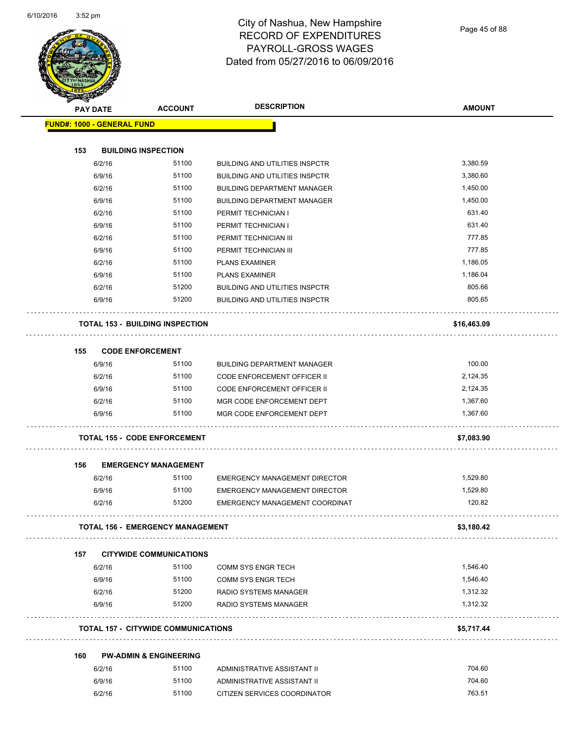# City of Nashua, New Hampshire
## RECORD OF EXPENDITURES
## PAYROLL-GROSS WAGES
## Dated from 05/27/2016 to 06/09/2016

| PAY DATE | ACCOUNT | DESCRIPTION | AMOUNT |
|---|---|---|---|
| **FUND#: 1000 - GENERAL FUND** | | | |
| **153 BUILDING INSPECTION** | | | |
| 6/2/16 | 51100 | BUILDING AND UTILITIES INSPCTR | 3,380.59 |
| 6/9/16 | 51100 | BUILDING AND UTILITIES INSPCTR | 3,380.60 |
| 6/2/16 | 51100 | BUILDING DEPARTMENT MANAGER | 1,450.00 |
| 6/9/16 | 51100 | BUILDING DEPARTMENT MANAGER | 1,450.00 |
| 6/2/16 | 51100 | PERMIT TECHNICIAN I | 631.40 |
| 6/9/16 | 51100 | PERMIT TECHNICIAN I | 631.40 |
| 6/2/16 | 51100 | PERMIT TECHNICIAN III | 777.85 |
| 6/9/16 | 51100 | PERMIT TECHNICIAN III | 777.85 |
| 6/2/16 | 51100 | PLANS EXAMINER | 1,186.05 |
| 6/9/16 | 51100 | PLANS EXAMINER | 1,186.04 |
| 6/2/16 | 51200 | BUILDING AND UTILITIES INSPCTR | 805.66 |
| 6/9/16 | 51200 | BUILDING AND UTILITIES INSPCTR | 805.65 |
| **TOTAL 153 - BUILDING INSPECTION** | | | **$16,463.09** |
| **155 CODE ENFORCEMENT** | | | |
| 6/9/16 | 51100 | BUILDING DEPARTMENT MANAGER | 100.00 |
| 6/2/16 | 51100 | CODE ENFORCEMENT OFFICER II | 2,124.35 |
| 6/9/16 | 51100 | CODE ENFORCEMENT OFFICER II | 2,124.35 |
| 6/2/16 | 51100 | MGR CODE ENFORCEMENT DEPT | 1,367.60 |
| 6/9/16 | 51100 | MGR CODE ENFORCEMENT DEPT | 1,367.60 |
| **TOTAL 155 - CODE ENFORCEMENT** | | | **$7,083.90** |
| **156 EMERGENCY MANAGEMENT** | | | |
| 6/2/16 | 51100 | EMERGENCY MANAGEMENT DIRECTOR | 1,529.80 |
| 6/9/16 | 51100 | EMERGENCY MANAGEMENT DIRECTOR | 1,529.80 |
| 6/2/16 | 51200 | EMERGENCY MANAGEMENT COORDINAT | 120.82 |
| **TOTAL 156 - EMERGENCY MANAGEMENT** | | | **$3,180.42** |
| **157 CITYWIDE COMMUNICATIONS** | | | |
| 6/2/16 | 51100 | COMM SYS ENGR TECH | 1,546.40 |
| 6/9/16 | 51100 | COMM SYS ENGR TECH | 1,546.40 |
| 6/2/16 | 51200 | RADIO SYSTEMS MANAGER | 1,312.32 |
| 6/9/16 | 51200 | RADIO SYSTEMS MANAGER | 1,312.32 |
| **TOTAL 157 - CITYWIDE COMMUNICATIONS** | | | **$5,717.44** |
| **160 PW-ADMIN & ENGINEERING** | | | |
| 6/2/16 | 51100 | ADMINISTRATIVE ASSISTANT II | 704.60 |
| 6/9/16 | 51100 | ADMINISTRATIVE ASSISTANT II | 704.60 |
| 6/2/16 | 51100 | CITIZEN SERVICES COORDINATOR | 763.51 |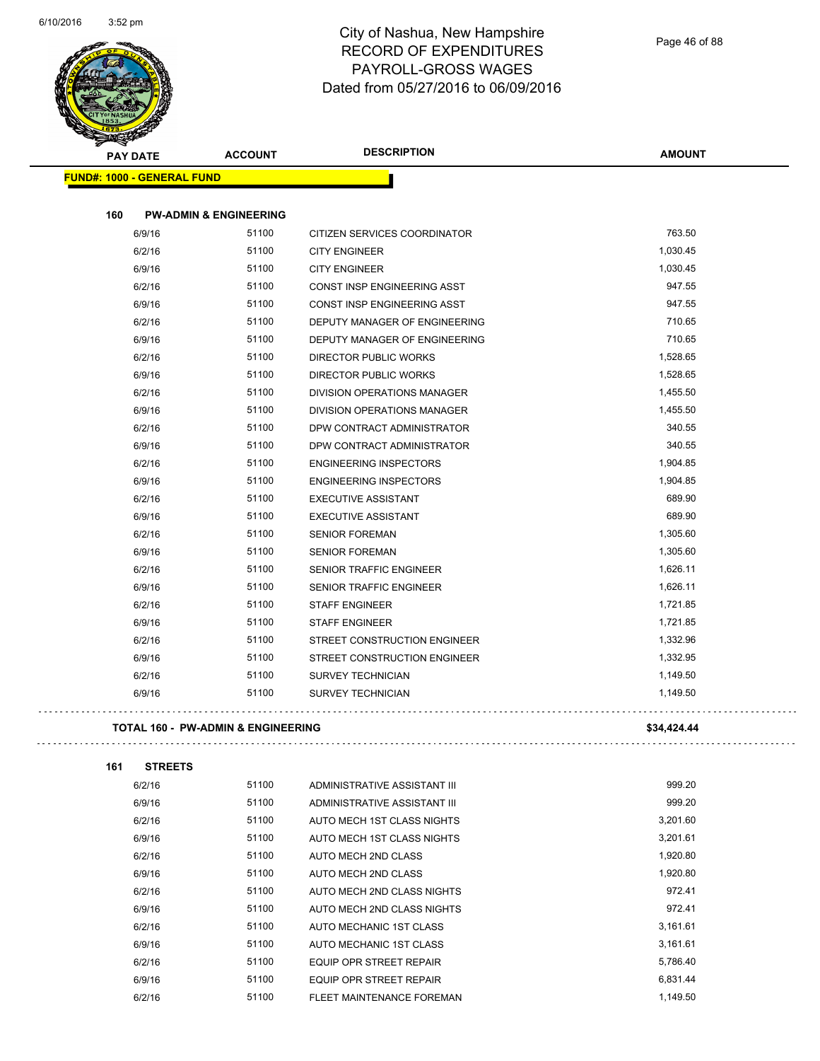# City of Nashua, New Hampshire
## RECORD OF EXPENDITURES
## PAYROLL-GROSS WAGES
## Dated from 05/27/2016 to 06/09/2016

| PAY DATE | ACCOUNT | DESCRIPTION | AMOUNT |
|---|---|---|---|
| **FUND#: 1000 - GENERAL FUND** | | | |
| **160 PW-ADMIN & ENGINEERING** | | | |
| 6/9/16 | 51100 | CITIZEN SERVICES COORDINATOR | 763.50 |
| 6/2/16 | 51100 | CITY ENGINEER | 1,030.45 |
| 6/9/16 | 51100 | CITY ENGINEER | 1,030.45 |
| 6/2/16 | 51100 | CONST INSP ENGINEERING ASST | 947.55 |
| 6/9/16 | 51100 | CONST INSP ENGINEERING ASST | 947.55 |
| 6/2/16 | 51100 | DEPUTY MANAGER OF ENGINEERING | 710.65 |
| 6/9/16 | 51100 | DEPUTY MANAGER OF ENGINEERING | 710.65 |
| 6/2/16 | 51100 | DIRECTOR PUBLIC WORKS | 1,528.65 |
| 6/9/16 | 51100 | DIRECTOR PUBLIC WORKS | 1,528.65 |
| 6/2/16 | 51100 | DIVISION OPERATIONS MANAGER | 1,455.50 |
| 6/9/16 | 51100 | DIVISION OPERATIONS MANAGER | 1,455.50 |
| 6/2/16 | 51100 | DPW CONTRACT ADMINISTRATOR | 340.55 |
| 6/9/16 | 51100 | DPW CONTRACT ADMINISTRATOR | 340.55 |
| 6/2/16 | 51100 | ENGINEERING INSPECTORS | 1,904.85 |
| 6/9/16 | 51100 | ENGINEERING INSPECTORS | 1,904.85 |
| 6/2/16 | 51100 | EXECUTIVE ASSISTANT | 689.90 |
| 6/9/16 | 51100 | EXECUTIVE ASSISTANT | 689.90 |
| 6/2/16 | 51100 | SENIOR FOREMAN | 1,305.60 |
| 6/9/16 | 51100 | SENIOR FOREMAN | 1,305.60 |
| 6/2/16 | 51100 | SENIOR TRAFFIC ENGINEER | 1,626.11 |
| 6/9/16 | 51100 | SENIOR TRAFFIC ENGINEER | 1,626.11 |
| 6/2/16 | 51100 | STAFF ENGINEER | 1,721.85 |
| 6/9/16 | 51100 | STAFF ENGINEER | 1,721.85 |
| 6/2/16 | 51100 | STREET CONSTRUCTION ENGINEER | 1,332.96 |
| 6/9/16 | 51100 | STREET CONSTRUCTION ENGINEER | 1,332.95 |
| 6/2/16 | 51100 | SURVEY TECHNICIAN | 1,149.50 |
| 6/9/16 | 51100 | SURVEY TECHNICIAN | 1,149.50 |
| **TOTAL 160 - PW-ADMIN & ENGINEERING** | | | **$34,424.44** |
| **161 STREETS** | | | |
| 6/2/16 | 51100 | ADMINISTRATIVE ASSISTANT III | 999.20 |
| 6/9/16 | 51100 | ADMINISTRATIVE ASSISTANT III | 999.20 |
| 6/2/16 | 51100 | AUTO MECH 1ST CLASS NIGHTS | 3,201.60 |
| 6/9/16 | 51100 | AUTO MECH 1ST CLASS NIGHTS | 3,201.61 |
| 6/2/16 | 51100 | AUTO MECH 2ND CLASS | 1,920.80 |
| 6/9/16 | 51100 | AUTO MECH 2ND CLASS | 1,920.80 |
| 6/2/16 | 51100 | AUTO MECH 2ND CLASS NIGHTS | 972.41 |
| 6/9/16 | 51100 | AUTO MECH 2ND CLASS NIGHTS | 972.41 |
| 6/2/16 | 51100 | AUTO MECHANIC 1ST CLASS | 3,161.61 |
| 6/9/16 | 51100 | AUTO MECHANIC 1ST CLASS | 3,161.61 |
| 6/2/16 | 51100 | EQUIP OPR STREET REPAIR | 5,786.40 |
| 6/9/16 | 51100 | EQUIP OPR STREET REPAIR | 6,831.44 |
| 6/2/16 | 51100 | FLEET MAINTENANCE FOREMAN | 1,149.50 |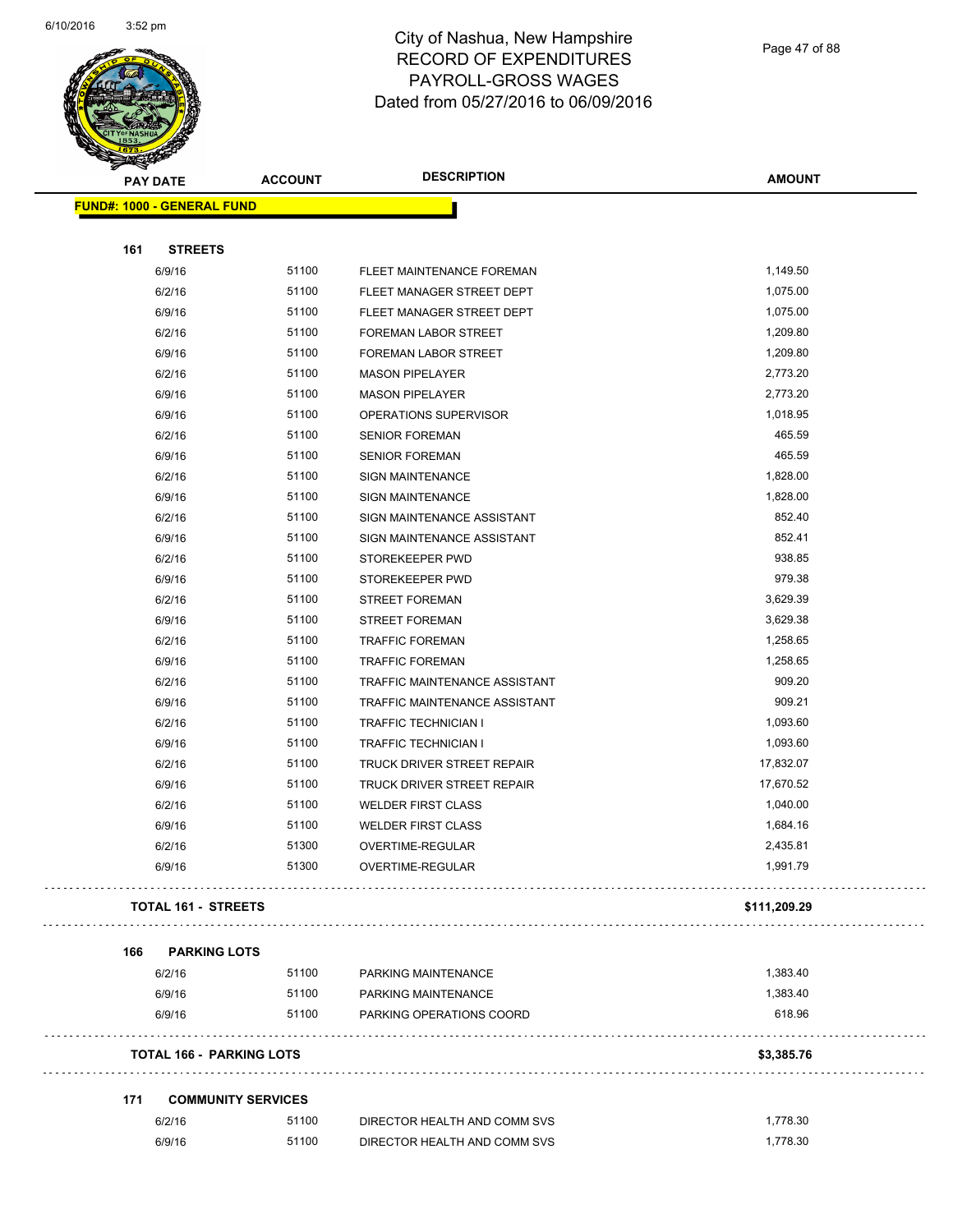# City of Nashua, New Hampshire
## RECORD OF EXPENDITURES
## PAYROLL-GROSS WAGES
## Dated from 05/27/2016 to 06/09/2016

| PAY DATE | ACCOUNT | DESCRIPTION | AMOUNT |
|---|---|---|---|
| **FUND#: 1000 - GENERAL FUND** | | | |
| **161 STREETS** | | | |
| 6/9/16 | 51100 | FLEET MAINTENANCE FOREMAN | 1,149.50 |
| 6/2/16 | 51100 | FLEET MANAGER STREET DEPT | 1,075.00 |
| 6/9/16 | 51100 | FLEET MANAGER STREET DEPT | 1,075.00 |
| 6/2/16 | 51100 | FOREMAN LABOR STREET | 1,209.80 |
| 6/9/16 | 51100 | FOREMAN LABOR STREET | 1,209.80 |
| 6/2/16 | 51100 | MASON PIPELAYER | 2,773.20 |
| 6/9/16 | 51100 | MASON PIPELAYER | 2,773.20 |
| 6/9/16 | 51100 | OPERATIONS SUPERVISOR | 1,018.95 |
| 6/2/16 | 51100 | SENIOR FOREMAN | 465.59 |
| 6/9/16 | 51100 | SENIOR FOREMAN | 465.59 |
| 6/2/16 | 51100 | SIGN MAINTENANCE | 1,828.00 |
| 6/9/16 | 51100 | SIGN MAINTENANCE | 1,828.00 |
| 6/2/16 | 51100 | SIGN MAINTENANCE ASSISTANT | 852.40 |
| 6/9/16 | 51100 | SIGN MAINTENANCE ASSISTANT | 852.41 |
| 6/2/16 | 51100 | STOREKEEPER PWD | 938.85 |
| 6/9/16 | 51100 | STOREKEEPER PWD | 979.38 |
| 6/2/16 | 51100 | STREET FOREMAN | 3,629.39 |
| 6/9/16 | 51100 | STREET FOREMAN | 3,629.38 |
| 6/2/16 | 51100 | TRAFFIC FOREMAN | 1,258.65 |
| 6/9/16 | 51100 | TRAFFIC FOREMAN | 1,258.65 |
| 6/2/16 | 51100 | TRAFFIC MAINTENANCE ASSISTANT | 909.20 |
| 6/9/16 | 51100 | TRAFFIC MAINTENANCE ASSISTANT | 909.21 |
| 6/2/16 | 51100 | TRAFFIC TECHNICIAN I | 1,093.60 |
| 6/9/16 | 51100 | TRAFFIC TECHNICIAN I | 1,093.60 |
| 6/2/16 | 51100 | TRUCK DRIVER STREET REPAIR | 17,832.07 |
| 6/9/16 | 51100 | TRUCK DRIVER STREET REPAIR | 17,670.52 |
| 6/2/16 | 51100 | WELDER FIRST CLASS | 1,040.00 |
| 6/9/16 | 51100 | WELDER FIRST CLASS | 1,684.16 |
| 6/2/16 | 51300 | OVERTIME-REGULAR | 2,435.81 |
| 6/9/16 | 51300 | OVERTIME-REGULAR | 1,991.79 |
| **TOTAL 161 - STREETS** | | | **$111,209.29** |
| **166 PARKING LOTS** | | | |
| 6/2/16 | 51100 | PARKING MAINTENANCE | 1,383.40 |
| 6/9/16 | 51100 | PARKING MAINTENANCE | 1,383.40 |
| 6/9/16 | 51100 | PARKING OPERATIONS COORD | 618.96 |
| **TOTAL 166 - PARKING LOTS** | | | **$3,385.76** |
| **171 COMMUNITY SERVICES** | | | |
| 6/2/16 | 51100 | DIRECTOR HEALTH AND COMM SVS | 1,778.30 |
| 6/9/16 | 51100 | DIRECTOR HEALTH AND COMM SVS | 1,778.30 |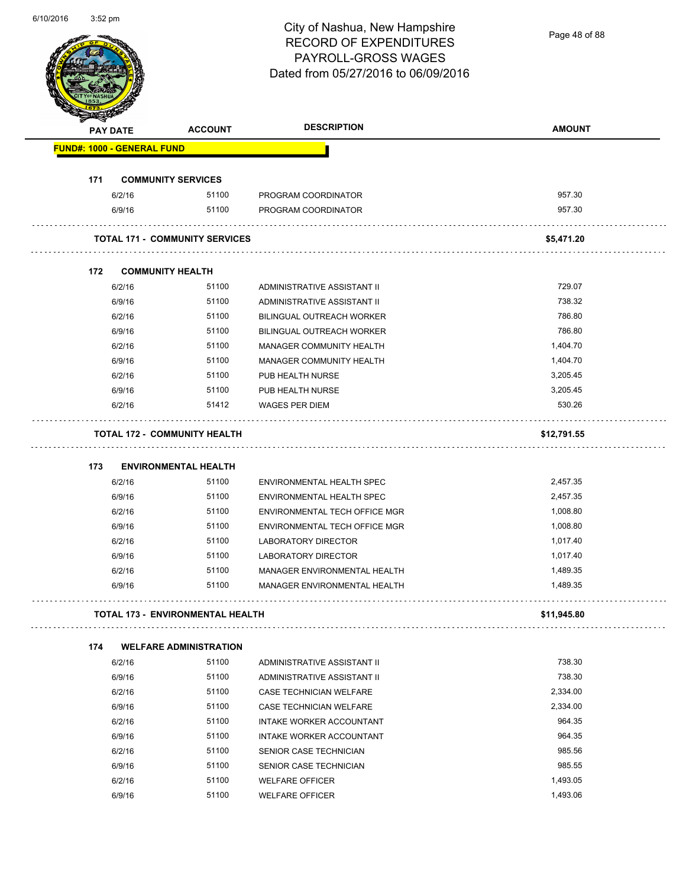# City of Nashua, New Hampshire
## RECORD OF EXPENDITURES
## PAYROLL-GROSS WAGES
## Dated from 05/27/2016 to 06/09/2016

| PAY DATE | ACCOUNT | DESCRIPTION | AMOUNT |
|---|---|---|---|
| **FUND#: 1000 - GENERAL FUND** | | | |
| **171 COMMUNITY SERVICES** | | | |
| 6/2/16 | 51100 | PROGRAM COORDINATOR | 957.30 |
| 6/9/16 | 51100 | PROGRAM COORDINATOR | 957.30 |
| **TOTAL 171 - COMMUNITY SERVICES** | | | **$5,471.20** |
| **172 COMMUNITY HEALTH** | | | |
| 6/2/16 | 51100 | ADMINISTRATIVE ASSISTANT II | 729.07 |
| 6/9/16 | 51100 | ADMINISTRATIVE ASSISTANT II | 738.32 |
| 6/2/16 | 51100 | BILINGUAL OUTREACH WORKER | 786.80 |
| 6/9/16 | 51100 | BILINGUAL OUTREACH WORKER | 786.80 |
| 6/2/16 | 51100 | MANAGER COMMUNITY HEALTH | 1,404.70 |
| 6/9/16 | 51100 | MANAGER COMMUNITY HEALTH | 1,404.70 |
| 6/2/16 | 51100 | PUB HEALTH NURSE | 3,205.45 |
| 6/9/16 | 51100 | PUB HEALTH NURSE | 3,205.45 |
| 6/2/16 | 51412 | WAGES PER DIEM | 530.26 |
| **TOTAL 172 - COMMUNITY HEALTH** | | | **$12,791.55** |
| **173 ENVIRONMENTAL HEALTH** | | | |
| 6/2/16 | 51100 | ENVIRONMENTAL HEALTH SPEC | 2,457.35 |
| 6/9/16 | 51100 | ENVIRONMENTAL HEALTH SPEC | 2,457.35 |
| 6/2/16 | 51100 | ENVIRONMENTAL TECH OFFICE MGR | 1,008.80 |
| 6/9/16 | 51100 | ENVIRONMENTAL TECH OFFICE MGR | 1,008.80 |
| 6/2/16 | 51100 | LABORATORY DIRECTOR | 1,017.40 |
| 6/9/16 | 51100 | LABORATORY DIRECTOR | 1,017.40 |
| 6/2/16 | 51100 | MANAGER ENVIRONMENTAL HEALTH | 1,489.35 |
| 6/9/16 | 51100 | MANAGER ENVIRONMENTAL HEALTH | 1,489.35 |
| **TOTAL 173 - ENVIRONMENTAL HEALTH** | | | **$11,945.80** |
| **174 WELFARE ADMINISTRATION** | | | |
| 6/2/16 | 51100 | ADMINISTRATIVE ASSISTANT II | 738.30 |
| 6/9/16 | 51100 | ADMINISTRATIVE ASSISTANT II | 738.30 |
| 6/2/16 | 51100 | CASE TECHNICIAN WELFARE | 2,334.00 |
| 6/9/16 | 51100 | CASE TECHNICIAN WELFARE | 2,334.00 |
| 6/2/16 | 51100 | INTAKE WORKER ACCOUNTANT | 964.35 |
| 6/9/16 | 51100 | INTAKE WORKER ACCOUNTANT | 964.35 |
| 6/2/16 | 51100 | SENIOR CASE TECHNICIAN | 985.56 |
| 6/9/16 | 51100 | SENIOR CASE TECHNICIAN | 985.55 |
| 6/2/16 | 51100 | WELFARE OFFICER | 1,493.05 |
| 6/9/16 | 51100 | WELFARE OFFICER | 1,493.06 |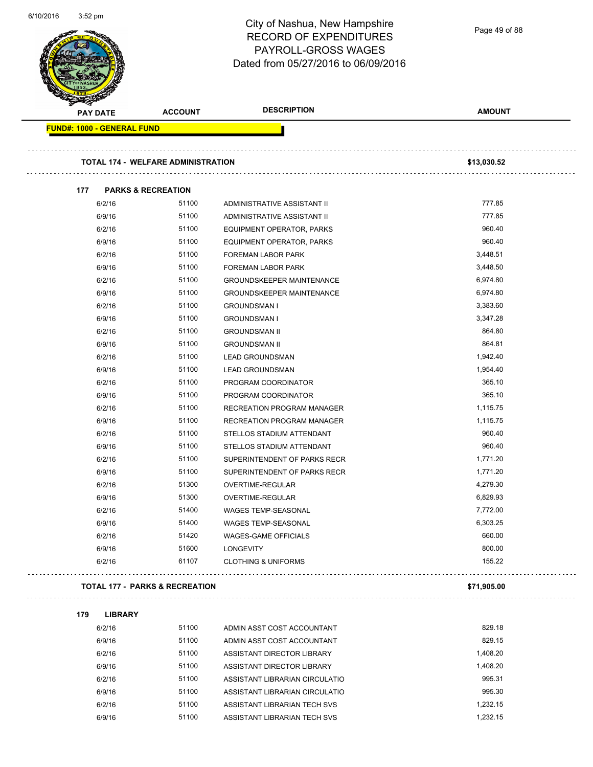# City of Nashua, New Hampshire
## RECORD OF EXPENDITURES
## PAYROLL-GROSS WAGES
## Dated from 05/27/2016 to 06/09/2016

| PAY DATE | ACCOUNT | DESCRIPTION | AMOUNT |
|---|---|---|---|
| **FUND#: 1000 - GENERAL FUND** | | | |
| **TOTAL 174 - WELFARE ADMINISTRATION** | | | **$13,030.52** |
| **177 PARKS & RECREATION** | | | |
| 6/2/16 | 51100 | ADMINISTRATIVE ASSISTANT II | 777.85 |
| 6/9/16 | 51100 | ADMINISTRATIVE ASSISTANT II | 777.85 |
| 6/2/16 | 51100 | EQUIPMENT OPERATOR, PARKS | 960.40 |
| 6/9/16 | 51100 | EQUIPMENT OPERATOR, PARKS | 960.40 |
| 6/2/16 | 51100 | FOREMAN LABOR PARK | 3,448.51 |
| 6/9/16 | 51100 | FOREMAN LABOR PARK | 3,448.50 |
| 6/2/16 | 51100 | GROUNDSKEEPER MAINTENANCE | 6,974.80 |
| 6/9/16 | 51100 | GROUNDSKEEPER MAINTENANCE | 6,974.80 |
| 6/2/16 | 51100 | GROUNDSMAN I | 3,383.60 |
| 6/9/16 | 51100 | GROUNDSMAN I | 3,347.28 |
| 6/2/16 | 51100 | GROUNDSMAN II | 864.80 |
| 6/9/16 | 51100 | GROUNDSMAN II | 864.81 |
| 6/2/16 | 51100 | LEAD GROUNDSMAN | 1,942.40 |
| 6/9/16 | 51100 | LEAD GROUNDSMAN | 1,954.40 |
| 6/2/16 | 51100 | PROGRAM COORDINATOR | 365.10 |
| 6/9/16 | 51100 | PROGRAM COORDINATOR | 365.10 |
| 6/2/16 | 51100 | RECREATION PROGRAM MANAGER | 1,115.75 |
| 6/9/16 | 51100 | RECREATION PROGRAM MANAGER | 1,115.75 |
| 6/2/16 | 51100 | STELLOS STADIUM ATTENDANT | 960.40 |
| 6/9/16 | 51100 | STELLOS STADIUM ATTENDANT | 960.40 |
| 6/2/16 | 51100 | SUPERINTENDENT OF PARKS RECR | 1,771.20 |
| 6/9/16 | 51100 | SUPERINTENDENT OF PARKS RECR | 1,771.20 |
| 6/2/16 | 51300 | OVERTIME-REGULAR | 4,279.30 |
| 6/9/16 | 51300 | OVERTIME-REGULAR | 6,829.93 |
| 6/2/16 | 51400 | WAGES TEMP-SEASONAL | 7,772.00 |
| 6/9/16 | 51400 | WAGES TEMP-SEASONAL | 6,303.25 |
| 6/2/16 | 51420 | WAGES-GAME OFFICIALS | 660.00 |
| 6/9/16 | 51600 | LONGEVITY | 800.00 |
| 6/2/16 | 61107 | CLOTHING & UNIFORMS | 155.22 |
| **TOTAL 177 - PARKS & RECREATION** | | | **$71,905.00** |
| **179 LIBRARY** | | | |
| 6/2/16 | 51100 | ADMIN ASST COST ACCOUNTANT | 829.18 |
| 6/9/16 | 51100 | ADMIN ASST COST ACCOUNTANT | 829.15 |
| 6/2/16 | 51100 | ASSISTANT DIRECTOR LIBRARY | 1,408.20 |
| 6/9/16 | 51100 | ASSISTANT DIRECTOR LIBRARY | 1,408.20 |
| 6/2/16 | 51100 | ASSISTANT LIBRARIAN CIRCULATIO | 995.31 |
| 6/9/16 | 51100 | ASSISTANT LIBRARIAN CIRCULATIO | 995.30 |
| 6/2/16 | 51100 | ASSISTANT LIBRARIAN TECH SVS | 1,232.15 |
| 6/9/16 | 51100 | ASSISTANT LIBRARIAN TECH SVS | 1,232.15 |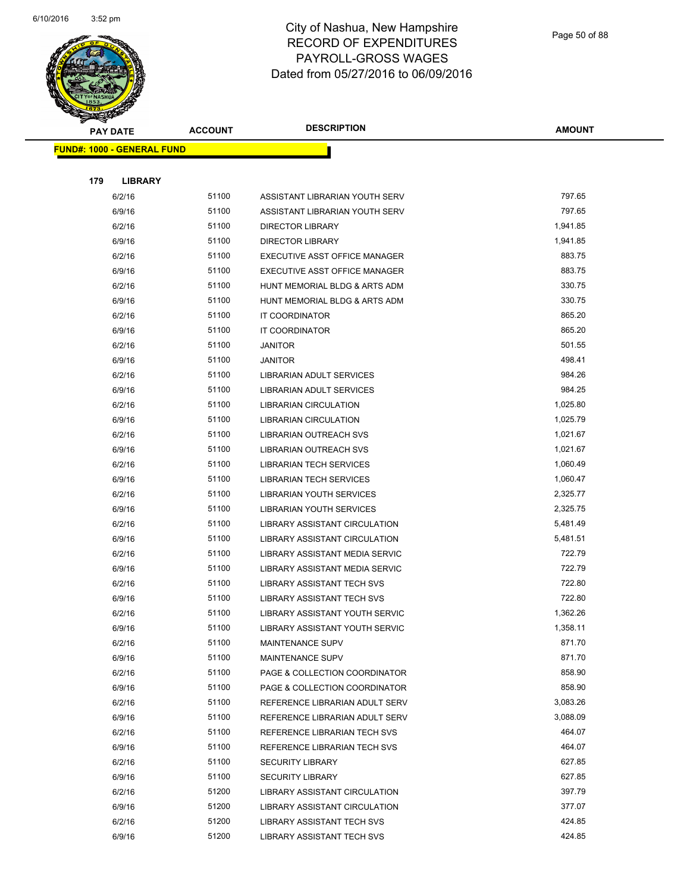# City of Nashua, New Hampshire
## RECORD OF EXPENDITURES
## PAYROLL-GROSS WAGES
## Dated from 05/27/2016 to 06/09/2016

| PAY DATE | ACCOUNT | DESCRIPTION | AMOUNT |
|---|---|---|---|
| **FUND#: 1000 - GENERAL FUND** | | | |
| **179 LIBRARY** | | | |
| 6/2/16 | 51100 | ASSISTANT LIBRARIAN YOUTH SERV | 797.65 |
| 6/9/16 | 51100 | ASSISTANT LIBRARIAN YOUTH SERV | 797.65 |
| 6/2/16 | 51100 | DIRECTOR LIBRARY | 1,941.85 |
| 6/9/16 | 51100 | DIRECTOR LIBRARY | 1,941.85 |
| 6/2/16 | 51100 | EXECUTIVE ASST OFFICE MANAGER | 883.75 |
| 6/9/16 | 51100 | EXECUTIVE ASST OFFICE MANAGER | 883.75 |
| 6/2/16 | 51100 | HUNT MEMORIAL BLDG & ARTS ADM | 330.75 |
| 6/9/16 | 51100 | HUNT MEMORIAL BLDG & ARTS ADM | 330.75 |
| 6/2/16 | 51100 | IT COORDINATOR | 865.20 |
| 6/9/16 | 51100 | IT COORDINATOR | 865.20 |
| 6/2/16 | 51100 | JANITOR | 501.55 |
| 6/9/16 | 51100 | JANITOR | 498.41 |
| 6/2/16 | 51100 | LIBRARIAN ADULT SERVICES | 984.26 |
| 6/9/16 | 51100 | LIBRARIAN ADULT SERVICES | 984.25 |
| 6/2/16 | 51100 | LIBRARIAN CIRCULATION | 1,025.80 |
| 6/9/16 | 51100 | LIBRARIAN CIRCULATION | 1,025.79 |
| 6/2/16 | 51100 | LIBRARIAN OUTREACH SVS | 1,021.67 |
| 6/9/16 | 51100 | LIBRARIAN OUTREACH SVS | 1,021.67 |
| 6/2/16 | 51100 | LIBRARIAN TECH SERVICES | 1,060.49 |
| 6/9/16 | 51100 | LIBRARIAN TECH SERVICES | 1,060.47 |
| 6/2/16 | 51100 | LIBRARIAN YOUTH SERVICES | 2,325.77 |
| 6/9/16 | 51100 | LIBRARIAN YOUTH SERVICES | 2,325.75 |
| 6/2/16 | 51100 | LIBRARY ASSISTANT CIRCULATION | 5,481.49 |
| 6/9/16 | 51100 | LIBRARY ASSISTANT CIRCULATION | 5,481.51 |
| 6/2/16 | 51100 | LIBRARY ASSISTANT MEDIA SERVIC | 722.79 |
| 6/9/16 | 51100 | LIBRARY ASSISTANT MEDIA SERVIC | 722.79 |
| 6/2/16 | 51100 | LIBRARY ASSISTANT TECH SVS | 722.80 |
| 6/9/16 | 51100 | LIBRARY ASSISTANT TECH SVS | 722.80 |
| 6/2/16 | 51100 | LIBRARY ASSISTANT YOUTH SERVIC | 1,362.26 |
| 6/9/16 | 51100 | LIBRARY ASSISTANT YOUTH SERVIC | 1,358.11 |
| 6/2/16 | 51100 | MAINTENANCE SUPV | 871.70 |
| 6/9/16 | 51100 | MAINTENANCE SUPV | 871.70 |
| 6/2/16 | 51100 | PAGE & COLLECTION COORDINATOR | 858.90 |
| 6/9/16 | 51100 | PAGE & COLLECTION COORDINATOR | 858.90 |
| 6/2/16 | 51100 | REFERENCE LIBRARIAN ADULT SERV | 3,083.26 |
| 6/9/16 | 51100 | REFERENCE LIBRARIAN ADULT SERV | 3,088.09 |
| 6/2/16 | 51100 | REFERENCE LIBRARIAN TECH SVS | 464.07 |
| 6/9/16 | 51100 | REFERENCE LIBRARIAN TECH SVS | 464.07 |
| 6/2/16 | 51100 | SECURITY LIBRARY | 627.85 |
| 6/9/16 | 51100 | SECURITY LIBRARY | 627.85 |
| 6/2/16 | 51200 | LIBRARY ASSISTANT CIRCULATION | 397.79 |
| 6/9/16 | 51200 | LIBRARY ASSISTANT CIRCULATION | 377.07 |
| 6/2/16 | 51200 | LIBRARY ASSISTANT TECH SVS | 424.85 |
| 6/9/16 | 51200 | LIBRARY ASSISTANT TECH SVS | 424.85 |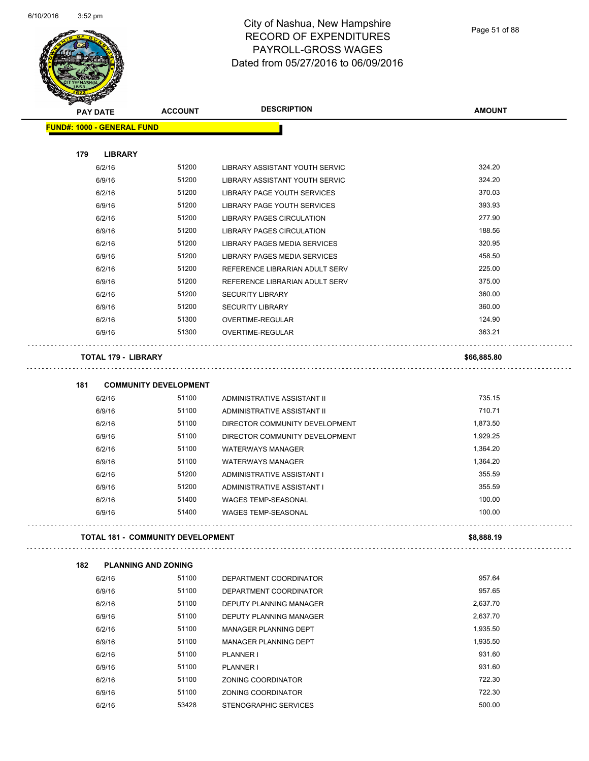# City of Nashua, New Hampshire
## RECORD OF EXPENDITURES
## PAYROLL-GROSS WAGES
## Dated from 05/27/2016 to 06/09/2016

| PAY DATE | ACCOUNT | DESCRIPTION | AMOUNT |
|---|---|---|---|
| **FUND#: 1000 - GENERAL FUND** | | | |
| **179 LIBRARY** | | | |
| 6/2/16 | 51200 | LIBRARY ASSISTANT YOUTH SERVIC | 324.20 |
| 6/9/16 | 51200 | LIBRARY ASSISTANT YOUTH SERVIC | 324.20 |
| 6/2/16 | 51200 | LIBRARY PAGE YOUTH SERVICES | 370.03 |
| 6/9/16 | 51200 | LIBRARY PAGE YOUTH SERVICES | 393.93 |
| 6/2/16 | 51200 | LIBRARY PAGES CIRCULATION | 277.90 |
| 6/9/16 | 51200 | LIBRARY PAGES CIRCULATION | 188.56 |
| 6/2/16 | 51200 | LIBRARY PAGES MEDIA SERVICES | 320.95 |
| 6/9/16 | 51200 | LIBRARY PAGES MEDIA SERVICES | 458.50 |
| 6/2/16 | 51200 | REFERENCE LIBRARIAN ADULT SERV | 225.00 |
| 6/9/16 | 51200 | REFERENCE LIBRARIAN ADULT SERV | 375.00 |
| 6/2/16 | 51200 | SECURITY LIBRARY | 360.00 |
| 6/9/16 | 51200 | SECURITY LIBRARY | 360.00 |
| 6/2/16 | 51300 | OVERTIME-REGULAR | 124.90 |
| 6/9/16 | 51300 | OVERTIME-REGULAR | 363.21 |
| **TOTAL 179 - LIBRARY** | | | **$66,885.80** |
| **181 COMMUNITY DEVELOPMENT** | | | |
| 6/2/16 | 51100 | ADMINISTRATIVE ASSISTANT II | 735.15 |
| 6/9/16 | 51100 | ADMINISTRATIVE ASSISTANT II | 710.71 |
| 6/2/16 | 51100 | DIRECTOR COMMUNITY DEVELOPMENT | 1,873.50 |
| 6/9/16 | 51100 | DIRECTOR COMMUNITY DEVELOPMENT | 1,929.25 |
| 6/2/16 | 51100 | WATERWAYS MANAGER | 1,364.20 |
| 6/9/16 | 51100 | WATERWAYS MANAGER | 1,364.20 |
| 6/2/16 | 51200 | ADMINISTRATIVE ASSISTANT I | 355.59 |
| 6/9/16 | 51200 | ADMINISTRATIVE ASSISTANT I | 355.59 |
| 6/2/16 | 51400 | WAGES TEMP-SEASONAL | 100.00 |
| 6/9/16 | 51400 | WAGES TEMP-SEASONAL | 100.00 |
| **TOTAL 181 - COMMUNITY DEVELOPMENT** | | | **$8,888.19** |
| **182 PLANNING AND ZONING** | | | |
| 6/2/16 | 51100 | DEPARTMENT COORDINATOR | 957.64 |
| 6/9/16 | 51100 | DEPARTMENT COORDINATOR | 957.65 |
| 6/2/16 | 51100 | DEPUTY PLANNING MANAGER | 2,637.70 |
| 6/9/16 | 51100 | DEPUTY PLANNING MANAGER | 2,637.70 |
| 6/2/16 | 51100 | MANAGER PLANNING DEPT | 1,935.50 |
| 6/9/16 | 51100 | MANAGER PLANNING DEPT | 1,935.50 |
| 6/2/16 | 51100 | PLANNER I | 931.60 |
| 6/9/16 | 51100 | PLANNER I | 931.60 |
| 6/2/16 | 51100 | ZONING COORDINATOR | 722.30 |
| 6/9/16 | 51100 | ZONING COORDINATOR | 722.30 |
| 6/2/16 | 53428 | STENOGRAPHIC SERVICES | 500.00 |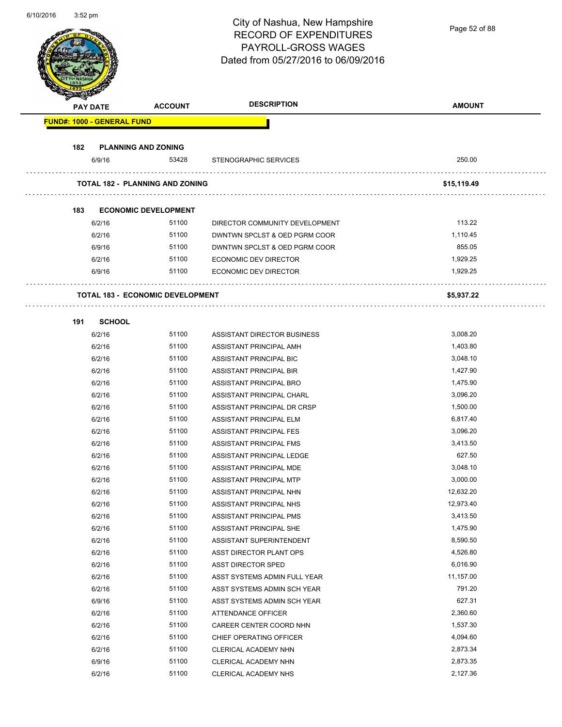# City of Nashua, New Hampshire
# RECORD OF EXPENDITURES
# PAYROLL-GROSS WAGES
# Dated from 05/27/2016 to 06/09/2016

| PAY DATE | ACCOUNT | DESCRIPTION | AMOUNT |
|---|---|---|---|
| **FUND#: 1000 - GENERAL FUND** | | | |
| **182 PLANNING AND ZONING** | | | |
| 6/9/16 | 53428 | STENOGRAPHIC SERVICES | 250.00 |
| **TOTAL 182 - PLANNING AND ZONING** | | | **$15,119.49** |
| **183 ECONOMIC DEVELOPMENT** | | | |
| 6/2/16 | 51100 | DIRECTOR COMMUNITY DEVELOPMENT | 113.22 |
| 6/2/16 | 51100 | DWNTWN SPCLST & OED PGRM COOR | 1,110.45 |
| 6/9/16 | 51100 | DWNTWN SPCLST & OED PGRM COOR | 855.05 |
| 6/2/16 | 51100 | ECONOMIC DEV DIRECTOR | 1,929.25 |
| 6/9/16 | 51100 | ECONOMIC DEV DIRECTOR | 1,929.25 |
| **TOTAL 183 - ECONOMIC DEVELOPMENT** | | | **$5,937.22** |
| **191 SCHOOL** | | | |
| 6/2/16 | 51100 | ASSISTANT DIRECTOR BUSINESS | 3,008.20 |
| 6/2/16 | 51100 | ASSISTANT PRINCIPAL AMH | 1,403.80 |
| 6/2/16 | 51100 | ASSISTANT PRINCIPAL BIC | 3,048.10 |
| 6/2/16 | 51100 | ASSISTANT PRINCIPAL BIR | 1,427.90 |
| 6/2/16 | 51100 | ASSISTANT PRINCIPAL BRO | 1,475.90 |
| 6/2/16 | 51100 | ASSISTANT PRINCIPAL CHARL | 3,096.20 |
| 6/2/16 | 51100 | ASSISTANT PRINCIPAL DR CRSP | 1,500.00 |
| 6/2/16 | 51100 | ASSISTANT PRINCIPAL ELM | 6,817.40 |
| 6/2/16 | 51100 | ASSISTANT PRINCIPAL FES | 3,096.20 |
| 6/2/16 | 51100 | ASSISTANT PRINCIPAL FMS | 3,413.50 |
| 6/2/16 | 51100 | ASSISTANT PRINCIPAL LEDGE | 627.50 |
| 6/2/16 | 51100 | ASSISTANT PRINCIPAL MDE | 3,048.10 |
| 6/2/16 | 51100 | ASSISTANT PRINCIPAL MTP | 3,000.00 |
| 6/2/16 | 51100 | ASSISTANT PRINCIPAL NHN | 12,632.20 |
| 6/2/16 | 51100 | ASSISTANT PRINCIPAL NHS | 12,973.40 |
| 6/2/16 | 51100 | ASSISTANT PRINCIPAL PMS | 3,413.50 |
| 6/2/16 | 51100 | ASSISTANT PRINCIPAL SHE | 1,475.90 |
| 6/2/16 | 51100 | ASSISTANT SUPERINTENDENT | 8,590.50 |
| 6/2/16 | 51100 | ASST DIRECTOR PLANT OPS | 4,526.80 |
| 6/2/16 | 51100 | ASST DIRECTOR SPED | 6,016.90 |
| 6/2/16 | 51100 | ASST SYSTEMS ADMIN FULL YEAR | 11,157.00 |
| 6/2/16 | 51100 | ASST SYSTEMS ADMIN SCH YEAR | 791.20 |
| 6/9/16 | 51100 | ASST SYSTEMS ADMIN SCH YEAR | 627.31 |
| 6/2/16 | 51100 | ATTENDANCE OFFICER | 2,360.60 |
| 6/2/16 | 51100 | CAREER CENTER COORD NHN | 1,537.30 |
| 6/2/16 | 51100 | CHIEF OPERATING OFFICER | 4,094.60 |
| 6/2/16 | 51100 | CLERICAL ACADEMY NHN | 2,873.34 |
| 6/9/16 | 51100 | CLERICAL ACADEMY NHN | 2,873.35 |
| 6/2/16 | 51100 | CLERICAL ACADEMY NHS | 2,127.36 |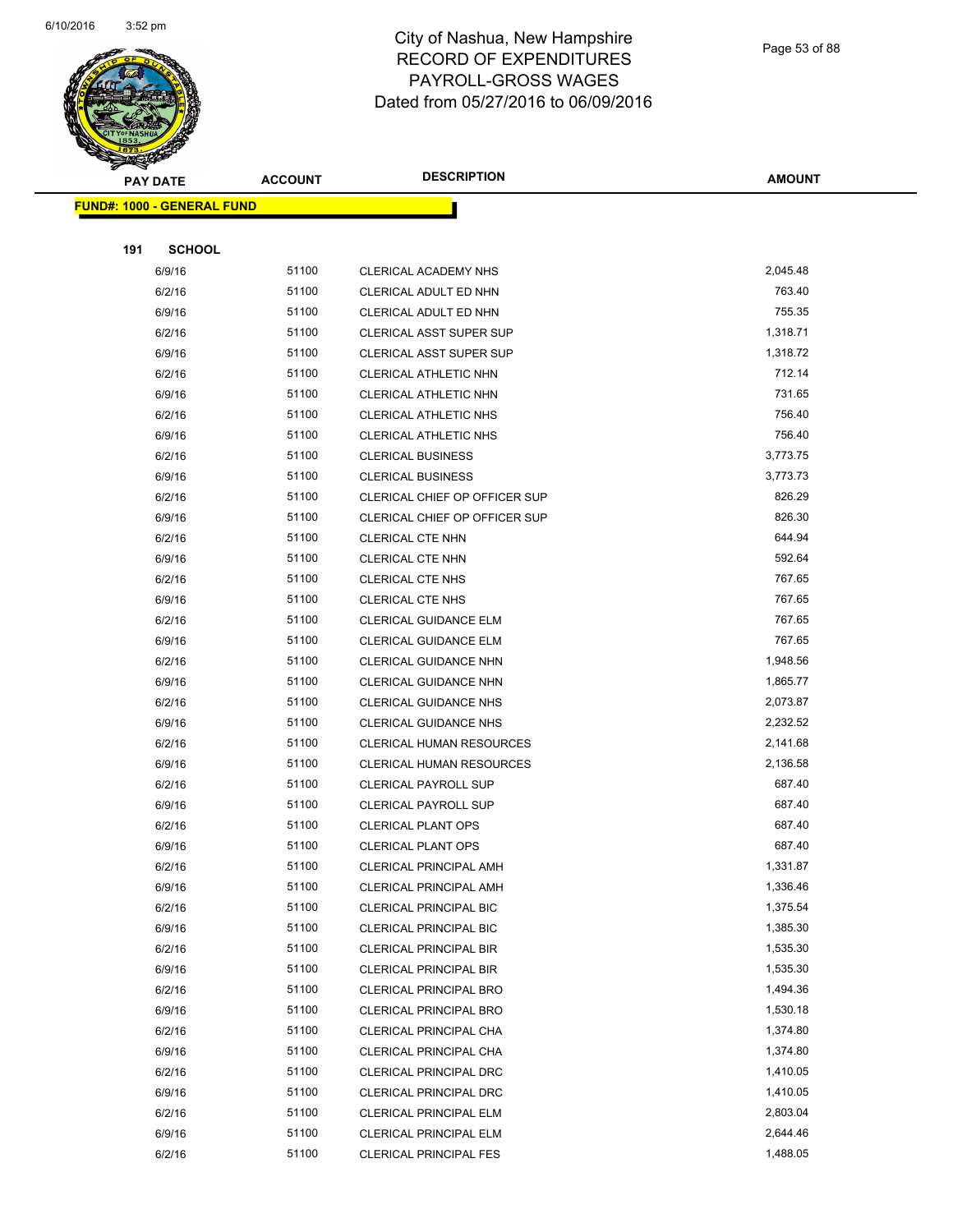# City of Nashua, New Hampshire
## RECORD OF EXPENDITURES
## PAYROLL-GROSS WAGES
## Dated from 05/27/2016 to 06/09/2016

| PAY DATE | ACCOUNT | DESCRIPTION | AMOUNT |
|---|---|---|---|

**FUND#: 1000 - GENERAL FUND**

**191 SCHOOL**

| PAY DATE | ACCOUNT | DESCRIPTION | AMOUNT |
|---|---|---|---|
| 6/9/16 | 51100 | CLERICAL ACADEMY NHS | 2,045.48 |
| 6/2/16 | 51100 | CLERICAL ADULT ED NHN | 763.40 |
| 6/9/16 | 51100 | CLERICAL ADULT ED NHN | 755.35 |
| 6/2/16 | 51100 | CLERICAL ASST SUPER SUP | 1,318.71 |
| 6/9/16 | 51100 | CLERICAL ASST SUPER SUP | 1,318.72 |
| 6/2/16 | 51100 | CLERICAL ATHLETIC NHN | 712.14 |
| 6/9/16 | 51100 | CLERICAL ATHLETIC NHN | 731.65 |
| 6/2/16 | 51100 | CLERICAL ATHLETIC NHS | 756.40 |
| 6/9/16 | 51100 | CLERICAL ATHLETIC NHS | 756.40 |
| 6/2/16 | 51100 | CLERICAL BUSINESS | 3,773.75 |
| 6/9/16 | 51100 | CLERICAL BUSINESS | 3,773.73 |
| 6/2/16 | 51100 | CLERICAL CHIEF OP OFFICER SUP | 826.29 |
| 6/9/16 | 51100 | CLERICAL CHIEF OP OFFICER SUP | 826.30 |
| 6/2/16 | 51100 | CLERICAL CTE NHN | 644.94 |
| 6/9/16 | 51100 | CLERICAL CTE NHN | 592.64 |
| 6/2/16 | 51100 | CLERICAL CTE NHS | 767.65 |
| 6/9/16 | 51100 | CLERICAL CTE NHS | 767.65 |
| 6/2/16 | 51100 | CLERICAL GUIDANCE ELM | 767.65 |
| 6/9/16 | 51100 | CLERICAL GUIDANCE ELM | 767.65 |
| 6/2/16 | 51100 | CLERICAL GUIDANCE NHN | 1,948.56 |
| 6/9/16 | 51100 | CLERICAL GUIDANCE NHN | 1,865.77 |
| 6/2/16 | 51100 | CLERICAL GUIDANCE NHS | 2,073.87 |
| 6/9/16 | 51100 | CLERICAL GUIDANCE NHS | 2,232.52 |
| 6/2/16 | 51100 | CLERICAL HUMAN RESOURCES | 2,141.68 |
| 6/9/16 | 51100 | CLERICAL HUMAN RESOURCES | 2,136.58 |
| 6/2/16 | 51100 | CLERICAL PAYROLL SUP | 687.40 |
| 6/9/16 | 51100 | CLERICAL PAYROLL SUP | 687.40 |
| 6/2/16 | 51100 | CLERICAL PLANT OPS | 687.40 |
| 6/9/16 | 51100 | CLERICAL PLANT OPS | 687.40 |
| 6/2/16 | 51100 | CLERICAL PRINCIPAL AMH | 1,331.87 |
| 6/9/16 | 51100 | CLERICAL PRINCIPAL AMH | 1,336.46 |
| 6/2/16 | 51100 | CLERICAL PRINCIPAL BIC | 1,375.54 |
| 6/9/16 | 51100 | CLERICAL PRINCIPAL BIC | 1,385.30 |
| 6/2/16 | 51100 | CLERICAL PRINCIPAL BIR | 1,535.30 |
| 6/9/16 | 51100 | CLERICAL PRINCIPAL BIR | 1,535.30 |
| 6/2/16 | 51100 | CLERICAL PRINCIPAL BRO | 1,494.36 |
| 6/9/16 | 51100 | CLERICAL PRINCIPAL BRO | 1,530.18 |
| 6/2/16 | 51100 | CLERICAL PRINCIPAL CHA | 1,374.80 |
| 6/9/16 | 51100 | CLERICAL PRINCIPAL CHA | 1,374.80 |
| 6/2/16 | 51100 | CLERICAL PRINCIPAL DRC | 1,410.05 |
| 6/9/16 | 51100 | CLERICAL PRINCIPAL DRC | 1,410.05 |
| 6/2/16 | 51100 | CLERICAL PRINCIPAL ELM | 2,803.04 |
| 6/9/16 | 51100 | CLERICAL PRINCIPAL ELM | 2,644.46 |
| 6/2/16 | 51100 | CLERICAL PRINCIPAL FES | 1,488.05 |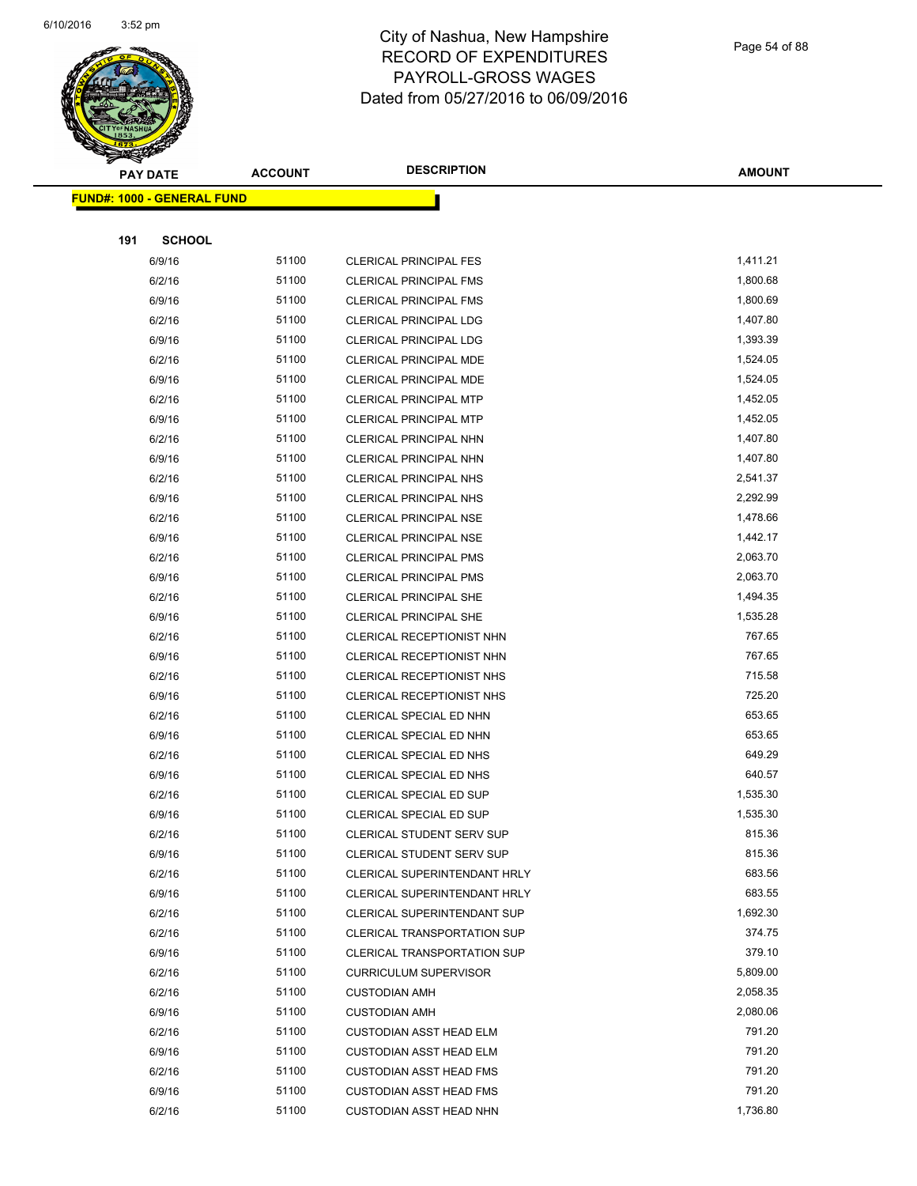# City of Nashua, New Hampshire
## RECORD OF EXPENDITURES
## PAYROLL-GROSS WAGES
## Dated from 05/27/2016 to 06/09/2016

| PAY DATE | ACCOUNT | DESCRIPTION | AMOUNT |
|---|---|---|---|

**FUND#: 1000 - GENERAL FUND**

**191 SCHOOL**

| PAY DATE | ACCOUNT | DESCRIPTION | AMOUNT |
|---|---|---|---|
| 6/9/16 | 51100 | CLERICAL PRINCIPAL FES | 1,411.21 |
| 6/2/16 | 51100 | CLERICAL PRINCIPAL FMS | 1,800.68 |
| 6/9/16 | 51100 | CLERICAL PRINCIPAL FMS | 1,800.69 |
| 6/2/16 | 51100 | CLERICAL PRINCIPAL LDG | 1,407.80 |
| 6/9/16 | 51100 | CLERICAL PRINCIPAL LDG | 1,393.39 |
| 6/2/16 | 51100 | CLERICAL PRINCIPAL MDE | 1,524.05 |
| 6/9/16 | 51100 | CLERICAL PRINCIPAL MDE | 1,524.05 |
| 6/2/16 | 51100 | CLERICAL PRINCIPAL MTP | 1,452.05 |
| 6/9/16 | 51100 | CLERICAL PRINCIPAL MTP | 1,452.05 |
| 6/2/16 | 51100 | CLERICAL PRINCIPAL NHN | 1,407.80 |
| 6/9/16 | 51100 | CLERICAL PRINCIPAL NHN | 1,407.80 |
| 6/2/16 | 51100 | CLERICAL PRINCIPAL NHS | 2,541.37 |
| 6/9/16 | 51100 | CLERICAL PRINCIPAL NHS | 2,292.99 |
| 6/2/16 | 51100 | CLERICAL PRINCIPAL NSE | 1,478.66 |
| 6/9/16 | 51100 | CLERICAL PRINCIPAL NSE | 1,442.17 |
| 6/2/16 | 51100 | CLERICAL PRINCIPAL PMS | 2,063.70 |
| 6/9/16 | 51100 | CLERICAL PRINCIPAL PMS | 2,063.70 |
| 6/2/16 | 51100 | CLERICAL PRINCIPAL SHE | 1,494.35 |
| 6/9/16 | 51100 | CLERICAL PRINCIPAL SHE | 1,535.28 |
| 6/2/16 | 51100 | CLERICAL RECEPTIONIST NHN | 767.65 |
| 6/9/16 | 51100 | CLERICAL RECEPTIONIST NHN | 767.65 |
| 6/2/16 | 51100 | CLERICAL RECEPTIONIST NHS | 715.58 |
| 6/9/16 | 51100 | CLERICAL RECEPTIONIST NHS | 725.20 |
| 6/2/16 | 51100 | CLERICAL SPECIAL ED NHN | 653.65 |
| 6/9/16 | 51100 | CLERICAL SPECIAL ED NHN | 653.65 |
| 6/2/16 | 51100 | CLERICAL SPECIAL ED NHS | 649.29 |
| 6/9/16 | 51100 | CLERICAL SPECIAL ED NHS | 640.57 |
| 6/2/16 | 51100 | CLERICAL SPECIAL ED SUP | 1,535.30 |
| 6/9/16 | 51100 | CLERICAL SPECIAL ED SUP | 1,535.30 |
| 6/2/16 | 51100 | CLERICAL STUDENT SERV SUP | 815.36 |
| 6/9/16 | 51100 | CLERICAL STUDENT SERV SUP | 815.36 |
| 6/2/16 | 51100 | CLERICAL SUPERINTENDANT HRLY | 683.56 |
| 6/9/16 | 51100 | CLERICAL SUPERINTENDANT HRLY | 683.55 |
| 6/2/16 | 51100 | CLERICAL SUPERINTENDANT SUP | 1,692.30 |
| 6/2/16 | 51100 | CLERICAL TRANSPORTATION SUP | 374.75 |
| 6/9/16 | 51100 | CLERICAL TRANSPORTATION SUP | 379.10 |
| 6/2/16 | 51100 | CURRICULUM SUPERVISOR | 5,809.00 |
| 6/2/16 | 51100 | CUSTODIAN AMH | 2,058.35 |
| 6/9/16 | 51100 | CUSTODIAN AMH | 2,080.06 |
| 6/2/16 | 51100 | CUSTODIAN ASST HEAD ELM | 791.20 |
| 6/9/16 | 51100 | CUSTODIAN ASST HEAD ELM | 791.20 |
| 6/2/16 | 51100 | CUSTODIAN ASST HEAD FMS | 791.20 |
| 6/9/16 | 51100 | CUSTODIAN ASST HEAD FMS | 791.20 |
| 6/2/16 | 51100 | CUSTODIAN ASST HEAD NHN | 1,736.80 |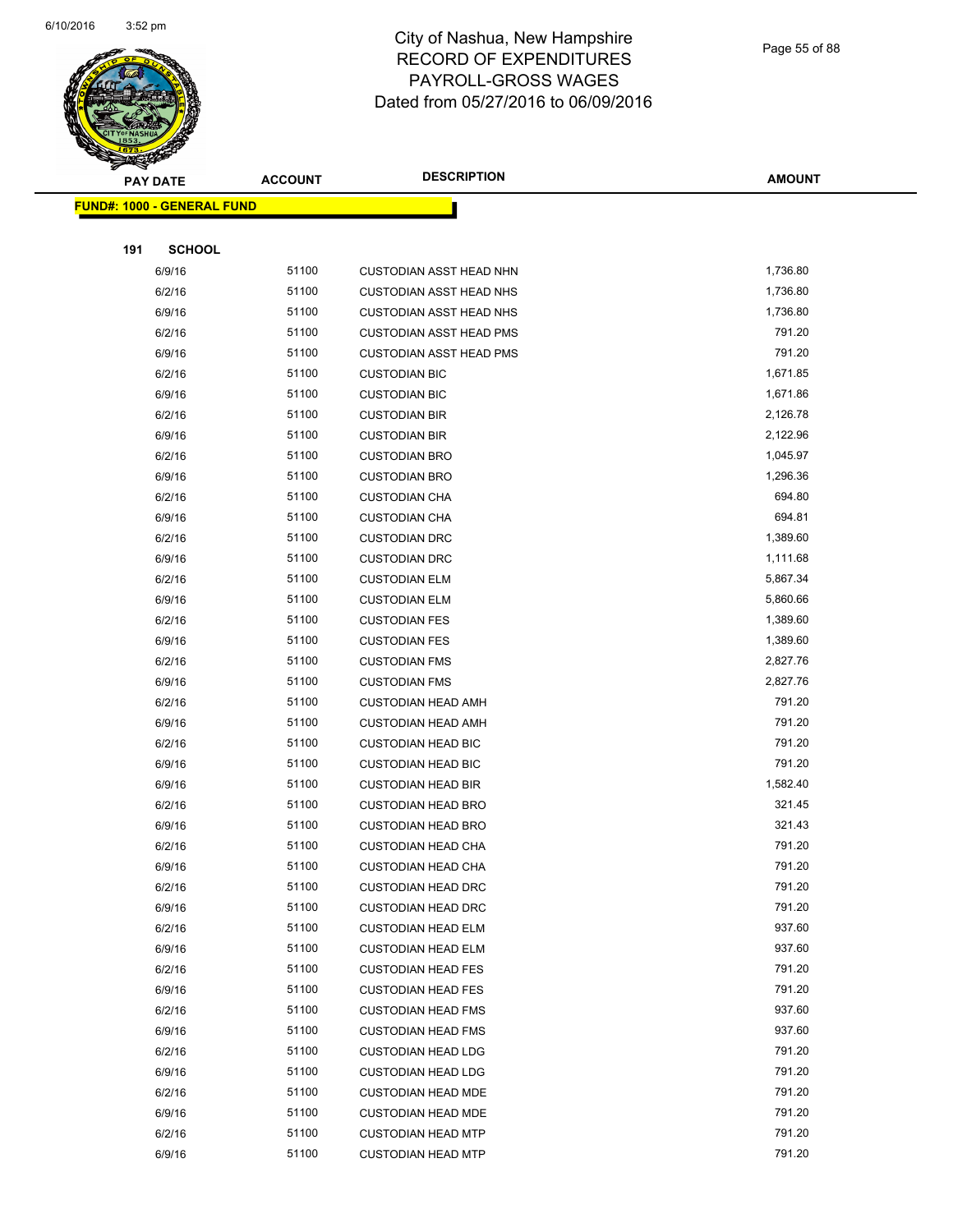# City of Nashua, New Hampshire
# RECORD OF EXPENDITURES
# PAYROLL-GROSS WAGES
# Dated from 05/27/2016 to 06/09/2016

**FUND#: 1000 - GENERAL FUND**

**191 SCHOOL**

| PAY DATE | ACCOUNT | DESCRIPTION | AMOUNT |
|---|---|---|---|
| 6/9/16 | 51100 | CUSTODIAN ASST HEAD NHN | 1,736.80 |
| 6/2/16 | 51100 | CUSTODIAN ASST HEAD NHS | 1,736.80 |
| 6/9/16 | 51100 | CUSTODIAN ASST HEAD NHS | 1,736.80 |
| 6/2/16 | 51100 | CUSTODIAN ASST HEAD PMS | 791.20 |
| 6/9/16 | 51100 | CUSTODIAN ASST HEAD PMS | 791.20 |
| 6/2/16 | 51100 | CUSTODIAN BIC | 1,671.85 |
| 6/9/16 | 51100 | CUSTODIAN BIC | 1,671.86 |
| 6/2/16 | 51100 | CUSTODIAN BIR | 2,126.78 |
| 6/9/16 | 51100 | CUSTODIAN BIR | 2,122.96 |
| 6/2/16 | 51100 | CUSTODIAN BRO | 1,045.97 |
| 6/9/16 | 51100 | CUSTODIAN BRO | 1,296.36 |
| 6/2/16 | 51100 | CUSTODIAN CHA | 694.80 |
| 6/9/16 | 51100 | CUSTODIAN CHA | 694.81 |
| 6/2/16 | 51100 | CUSTODIAN DRC | 1,389.60 |
| 6/9/16 | 51100 | CUSTODIAN DRC | 1,111.68 |
| 6/2/16 | 51100 | CUSTODIAN ELM | 5,867.34 |
| 6/9/16 | 51100 | CUSTODIAN ELM | 5,860.66 |
| 6/2/16 | 51100 | CUSTODIAN FES | 1,389.60 |
| 6/9/16 | 51100 | CUSTODIAN FES | 1,389.60 |
| 6/2/16 | 51100 | CUSTODIAN FMS | 2,827.76 |
| 6/9/16 | 51100 | CUSTODIAN FMS | 2,827.76 |
| 6/2/16 | 51100 | CUSTODIAN HEAD AMH | 791.20 |
| 6/9/16 | 51100 | CUSTODIAN HEAD AMH | 791.20 |
| 6/2/16 | 51100 | CUSTODIAN HEAD BIC | 791.20 |
| 6/9/16 | 51100 | CUSTODIAN HEAD BIC | 791.20 |
| 6/9/16 | 51100 | CUSTODIAN HEAD BIR | 1,582.40 |
| 6/2/16 | 51100 | CUSTODIAN HEAD BRO | 321.45 |
| 6/9/16 | 51100 | CUSTODIAN HEAD BRO | 321.43 |
| 6/2/16 | 51100 | CUSTODIAN HEAD CHA | 791.20 |
| 6/9/16 | 51100 | CUSTODIAN HEAD CHA | 791.20 |
| 6/2/16 | 51100 | CUSTODIAN HEAD DRC | 791.20 |
| 6/9/16 | 51100 | CUSTODIAN HEAD DRC | 791.20 |
| 6/2/16 | 51100 | CUSTODIAN HEAD ELM | 937.60 |
| 6/9/16 | 51100 | CUSTODIAN HEAD ELM | 937.60 |
| 6/2/16 | 51100 | CUSTODIAN HEAD FES | 791.20 |
| 6/9/16 | 51100 | CUSTODIAN HEAD FES | 791.20 |
| 6/2/16 | 51100 | CUSTODIAN HEAD FMS | 937.60 |
| 6/9/16 | 51100 | CUSTODIAN HEAD FMS | 937.60 |
| 6/2/16 | 51100 | CUSTODIAN HEAD LDG | 791.20 |
| 6/9/16 | 51100 | CUSTODIAN HEAD LDG | 791.20 |
| 6/2/16 | 51100 | CUSTODIAN HEAD MDE | 791.20 |
| 6/9/16 | 51100 | CUSTODIAN HEAD MDE | 791.20 |
| 6/2/16 | 51100 | CUSTODIAN HEAD MTP | 791.20 |
| 6/9/16 | 51100 | CUSTODIAN HEAD MTP | 791.20 |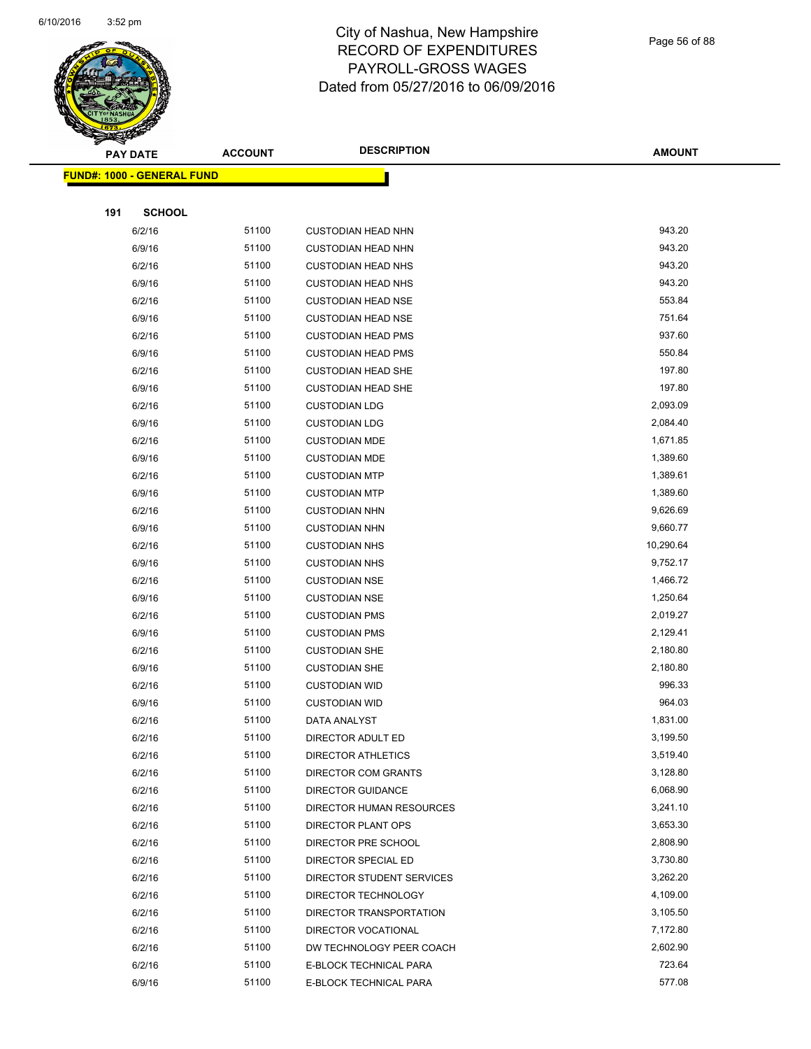# City of Nashua, New Hampshire
## RECORD OF EXPENDITURES
## PAYROLL-GROSS WAGES
## Dated from 05/27/2016 to 06/09/2016

| PAY DATE | ACCOUNT | DESCRIPTION | AMOUNT |
|---|---|---|---|
| **FUND#: 1000 - GENERAL FUND** | | | |
| **191 SCHOOL** | | | |
| 6/2/16 | 51100 | CUSTODIAN HEAD NHN | 943.20 |
| 6/9/16 | 51100 | CUSTODIAN HEAD NHN | 943.20 |
| 6/2/16 | 51100 | CUSTODIAN HEAD NHS | 943.20 |
| 6/9/16 | 51100 | CUSTODIAN HEAD NHS | 943.20 |
| 6/2/16 | 51100 | CUSTODIAN HEAD NSE | 553.84 |
| 6/9/16 | 51100 | CUSTODIAN HEAD NSE | 751.64 |
| 6/2/16 | 51100 | CUSTODIAN HEAD PMS | 937.60 |
| 6/9/16 | 51100 | CUSTODIAN HEAD PMS | 550.84 |
| 6/2/16 | 51100 | CUSTODIAN HEAD SHE | 197.80 |
| 6/9/16 | 51100 | CUSTODIAN HEAD SHE | 197.80 |
| 6/2/16 | 51100 | CUSTODIAN LDG | 2,093.09 |
| 6/9/16 | 51100 | CUSTODIAN LDG | 2,084.40 |
| 6/2/16 | 51100 | CUSTODIAN MDE | 1,671.85 |
| 6/9/16 | 51100 | CUSTODIAN MDE | 1,389.60 |
| 6/2/16 | 51100 | CUSTODIAN MTP | 1,389.61 |
| 6/9/16 | 51100 | CUSTODIAN MTP | 1,389.60 |
| 6/2/16 | 51100 | CUSTODIAN NHN | 9,626.69 |
| 6/9/16 | 51100 | CUSTODIAN NHN | 9,660.77 |
| 6/2/16 | 51100 | CUSTODIAN NHS | 10,290.64 |
| 6/9/16 | 51100 | CUSTODIAN NHS | 9,752.17 |
| 6/2/16 | 51100 | CUSTODIAN NSE | 1,466.72 |
| 6/9/16 | 51100 | CUSTODIAN NSE | 1,250.64 |
| 6/2/16 | 51100 | CUSTODIAN PMS | 2,019.27 |
| 6/9/16 | 51100 | CUSTODIAN PMS | 2,129.41 |
| 6/2/16 | 51100 | CUSTODIAN SHE | 2,180.80 |
| 6/9/16 | 51100 | CUSTODIAN SHE | 2,180.80 |
| 6/2/16 | 51100 | CUSTODIAN WID | 996.33 |
| 6/9/16 | 51100 | CUSTODIAN WID | 964.03 |
| 6/2/16 | 51100 | DATA ANALYST | 1,831.00 |
| 6/2/16 | 51100 | DIRECTOR ADULT ED | 3,199.50 |
| 6/2/16 | 51100 | DIRECTOR ATHLETICS | 3,519.40 |
| 6/2/16 | 51100 | DIRECTOR COM GRANTS | 3,128.80 |
| 6/2/16 | 51100 | DIRECTOR GUIDANCE | 6,068.90 |
| 6/2/16 | 51100 | DIRECTOR HUMAN RESOURCES | 3,241.10 |
| 6/2/16 | 51100 | DIRECTOR PLANT OPS | 3,653.30 |
| 6/2/16 | 51100 | DIRECTOR PRE SCHOOL | 2,808.90 |
| 6/2/16 | 51100 | DIRECTOR SPECIAL ED | 3,730.80 |
| 6/2/16 | 51100 | DIRECTOR STUDENT SERVICES | 3,262.20 |
| 6/2/16 | 51100 | DIRECTOR TECHNOLOGY | 4,109.00 |
| 6/2/16 | 51100 | DIRECTOR TRANSPORTATION | 3,105.50 |
| 6/2/16 | 51100 | DIRECTOR VOCATIONAL | 7,172.80 |
| 6/2/16 | 51100 | DW TECHNOLOGY PEER COACH | 2,602.90 |
| 6/2/16 | 51100 | E-BLOCK TECHNICAL PARA | 723.64 |
| 6/9/16 | 51100 | E-BLOCK TECHNICAL PARA | 577.08 |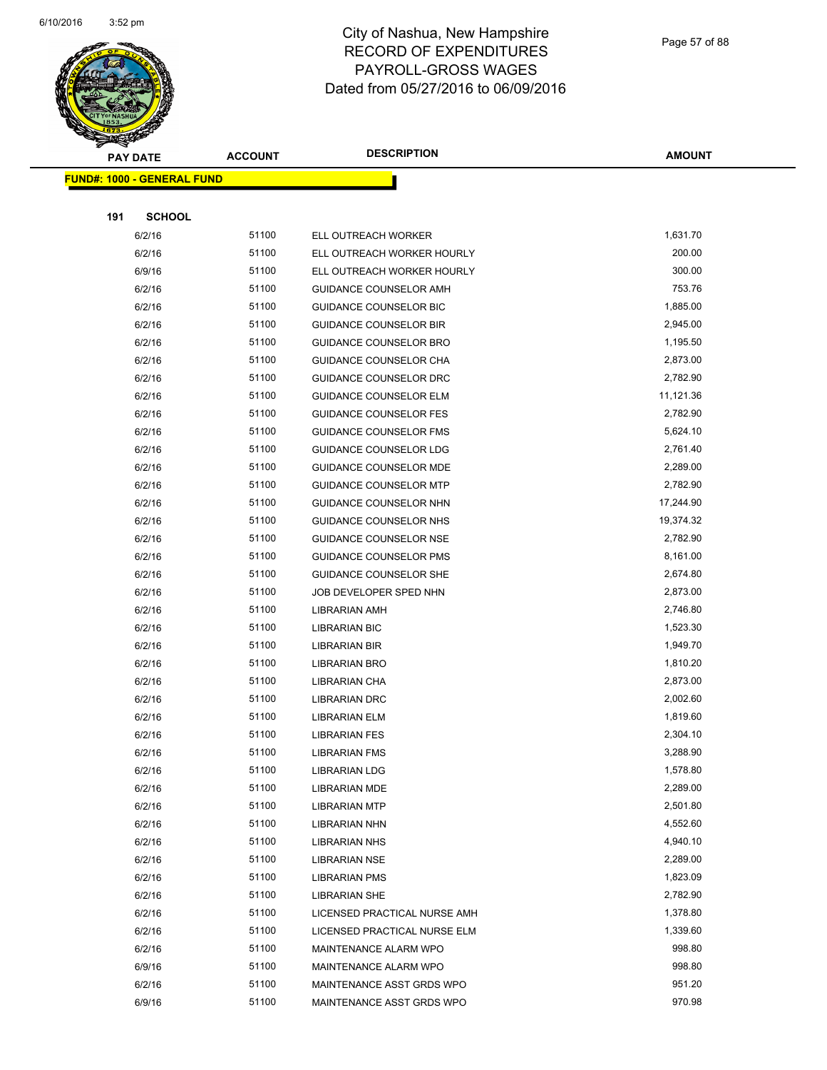# City of Nashua, New Hampshire
## RECORD OF EXPENDITURES
## PAYROLL-GROSS WAGES
## Dated from 05/27/2016 to 06/09/2016

| PAY DATE | ACCOUNT | DESCRIPTION | AMOUNT |
|---|---|---|---|
| **FUND#: 1000 - GENERAL FUND** | | | |
| **191 SCHOOL** | | | |
| 6/2/16 | 51100 | ELL OUTREACH WORKER | 1,631.70 |
| 6/2/16 | 51100 | ELL OUTREACH WORKER HOURLY | 200.00 |
| 6/9/16 | 51100 | ELL OUTREACH WORKER HOURLY | 300.00 |
| 6/2/16 | 51100 | GUIDANCE COUNSELOR AMH | 753.76 |
| 6/2/16 | 51100 | GUIDANCE COUNSELOR BIC | 1,885.00 |
| 6/2/16 | 51100 | GUIDANCE COUNSELOR BIR | 2,945.00 |
| 6/2/16 | 51100 | GUIDANCE COUNSELOR BRO | 1,195.50 |
| 6/2/16 | 51100 | GUIDANCE COUNSELOR CHA | 2,873.00 |
| 6/2/16 | 51100 | GUIDANCE COUNSELOR DRC | 2,782.90 |
| 6/2/16 | 51100 | GUIDANCE COUNSELOR ELM | 11,121.36 |
| 6/2/16 | 51100 | GUIDANCE COUNSELOR FES | 2,782.90 |
| 6/2/16 | 51100 | GUIDANCE COUNSELOR FMS | 5,624.10 |
| 6/2/16 | 51100 | GUIDANCE COUNSELOR LDG | 2,761.40 |
| 6/2/16 | 51100 | GUIDANCE COUNSELOR MDE | 2,289.00 |
| 6/2/16 | 51100 | GUIDANCE COUNSELOR MTP | 2,782.90 |
| 6/2/16 | 51100 | GUIDANCE COUNSELOR NHN | 17,244.90 |
| 6/2/16 | 51100 | GUIDANCE COUNSELOR NHS | 19,374.32 |
| 6/2/16 | 51100 | GUIDANCE COUNSELOR NSE | 2,782.90 |
| 6/2/16 | 51100 | GUIDANCE COUNSELOR PMS | 8,161.00 |
| 6/2/16 | 51100 | GUIDANCE COUNSELOR SHE | 2,674.80 |
| 6/2/16 | 51100 | JOB DEVELOPER SPED NHN | 2,873.00 |
| 6/2/16 | 51100 | LIBRARIAN AMH | 2,746.80 |
| 6/2/16 | 51100 | LIBRARIAN BIC | 1,523.30 |
| 6/2/16 | 51100 | LIBRARIAN BIR | 1,949.70 |
| 6/2/16 | 51100 | LIBRARIAN BRO | 1,810.20 |
| 6/2/16 | 51100 | LIBRARIAN CHA | 2,873.00 |
| 6/2/16 | 51100 | LIBRARIAN DRC | 2,002.60 |
| 6/2/16 | 51100 | LIBRARIAN ELM | 1,819.60 |
| 6/2/16 | 51100 | LIBRARIAN FES | 2,304.10 |
| 6/2/16 | 51100 | LIBRARIAN FMS | 3,288.90 |
| 6/2/16 | 51100 | LIBRARIAN LDG | 1,578.80 |
| 6/2/16 | 51100 | LIBRARIAN MDE | 2,289.00 |
| 6/2/16 | 51100 | LIBRARIAN MTP | 2,501.80 |
| 6/2/16 | 51100 | LIBRARIAN NHN | 4,552.60 |
| 6/2/16 | 51100 | LIBRARIAN NHS | 4,940.10 |
| 6/2/16 | 51100 | LIBRARIAN NSE | 2,289.00 |
| 6/2/16 | 51100 | LIBRARIAN PMS | 1,823.09 |
| 6/2/16 | 51100 | LIBRARIAN SHE | 2,782.90 |
| 6/2/16 | 51100 | LICENSED PRACTICAL NURSE AMH | 1,378.80 |
| 6/2/16 | 51100 | LICENSED PRACTICAL NURSE ELM | 1,339.60 |
| 6/2/16 | 51100 | MAINTENANCE ALARM WPO | 998.80 |
| 6/9/16 | 51100 | MAINTENANCE ALARM WPO | 998.80 |
| 6/2/16 | 51100 | MAINTENANCE ASST GRDS WPO | 951.20 |
| 6/9/16 | 51100 | MAINTENANCE ASST GRDS WPO | 970.98 |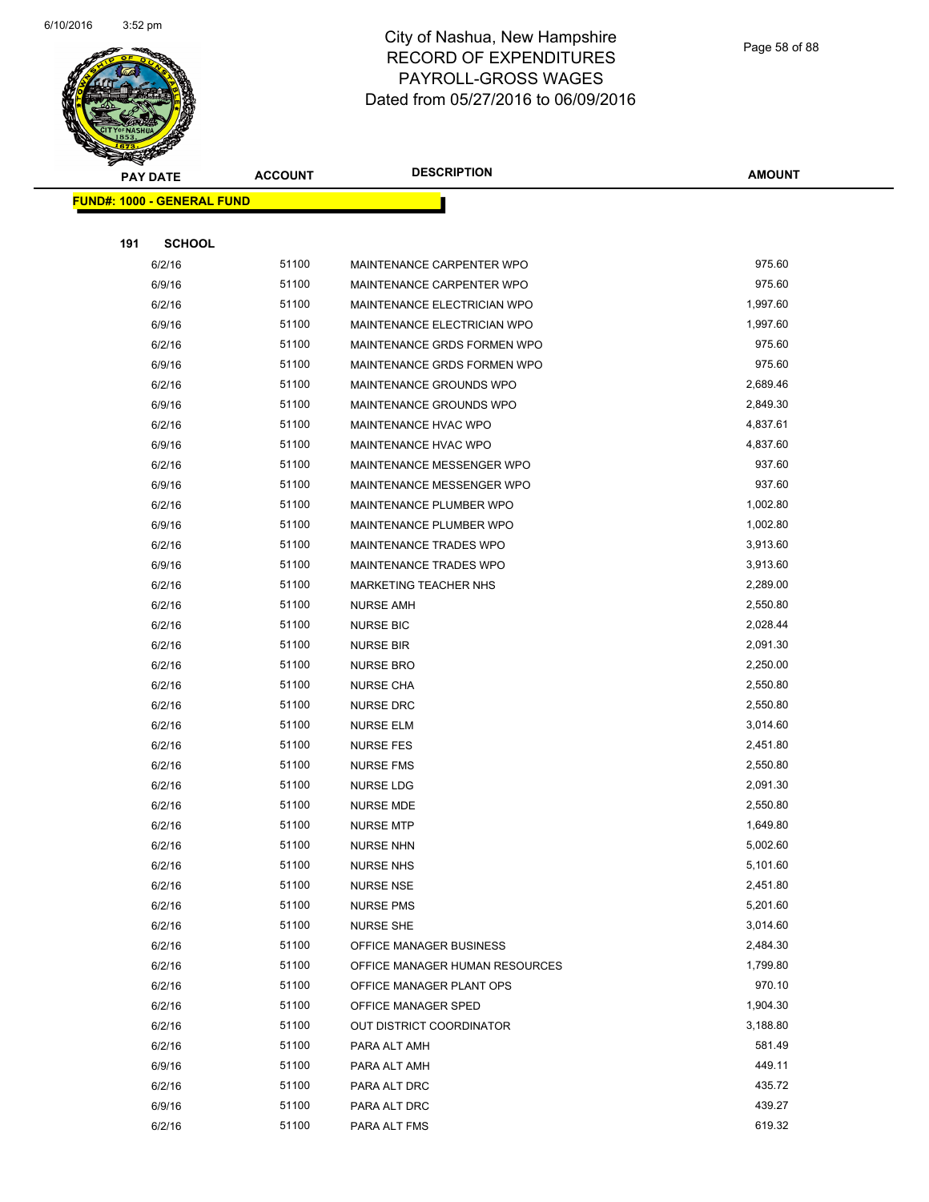# City of Nashua, New Hampshire
## RECORD OF EXPENDITURES
## PAYROLL-GROSS WAGES
## Dated from 05/27/2016 to 06/09/2016

**FUND#: 1000 - GENERAL FUND**

**191 SCHOOL**

| PAY DATE | ACCOUNT | DESCRIPTION | AMOUNT |
|---|---|---|---|
| 6/2/16 | 51100 | MAINTENANCE CARPENTER WPO | 975.60 |
| 6/9/16 | 51100 | MAINTENANCE CARPENTER WPO | 975.60 |
| 6/2/16 | 51100 | MAINTENANCE ELECTRICIAN WPO | 1,997.60 |
| 6/9/16 | 51100 | MAINTENANCE ELECTRICIAN WPO | 1,997.60 |
| 6/2/16 | 51100 | MAINTENANCE GRDS FORMEN WPO | 975.60 |
| 6/9/16 | 51100 | MAINTENANCE GRDS FORMEN WPO | 975.60 |
| 6/2/16 | 51100 | MAINTENANCE GROUNDS WPO | 2,689.46 |
| 6/9/16 | 51100 | MAINTENANCE GROUNDS WPO | 2,849.30 |
| 6/2/16 | 51100 | MAINTENANCE HVAC WPO | 4,837.61 |
| 6/9/16 | 51100 | MAINTENANCE HVAC WPO | 4,837.60 |
| 6/2/16 | 51100 | MAINTENANCE MESSENGER WPO | 937.60 |
| 6/9/16 | 51100 | MAINTENANCE MESSENGER WPO | 937.60 |
| 6/2/16 | 51100 | MAINTENANCE PLUMBER WPO | 1,002.80 |
| 6/9/16 | 51100 | MAINTENANCE PLUMBER WPO | 1,002.80 |
| 6/2/16 | 51100 | MAINTENANCE TRADES WPO | 3,913.60 |
| 6/9/16 | 51100 | MAINTENANCE TRADES WPO | 3,913.60 |
| 6/2/16 | 51100 | MARKETING TEACHER NHS | 2,289.00 |
| 6/2/16 | 51100 | NURSE AMH | 2,550.80 |
| 6/2/16 | 51100 | NURSE BIC | 2,028.44 |
| 6/2/16 | 51100 | NURSE BIR | 2,091.30 |
| 6/2/16 | 51100 | NURSE BRO | 2,250.00 |
| 6/2/16 | 51100 | NURSE CHA | 2,550.80 |
| 6/2/16 | 51100 | NURSE DRC | 2,550.80 |
| 6/2/16 | 51100 | NURSE ELM | 3,014.60 |
| 6/2/16 | 51100 | NURSE FES | 2,451.80 |
| 6/2/16 | 51100 | NURSE FMS | 2,550.80 |
| 6/2/16 | 51100 | NURSE LDG | 2,091.30 |
| 6/2/16 | 51100 | NURSE MDE | 2,550.80 |
| 6/2/16 | 51100 | NURSE MTP | 1,649.80 |
| 6/2/16 | 51100 | NURSE NHN | 5,002.60 |
| 6/2/16 | 51100 | NURSE NHS | 5,101.60 |
| 6/2/16 | 51100 | NURSE NSE | 2,451.80 |
| 6/2/16 | 51100 | NURSE PMS | 5,201.60 |
| 6/2/16 | 51100 | NURSE SHE | 3,014.60 |
| 6/2/16 | 51100 | OFFICE MANAGER BUSINESS | 2,484.30 |
| 6/2/16 | 51100 | OFFICE MANAGER HUMAN RESOURCES | 1,799.80 |
| 6/2/16 | 51100 | OFFICE MANAGER PLANT OPS | 970.10 |
| 6/2/16 | 51100 | OFFICE MANAGER SPED | 1,904.30 |
| 6/2/16 | 51100 | OUT DISTRICT COORDINATOR | 3,188.80 |
| 6/2/16 | 51100 | PARA ALT AMH | 581.49 |
| 6/9/16 | 51100 | PARA ALT AMH | 449.11 |
| 6/2/16 | 51100 | PARA ALT DRC | 435.72 |
| 6/9/16 | 51100 | PARA ALT DRC | 439.27 |
| 6/2/16 | 51100 | PARA ALT FMS | 619.32 |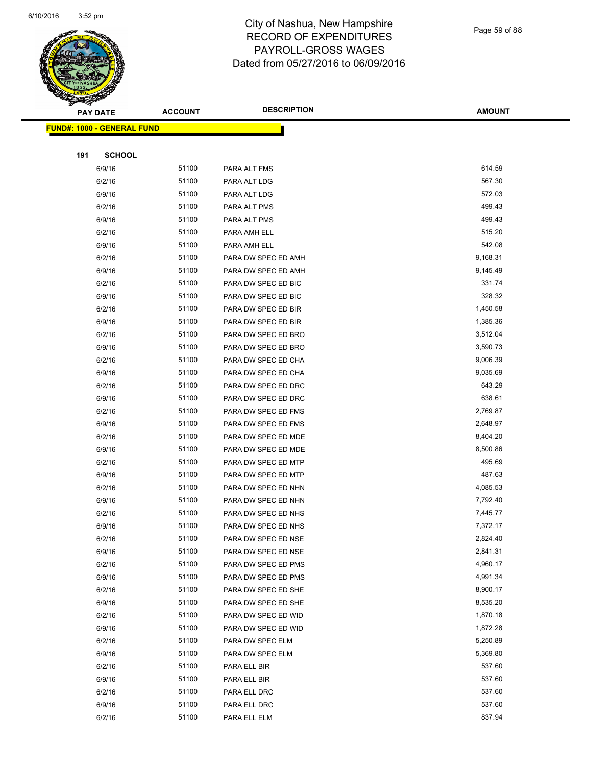# City of Nashua, New Hampshire
## RECORD OF EXPENDITURES
## PAYROLL-GROSS WAGES
## Dated from 05/27/2016 to 06/09/2016

| PAY DATE | ACCOUNT | DESCRIPTION | AMOUNT |
|---|---|---|---|

**FUND#: 1000 - GENERAL FUND**

**191 SCHOOL**

| PAY DATE | ACCOUNT | DESCRIPTION | AMOUNT |
|---|---|---|---|
| 6/9/16 | 51100 | PARA ALT FMS | 614.59 |
| 6/2/16 | 51100 | PARA ALT LDG | 567.30 |
| 6/9/16 | 51100 | PARA ALT LDG | 572.03 |
| 6/2/16 | 51100 | PARA ALT PMS | 499.43 |
| 6/9/16 | 51100 | PARA ALT PMS | 499.43 |
| 6/2/16 | 51100 | PARA AMH ELL | 515.20 |
| 6/9/16 | 51100 | PARA AMH ELL | 542.08 |
| 6/2/16 | 51100 | PARA DW SPEC ED AMH | 9,168.31 |
| 6/9/16 | 51100 | PARA DW SPEC ED AMH | 9,145.49 |
| 6/2/16 | 51100 | PARA DW SPEC ED BIC | 331.74 |
| 6/9/16 | 51100 | PARA DW SPEC ED BIC | 328.32 |
| 6/2/16 | 51100 | PARA DW SPEC ED BIR | 1,450.58 |
| 6/9/16 | 51100 | PARA DW SPEC ED BIR | 1,385.36 |
| 6/2/16 | 51100 | PARA DW SPEC ED BRO | 3,512.04 |
| 6/9/16 | 51100 | PARA DW SPEC ED BRO | 3,590.73 |
| 6/2/16 | 51100 | PARA DW SPEC ED CHA | 9,006.39 |
| 6/9/16 | 51100 | PARA DW SPEC ED CHA | 9,035.69 |
| 6/2/16 | 51100 | PARA DW SPEC ED DRC | 643.29 |
| 6/9/16 | 51100 | PARA DW SPEC ED DRC | 638.61 |
| 6/2/16 | 51100 | PARA DW SPEC ED FMS | 2,769.87 |
| 6/9/16 | 51100 | PARA DW SPEC ED FMS | 2,648.97 |
| 6/2/16 | 51100 | PARA DW SPEC ED MDE | 8,404.20 |
| 6/9/16 | 51100 | PARA DW SPEC ED MDE | 8,500.86 |
| 6/2/16 | 51100 | PARA DW SPEC ED MTP | 495.69 |
| 6/9/16 | 51100 | PARA DW SPEC ED MTP | 487.63 |
| 6/2/16 | 51100 | PARA DW SPEC ED NHN | 4,085.53 |
| 6/9/16 | 51100 | PARA DW SPEC ED NHN | 7,792.40 |
| 6/2/16 | 51100 | PARA DW SPEC ED NHS | 7,445.77 |
| 6/9/16 | 51100 | PARA DW SPEC ED NHS | 7,372.17 |
| 6/2/16 | 51100 | PARA DW SPEC ED NSE | 2,824.40 |
| 6/9/16 | 51100 | PARA DW SPEC ED NSE | 2,841.31 |
| 6/2/16 | 51100 | PARA DW SPEC ED PMS | 4,960.17 |
| 6/9/16 | 51100 | PARA DW SPEC ED PMS | 4,991.34 |
| 6/2/16 | 51100 | PARA DW SPEC ED SHE | 8,900.17 |
| 6/9/16 | 51100 | PARA DW SPEC ED SHE | 8,535.20 |
| 6/2/16 | 51100 | PARA DW SPEC ED WID | 1,870.18 |
| 6/9/16 | 51100 | PARA DW SPEC ED WID | 1,872.28 |
| 6/2/16 | 51100 | PARA DW SPEC ELM | 5,250.89 |
| 6/9/16 | 51100 | PARA DW SPEC ELM | 5,369.80 |
| 6/2/16 | 51100 | PARA ELL BIR | 537.60 |
| 6/9/16 | 51100 | PARA ELL BIR | 537.60 |
| 6/2/16 | 51100 | PARA ELL DRC | 537.60 |
| 6/9/16 | 51100 | PARA ELL DRC | 537.60 |
| 6/2/16 | 51100 | PARA ELL ELM | 837.94 |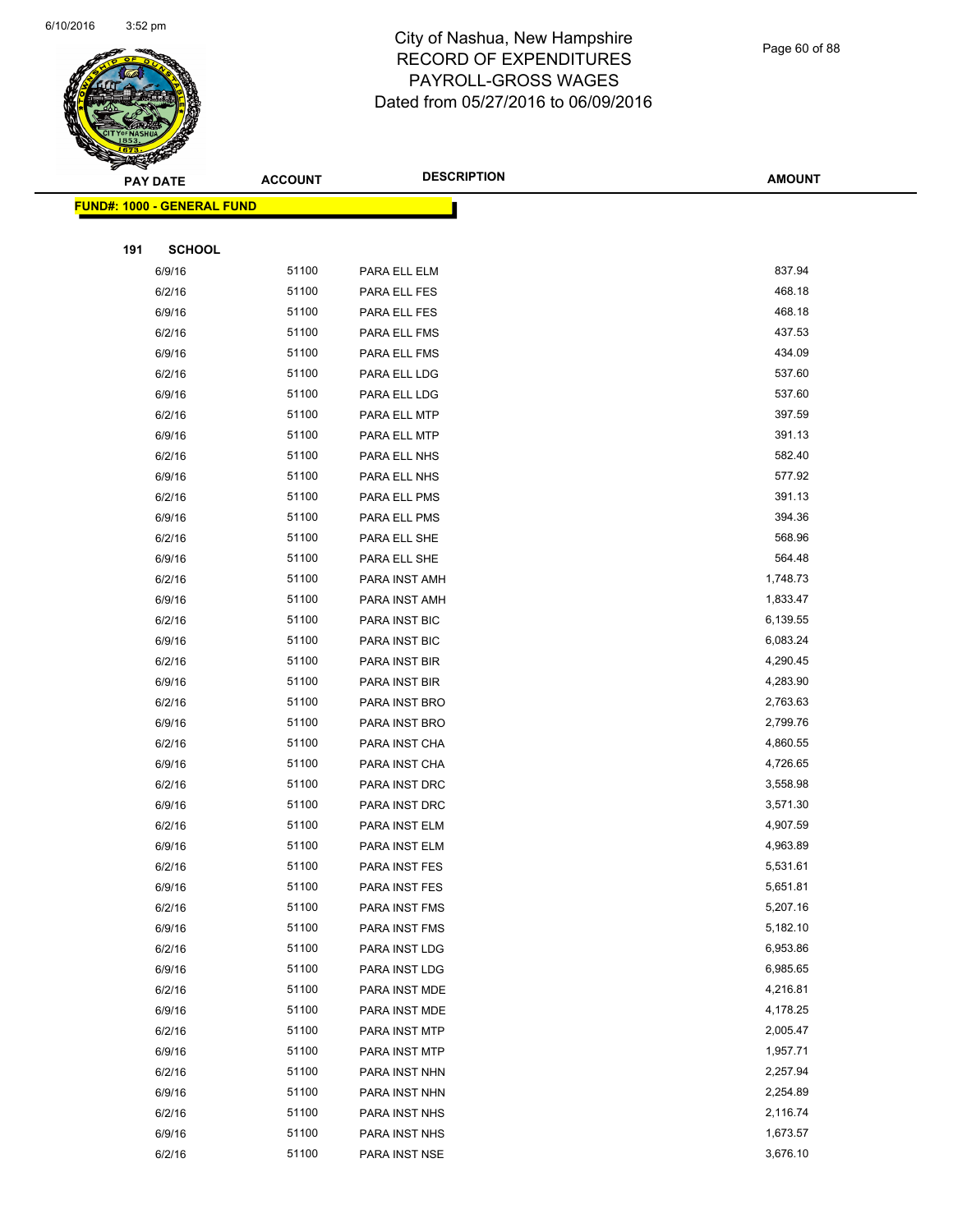City of Nashua, New Hampshire
RECORD OF EXPENDITURES
PAYROLL-GROSS WAGES
Dated from 05/27/2016 to 06/09/2016

| PAY DATE | ACCOUNT | DESCRIPTION | AMOUNT |
|---|---|---|---|
| **FUND#: 1000 - GENERAL FUND** | | | |
| **191 SCHOOL** | | | |
| 6/9/16 | 51100 | PARA ELL ELM | 837.94 |
| 6/2/16 | 51100 | PARA ELL FES | 468.18 |
| 6/9/16 | 51100 | PARA ELL FES | 468.18 |
| 6/2/16 | 51100 | PARA ELL FMS | 437.53 |
| 6/9/16 | 51100 | PARA ELL FMS | 434.09 |
| 6/2/16 | 51100 | PARA ELL LDG | 537.60 |
| 6/9/16 | 51100 | PARA ELL LDG | 537.60 |
| 6/2/16 | 51100 | PARA ELL MTP | 397.59 |
| 6/9/16 | 51100 | PARA ELL MTP | 391.13 |
| 6/2/16 | 51100 | PARA ELL NHS | 582.40 |
| 6/9/16 | 51100 | PARA ELL NHS | 577.92 |
| 6/2/16 | 51100 | PARA ELL PMS | 391.13 |
| 6/9/16 | 51100 | PARA ELL PMS | 394.36 |
| 6/2/16 | 51100 | PARA ELL SHE | 568.96 |
| 6/9/16 | 51100 | PARA ELL SHE | 564.48 |
| 6/2/16 | 51100 | PARA INST AMH | 1,748.73 |
| 6/9/16 | 51100 | PARA INST AMH | 1,833.47 |
| 6/2/16 | 51100 | PARA INST BIC | 6,139.55 |
| 6/9/16 | 51100 | PARA INST BIC | 6,083.24 |
| 6/2/16 | 51100 | PARA INST BIR | 4,290.45 |
| 6/9/16 | 51100 | PARA INST BIR | 4,283.90 |
| 6/2/16 | 51100 | PARA INST BRO | 2,763.63 |
| 6/9/16 | 51100 | PARA INST BRO | 2,799.76 |
| 6/2/16 | 51100 | PARA INST CHA | 4,860.55 |
| 6/9/16 | 51100 | PARA INST CHA | 4,726.65 |
| 6/2/16 | 51100 | PARA INST DRC | 3,558.98 |
| 6/9/16 | 51100 | PARA INST DRC | 3,571.30 |
| 6/2/16 | 51100 | PARA INST ELM | 4,907.59 |
| 6/9/16 | 51100 | PARA INST ELM | 4,963.89 |
| 6/2/16 | 51100 | PARA INST FES | 5,531.61 |
| 6/9/16 | 51100 | PARA INST FES | 5,651.81 |
| 6/2/16 | 51100 | PARA INST FMS | 5,207.16 |
| 6/9/16 | 51100 | PARA INST FMS | 5,182.10 |
| 6/2/16 | 51100 | PARA INST LDG | 6,953.86 |
| 6/9/16 | 51100 | PARA INST LDG | 6,985.65 |
| 6/2/16 | 51100 | PARA INST MDE | 4,216.81 |
| 6/9/16 | 51100 | PARA INST MDE | 4,178.25 |
| 6/2/16 | 51100 | PARA INST MTP | 2,005.47 |
| 6/9/16 | 51100 | PARA INST MTP | 1,957.71 |
| 6/2/16 | 51100 | PARA INST NHN | 2,257.94 |
| 6/9/16 | 51100 | PARA INST NHN | 2,254.89 |
| 6/2/16 | 51100 | PARA INST NHS | 2,116.74 |
| 6/9/16 | 51100 | PARA INST NHS | 1,673.57 |
| 6/2/16 | 51100 | PARA INST NSE | 3,676.10 |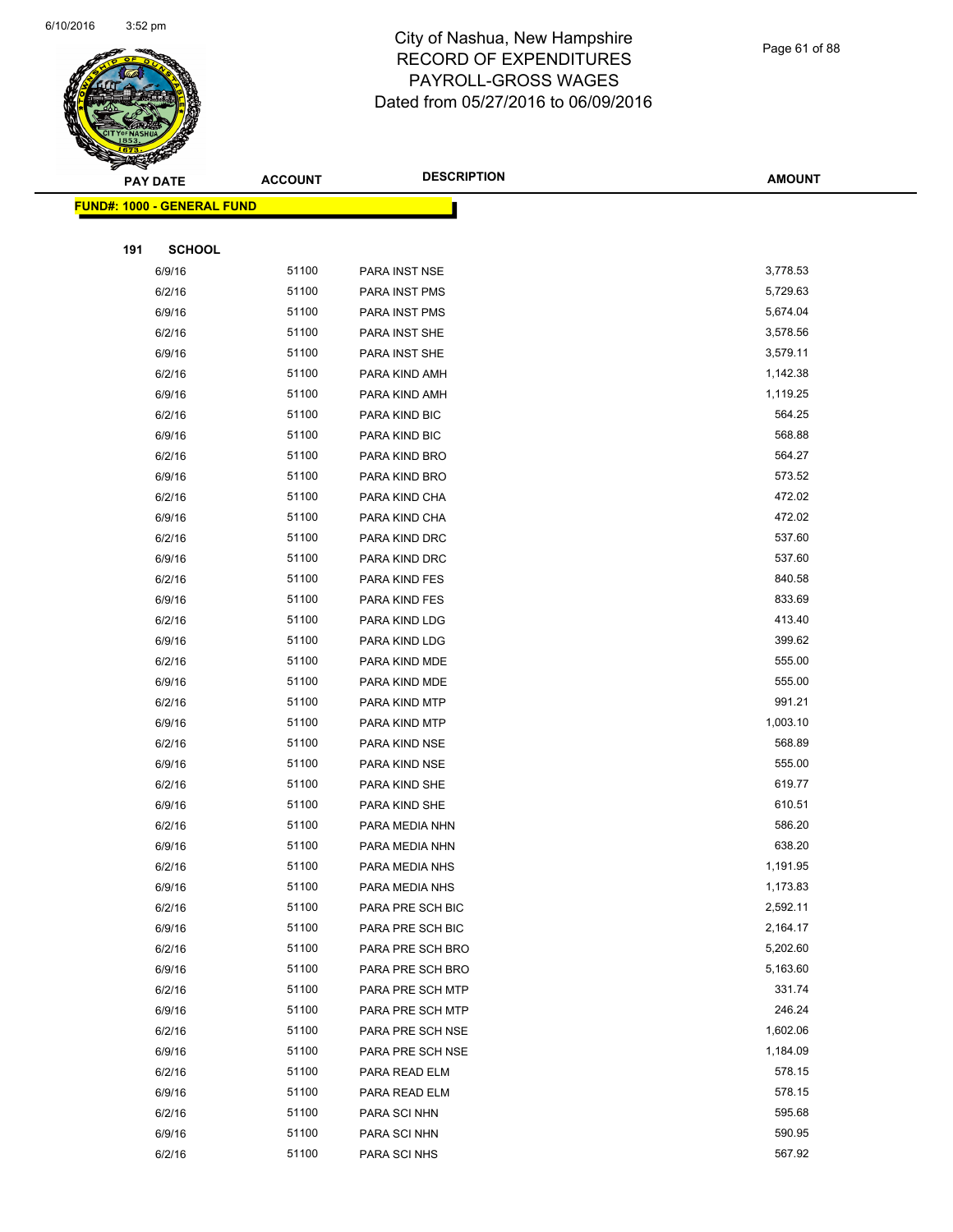# City of Nashua, New Hampshire
## RECORD OF EXPENDITURES
## PAYROLL-GROSS WAGES
## Dated from 05/27/2016 to 06/09/2016

**FUND#: 1000 - GENERAL FUND**

**191 SCHOOL**

| PAY DATE | ACCOUNT | DESCRIPTION | AMOUNT |
|---|---|---|---|
| 6/9/16 | 51100 | PARA INST NSE | 3,778.53 |
| 6/2/16 | 51100 | PARA INST PMS | 5,729.63 |
| 6/9/16 | 51100 | PARA INST PMS | 5,674.04 |
| 6/2/16 | 51100 | PARA INST SHE | 3,578.56 |
| 6/9/16 | 51100 | PARA INST SHE | 3,579.11 |
| 6/2/16 | 51100 | PARA KIND AMH | 1,142.38 |
| 6/9/16 | 51100 | PARA KIND AMH | 1,119.25 |
| 6/2/16 | 51100 | PARA KIND BIC | 564.25 |
| 6/9/16 | 51100 | PARA KIND BIC | 568.88 |
| 6/2/16 | 51100 | PARA KIND BRO | 564.27 |
| 6/9/16 | 51100 | PARA KIND BRO | 573.52 |
| 6/2/16 | 51100 | PARA KIND CHA | 472.02 |
| 6/9/16 | 51100 | PARA KIND CHA | 472.02 |
| 6/2/16 | 51100 | PARA KIND DRC | 537.60 |
| 6/9/16 | 51100 | PARA KIND DRC | 537.60 |
| 6/2/16 | 51100 | PARA KIND FES | 840.58 |
| 6/9/16 | 51100 | PARA KIND FES | 833.69 |
| 6/2/16 | 51100 | PARA KIND LDG | 413.40 |
| 6/9/16 | 51100 | PARA KIND LDG | 399.62 |
| 6/2/16 | 51100 | PARA KIND MDE | 555.00 |
| 6/9/16 | 51100 | PARA KIND MDE | 555.00 |
| 6/2/16 | 51100 | PARA KIND MTP | 991.21 |
| 6/9/16 | 51100 | PARA KIND MTP | 1,003.10 |
| 6/2/16 | 51100 | PARA KIND NSE | 568.89 |
| 6/9/16 | 51100 | PARA KIND NSE | 555.00 |
| 6/2/16 | 51100 | PARA KIND SHE | 619.77 |
| 6/9/16 | 51100 | PARA KIND SHE | 610.51 |
| 6/2/16 | 51100 | PARA MEDIA NHN | 586.20 |
| 6/9/16 | 51100 | PARA MEDIA NHN | 638.20 |
| 6/2/16 | 51100 | PARA MEDIA NHS | 1,191.95 |
| 6/9/16 | 51100 | PARA MEDIA NHS | 1,173.83 |
| 6/2/16 | 51100 | PARA PRE SCH BIC | 2,592.11 |
| 6/9/16 | 51100 | PARA PRE SCH BIC | 2,164.17 |
| 6/2/16 | 51100 | PARA PRE SCH BRO | 5,202.60 |
| 6/9/16 | 51100 | PARA PRE SCH BRO | 5,163.60 |
| 6/2/16 | 51100 | PARA PRE SCH MTP | 331.74 |
| 6/9/16 | 51100 | PARA PRE SCH MTP | 246.24 |
| 6/2/16 | 51100 | PARA PRE SCH NSE | 1,602.06 |
| 6/9/16 | 51100 | PARA PRE SCH NSE | 1,184.09 |
| 6/2/16 | 51100 | PARA READ ELM | 578.15 |
| 6/9/16 | 51100 | PARA READ ELM | 578.15 |
| 6/2/16 | 51100 | PARA SCI NHN | 595.68 |
| 6/9/16 | 51100 | PARA SCI NHN | 590.95 |
| 6/2/16 | 51100 | PARA SCI NHS | 567.92 |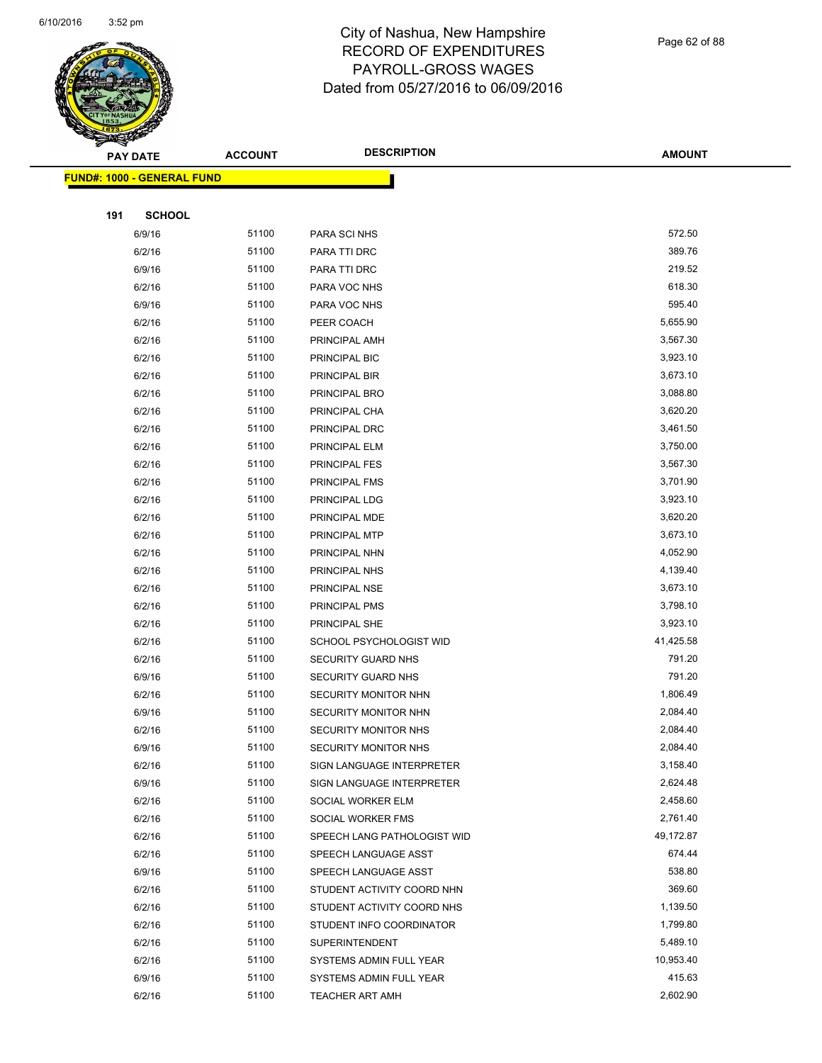# City of Nashua, New Hampshire
## RECORD OF EXPENDITURES
## PAYROLL-GROSS WAGES
## Dated from 05/27/2016 to 06/09/2016

**FUND#: 1000 - GENERAL FUND**

**191 SCHOOL**

| PAY DATE | ACCOUNT | DESCRIPTION | AMOUNT |
|---|---|---|---|
| 6/9/16 | 51100 | PARA SCI NHS | 572.50 |
| 6/2/16 | 51100 | PARA TTI DRC | 389.76 |
| 6/9/16 | 51100 | PARA TTI DRC | 219.52 |
| 6/2/16 | 51100 | PARA VOC NHS | 618.30 |
| 6/9/16 | 51100 | PARA VOC NHS | 595.40 |
| 6/2/16 | 51100 | PEER COACH | 5,655.90 |
| 6/2/16 | 51100 | PRINCIPAL AMH | 3,567.30 |
| 6/2/16 | 51100 | PRINCIPAL BIC | 3,923.10 |
| 6/2/16 | 51100 | PRINCIPAL BIR | 3,673.10 |
| 6/2/16 | 51100 | PRINCIPAL BRO | 3,088.80 |
| 6/2/16 | 51100 | PRINCIPAL CHA | 3,620.20 |
| 6/2/16 | 51100 | PRINCIPAL DRC | 3,461.50 |
| 6/2/16 | 51100 | PRINCIPAL ELM | 3,750.00 |
| 6/2/16 | 51100 | PRINCIPAL FES | 3,567.30 |
| 6/2/16 | 51100 | PRINCIPAL FMS | 3,701.90 |
| 6/2/16 | 51100 | PRINCIPAL LDG | 3,923.10 |
| 6/2/16 | 51100 | PRINCIPAL MDE | 3,620.20 |
| 6/2/16 | 51100 | PRINCIPAL MTP | 3,673.10 |
| 6/2/16 | 51100 | PRINCIPAL NHN | 4,052.90 |
| 6/2/16 | 51100 | PRINCIPAL NHS | 4,139.40 |
| 6/2/16 | 51100 | PRINCIPAL NSE | 3,673.10 |
| 6/2/16 | 51100 | PRINCIPAL PMS | 3,798.10 |
| 6/2/16 | 51100 | PRINCIPAL SHE | 3,923.10 |
| 6/2/16 | 51100 | SCHOOL PSYCHOLOGIST WID | 41,425.58 |
| 6/2/16 | 51100 | SECURITY GUARD NHS | 791.20 |
| 6/9/16 | 51100 | SECURITY GUARD NHS | 791.20 |
| 6/2/16 | 51100 | SECURITY MONITOR NHN | 1,806.49 |
| 6/9/16 | 51100 | SECURITY MONITOR NHN | 2,084.40 |
| 6/2/16 | 51100 | SECURITY MONITOR NHS | 2,084.40 |
| 6/9/16 | 51100 | SECURITY MONITOR NHS | 2,084.40 |
| 6/2/16 | 51100 | SIGN LANGUAGE INTERPRETER | 3,158.40 |
| 6/9/16 | 51100 | SIGN LANGUAGE INTERPRETER | 2,624.48 |
| 6/2/16 | 51100 | SOCIAL WORKER ELM | 2,458.60 |
| 6/2/16 | 51100 | SOCIAL WORKER FMS | 2,761.40 |
| 6/2/16 | 51100 | SPEECH LANG PATHOLOGIST WID | 49,172.87 |
| 6/2/16 | 51100 | SPEECH LANGUAGE ASST | 674.44 |
| 6/9/16 | 51100 | SPEECH LANGUAGE ASST | 538.80 |
| 6/2/16 | 51100 | STUDENT ACTIVITY COORD NHN | 369.60 |
| 6/2/16 | 51100 | STUDENT ACTIVITY COORD NHS | 1,139.50 |
| 6/2/16 | 51100 | STUDENT INFO COORDINATOR | 1,799.80 |
| 6/2/16 | 51100 | SUPERINTENDENT | 5,489.10 |
| 6/2/16 | 51100 | SYSTEMS ADMIN FULL YEAR | 10,953.40 |
| 6/9/16 | 51100 | SYSTEMS ADMIN FULL YEAR | 415.63 |
| 6/2/16 | 51100 | TEACHER ART AMH | 2,602.90 |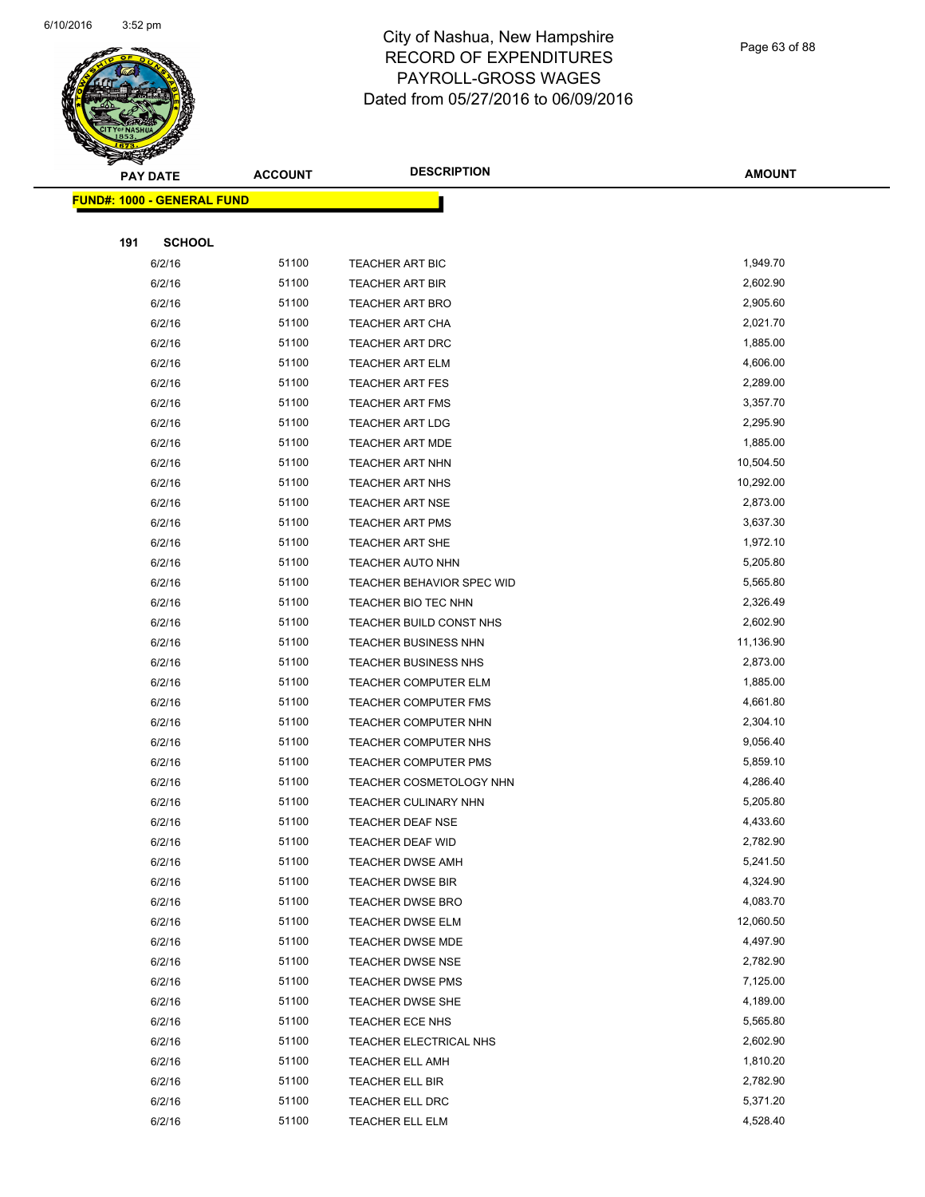# City of Nashua, New Hampshire
# RECORD OF EXPENDITURES
# PAYROLL-GROSS WAGES
# Dated from 05/27/2016 to 06/09/2016

| PAY DATE | ACCOUNT | DESCRIPTION | AMOUNT |
|---|---|---|---|

**FUND#: 1000 - GENERAL FUND**

**191 SCHOOL**

| PAY DATE | ACCOUNT | DESCRIPTION | AMOUNT |
|---|---|---|---|
| 6/2/16 | 51100 | TEACHER ART BIC | 1,949.70 |
| 6/2/16 | 51100 | TEACHER ART BIR | 2,602.90 |
| 6/2/16 | 51100 | TEACHER ART BRO | 2,905.60 |
| 6/2/16 | 51100 | TEACHER ART CHA | 2,021.70 |
| 6/2/16 | 51100 | TEACHER ART DRC | 1,885.00 |
| 6/2/16 | 51100 | TEACHER ART ELM | 4,606.00 |
| 6/2/16 | 51100 | TEACHER ART FES | 2,289.00 |
| 6/2/16 | 51100 | TEACHER ART FMS | 3,357.70 |
| 6/2/16 | 51100 | TEACHER ART LDG | 2,295.90 |
| 6/2/16 | 51100 | TEACHER ART MDE | 1,885.00 |
| 6/2/16 | 51100 | TEACHER ART NHN | 10,504.50 |
| 6/2/16 | 51100 | TEACHER ART NHS | 10,292.00 |
| 6/2/16 | 51100 | TEACHER ART NSE | 2,873.00 |
| 6/2/16 | 51100 | TEACHER ART PMS | 3,637.30 |
| 6/2/16 | 51100 | TEACHER ART SHE | 1,972.10 |
| 6/2/16 | 51100 | TEACHER AUTO NHN | 5,205.80 |
| 6/2/16 | 51100 | TEACHER BEHAVIOR SPEC WID | 5,565.80 |
| 6/2/16 | 51100 | TEACHER BIO TEC NHN | 2,326.49 |
| 6/2/16 | 51100 | TEACHER BUILD CONST NHS | 2,602.90 |
| 6/2/16 | 51100 | TEACHER BUSINESS NHN | 11,136.90 |
| 6/2/16 | 51100 | TEACHER BUSINESS NHS | 2,873.00 |
| 6/2/16 | 51100 | TEACHER COMPUTER ELM | 1,885.00 |
| 6/2/16 | 51100 | TEACHER COMPUTER FMS | 4,661.80 |
| 6/2/16 | 51100 | TEACHER COMPUTER NHN | 2,304.10 |
| 6/2/16 | 51100 | TEACHER COMPUTER NHS | 9,056.40 |
| 6/2/16 | 51100 | TEACHER COMPUTER PMS | 5,859.10 |
| 6/2/16 | 51100 | TEACHER COSMETOLOGY NHN | 4,286.40 |
| 6/2/16 | 51100 | TEACHER CULINARY NHN | 5,205.80 |
| 6/2/16 | 51100 | TEACHER DEAF NSE | 4,433.60 |
| 6/2/16 | 51100 | TEACHER DEAF WID | 2,782.90 |
| 6/2/16 | 51100 | TEACHER DWSE AMH | 5,241.50 |
| 6/2/16 | 51100 | TEACHER DWSE BIR | 4,324.90 |
| 6/2/16 | 51100 | TEACHER DWSE BRO | 4,083.70 |
| 6/2/16 | 51100 | TEACHER DWSE ELM | 12,060.50 |
| 6/2/16 | 51100 | TEACHER DWSE MDE | 4,497.90 |
| 6/2/16 | 51100 | TEACHER DWSE NSE | 2,782.90 |
| 6/2/16 | 51100 | TEACHER DWSE PMS | 7,125.00 |
| 6/2/16 | 51100 | TEACHER DWSE SHE | 4,189.00 |
| 6/2/16 | 51100 | TEACHER ECE NHS | 5,565.80 |
| 6/2/16 | 51100 | TEACHER ELECTRICAL NHS | 2,602.90 |
| 6/2/16 | 51100 | TEACHER ELL AMH | 1,810.20 |
| 6/2/16 | 51100 | TEACHER ELL BIR | 2,782.90 |
| 6/2/16 | 51100 | TEACHER ELL DRC | 5,371.20 |
| 6/2/16 | 51100 | TEACHER ELL ELM | 4,528.40 |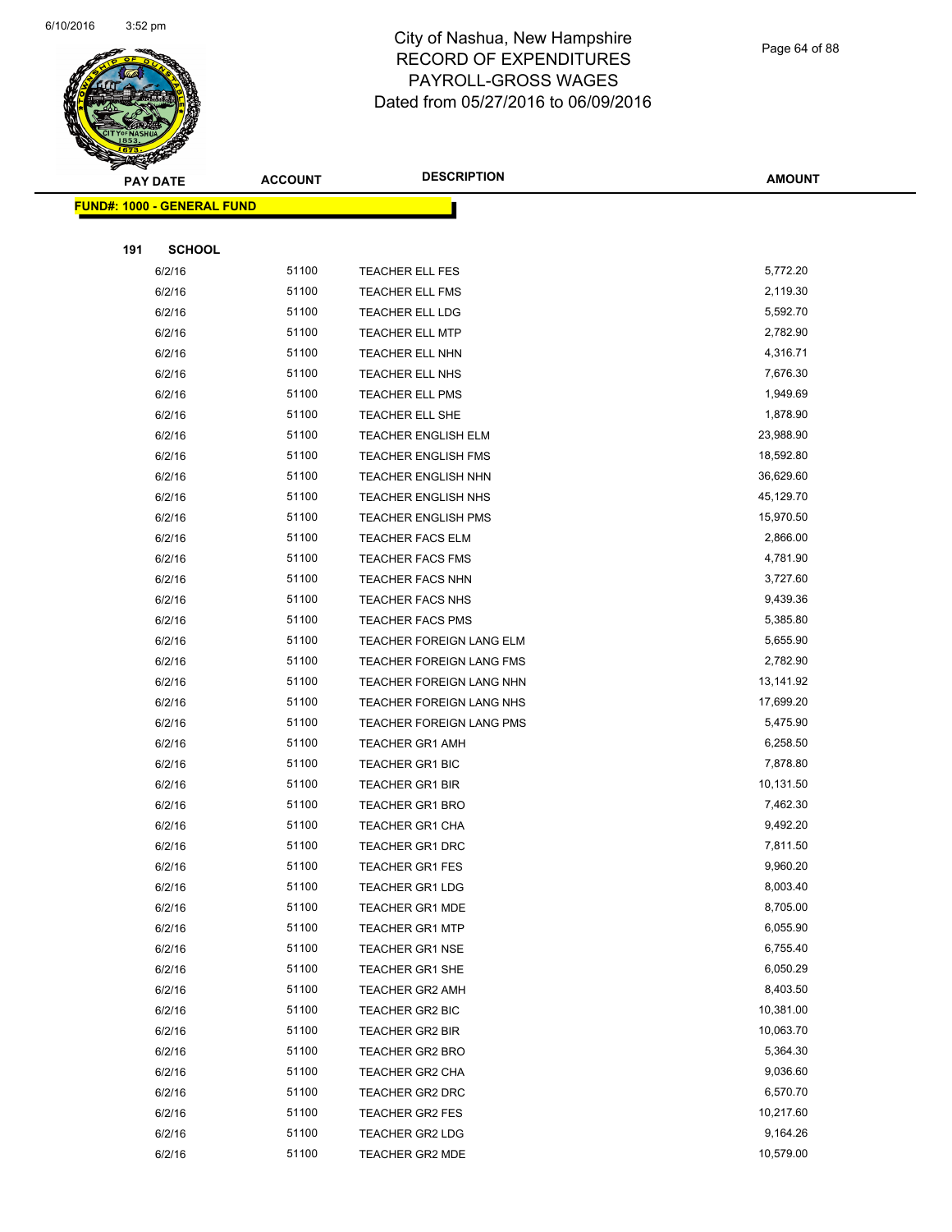# City of Nashua, New Hampshire
## RECORD OF EXPENDITURES
## PAYROLL-GROSS WAGES
## Dated from 05/27/2016 to 06/09/2016

| PAY DATE | ACCOUNT | DESCRIPTION | AMOUNT |
|---|---|---|---|
| **FUND#: 1000 - GENERAL FUND** | | | |
| **191 SCHOOL** | | | |
| 6/2/16 | 51100 | TEACHER ELL FES | 5,772.20 |
| 6/2/16 | 51100 | TEACHER ELL FMS | 2,119.30 |
| 6/2/16 | 51100 | TEACHER ELL LDG | 5,592.70 |
| 6/2/16 | 51100 | TEACHER ELL MTP | 2,782.90 |
| 6/2/16 | 51100 | TEACHER ELL NHN | 4,316.71 |
| 6/2/16 | 51100 | TEACHER ELL NHS | 7,676.30 |
| 6/2/16 | 51100 | TEACHER ELL PMS | 1,949.69 |
| 6/2/16 | 51100 | TEACHER ELL SHE | 1,878.90 |
| 6/2/16 | 51100 | TEACHER ENGLISH ELM | 23,988.90 |
| 6/2/16 | 51100 | TEACHER ENGLISH FMS | 18,592.80 |
| 6/2/16 | 51100 | TEACHER ENGLISH NHN | 36,629.60 |
| 6/2/16 | 51100 | TEACHER ENGLISH NHS | 45,129.70 |
| 6/2/16 | 51100 | TEACHER ENGLISH PMS | 15,970.50 |
| 6/2/16 | 51100 | TEACHER FACS ELM | 2,866.00 |
| 6/2/16 | 51100 | TEACHER FACS FMS | 4,781.90 |
| 6/2/16 | 51100 | TEACHER FACS NHN | 3,727.60 |
| 6/2/16 | 51100 | TEACHER FACS NHS | 9,439.36 |
| 6/2/16 | 51100 | TEACHER FACS PMS | 5,385.80 |
| 6/2/16 | 51100 | TEACHER FOREIGN LANG ELM | 5,655.90 |
| 6/2/16 | 51100 | TEACHER FOREIGN LANG FMS | 2,782.90 |
| 6/2/16 | 51100 | TEACHER FOREIGN LANG NHN | 13,141.92 |
| 6/2/16 | 51100 | TEACHER FOREIGN LANG NHS | 17,699.20 |
| 6/2/16 | 51100 | TEACHER FOREIGN LANG PMS | 5,475.90 |
| 6/2/16 | 51100 | TEACHER GR1 AMH | 6,258.50 |
| 6/2/16 | 51100 | TEACHER GR1 BIC | 7,878.80 |
| 6/2/16 | 51100 | TEACHER GR1 BIR | 10,131.50 |
| 6/2/16 | 51100 | TEACHER GR1 BRO | 7,462.30 |
| 6/2/16 | 51100 | TEACHER GR1 CHA | 9,492.20 |
| 6/2/16 | 51100 | TEACHER GR1 DRC | 7,811.50 |
| 6/2/16 | 51100 | TEACHER GR1 FES | 9,960.20 |
| 6/2/16 | 51100 | TEACHER GR1 LDG | 8,003.40 |
| 6/2/16 | 51100 | TEACHER GR1 MDE | 8,705.00 |
| 6/2/16 | 51100 | TEACHER GR1 MTP | 6,055.90 |
| 6/2/16 | 51100 | TEACHER GR1 NSE | 6,755.40 |
| 6/2/16 | 51100 | TEACHER GR1 SHE | 6,050.29 |
| 6/2/16 | 51100 | TEACHER GR2 AMH | 8,403.50 |
| 6/2/16 | 51100 | TEACHER GR2 BIC | 10,381.00 |
| 6/2/16 | 51100 | TEACHER GR2 BIR | 10,063.70 |
| 6/2/16 | 51100 | TEACHER GR2 BRO | 5,364.30 |
| 6/2/16 | 51100 | TEACHER GR2 CHA | 9,036.60 |
| 6/2/16 | 51100 | TEACHER GR2 DRC | 6,570.70 |
| 6/2/16 | 51100 | TEACHER GR2 FES | 10,217.60 |
| 6/2/16 | 51100 | TEACHER GR2 LDG | 9,164.26 |
| 6/2/16 | 51100 | TEACHER GR2 MDE | 10,579.00 |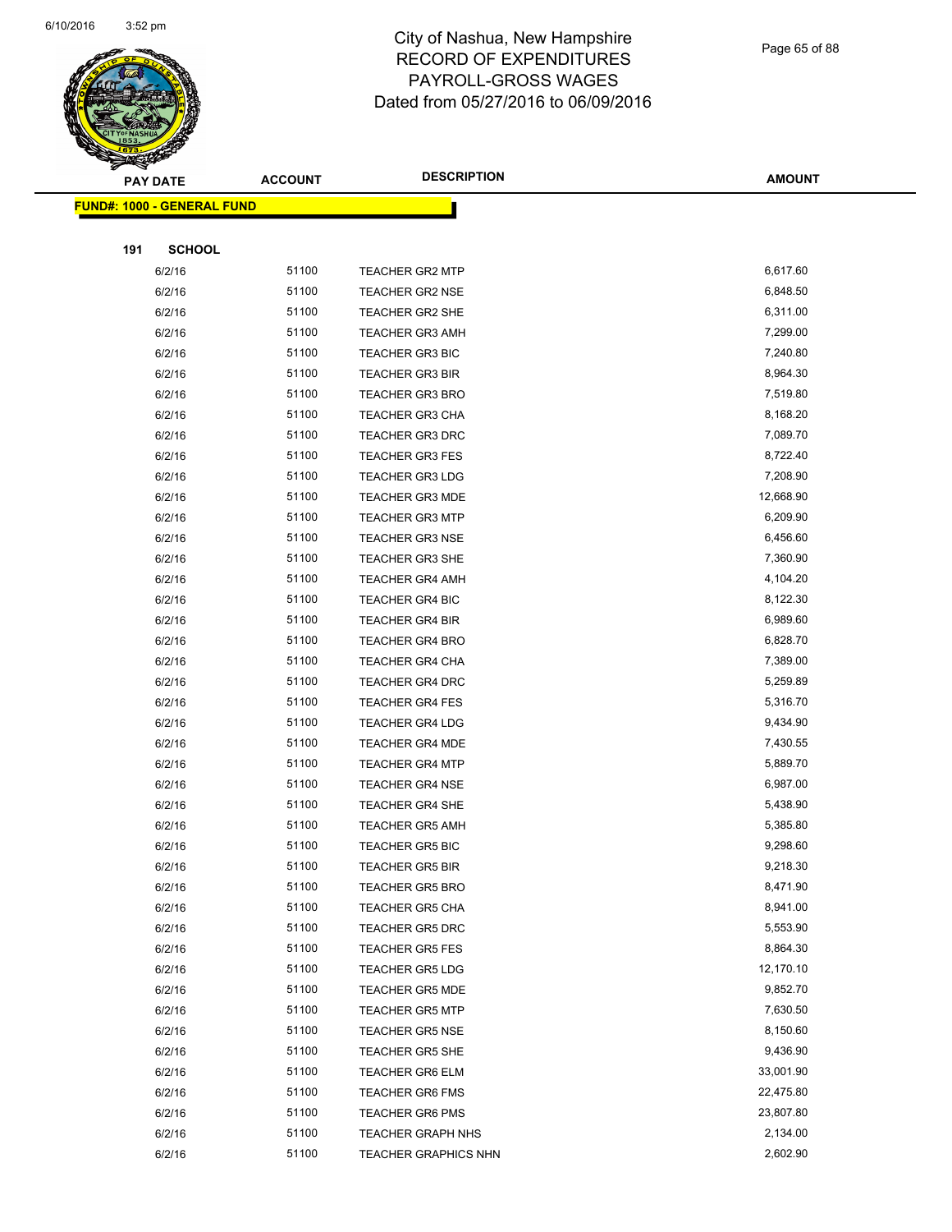# City of Nashua, New Hampshire
## RECORD OF EXPENDITURES
## PAYROLL-GROSS WAGES
## Dated from 05/27/2016 to 06/09/2016

| PAY DATE | ACCOUNT | DESCRIPTION | AMOUNT |
|---|---|---|---|
| **FUND#: 1000 - GENERAL FUND** | | | |
| **191 SCHOOL** | | | |
| 6/2/16 | 51100 | TEACHER GR2 MTP | 6,617.60 |
| 6/2/16 | 51100 | TEACHER GR2 NSE | 6,848.50 |
| 6/2/16 | 51100 | TEACHER GR2 SHE | 6,311.00 |
| 6/2/16 | 51100 | TEACHER GR3 AMH | 7,299.00 |
| 6/2/16 | 51100 | TEACHER GR3 BIC | 7,240.80 |
| 6/2/16 | 51100 | TEACHER GR3 BIR | 8,964.30 |
| 6/2/16 | 51100 | TEACHER GR3 BRO | 7,519.80 |
| 6/2/16 | 51100 | TEACHER GR3 CHA | 8,168.20 |
| 6/2/16 | 51100 | TEACHER GR3 DRC | 7,089.70 |
| 6/2/16 | 51100 | TEACHER GR3 FES | 8,722.40 |
| 6/2/16 | 51100 | TEACHER GR3 LDG | 7,208.90 |
| 6/2/16 | 51100 | TEACHER GR3 MDE | 12,668.90 |
| 6/2/16 | 51100 | TEACHER GR3 MTP | 6,209.90 |
| 6/2/16 | 51100 | TEACHER GR3 NSE | 6,456.60 |
| 6/2/16 | 51100 | TEACHER GR3 SHE | 7,360.90 |
| 6/2/16 | 51100 | TEACHER GR4 AMH | 4,104.20 |
| 6/2/16 | 51100 | TEACHER GR4 BIC | 8,122.30 |
| 6/2/16 | 51100 | TEACHER GR4 BIR | 6,989.60 |
| 6/2/16 | 51100 | TEACHER GR4 BRO | 6,828.70 |
| 6/2/16 | 51100 | TEACHER GR4 CHA | 7,389.00 |
| 6/2/16 | 51100 | TEACHER GR4 DRC | 5,259.89 |
| 6/2/16 | 51100 | TEACHER GR4 FES | 5,316.70 |
| 6/2/16 | 51100 | TEACHER GR4 LDG | 9,434.90 |
| 6/2/16 | 51100 | TEACHER GR4 MDE | 7,430.55 |
| 6/2/16 | 51100 | TEACHER GR4 MTP | 5,889.70 |
| 6/2/16 | 51100 | TEACHER GR4 NSE | 6,987.00 |
| 6/2/16 | 51100 | TEACHER GR4 SHE | 5,438.90 |
| 6/2/16 | 51100 | TEACHER GR5 AMH | 5,385.80 |
| 6/2/16 | 51100 | TEACHER GR5 BIC | 9,298.60 |
| 6/2/16 | 51100 | TEACHER GR5 BIR | 9,218.30 |
| 6/2/16 | 51100 | TEACHER GR5 BRO | 8,471.90 |
| 6/2/16 | 51100 | TEACHER GR5 CHA | 8,941.00 |
| 6/2/16 | 51100 | TEACHER GR5 DRC | 5,553.90 |
| 6/2/16 | 51100 | TEACHER GR5 FES | 8,864.30 |
| 6/2/16 | 51100 | TEACHER GR5 LDG | 12,170.10 |
| 6/2/16 | 51100 | TEACHER GR5 MDE | 9,852.70 |
| 6/2/16 | 51100 | TEACHER GR5 MTP | 7,630.50 |
| 6/2/16 | 51100 | TEACHER GR5 NSE | 8,150.60 |
| 6/2/16 | 51100 | TEACHER GR5 SHE | 9,436.90 |
| 6/2/16 | 51100 | TEACHER GR6 ELM | 33,001.90 |
| 6/2/16 | 51100 | TEACHER GR6 FMS | 22,475.80 |
| 6/2/16 | 51100 | TEACHER GR6 PMS | 23,807.80 |
| 6/2/16 | 51100 | TEACHER GRAPH NHS | 2,134.00 |
| 6/2/16 | 51100 | TEACHER GRAPHICS NHN | 2,602.90 |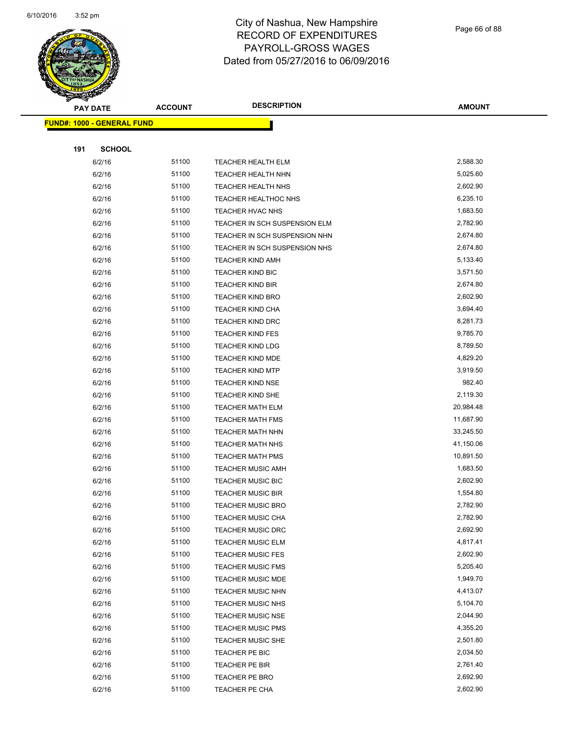# City of Nashua, New Hampshire
# RECORD OF EXPENDITURES
# PAYROLL-GROSS WAGES
# Dated from 05/27/2016 to 06/09/2016

**FUND#: 1000 - GENERAL FUND**

**191 SCHOOL**

| PAY DATE | ACCOUNT | DESCRIPTION | AMOUNT |
|---|---|---|---|
| 6/2/16 | 51100 | TEACHER HEALTH ELM | 2,588.30 |
| 6/2/16 | 51100 | TEACHER HEALTH NHN | 5,025.60 |
| 6/2/16 | 51100 | TEACHER HEALTH NHS | 2,602.90 |
| 6/2/16 | 51100 | TEACHER HEALTHOC NHS | 6,235.10 |
| 6/2/16 | 51100 | TEACHER HVAC NHS | 1,683.50 |
| 6/2/16 | 51100 | TEACHER IN SCH SUSPENSION ELM | 2,782.90 |
| 6/2/16 | 51100 | TEACHER IN SCH SUSPENSION NHN | 2,674.80 |
| 6/2/16 | 51100 | TEACHER IN SCH SUSPENSION NHS | 2,674.80 |
| 6/2/16 | 51100 | TEACHER KIND AMH | 5,133.40 |
| 6/2/16 | 51100 | TEACHER KIND BIC | 3,571.50 |
| 6/2/16 | 51100 | TEACHER KIND BIR | 2,674.80 |
| 6/2/16 | 51100 | TEACHER KIND BRO | 2,602.90 |
| 6/2/16 | 51100 | TEACHER KIND CHA | 3,694.40 |
| 6/2/16 | 51100 | TEACHER KIND DRC | 8,281.73 |
| 6/2/16 | 51100 | TEACHER KIND FES | 9,785.70 |
| 6/2/16 | 51100 | TEACHER KIND LDG | 8,789.50 |
| 6/2/16 | 51100 | TEACHER KIND MDE | 4,829.20 |
| 6/2/16 | 51100 | TEACHER KIND MTP | 3,919.50 |
| 6/2/16 | 51100 | TEACHER KIND NSE | 982.40 |
| 6/2/16 | 51100 | TEACHER KIND SHE | 2,119.30 |
| 6/2/16 | 51100 | TEACHER MATH ELM | 20,984.48 |
| 6/2/16 | 51100 | TEACHER MATH FMS | 11,687.90 |
| 6/2/16 | 51100 | TEACHER MATH NHN | 33,245.50 |
| 6/2/16 | 51100 | TEACHER MATH NHS | 41,150.06 |
| 6/2/16 | 51100 | TEACHER MATH PMS | 10,891.50 |
| 6/2/16 | 51100 | TEACHER MUSIC AMH | 1,683.50 |
| 6/2/16 | 51100 | TEACHER MUSIC BIC | 2,602.90 |
| 6/2/16 | 51100 | TEACHER MUSIC BIR | 1,554.80 |
| 6/2/16 | 51100 | TEACHER MUSIC BRO | 2,782.90 |
| 6/2/16 | 51100 | TEACHER MUSIC CHA | 2,782.90 |
| 6/2/16 | 51100 | TEACHER MUSIC DRC | 2,692.90 |
| 6/2/16 | 51100 | TEACHER MUSIC ELM | 4,817.41 |
| 6/2/16 | 51100 | TEACHER MUSIC FES | 2,602.90 |
| 6/2/16 | 51100 | TEACHER MUSIC FMS | 5,205.40 |
| 6/2/16 | 51100 | TEACHER MUSIC MDE | 1,949.70 |
| 6/2/16 | 51100 | TEACHER MUSIC NHN | 4,413.07 |
| 6/2/16 | 51100 | TEACHER MUSIC NHS | 5,104.70 |
| 6/2/16 | 51100 | TEACHER MUSIC NSE | 2,044.90 |
| 6/2/16 | 51100 | TEACHER MUSIC PMS | 4,355.20 |
| 6/2/16 | 51100 | TEACHER MUSIC SHE | 2,501.80 |
| 6/2/16 | 51100 | TEACHER PE BIC | 2,034.50 |
| 6/2/16 | 51100 | TEACHER PE BIR | 2,761.40 |
| 6/2/16 | 51100 | TEACHER PE BRO | 2,692.90 |
| 6/2/16 | 51100 | TEACHER PE CHA | 2,602.90 |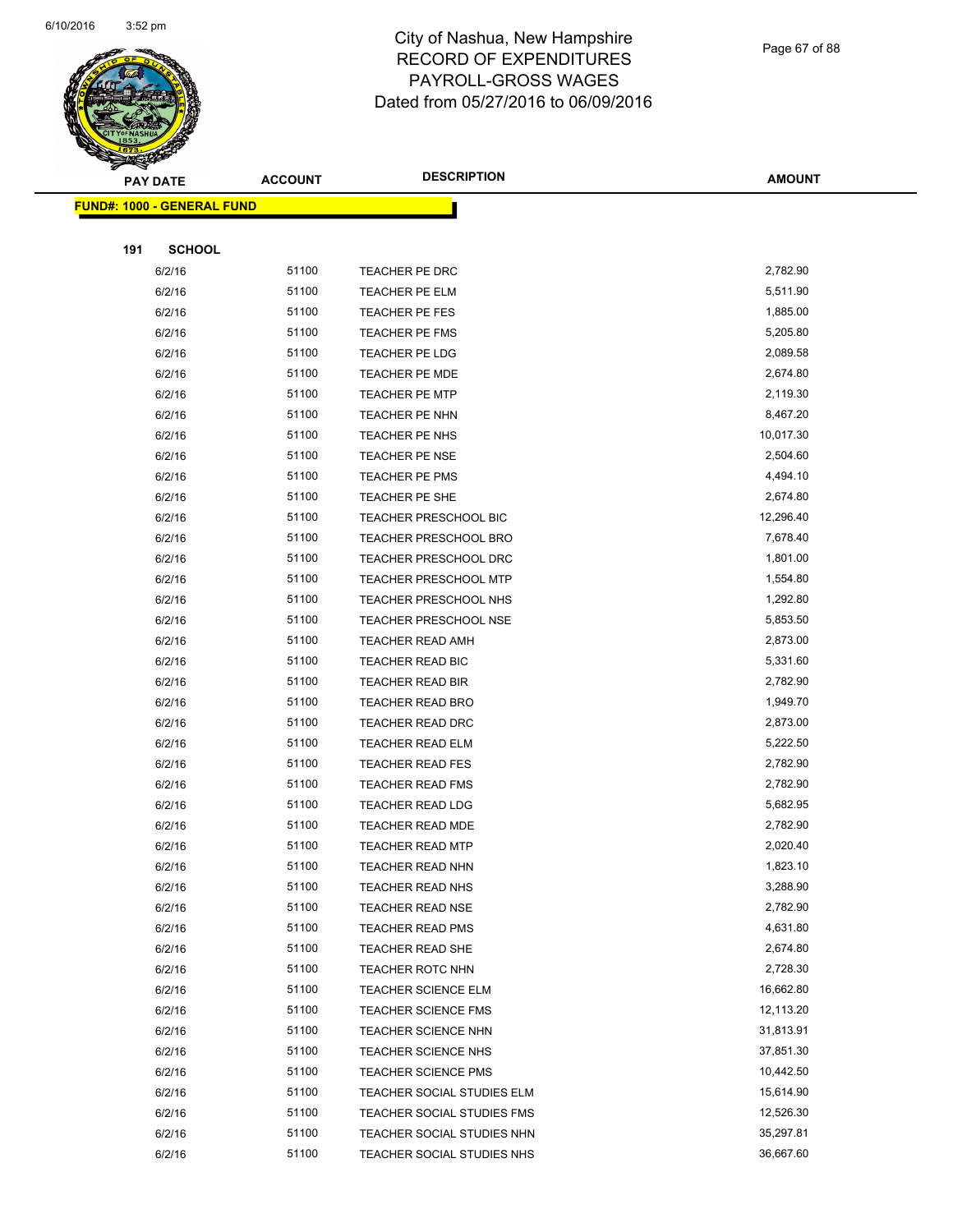# City of Nashua, New Hampshire
# RECORD OF EXPENDITURES
# PAYROLL-GROSS WAGES
# Dated from 05/27/2016 to 06/09/2016

| PAY DATE | ACCOUNT | DESCRIPTION | AMOUNT |
|---|---|---|---|

**FUND#: 1000 - GENERAL FUND**

**191 SCHOOL**

| PAY DATE | ACCOUNT | DESCRIPTION | AMOUNT |
|---|---|---|---|
| 6/2/16 | 51100 | TEACHER PE DRC | 2,782.90 |
| 6/2/16 | 51100 | TEACHER PE ELM | 5,511.90 |
| 6/2/16 | 51100 | TEACHER PE FES | 1,885.00 |
| 6/2/16 | 51100 | TEACHER PE FMS | 5,205.80 |
| 6/2/16 | 51100 | TEACHER PE LDG | 2,089.58 |
| 6/2/16 | 51100 | TEACHER PE MDE | 2,674.80 |
| 6/2/16 | 51100 | TEACHER PE MTP | 2,119.30 |
| 6/2/16 | 51100 | TEACHER PE NHN | 8,467.20 |
| 6/2/16 | 51100 | TEACHER PE NHS | 10,017.30 |
| 6/2/16 | 51100 | TEACHER PE NSE | 2,504.60 |
| 6/2/16 | 51100 | TEACHER PE PMS | 4,494.10 |
| 6/2/16 | 51100 | TEACHER PE SHE | 2,674.80 |
| 6/2/16 | 51100 | TEACHER PRESCHOOL BIC | 12,296.40 |
| 6/2/16 | 51100 | TEACHER PRESCHOOL BRO | 7,678.40 |
| 6/2/16 | 51100 | TEACHER PRESCHOOL DRC | 1,801.00 |
| 6/2/16 | 51100 | TEACHER PRESCHOOL MTP | 1,554.80 |
| 6/2/16 | 51100 | TEACHER PRESCHOOL NHS | 1,292.80 |
| 6/2/16 | 51100 | TEACHER PRESCHOOL NSE | 5,853.50 |
| 6/2/16 | 51100 | TEACHER READ AMH | 2,873.00 |
| 6/2/16 | 51100 | TEACHER READ BIC | 5,331.60 |
| 6/2/16 | 51100 | TEACHER READ BIR | 2,782.90 |
| 6/2/16 | 51100 | TEACHER READ BRO | 1,949.70 |
| 6/2/16 | 51100 | TEACHER READ DRC | 2,873.00 |
| 6/2/16 | 51100 | TEACHER READ ELM | 5,222.50 |
| 6/2/16 | 51100 | TEACHER READ FES | 2,782.90 |
| 6/2/16 | 51100 | TEACHER READ FMS | 2,782.90 |
| 6/2/16 | 51100 | TEACHER READ LDG | 5,682.95 |
| 6/2/16 | 51100 | TEACHER READ MDE | 2,782.90 |
| 6/2/16 | 51100 | TEACHER READ MTP | 2,020.40 |
| 6/2/16 | 51100 | TEACHER READ NHN | 1,823.10 |
| 6/2/16 | 51100 | TEACHER READ NHS | 3,288.90 |
| 6/2/16 | 51100 | TEACHER READ NSE | 2,782.90 |
| 6/2/16 | 51100 | TEACHER READ PMS | 4,631.80 |
| 6/2/16 | 51100 | TEACHER READ SHE | 2,674.80 |
| 6/2/16 | 51100 | TEACHER ROTC NHN | 2,728.30 |
| 6/2/16 | 51100 | TEACHER SCIENCE ELM | 16,662.80 |
| 6/2/16 | 51100 | TEACHER SCIENCE FMS | 12,113.20 |
| 6/2/16 | 51100 | TEACHER SCIENCE NHN | 31,813.91 |
| 6/2/16 | 51100 | TEACHER SCIENCE NHS | 37,851.30 |
| 6/2/16 | 51100 | TEACHER SCIENCE PMS | 10,442.50 |
| 6/2/16 | 51100 | TEACHER SOCIAL STUDIES ELM | 15,614.90 |
| 6/2/16 | 51100 | TEACHER SOCIAL STUDIES FMS | 12,526.30 |
| 6/2/16 | 51100 | TEACHER SOCIAL STUDIES NHN | 35,297.81 |
| 6/2/16 | 51100 | TEACHER SOCIAL STUDIES NHS | 36,667.60 |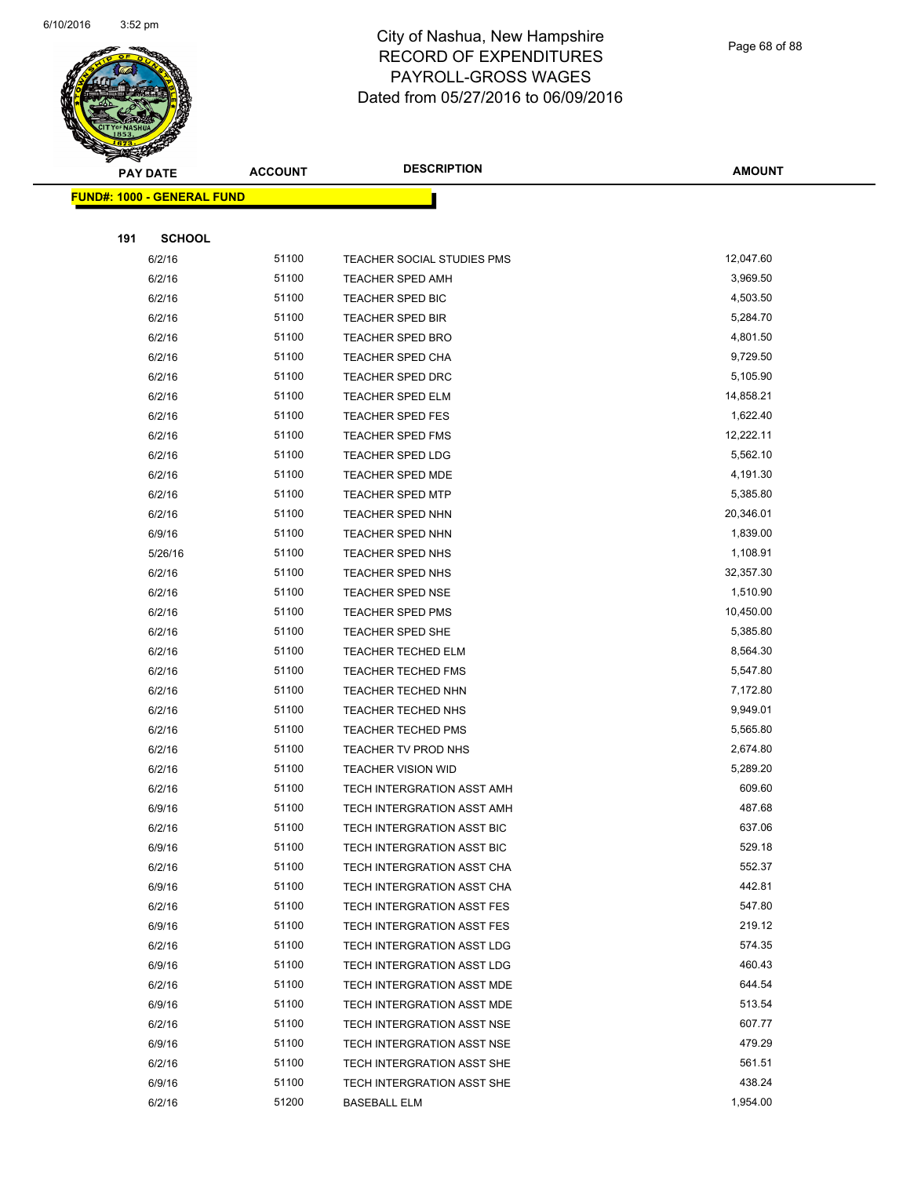# City of Nashua, New Hampshire
# RECORD OF EXPENDITURES
# PAYROLL-GROSS WAGES
# Dated from 05/27/2016 to 06/09/2016

**FUND#: 1000 - GENERAL FUND**

**191 SCHOOL**

| PAY DATE | ACCOUNT | DESCRIPTION | AMOUNT |
|---|---|---|---|
| 6/2/16 | 51100 | TEACHER SOCIAL STUDIES PMS | 12,047.60 |
| 6/2/16 | 51100 | TEACHER SPED AMH | 3,969.50 |
| 6/2/16 | 51100 | TEACHER SPED BIC | 4,503.50 |
| 6/2/16 | 51100 | TEACHER SPED BIR | 5,284.70 |
| 6/2/16 | 51100 | TEACHER SPED BRO | 4,801.50 |
| 6/2/16 | 51100 | TEACHER SPED CHA | 9,729.50 |
| 6/2/16 | 51100 | TEACHER SPED DRC | 5,105.90 |
| 6/2/16 | 51100 | TEACHER SPED ELM | 14,858.21 |
| 6/2/16 | 51100 | TEACHER SPED FES | 1,622.40 |
| 6/2/16 | 51100 | TEACHER SPED FMS | 12,222.11 |
| 6/2/16 | 51100 | TEACHER SPED LDG | 5,562.10 |
| 6/2/16 | 51100 | TEACHER SPED MDE | 4,191.30 |
| 6/2/16 | 51100 | TEACHER SPED MTP | 5,385.80 |
| 6/2/16 | 51100 | TEACHER SPED NHN | 20,346.01 |
| 6/9/16 | 51100 | TEACHER SPED NHN | 1,839.00 |
| 5/26/16 | 51100 | TEACHER SPED NHS | 1,108.91 |
| 6/2/16 | 51100 | TEACHER SPED NHS | 32,357.30 |
| 6/2/16 | 51100 | TEACHER SPED NSE | 1,510.90 |
| 6/2/16 | 51100 | TEACHER SPED PMS | 10,450.00 |
| 6/2/16 | 51100 | TEACHER SPED SHE | 5,385.80 |
| 6/2/16 | 51100 | TEACHER TECHED ELM | 8,564.30 |
| 6/2/16 | 51100 | TEACHER TECHED FMS | 5,547.80 |
| 6/2/16 | 51100 | TEACHER TECHED NHN | 7,172.80 |
| 6/2/16 | 51100 | TEACHER TECHED NHS | 9,949.01 |
| 6/2/16 | 51100 | TEACHER TECHED PMS | 5,565.80 |
| 6/2/16 | 51100 | TEACHER TV PROD NHS | 2,674.80 |
| 6/2/16 | 51100 | TEACHER VISION WID | 5,289.20 |
| 6/2/16 | 51100 | TECH INTERGRATION ASST AMH | 609.60 |
| 6/9/16 | 51100 | TECH INTERGRATION ASST AMH | 487.68 |
| 6/2/16 | 51100 | TECH INTERGRATION ASST BIC | 637.06 |
| 6/9/16 | 51100 | TECH INTERGRATION ASST BIC | 529.18 |
| 6/2/16 | 51100 | TECH INTERGRATION ASST CHA | 552.37 |
| 6/9/16 | 51100 | TECH INTERGRATION ASST CHA | 442.81 |
| 6/2/16 | 51100 | TECH INTERGRATION ASST FES | 547.80 |
| 6/9/16 | 51100 | TECH INTERGRATION ASST FES | 219.12 |
| 6/2/16 | 51100 | TECH INTERGRATION ASST LDG | 574.35 |
| 6/9/16 | 51100 | TECH INTERGRATION ASST LDG | 460.43 |
| 6/2/16 | 51100 | TECH INTERGRATION ASST MDE | 644.54 |
| 6/9/16 | 51100 | TECH INTERGRATION ASST MDE | 513.54 |
| 6/2/16 | 51100 | TECH INTERGRATION ASST NSE | 607.77 |
| 6/9/16 | 51100 | TECH INTERGRATION ASST NSE | 479.29 |
| 6/2/16 | 51100 | TECH INTERGRATION ASST SHE | 561.51 |
| 6/9/16 | 51100 | TECH INTERGRATION ASST SHE | 438.24 |
| 6/2/16 | 51200 | BASEBALL ELM | 1,954.00 |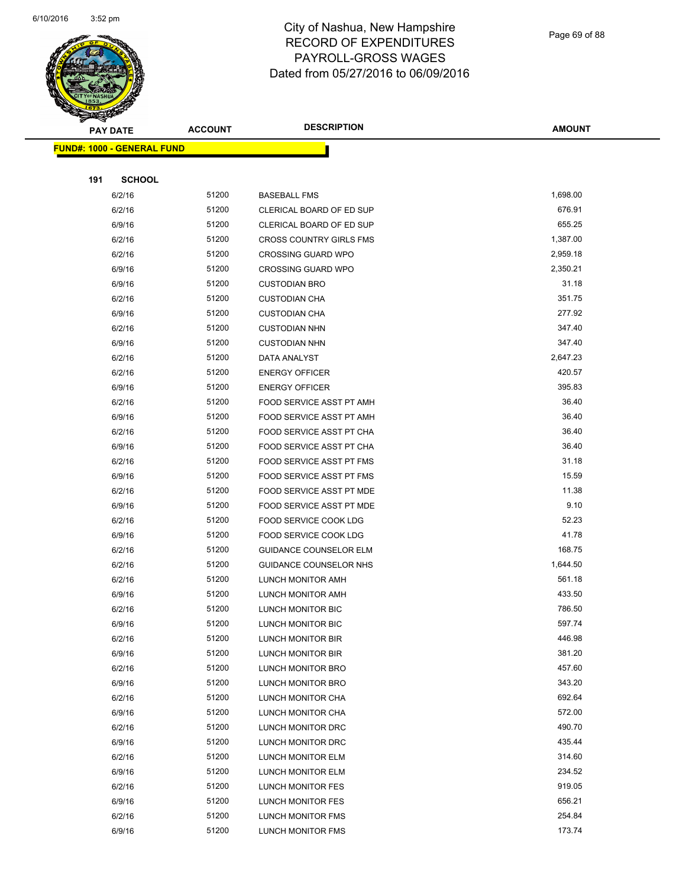# City of Nashua, New Hampshire
# RECORD OF EXPENDITURES
# PAYROLL-GROSS WAGES
# Dated from 05/27/2016 to 06/09/2016

**FUND#: 1000 - GENERAL FUND**

**191 SCHOOL**

| PAY DATE | ACCOUNT | DESCRIPTION | AMOUNT |
|---|---|---|---|
| 6/2/16 | 51200 | BASEBALL FMS | 1,698.00 |
| 6/2/16 | 51200 | CLERICAL BOARD OF ED SUP | 676.91 |
| 6/9/16 | 51200 | CLERICAL BOARD OF ED SUP | 655.25 |
| 6/2/16 | 51200 | CROSS COUNTRY GIRLS FMS | 1,387.00 |
| 6/2/16 | 51200 | CROSSING GUARD WPO | 2,959.18 |
| 6/9/16 | 51200 | CROSSING GUARD WPO | 2,350.21 |
| 6/9/16 | 51200 | CUSTODIAN BRO | 31.18 |
| 6/2/16 | 51200 | CUSTODIAN CHA | 351.75 |
| 6/9/16 | 51200 | CUSTODIAN CHA | 277.92 |
| 6/2/16 | 51200 | CUSTODIAN NHN | 347.40 |
| 6/9/16 | 51200 | CUSTODIAN NHN | 347.40 |
| 6/2/16 | 51200 | DATA ANALYST | 2,647.23 |
| 6/2/16 | 51200 | ENERGY OFFICER | 420.57 |
| 6/9/16 | 51200 | ENERGY OFFICER | 395.83 |
| 6/2/16 | 51200 | FOOD SERVICE ASST PT AMH | 36.40 |
| 6/9/16 | 51200 | FOOD SERVICE ASST PT AMH | 36.40 |
| 6/2/16 | 51200 | FOOD SERVICE ASST PT CHA | 36.40 |
| 6/9/16 | 51200 | FOOD SERVICE ASST PT CHA | 36.40 |
| 6/2/16 | 51200 | FOOD SERVICE ASST PT FMS | 31.18 |
| 6/9/16 | 51200 | FOOD SERVICE ASST PT FMS | 15.59 |
| 6/2/16 | 51200 | FOOD SERVICE ASST PT MDE | 11.38 |
| 6/9/16 | 51200 | FOOD SERVICE ASST PT MDE | 9.10 |
| 6/2/16 | 51200 | FOOD SERVICE COOK LDG | 52.23 |
| 6/9/16 | 51200 | FOOD SERVICE COOK LDG | 41.78 |
| 6/2/16 | 51200 | GUIDANCE COUNSELOR ELM | 168.75 |
| 6/2/16 | 51200 | GUIDANCE COUNSELOR NHS | 1,644.50 |
| 6/2/16 | 51200 | LUNCH MONITOR AMH | 561.18 |
| 6/9/16 | 51200 | LUNCH MONITOR AMH | 433.50 |
| 6/2/16 | 51200 | LUNCH MONITOR BIC | 786.50 |
| 6/9/16 | 51200 | LUNCH MONITOR BIC | 597.74 |
| 6/2/16 | 51200 | LUNCH MONITOR BIR | 446.98 |
| 6/9/16 | 51200 | LUNCH MONITOR BIR | 381.20 |
| 6/2/16 | 51200 | LUNCH MONITOR BRO | 457.60 |
| 6/9/16 | 51200 | LUNCH MONITOR BRO | 343.20 |
| 6/2/16 | 51200 | LUNCH MONITOR CHA | 692.64 |
| 6/9/16 | 51200 | LUNCH MONITOR CHA | 572.00 |
| 6/2/16 | 51200 | LUNCH MONITOR DRC | 490.70 |
| 6/9/16 | 51200 | LUNCH MONITOR DRC | 435.44 |
| 6/2/16 | 51200 | LUNCH MONITOR ELM | 314.60 |
| 6/9/16 | 51200 | LUNCH MONITOR ELM | 234.52 |
| 6/2/16 | 51200 | LUNCH MONITOR FES | 919.05 |
| 6/9/16 | 51200 | LUNCH MONITOR FES | 656.21 |
| 6/2/16 | 51200 | LUNCH MONITOR FMS | 254.84 |
| 6/9/16 | 51200 | LUNCH MONITOR FMS | 173.74 |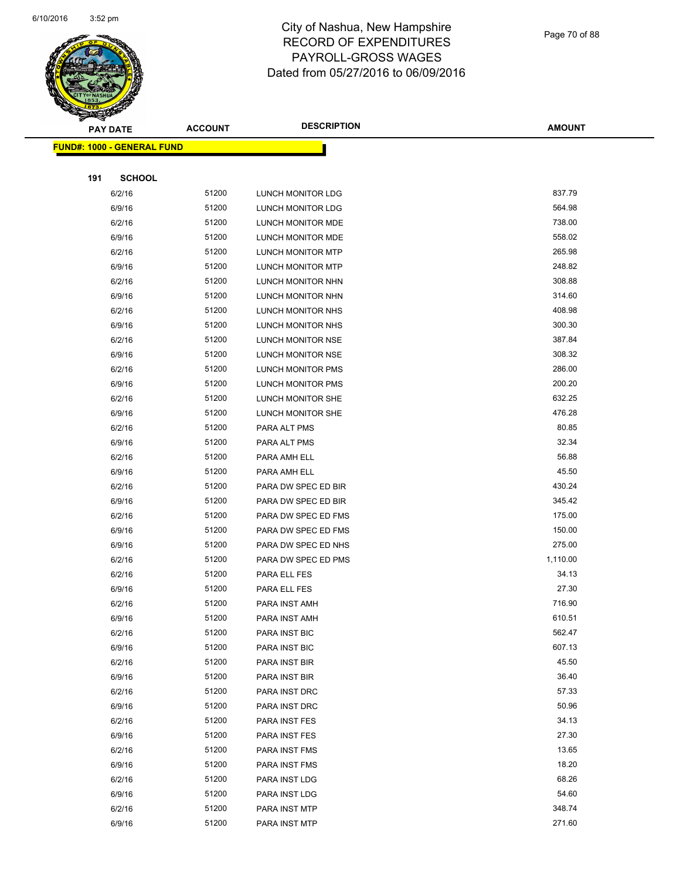# City of Nashua, New Hampshire
## RECORD OF EXPENDITURES
## PAYROLL-GROSS WAGES
## Dated from 05/27/2016 to 06/09/2016

**FUND#: 1000 - GENERAL FUND**

**191 SCHOOL**

| PAY DATE | ACCOUNT | DESCRIPTION | AMOUNT |
|---|---|---|---|
| 6/2/16 | 51200 | LUNCH MONITOR LDG | 837.79 |
| 6/9/16 | 51200 | LUNCH MONITOR LDG | 564.98 |
| 6/2/16 | 51200 | LUNCH MONITOR MDE | 738.00 |
| 6/9/16 | 51200 | LUNCH MONITOR MDE | 558.02 |
| 6/2/16 | 51200 | LUNCH MONITOR MTP | 265.98 |
| 6/9/16 | 51200 | LUNCH MONITOR MTP | 248.82 |
| 6/2/16 | 51200 | LUNCH MONITOR NHN | 308.88 |
| 6/9/16 | 51200 | LUNCH MONITOR NHN | 314.60 |
| 6/2/16 | 51200 | LUNCH MONITOR NHS | 408.98 |
| 6/9/16 | 51200 | LUNCH MONITOR NHS | 300.30 |
| 6/2/16 | 51200 | LUNCH MONITOR NSE | 387.84 |
| 6/9/16 | 51200 | LUNCH MONITOR NSE | 308.32 |
| 6/2/16 | 51200 | LUNCH MONITOR PMS | 286.00 |
| 6/9/16 | 51200 | LUNCH MONITOR PMS | 200.20 |
| 6/2/16 | 51200 | LUNCH MONITOR SHE | 632.25 |
| 6/9/16 | 51200 | LUNCH MONITOR SHE | 476.28 |
| 6/2/16 | 51200 | PARA ALT PMS | 80.85 |
| 6/9/16 | 51200 | PARA ALT PMS | 32.34 |
| 6/2/16 | 51200 | PARA AMH ELL | 56.88 |
| 6/9/16 | 51200 | PARA AMH ELL | 45.50 |
| 6/2/16 | 51200 | PARA DW SPEC ED BIR | 430.24 |
| 6/9/16 | 51200 | PARA DW SPEC ED BIR | 345.42 |
| 6/2/16 | 51200 | PARA DW SPEC ED FMS | 175.00 |
| 6/9/16 | 51200 | PARA DW SPEC ED FMS | 150.00 |
| 6/9/16 | 51200 | PARA DW SPEC ED NHS | 275.00 |
| 6/2/16 | 51200 | PARA DW SPEC ED PMS | 1,110.00 |
| 6/2/16 | 51200 | PARA ELL FES | 34.13 |
| 6/9/16 | 51200 | PARA ELL FES | 27.30 |
| 6/2/16 | 51200 | PARA INST AMH | 716.90 |
| 6/9/16 | 51200 | PARA INST AMH | 610.51 |
| 6/2/16 | 51200 | PARA INST BIC | 562.47 |
| 6/9/16 | 51200 | PARA INST BIC | 607.13 |
| 6/2/16 | 51200 | PARA INST BIR | 45.50 |
| 6/9/16 | 51200 | PARA INST BIR | 36.40 |
| 6/2/16 | 51200 | PARA INST DRC | 57.33 |
| 6/9/16 | 51200 | PARA INST DRC | 50.96 |
| 6/2/16 | 51200 | PARA INST FES | 34.13 |
| 6/9/16 | 51200 | PARA INST FES | 27.30 |
| 6/2/16 | 51200 | PARA INST FMS | 13.65 |
| 6/9/16 | 51200 | PARA INST FMS | 18.20 |
| 6/2/16 | 51200 | PARA INST LDG | 68.26 |
| 6/9/16 | 51200 | PARA INST LDG | 54.60 |
| 6/2/16 | 51200 | PARA INST MTP | 348.74 |
| 6/9/16 | 51200 | PARA INST MTP | 271.60 |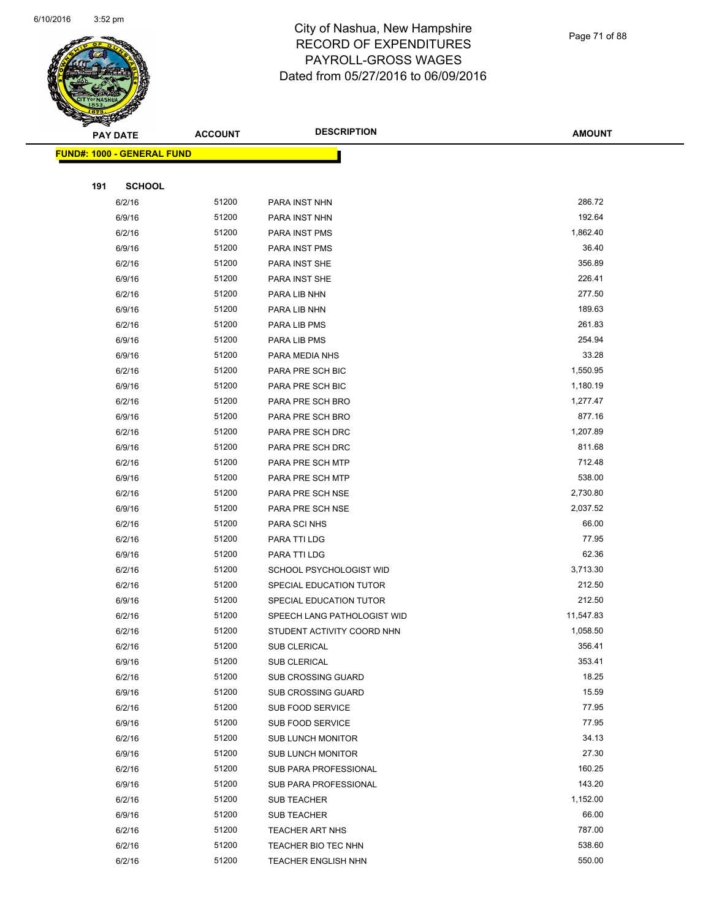# City of Nashua, New Hampshire
## RECORD OF EXPENDITURES
## PAYROLL-GROSS WAGES
## Dated from 05/27/2016 to 06/09/2016

**FUND#: 1000 - GENERAL FUND**

**191 SCHOOL**

| PAY DATE | ACCOUNT | DESCRIPTION | AMOUNT |
|---|---|---|---|
| 6/2/16 | 51200 | PARA INST NHN | 286.72 |
| 6/9/16 | 51200 | PARA INST NHN | 192.64 |
| 6/2/16 | 51200 | PARA INST PMS | 1,862.40 |
| 6/9/16 | 51200 | PARA INST PMS | 36.40 |
| 6/2/16 | 51200 | PARA INST SHE | 356.89 |
| 6/9/16 | 51200 | PARA INST SHE | 226.41 |
| 6/2/16 | 51200 | PARA LIB NHN | 277.50 |
| 6/9/16 | 51200 | PARA LIB NHN | 189.63 |
| 6/2/16 | 51200 | PARA LIB PMS | 261.83 |
| 6/9/16 | 51200 | PARA LIB PMS | 254.94 |
| 6/9/16 | 51200 | PARA MEDIA NHS | 33.28 |
| 6/2/16 | 51200 | PARA PRE SCH BIC | 1,550.95 |
| 6/9/16 | 51200 | PARA PRE SCH BIC | 1,180.19 |
| 6/2/16 | 51200 | PARA PRE SCH BRO | 1,277.47 |
| 6/9/16 | 51200 | PARA PRE SCH BRO | 877.16 |
| 6/2/16 | 51200 | PARA PRE SCH DRC | 1,207.89 |
| 6/9/16 | 51200 | PARA PRE SCH DRC | 811.68 |
| 6/2/16 | 51200 | PARA PRE SCH MTP | 712.48 |
| 6/9/16 | 51200 | PARA PRE SCH MTP | 538.00 |
| 6/2/16 | 51200 | PARA PRE SCH NSE | 2,730.80 |
| 6/9/16 | 51200 | PARA PRE SCH NSE | 2,037.52 |
| 6/2/16 | 51200 | PARA SCI NHS | 66.00 |
| 6/2/16 | 51200 | PARA TTI LDG | 77.95 |
| 6/9/16 | 51200 | PARA TTI LDG | 62.36 |
| 6/2/16 | 51200 | SCHOOL PSYCHOLOGIST WID | 3,713.30 |
| 6/2/16 | 51200 | SPECIAL EDUCATION TUTOR | 212.50 |
| 6/9/16 | 51200 | SPECIAL EDUCATION TUTOR | 212.50 |
| 6/2/16 | 51200 | SPEECH LANG PATHOLOGIST WID | 11,547.83 |
| 6/2/16 | 51200 | STUDENT ACTIVITY COORD NHN | 1,058.50 |
| 6/2/16 | 51200 | SUB CLERICAL | 356.41 |
| 6/9/16 | 51200 | SUB CLERICAL | 353.41 |
| 6/2/16 | 51200 | SUB CROSSING GUARD | 18.25 |
| 6/9/16 | 51200 | SUB CROSSING GUARD | 15.59 |
| 6/2/16 | 51200 | SUB FOOD SERVICE | 77.95 |
| 6/9/16 | 51200 | SUB FOOD SERVICE | 77.95 |
| 6/2/16 | 51200 | SUB LUNCH MONITOR | 34.13 |
| 6/9/16 | 51200 | SUB LUNCH MONITOR | 27.30 |
| 6/2/16 | 51200 | SUB PARA PROFESSIONAL | 160.25 |
| 6/9/16 | 51200 | SUB PARA PROFESSIONAL | 143.20 |
| 6/2/16 | 51200 | SUB TEACHER | 1,152.00 |
| 6/9/16 | 51200 | SUB TEACHER | 66.00 |
| 6/2/16 | 51200 | TEACHER ART NHS | 787.00 |
| 6/2/16 | 51200 | TEACHER BIO TEC NHN | 538.60 |
| 6/2/16 | 51200 | TEACHER ENGLISH NHN | 550.00 |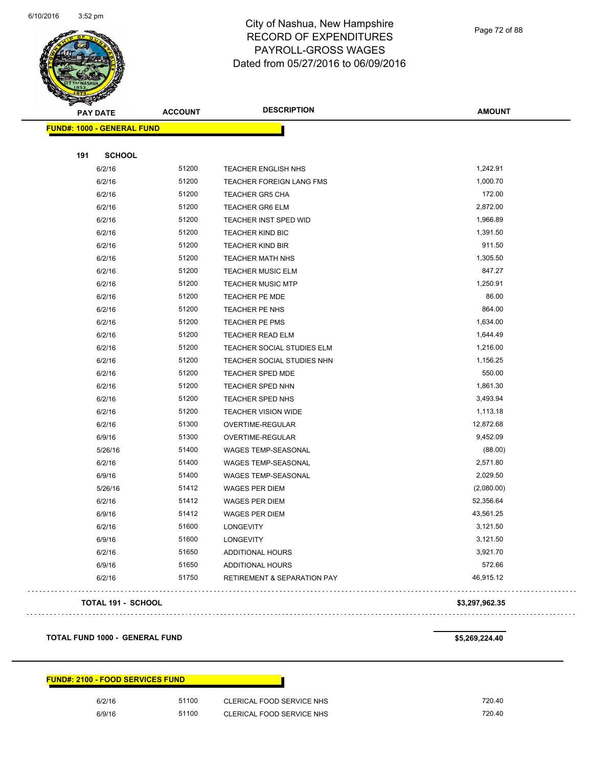# City of Nashua, New Hampshire
# RECORD OF EXPENDITURES
# PAYROLL-GROSS WAGES
# Dated from 05/27/2016 to 06/09/2016

| PAY DATE | ACCOUNT | DESCRIPTION | AMOUNT |
|---|---|---|---|
| **FUND#: 1000 - GENERAL FUND** | | | |
| **191 SCHOOL** | | | |
| 6/2/16 | 51200 | TEACHER ENGLISH NHS | 1,242.91 |
| 6/2/16 | 51200 | TEACHER FOREIGN LANG FMS | 1,000.70 |
| 6/2/16 | 51200 | TEACHER GR5 CHA | 172.00 |
| 6/2/16 | 51200 | TEACHER GR6 ELM | 2,872.00 |
| 6/2/16 | 51200 | TEACHER INST SPED WID | 1,966.89 |
| 6/2/16 | 51200 | TEACHER KIND BIC | 1,391.50 |
| 6/2/16 | 51200 | TEACHER KIND BIR | 911.50 |
| 6/2/16 | 51200 | TEACHER MATH NHS | 1,305.50 |
| 6/2/16 | 51200 | TEACHER MUSIC ELM | 847.27 |
| 6/2/16 | 51200 | TEACHER MUSIC MTP | 1,250.91 |
| 6/2/16 | 51200 | TEACHER PE MDE | 86.00 |
| 6/2/16 | 51200 | TEACHER PE NHS | 864.00 |
| 6/2/16 | 51200 | TEACHER PE PMS | 1,634.00 |
| 6/2/16 | 51200 | TEACHER READ ELM | 1,644.49 |
| 6/2/16 | 51200 | TEACHER SOCIAL STUDIES ELM | 1,216.00 |
| 6/2/16 | 51200 | TEACHER SOCIAL STUDIES NHN | 1,156.25 |
| 6/2/16 | 51200 | TEACHER SPED MDE | 550.00 |
| 6/2/16 | 51200 | TEACHER SPED NHN | 1,861.30 |
| 6/2/16 | 51200 | TEACHER SPED NHS | 3,493.94 |
| 6/2/16 | 51200 | TEACHER VISION WIDE | 1,113.18 |
| 6/2/16 | 51300 | OVERTIME-REGULAR | 12,872.68 |
| 6/9/16 | 51300 | OVERTIME-REGULAR | 9,452.09 |
| 5/26/16 | 51400 | WAGES TEMP-SEASONAL | (88.00) |
| 6/2/16 | 51400 | WAGES TEMP-SEASONAL | 2,571.80 |
| 6/9/16 | 51400 | WAGES TEMP-SEASONAL | 2,029.50 |
| 5/26/16 | 51412 | WAGES PER DIEM | (2,080.00) |
| 6/2/16 | 51412 | WAGES PER DIEM | 52,356.64 |
| 6/9/16 | 51412 | WAGES PER DIEM | 43,561.25 |
| 6/2/16 | 51600 | LONGEVITY | 3,121.50 |
| 6/9/16 | 51600 | LONGEVITY | 3,121.50 |
| 6/2/16 | 51650 | ADDITIONAL HOURS | 3,921.70 |
| 6/9/16 | 51650 | ADDITIONAL HOURS | 572.66 |
| 6/2/16 | 51750 | RETIREMENT & SEPARATION PAY | 46,915.12 |
| **TOTAL 191 - SCHOOL** | | | **$3,297,962.35** |
| **TOTAL FUND 1000 - GENERAL FUND** | | | **$5,269,224.40** |

| PAY DATE | ACCOUNT | DESCRIPTION | AMOUNT |
|---|---|---|---|
| **FUND#: 2100 - FOOD SERVICES FUND** | | | |
| 6/2/16 | 51100 | CLERICAL FOOD SERVICE NHS | 720.40 |
| 6/9/16 | 51100 | CLERICAL FOOD SERVICE NHS | 720.40 |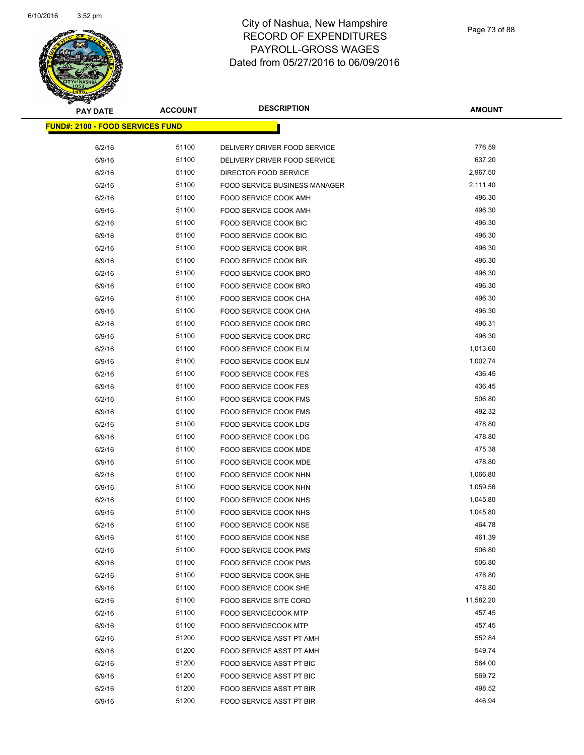# City of Nashua, New Hampshire
## RECORD OF EXPENDITURES
## PAYROLL-GROSS WAGES
## Dated from 05/27/2016 to 06/09/2016

| PAY DATE | ACCOUNT | DESCRIPTION | AMOUNT |
|---|---|---|---|
| **FUND#: 2100 - FOOD SERVICES FUND** | | | |
| 6/2/16 | 51100 | DELIVERY DRIVER FOOD SERVICE | 776.59 |
| 6/9/16 | 51100 | DELIVERY DRIVER FOOD SERVICE | 637.20 |
| 6/2/16 | 51100 | DIRECTOR FOOD SERVICE | 2,967.50 |
| 6/2/16 | 51100 | FOOD SERVICE BUSINESS MANAGER | 2,111.40 |
| 6/2/16 | 51100 | FOOD SERVICE COOK AMH | 496.30 |
| 6/9/16 | 51100 | FOOD SERVICE COOK AMH | 496.30 |
| 6/2/16 | 51100 | FOOD SERVICE COOK BIC | 496.30 |
| 6/9/16 | 51100 | FOOD SERVICE COOK BIC | 496.30 |
| 6/2/16 | 51100 | FOOD SERVICE COOK BIR | 496.30 |
| 6/9/16 | 51100 | FOOD SERVICE COOK BIR | 496.30 |
| 6/2/16 | 51100 | FOOD SERVICE COOK BRO | 496.30 |
| 6/9/16 | 51100 | FOOD SERVICE COOK BRO | 496.30 |
| 6/2/16 | 51100 | FOOD SERVICE COOK CHA | 496.30 |
| 6/9/16 | 51100 | FOOD SERVICE COOK CHA | 496.30 |
| 6/2/16 | 51100 | FOOD SERVICE COOK DRC | 496.31 |
| 6/9/16 | 51100 | FOOD SERVICE COOK DRC | 496.30 |
| 6/2/16 | 51100 | FOOD SERVICE COOK ELM | 1,013.60 |
| 6/9/16 | 51100 | FOOD SERVICE COOK ELM | 1,002.74 |
| 6/2/16 | 51100 | FOOD SERVICE COOK FES | 436.45 |
| 6/9/16 | 51100 | FOOD SERVICE COOK FES | 436.45 |
| 6/2/16 | 51100 | FOOD SERVICE COOK FMS | 506.80 |
| 6/9/16 | 51100 | FOOD SERVICE COOK FMS | 492.32 |
| 6/2/16 | 51100 | FOOD SERVICE COOK LDG | 478.80 |
| 6/9/16 | 51100 | FOOD SERVICE COOK LDG | 478.80 |
| 6/2/16 | 51100 | FOOD SERVICE COOK MDE | 475.38 |
| 6/9/16 | 51100 | FOOD SERVICE COOK MDE | 478.80 |
| 6/2/16 | 51100 | FOOD SERVICE COOK NHN | 1,066.80 |
| 6/9/16 | 51100 | FOOD SERVICE COOK NHN | 1,059.56 |
| 6/2/16 | 51100 | FOOD SERVICE COOK NHS | 1,045.80 |
| 6/9/16 | 51100 | FOOD SERVICE COOK NHS | 1,045.80 |
| 6/2/16 | 51100 | FOOD SERVICE COOK NSE | 464.78 |
| 6/9/16 | 51100 | FOOD SERVICE COOK NSE | 461.39 |
| 6/2/16 | 51100 | FOOD SERVICE COOK PMS | 506.80 |
| 6/9/16 | 51100 | FOOD SERVICE COOK PMS | 506.80 |
| 6/2/16 | 51100 | FOOD SERVICE COOK SHE | 478.80 |
| 6/9/16 | 51100 | FOOD SERVICE COOK SHE | 478.80 |
| 6/2/16 | 51100 | FOOD SERVICE SITE CORD | 11,582.20 |
| 6/2/16 | 51100 | FOOD SERVICECOOK MTP | 457.45 |
| 6/9/16 | 51100 | FOOD SERVICECOOK MTP | 457.45 |
| 6/2/16 | 51200 | FOOD SERVICE ASST PT AMH | 552.84 |
| 6/9/16 | 51200 | FOOD SERVICE ASST PT AMH | 549.74 |
| 6/2/16 | 51200 | FOOD SERVICE ASST PT BIC | 564.00 |
| 6/9/16 | 51200 | FOOD SERVICE ASST PT BIC | 569.72 |
| 6/2/16 | 51200 | FOOD SERVICE ASST PT BIR | 498.52 |
| 6/9/16 | 51200 | FOOD SERVICE ASST PT BIR | 446.94 |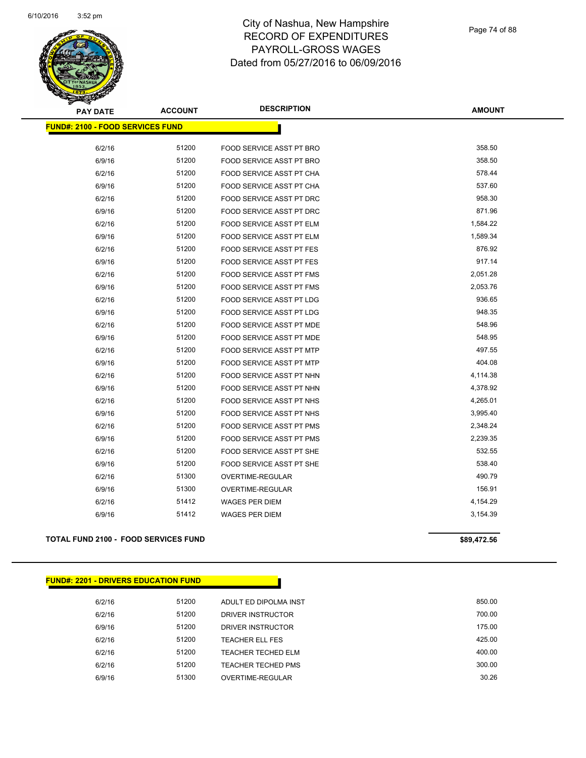| PAY DATE | ACCOUNT | DESCRIPTION | AMOUNT |
|---|---|---|---|
| **FUND#: 2100 - FOOD SERVICES FUND** | | | |
| 6/2/16 | 51200 | FOOD SERVICE ASST PT BRO | 358.50 |
| 6/9/16 | 51200 | FOOD SERVICE ASST PT BRO | 358.50 |
| 6/2/16 | 51200 | FOOD SERVICE ASST PT CHA | 578.44 |
| 6/9/16 | 51200 | FOOD SERVICE ASST PT CHA | 537.60 |
| 6/2/16 | 51200 | FOOD SERVICE ASST PT DRC | 958.30 |
| 6/9/16 | 51200 | FOOD SERVICE ASST PT DRC | 871.96 |
| 6/2/16 | 51200 | FOOD SERVICE ASST PT ELM | 1,584.22 |
| 6/9/16 | 51200 | FOOD SERVICE ASST PT ELM | 1,589.34 |
| 6/2/16 | 51200 | FOOD SERVICE ASST PT FES | 876.92 |
| 6/9/16 | 51200 | FOOD SERVICE ASST PT FES | 917.14 |
| 6/2/16 | 51200 | FOOD SERVICE ASST PT FMS | 2,051.28 |
| 6/9/16 | 51200 | FOOD SERVICE ASST PT FMS | 2,053.76 |
| 6/2/16 | 51200 | FOOD SERVICE ASST PT LDG | 936.65 |
| 6/9/16 | 51200 | FOOD SERVICE ASST PT LDG | 948.35 |
| 6/2/16 | 51200 | FOOD SERVICE ASST PT MDE | 548.96 |
| 6/9/16 | 51200 | FOOD SERVICE ASST PT MDE | 548.95 |
| 6/2/16 | 51200 | FOOD SERVICE ASST PT MTP | 497.55 |
| 6/9/16 | 51200 | FOOD SERVICE ASST PT MTP | 404.08 |
| 6/2/16 | 51200 | FOOD SERVICE ASST PT NHN | 4,114.38 |
| 6/9/16 | 51200 | FOOD SERVICE ASST PT NHN | 4,378.92 |
| 6/2/16 | 51200 | FOOD SERVICE ASST PT NHS | 4,265.01 |
| 6/9/16 | 51200 | FOOD SERVICE ASST PT NHS | 3,995.40 |
| 6/2/16 | 51200 | FOOD SERVICE ASST PT PMS | 2,348.24 |
| 6/9/16 | 51200 | FOOD SERVICE ASST PT PMS | 2,239.35 |
| 6/2/16 | 51200 | FOOD SERVICE ASST PT SHE | 532.55 |
| 6/9/16 | 51200 | FOOD SERVICE ASST PT SHE | 538.40 |
| 6/2/16 | 51300 | OVERTIME-REGULAR | 490.79 |
| 6/9/16 | 51300 | OVERTIME-REGULAR | 156.91 |
| 6/2/16 | 51412 | WAGES PER DIEM | 4,154.29 |
| 6/9/16 | 51412 | WAGES PER DIEM | 3,154.39 |
| **TOTAL FUND 2100 - FOOD SERVICES FUND** | | | **$89,472.56** |

| PAY DATE | ACCOUNT | DESCRIPTION | AMOUNT |
|---|---|---|---|
| **FUND#: 2201 - DRIVERS EDUCATION FUND** | | | |
| 6/2/16 | 51200 | ADULT ED DIPOLMA INST | 850.00 |
| 6/2/16 | 51200 | DRIVER INSTRUCTOR | 700.00 |
| 6/9/16 | 51200 | DRIVER INSTRUCTOR | 175.00 |
| 6/2/16 | 51200 | TEACHER ELL FES | 425.00 |
| 6/2/16 | 51200 | TEACHER TECHED ELM | 400.00 |
| 6/2/16 | 51200 | TEACHER TECHED PMS | 300.00 |
| 6/9/16 | 51300 | OVERTIME-REGULAR | 30.26 |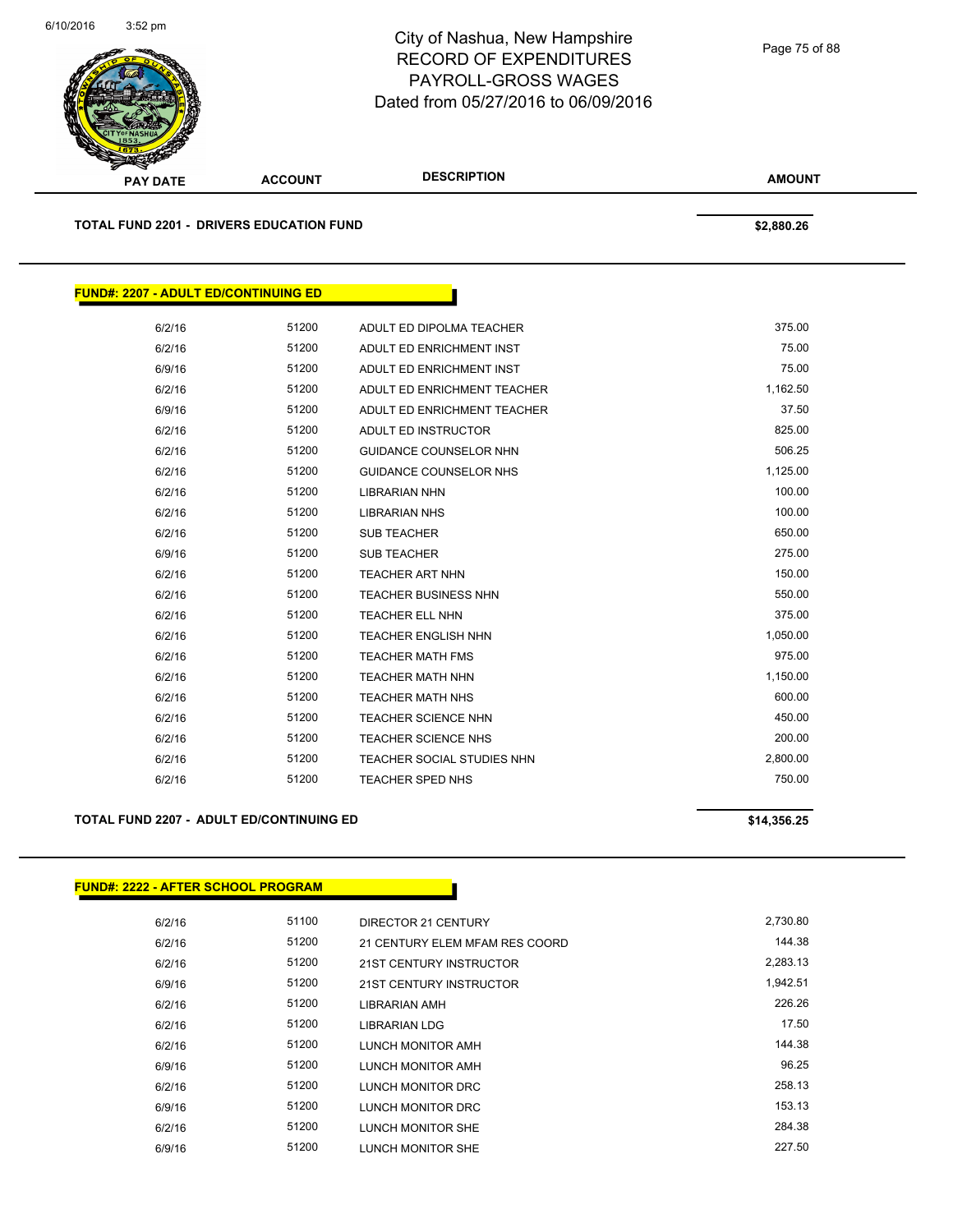# City of Nashua, New Hampshire
## RECORD OF EXPENDITURES
## PAYROLL-GROSS WAGES
## Dated from 05/27/2016 to 06/09/2016

| PAY DATE | ACCOUNT | DESCRIPTION | AMOUNT |
|---|---|---|---|

**TOTAL FUND 2201 - DRIVERS EDUCATION FUND** **$2,880.26**

**FUND#: 2207 - ADULT ED/CONTINUING ED**

| PAY DATE | ACCOUNT | DESCRIPTION | AMOUNT |
|---|---|---|---|
| 6/2/16 | 51200 | ADULT ED DIPOLMA TEACHER | 375.00 |
| 6/2/16 | 51200 | ADULT ED ENRICHMENT INST | 75.00 |
| 6/9/16 | 51200 | ADULT ED ENRICHMENT INST | 75.00 |
| 6/2/16 | 51200 | ADULT ED ENRICHMENT TEACHER | 1,162.50 |
| 6/9/16 | 51200 | ADULT ED ENRICHMENT TEACHER | 37.50 |
| 6/2/16 | 51200 | ADULT ED INSTRUCTOR | 825.00 |
| 6/2/16 | 51200 | GUIDANCE COUNSELOR NHN | 506.25 |
| 6/2/16 | 51200 | GUIDANCE COUNSELOR NHS | 1,125.00 |
| 6/2/16 | 51200 | LIBRARIAN NHN | 100.00 |
| 6/2/16 | 51200 | LIBRARIAN NHS | 100.00 |
| 6/2/16 | 51200 | SUB TEACHER | 650.00 |
| 6/9/16 | 51200 | SUB TEACHER | 275.00 |
| 6/2/16 | 51200 | TEACHER ART NHN | 150.00 |
| 6/2/16 | 51200 | TEACHER BUSINESS NHN | 550.00 |
| 6/2/16 | 51200 | TEACHER ELL NHN | 375.00 |
| 6/2/16 | 51200 | TEACHER ENGLISH NHN | 1,050.00 |
| 6/2/16 | 51200 | TEACHER MATH FMS | 975.00 |
| 6/2/16 | 51200 | TEACHER MATH NHN | 1,150.00 |
| 6/2/16 | 51200 | TEACHER MATH NHS | 600.00 |
| 6/2/16 | 51200 | TEACHER SCIENCE NHN | 450.00 |
| 6/2/16 | 51200 | TEACHER SCIENCE NHS | 200.00 |
| 6/2/16 | 51200 | TEACHER SOCIAL STUDIES NHN | 2,800.00 |
| 6/2/16 | 51200 | TEACHER SPED NHS | 750.00 |

**TOTAL FUND 2207 - ADULT ED/CONTINUING ED** **$14,356.25**

**FUND#: 2222 - AFTER SCHOOL PROGRAM**

| PAY DATE | ACCOUNT | DESCRIPTION | AMOUNT |
|---|---|---|---|
| 6/2/16 | 51100 | DIRECTOR 21 CENTURY | 2,730.80 |
| 6/2/16 | 51200 | 21 CENTURY ELEM MFAM RES COORD | 144.38 |
| 6/2/16 | 51200 | 21ST CENTURY INSTRUCTOR | 2,283.13 |
| 6/9/16 | 51200 | 21ST CENTURY INSTRUCTOR | 1,942.51 |
| 6/2/16 | 51200 | LIBRARIAN AMH | 226.26 |
| 6/2/16 | 51200 | LIBRARIAN LDG | 17.50 |
| 6/2/16 | 51200 | LUNCH MONITOR AMH | 144.38 |
| 6/9/16 | 51200 | LUNCH MONITOR AMH | 96.25 |
| 6/2/16 | 51200 | LUNCH MONITOR DRC | 258.13 |
| 6/9/16 | 51200 | LUNCH MONITOR DRC | 153.13 |
| 6/2/16 | 51200 | LUNCH MONITOR SHE | 284.38 |
| 6/9/16 | 51200 | LUNCH MONITOR SHE | 227.50 |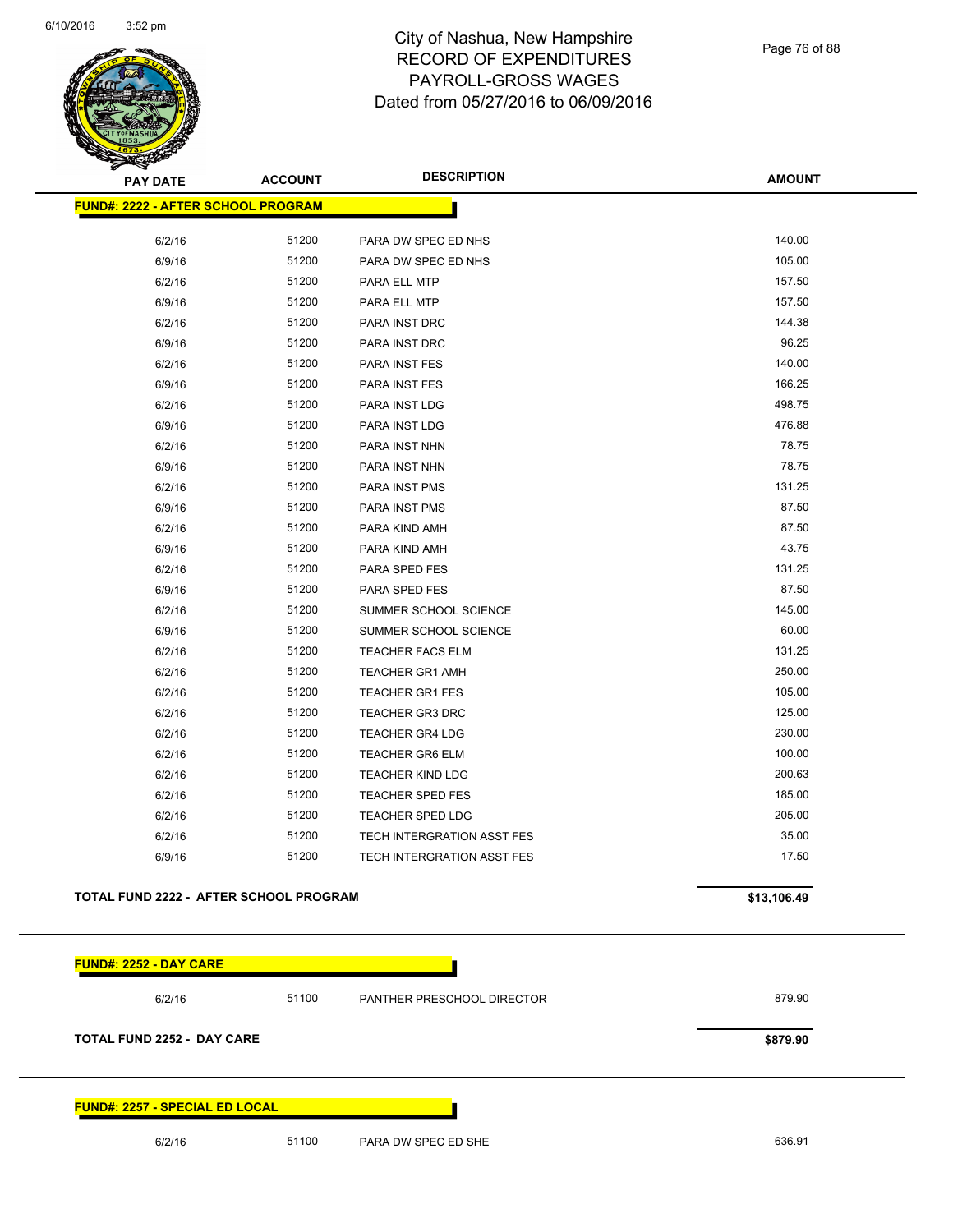# City of Nashua, New Hampshire
## RECORD OF EXPENDITURES
## PAYROLL-GROSS WAGES
## Dated from 05/27/2016 to 06/09/2016

| PAY DATE | ACCOUNT | DESCRIPTION | AMOUNT |
|---|---|---|---|
| **FUND#: 2222 - AFTER SCHOOL PROGRAM** | | | |
| 6/2/16 | 51200 | PARA DW SPEC ED NHS | 140.00 |
| 6/9/16 | 51200 | PARA DW SPEC ED NHS | 105.00 |
| 6/2/16 | 51200 | PARA ELL MTP | 157.50 |
| 6/9/16 | 51200 | PARA ELL MTP | 157.50 |
| 6/2/16 | 51200 | PARA INST DRC | 144.38 |
| 6/9/16 | 51200 | PARA INST DRC | 96.25 |
| 6/2/16 | 51200 | PARA INST FES | 140.00 |
| 6/9/16 | 51200 | PARA INST FES | 166.25 |
| 6/2/16 | 51200 | PARA INST LDG | 498.75 |
| 6/9/16 | 51200 | PARA INST LDG | 476.88 |
| 6/2/16 | 51200 | PARA INST NHN | 78.75 |
| 6/9/16 | 51200 | PARA INST NHN | 78.75 |
| 6/2/16 | 51200 | PARA INST PMS | 131.25 |
| 6/9/16 | 51200 | PARA INST PMS | 87.50 |
| 6/2/16 | 51200 | PARA KIND AMH | 87.50 |
| 6/9/16 | 51200 | PARA KIND AMH | 43.75 |
| 6/2/16 | 51200 | PARA SPED FES | 131.25 |
| 6/9/16 | 51200 | PARA SPED FES | 87.50 |
| 6/2/16 | 51200 | SUMMER SCHOOL SCIENCE | 145.00 |
| 6/9/16 | 51200 | SUMMER SCHOOL SCIENCE | 60.00 |
| 6/2/16 | 51200 | TEACHER FACS ELM | 131.25 |
| 6/2/16 | 51200 | TEACHER GR1 AMH | 250.00 |
| 6/2/16 | 51200 | TEACHER GR1 FES | 105.00 |
| 6/2/16 | 51200 | TEACHER GR3 DRC | 125.00 |
| 6/2/16 | 51200 | TEACHER GR4 LDG | 230.00 |
| 6/2/16 | 51200 | TEACHER GR6 ELM | 100.00 |
| 6/2/16 | 51200 | TEACHER KIND LDG | 200.63 |
| 6/2/16 | 51200 | TEACHER SPED FES | 185.00 |
| 6/2/16 | 51200 | TEACHER SPED LDG | 205.00 |
| 6/2/16 | 51200 | TECH INTERGRATION ASST FES | 35.00 |
| 6/9/16 | 51200 | TECH INTERGRATION ASST FES | 17.50 |
| **TOTAL FUND 2222 - AFTER SCHOOL PROGRAM** | | | **$13,106.49** |
| **FUND#: 2252 - DAY CARE** | | | |
| 6/2/16 | 51100 | PANTHER PRESCHOOL DIRECTOR | 879.90 |
| **TOTAL FUND 2252 - DAY CARE** | | | **$879.90** |
| **FUND#: 2257 - SPECIAL ED LOCAL** | | | |
| 6/2/16 | 51100 | PARA DW SPEC ED SHE | 636.91 |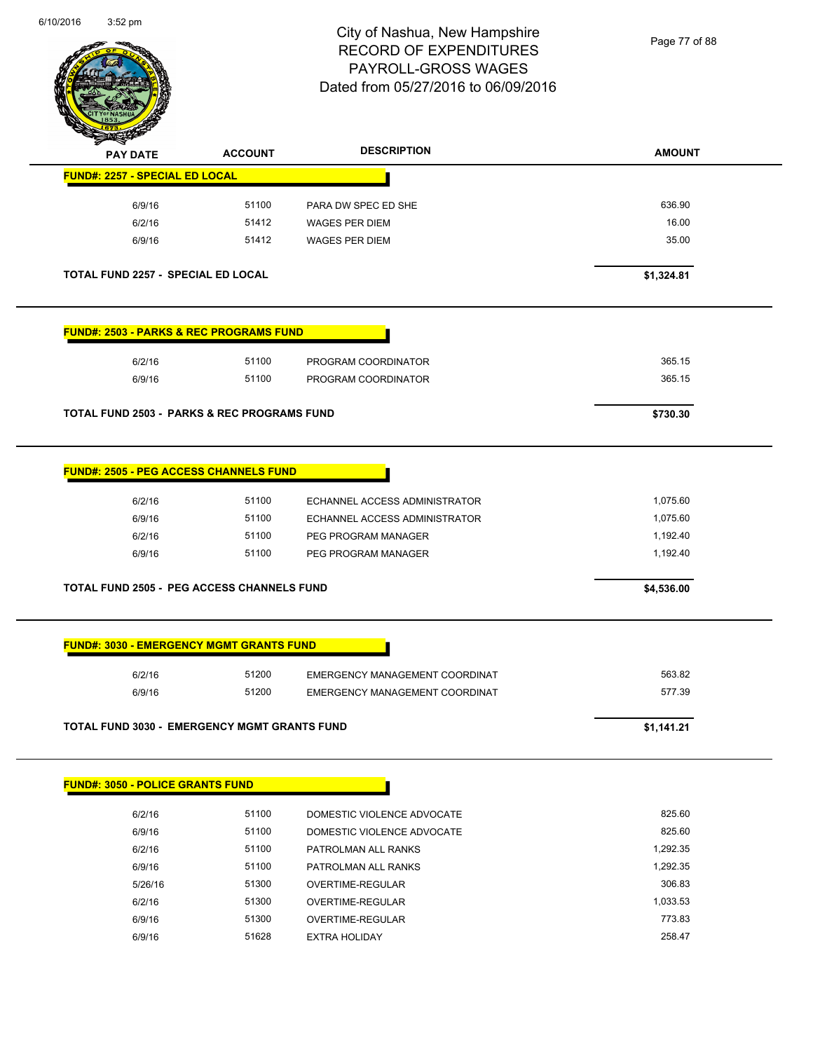# City of Nashua, New Hampshire
## RECORD OF EXPENDITURES
## PAYROLL-GROSS WAGES
## Dated from 05/27/2016 to 06/09/2016

| PAY DATE | ACCOUNT | DESCRIPTION | AMOUNT |
|---|---|---|---|
| **FUND#: 2257 - SPECIAL ED LOCAL** | | | |
| 6/9/16 | 51100 | PARA DW SPEC ED SHE | 636.90 |
| 6/2/16 | 51412 | WAGES PER DIEM | 16.00 |
| 6/9/16 | 51412 | WAGES PER DIEM | 35.00 |
| **TOTAL FUND 2257 - SPECIAL ED LOCAL** | | | **$1,324.81** |
| **FUND#: 2503 - PARKS & REC PROGRAMS FUND** | | | |
| 6/2/16 | 51100 | PROGRAM COORDINATOR | 365.15 |
| 6/9/16 | 51100 | PROGRAM COORDINATOR | 365.15 |
| **TOTAL FUND 2503 - PARKS & REC PROGRAMS FUND** | | | **$730.30** |
| **FUND#: 2505 - PEG ACCESS CHANNELS FUND** | | | |
| 6/2/16 | 51100 | ECHANNEL ACCESS ADMINISTRATOR | 1,075.60 |
| 6/9/16 | 51100 | ECHANNEL ACCESS ADMINISTRATOR | 1,075.60 |
| 6/2/16 | 51100 | PEG PROGRAM MANAGER | 1,192.40 |
| 6/9/16 | 51100 | PEG PROGRAM MANAGER | 1,192.40 |
| **TOTAL FUND 2505 - PEG ACCESS CHANNELS FUND** | | | **$4,536.00** |
| **FUND#: 3030 - EMERGENCY MGMT GRANTS FUND** | | | |
| 6/2/16 | 51200 | EMERGENCY MANAGEMENT COORDINAT | 563.82 |
| 6/9/16 | 51200 | EMERGENCY MANAGEMENT COORDINAT | 577.39 |
| **TOTAL FUND 3030 - EMERGENCY MGMT GRANTS FUND** | | | **$1,141.21** |
| **FUND#: 3050 - POLICE GRANTS FUND** | | | |
| 6/2/16 | 51100 | DOMESTIC VIOLENCE ADVOCATE | 825.60 |
| 6/9/16 | 51100 | DOMESTIC VIOLENCE ADVOCATE | 825.60 |
| 6/2/16 | 51100 | PATROLMAN ALL RANKS | 1,292.35 |
| 6/9/16 | 51100 | PATROLMAN ALL RANKS | 1,292.35 |
| 5/26/16 | 51300 | OVERTIME-REGULAR | 306.83 |
| 6/2/16 | 51300 | OVERTIME-REGULAR | 1,033.53 |
| 6/9/16 | 51300 | OVERTIME-REGULAR | 773.83 |
| 6/9/16 | 51628 | EXTRA HOLIDAY | 258.47 |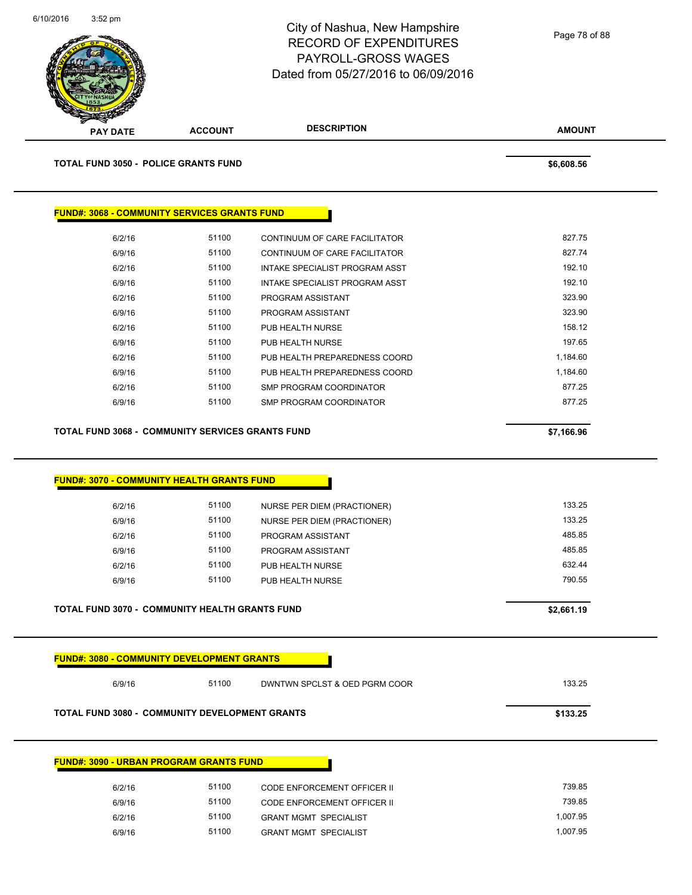City of Nashua, New Hampshire
RECORD OF EXPENDITURES
PAYROLL-GROSS WAGES
Dated from 05/27/2016 to 06/09/2016

| PAY DATE | ACCOUNT | DESCRIPTION | AMOUNT |
|---|---|---|---|
| **TOTAL FUND 3050 - POLICE GRANTS FUND** | | | **$6,608.56** |

**FUND#: 3068 - COMMUNITY SERVICES GRANTS FUND**

| PAY DATE | ACCOUNT | DESCRIPTION | AMOUNT |
|---|---|---|---|
| 6/2/16 | 51100 | CONTINUUM OF CARE FACILITATOR | 827.75 |
| 6/9/16 | 51100 | CONTINUUM OF CARE FACILITATOR | 827.74 |
| 6/2/16 | 51100 | INTAKE SPECIALIST PROGRAM ASST | 192.10 |
| 6/9/16 | 51100 | INTAKE SPECIALIST PROGRAM ASST | 192.10 |
| 6/2/16 | 51100 | PROGRAM ASSISTANT | 323.90 |
| 6/9/16 | 51100 | PROGRAM ASSISTANT | 323.90 |
| 6/2/16 | 51100 | PUB HEALTH NURSE | 158.12 |
| 6/9/16 | 51100 | PUB HEALTH NURSE | 197.65 |
| 6/2/16 | 51100 | PUB HEALTH PREPAREDNESS COORD | 1,184.60 |
| 6/9/16 | 51100 | PUB HEALTH PREPAREDNESS COORD | 1,184.60 |
| 6/2/16 | 51100 | SMP PROGRAM COORDINATOR | 877.25 |
| 6/9/16 | 51100 | SMP PROGRAM COORDINATOR | 877.25 |
| **TOTAL FUND 3068 - COMMUNITY SERVICES GRANTS FUND** | | | **$7,166.96** |

**FUND#: 3070 - COMMUNITY HEALTH GRANTS FUND**

| PAY DATE | ACCOUNT | DESCRIPTION | AMOUNT |
|---|---|---|---|
| 6/2/16 | 51100 | NURSE PER DIEM (PRACTIONER) | 133.25 |
| 6/9/16 | 51100 | NURSE PER DIEM (PRACTIONER) | 133.25 |
| 6/2/16 | 51100 | PROGRAM ASSISTANT | 485.85 |
| 6/9/16 | 51100 | PROGRAM ASSISTANT | 485.85 |
| 6/2/16 | 51100 | PUB HEALTH NURSE | 632.44 |
| 6/9/16 | 51100 | PUB HEALTH NURSE | 790.55 |
| **TOTAL FUND 3070 - COMMUNITY HEALTH GRANTS FUND** | | | **$2,661.19** |

**FUND#: 3080 - COMMUNITY DEVELOPMENT GRANTS**

| PAY DATE | ACCOUNT | DESCRIPTION | AMOUNT |
|---|---|---|---|
| 6/9/16 | 51100 | DWNTWN SPCLST & OED PGRM COOR | 133.25 |
| **TOTAL FUND 3080 - COMMUNITY DEVELOPMENT GRANTS** | | | **$133.25** |

**FUND#: 3090 - URBAN PROGRAM GRANTS FUND**

| PAY DATE | ACCOUNT | DESCRIPTION | AMOUNT |
|---|---|---|---|
| 6/2/16 | 51100 | CODE ENFORCEMENT OFFICER II | 739.85 |
| 6/9/16 | 51100 | CODE ENFORCEMENT OFFICER II | 739.85 |
| 6/2/16 | 51100 | GRANT MGMT SPECIALIST | 1,007.95 |
| 6/9/16 | 51100 | GRANT MGMT SPECIALIST | 1,007.95 |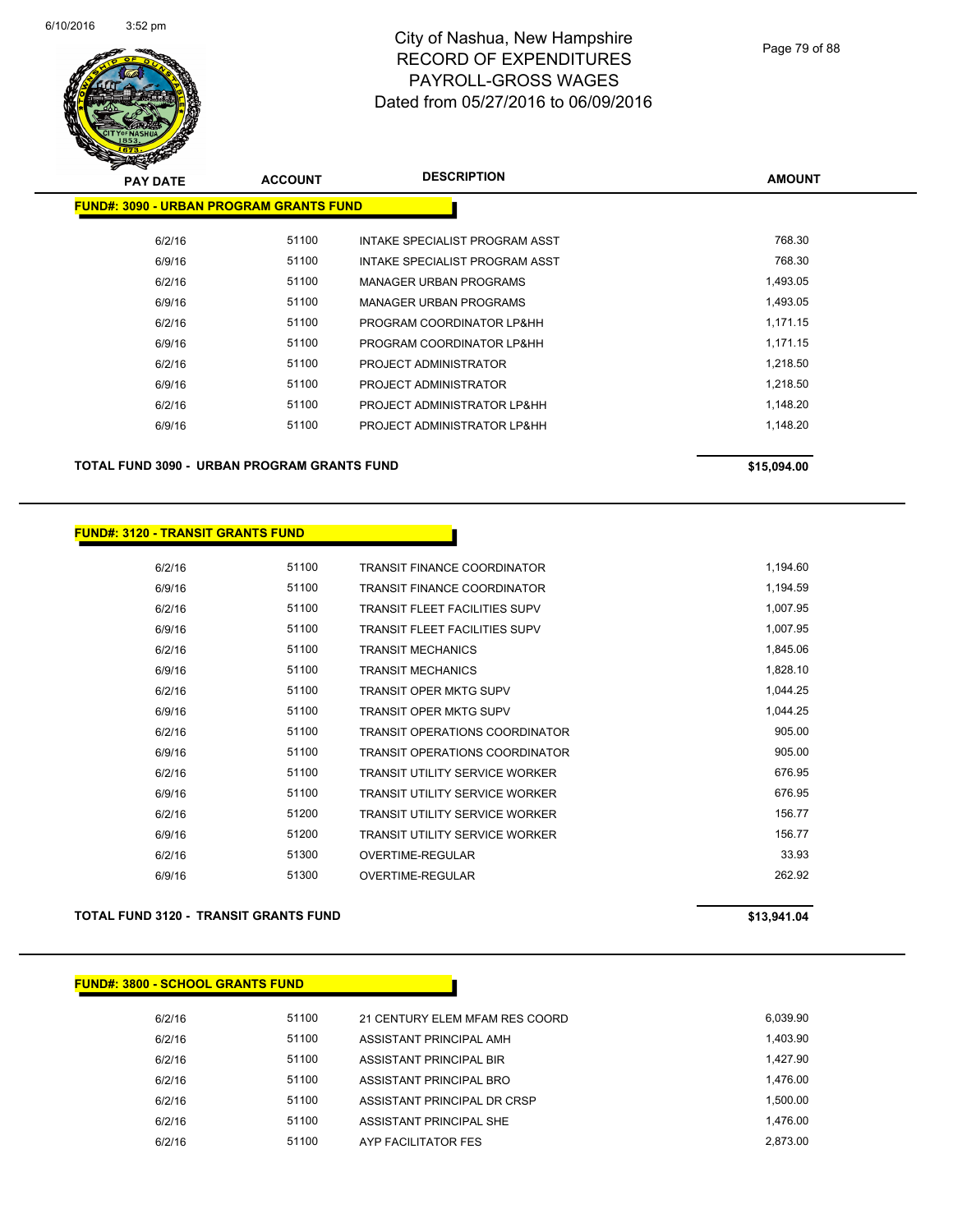# City of Nashua, New Hampshire
## RECORD OF EXPENDITURES
## PAYROLL-GROSS WAGES
## Dated from 05/27/2016 to 06/09/2016

6/10/2016 3:52 pm

| PAY DATE | ACCOUNT | DESCRIPTION | AMOUNT |
|---|---|---|---|
| **FUND#: 3090 - URBAN PROGRAM GRANTS FUND** | | | |
| 6/2/16 | 51100 | INTAKE SPECIALIST PROGRAM ASST | 768.30 |
| 6/9/16 | 51100 | INTAKE SPECIALIST PROGRAM ASST | 768.30 |
| 6/2/16 | 51100 | MANAGER URBAN PROGRAMS | 1,493.05 |
| 6/9/16 | 51100 | MANAGER URBAN PROGRAMS | 1,493.05 |
| 6/2/16 | 51100 | PROGRAM COORDINATOR LP&HH | 1,171.15 |
| 6/9/16 | 51100 | PROGRAM COORDINATOR LP&HH | 1,171.15 |
| 6/2/16 | 51100 | PROJECT ADMINISTRATOR | 1,218.50 |
| 6/9/16 | 51100 | PROJECT ADMINISTRATOR | 1,218.50 |
| 6/2/16 | 51100 | PROJECT ADMINISTRATOR LP&HH | 1,148.20 |
| 6/9/16 | 51100 | PROJECT ADMINISTRATOR LP&HH | 1,148.20 |
| **TOTAL FUND 3090 - URBAN PROGRAM GRANTS FUND** | | | **$15,094.00** |

| PAY DATE | ACCOUNT | DESCRIPTION | AMOUNT |
|---|---|---|---|
| **FUND#: 3120 - TRANSIT GRANTS FUND** | | | |
| 6/2/16 | 51100 | TRANSIT FINANCE COORDINATOR | 1,194.60 |
| 6/9/16 | 51100 | TRANSIT FINANCE COORDINATOR | 1,194.59 |
| 6/2/16 | 51100 | TRANSIT FLEET FACILITIES SUPV | 1,007.95 |
| 6/9/16 | 51100 | TRANSIT FLEET FACILITIES SUPV | 1,007.95 |
| 6/2/16 | 51100 | TRANSIT MECHANICS | 1,845.06 |
| 6/9/16 | 51100 | TRANSIT MECHANICS | 1,828.10 |
| 6/2/16 | 51100 | TRANSIT OPER MKTG SUPV | 1,044.25 |
| 6/9/16 | 51100 | TRANSIT OPER MKTG SUPV | 1,044.25 |
| 6/2/16 | 51100 | TRANSIT OPERATIONS COORDINATOR | 905.00 |
| 6/9/16 | 51100 | TRANSIT OPERATIONS COORDINATOR | 905.00 |
| 6/2/16 | 51100 | TRANSIT UTILITY SERVICE WORKER | 676.95 |
| 6/9/16 | 51100 | TRANSIT UTILITY SERVICE WORKER | 676.95 |
| 6/2/16 | 51200 | TRANSIT UTILITY SERVICE WORKER | 156.77 |
| 6/9/16 | 51200 | TRANSIT UTILITY SERVICE WORKER | 156.77 |
| 6/2/16 | 51300 | OVERTIME-REGULAR | 33.93 |
| 6/9/16 | 51300 | OVERTIME-REGULAR | 262.92 |
| **TOTAL FUND 3120 - TRANSIT GRANTS FUND** | | | **$13,941.04** |

| PAY DATE | ACCOUNT | DESCRIPTION | AMOUNT |
|---|---|---|---|
| **FUND#: 3800 - SCHOOL GRANTS FUND** | | | |
| 6/2/16 | 51100 | 21 CENTURY ELEM MFAM RES COORD | 6,039.90 |
| 6/2/16 | 51100 | ASSISTANT PRINCIPAL AMH | 1,403.90 |
| 6/2/16 | 51100 | ASSISTANT PRINCIPAL BIR | 1,427.90 |
| 6/2/16 | 51100 | ASSISTANT PRINCIPAL BRO | 1,476.00 |
| 6/2/16 | 51100 | ASSISTANT PRINCIPAL DR CRSP | 1,500.00 |
| 6/2/16 | 51100 | ASSISTANT PRINCIPAL SHE | 1,476.00 |
| 6/2/16 | 51100 | AYP FACILITATOR FES | 2,873.00 |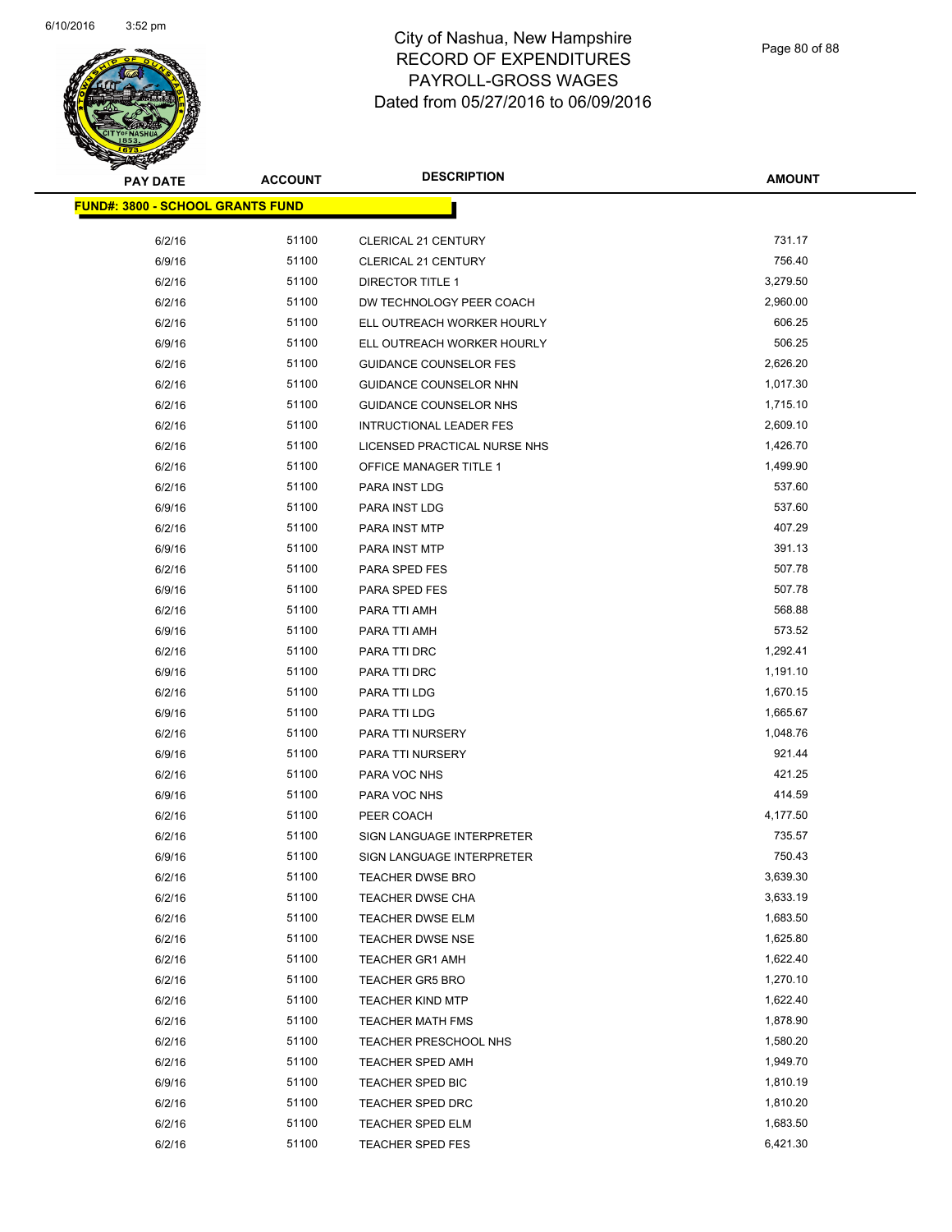# City of Nashua, New Hampshire
## RECORD OF EXPENDITURES
## PAYROLL-GROSS WAGES
## Dated from 05/27/2016 to 06/09/2016

**FUND#: 3800 - SCHOOL GRANTS FUND**

| PAY DATE | ACCOUNT | DESCRIPTION | AMOUNT |
|---|---|---|---|
| 6/2/16 | 51100 | CLERICAL 21 CENTURY | 731.17 |
| 6/9/16 | 51100 | CLERICAL 21 CENTURY | 756.40 |
| 6/2/16 | 51100 | DIRECTOR TITLE 1 | 3,279.50 |
| 6/2/16 | 51100 | DW TECHNOLOGY PEER COACH | 2,960.00 |
| 6/2/16 | 51100 | ELL OUTREACH WORKER HOURLY | 606.25 |
| 6/9/16 | 51100 | ELL OUTREACH WORKER HOURLY | 506.25 |
| 6/2/16 | 51100 | GUIDANCE COUNSELOR FES | 2,626.20 |
| 6/2/16 | 51100 | GUIDANCE COUNSELOR NHN | 1,017.30 |
| 6/2/16 | 51100 | GUIDANCE COUNSELOR NHS | 1,715.10 |
| 6/2/16 | 51100 | INTRUCTIONAL LEADER FES | 2,609.10 |
| 6/2/16 | 51100 | LICENSED PRACTICAL NURSE NHS | 1,426.70 |
| 6/2/16 | 51100 | OFFICE MANAGER TITLE 1 | 1,499.90 |
| 6/2/16 | 51100 | PARA INST LDG | 537.60 |
| 6/9/16 | 51100 | PARA INST LDG | 537.60 |
| 6/2/16 | 51100 | PARA INST MTP | 407.29 |
| 6/9/16 | 51100 | PARA INST MTP | 391.13 |
| 6/2/16 | 51100 | PARA SPED FES | 507.78 |
| 6/9/16 | 51100 | PARA SPED FES | 507.78 |
| 6/2/16 | 51100 | PARA TTI AMH | 568.88 |
| 6/9/16 | 51100 | PARA TTI AMH | 573.52 |
| 6/2/16 | 51100 | PARA TTI DRC | 1,292.41 |
| 6/9/16 | 51100 | PARA TTI DRC | 1,191.10 |
| 6/2/16 | 51100 | PARA TTI LDG | 1,670.15 |
| 6/9/16 | 51100 | PARA TTI LDG | 1,665.67 |
| 6/2/16 | 51100 | PARA TTI NURSERY | 1,048.76 |
| 6/9/16 | 51100 | PARA TTI NURSERY | 921.44 |
| 6/2/16 | 51100 | PARA VOC NHS | 421.25 |
| 6/9/16 | 51100 | PARA VOC NHS | 414.59 |
| 6/2/16 | 51100 | PEER COACH | 4,177.50 |
| 6/2/16 | 51100 | SIGN LANGUAGE INTERPRETER | 735.57 |
| 6/9/16 | 51100 | SIGN LANGUAGE INTERPRETER | 750.43 |
| 6/2/16 | 51100 | TEACHER DWSE BRO | 3,639.30 |
| 6/2/16 | 51100 | TEACHER DWSE CHA | 3,633.19 |
| 6/2/16 | 51100 | TEACHER DWSE ELM | 1,683.50 |
| 6/2/16 | 51100 | TEACHER DWSE NSE | 1,625.80 |
| 6/2/16 | 51100 | TEACHER GR1 AMH | 1,622.40 |
| 6/2/16 | 51100 | TEACHER GR5 BRO | 1,270.10 |
| 6/2/16 | 51100 | TEACHER KIND MTP | 1,622.40 |
| 6/2/16 | 51100 | TEACHER MATH FMS | 1,878.90 |
| 6/2/16 | 51100 | TEACHER PRESCHOOL NHS | 1,580.20 |
| 6/2/16 | 51100 | TEACHER SPED AMH | 1,949.70 |
| 6/9/16 | 51100 | TEACHER SPED BIC | 1,810.19 |
| 6/2/16 | 51100 | TEACHER SPED DRC | 1,810.20 |
| 6/2/16 | 51100 | TEACHER SPED ELM | 1,683.50 |
| 6/2/16 | 51100 | TEACHER SPED FES | 6,421.30 |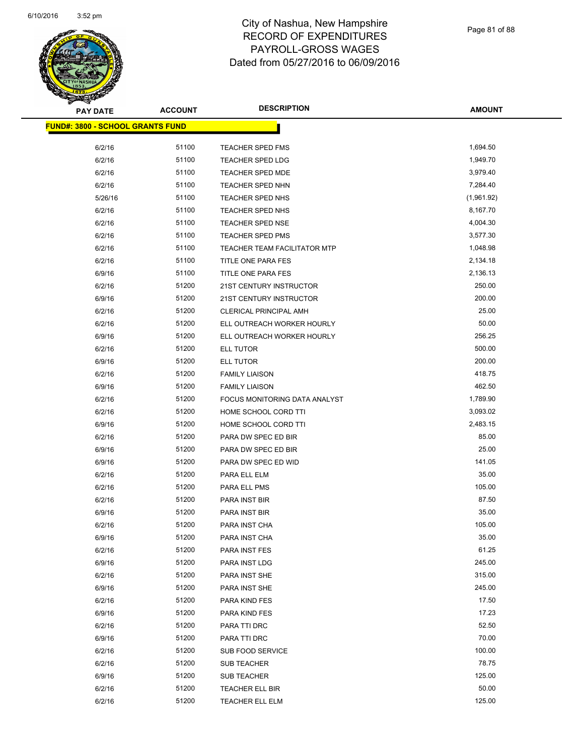# City of Nashua, New Hampshire
## RECORD OF EXPENDITURES
## PAYROLL-GROSS WAGES
## Dated from 05/27/2016 to 06/09/2016

| PAY DATE | ACCOUNT | DESCRIPTION | AMOUNT |
|---|---|---|---|
| **FUND#: 3800 - SCHOOL GRANTS FUND** | | | |
| 6/2/16 | 51100 | TEACHER SPED FMS | 1,694.50 |
| 6/2/16 | 51100 | TEACHER SPED LDG | 1,949.70 |
| 6/2/16 | 51100 | TEACHER SPED MDE | 3,979.40 |
| 6/2/16 | 51100 | TEACHER SPED NHN | 7,284.40 |
| 5/26/16 | 51100 | TEACHER SPED NHS | (1,961.92) |
| 6/2/16 | 51100 | TEACHER SPED NHS | 8,167.70 |
| 6/2/16 | 51100 | TEACHER SPED NSE | 4,004.30 |
| 6/2/16 | 51100 | TEACHER SPED PMS | 3,577.30 |
| 6/2/16 | 51100 | TEACHER TEAM FACILITATOR MTP | 1,048.98 |
| 6/2/16 | 51100 | TITLE ONE PARA FES | 2,134.18 |
| 6/9/16 | 51100 | TITLE ONE PARA FES | 2,136.13 |
| 6/2/16 | 51200 | 21ST CENTURY INSTRUCTOR | 250.00 |
| 6/9/16 | 51200 | 21ST CENTURY INSTRUCTOR | 200.00 |
| 6/2/16 | 51200 | CLERICAL PRINCIPAL AMH | 25.00 |
| 6/2/16 | 51200 | ELL OUTREACH WORKER HOURLY | 50.00 |
| 6/9/16 | 51200 | ELL OUTREACH WORKER HOURLY | 256.25 |
| 6/2/16 | 51200 | ELL TUTOR | 500.00 |
| 6/9/16 | 51200 | ELL TUTOR | 200.00 |
| 6/2/16 | 51200 | FAMILY LIAISON | 418.75 |
| 6/9/16 | 51200 | FAMILY LIAISON | 462.50 |
| 6/2/16 | 51200 | FOCUS MONITORING DATA ANALYST | 1,789.90 |
| 6/2/16 | 51200 | HOME SCHOOL CORD TTI | 3,093.02 |
| 6/9/16 | 51200 | HOME SCHOOL CORD TTI | 2,483.15 |
| 6/2/16 | 51200 | PARA DW SPEC ED BIR | 85.00 |
| 6/9/16 | 51200 | PARA DW SPEC ED BIR | 25.00 |
| 6/9/16 | 51200 | PARA DW SPEC ED WID | 141.05 |
| 6/2/16 | 51200 | PARA ELL ELM | 35.00 |
| 6/2/16 | 51200 | PARA ELL PMS | 105.00 |
| 6/2/16 | 51200 | PARA INST BIR | 87.50 |
| 6/9/16 | 51200 | PARA INST BIR | 35.00 |
| 6/2/16 | 51200 | PARA INST CHA | 105.00 |
| 6/9/16 | 51200 | PARA INST CHA | 35.00 |
| 6/2/16 | 51200 | PARA INST FES | 61.25 |
| 6/9/16 | 51200 | PARA INST LDG | 245.00 |
| 6/2/16 | 51200 | PARA INST SHE | 315.00 |
| 6/9/16 | 51200 | PARA INST SHE | 245.00 |
| 6/2/16 | 51200 | PARA KIND FES | 17.50 |
| 6/9/16 | 51200 | PARA KIND FES | 17.23 |
| 6/2/16 | 51200 | PARA TTI DRC | 52.50 |
| 6/9/16 | 51200 | PARA TTI DRC | 70.00 |
| 6/2/16 | 51200 | SUB FOOD SERVICE | 100.00 |
| 6/2/16 | 51200 | SUB TEACHER | 78.75 |
| 6/9/16 | 51200 | SUB TEACHER | 125.00 |
| 6/2/16 | 51200 | TEACHER ELL BIR | 50.00 |
| 6/2/16 | 51200 | TEACHER ELL ELM | 125.00 |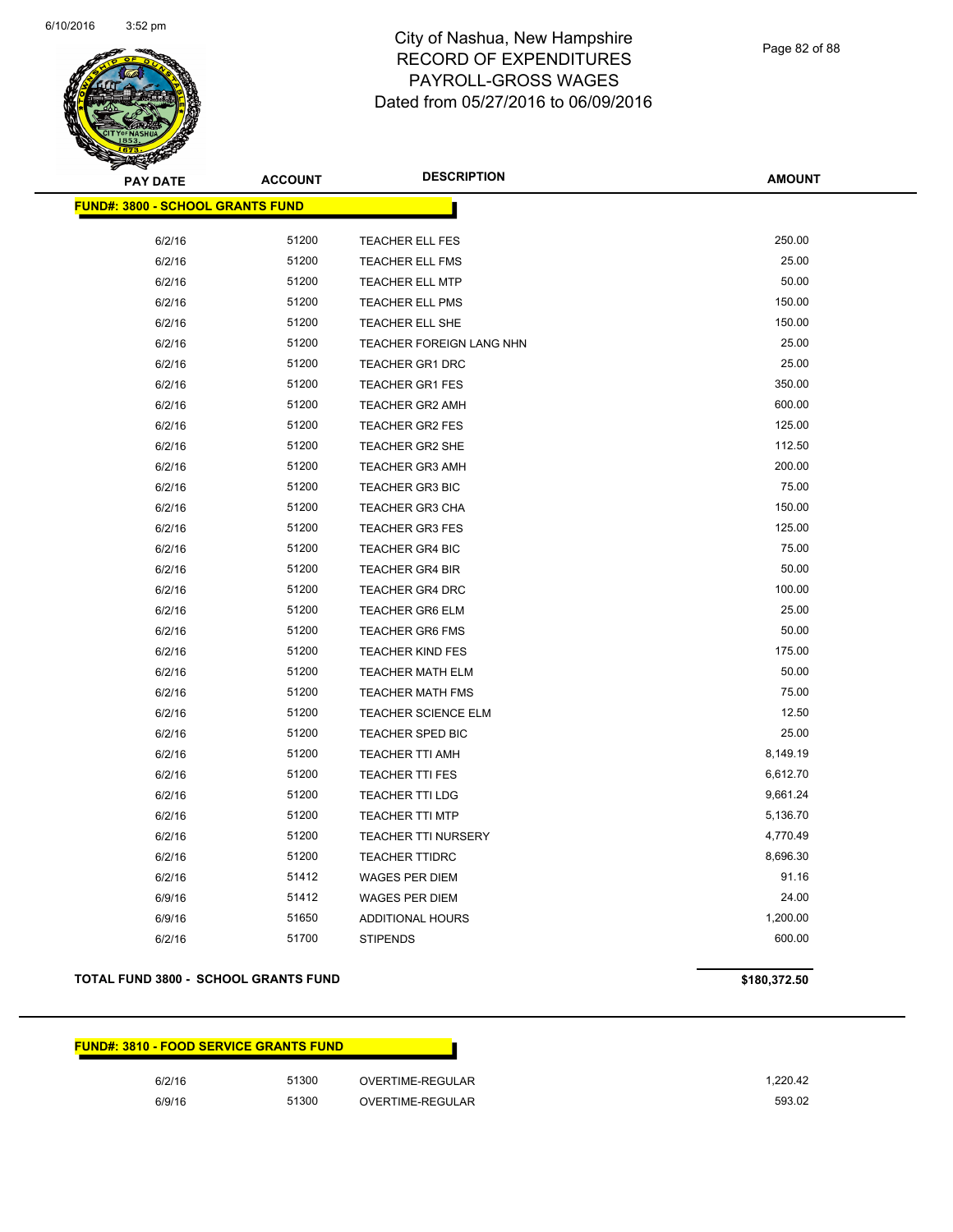# City of Nashua, New Hampshire
## RECORD OF EXPENDITURES
## PAYROLL-GROSS WAGES
## Dated from 05/27/2016 to 06/09/2016

**FUND#: 3800 - SCHOOL GRANTS FUND**

| PAY DATE | ACCOUNT | DESCRIPTION | AMOUNT |
|---|---|---|---|
| 6/2/16 | 51200 | TEACHER ELL FES | 250.00 |
| 6/2/16 | 51200 | TEACHER ELL FMS | 25.00 |
| 6/2/16 | 51200 | TEACHER ELL MTP | 50.00 |
| 6/2/16 | 51200 | TEACHER ELL PMS | 150.00 |
| 6/2/16 | 51200 | TEACHER ELL SHE | 150.00 |
| 6/2/16 | 51200 | TEACHER FOREIGN LANG NHN | 25.00 |
| 6/2/16 | 51200 | TEACHER GR1 DRC | 25.00 |
| 6/2/16 | 51200 | TEACHER GR1 FES | 350.00 |
| 6/2/16 | 51200 | TEACHER GR2 AMH | 600.00 |
| 6/2/16 | 51200 | TEACHER GR2 FES | 125.00 |
| 6/2/16 | 51200 | TEACHER GR2 SHE | 112.50 |
| 6/2/16 | 51200 | TEACHER GR3 AMH | 200.00 |
| 6/2/16 | 51200 | TEACHER GR3 BIC | 75.00 |
| 6/2/16 | 51200 | TEACHER GR3 CHA | 150.00 |
| 6/2/16 | 51200 | TEACHER GR3 FES | 125.00 |
| 6/2/16 | 51200 | TEACHER GR4 BIC | 75.00 |
| 6/2/16 | 51200 | TEACHER GR4 BIR | 50.00 |
| 6/2/16 | 51200 | TEACHER GR4 DRC | 100.00 |
| 6/2/16 | 51200 | TEACHER GR6 ELM | 25.00 |
| 6/2/16 | 51200 | TEACHER GR6 FMS | 50.00 |
| 6/2/16 | 51200 | TEACHER KIND FES | 175.00 |
| 6/2/16 | 51200 | TEACHER MATH ELM | 50.00 |
| 6/2/16 | 51200 | TEACHER MATH FMS | 75.00 |
| 6/2/16 | 51200 | TEACHER SCIENCE ELM | 12.50 |
| 6/2/16 | 51200 | TEACHER SPED BIC | 25.00 |
| 6/2/16 | 51200 | TEACHER TTI AMH | 8,149.19 |
| 6/2/16 | 51200 | TEACHER TTI FES | 6,612.70 |
| 6/2/16 | 51200 | TEACHER TTI LDG | 9,661.24 |
| 6/2/16 | 51200 | TEACHER TTI MTP | 5,136.70 |
| 6/2/16 | 51200 | TEACHER TTI NURSERY | 4,770.49 |
| 6/2/16 | 51200 | TEACHER TTIDRC | 8,696.30 |
| 6/2/16 | 51412 | WAGES PER DIEM | 91.16 |
| 6/9/16 | 51412 | WAGES PER DIEM | 24.00 |
| 6/9/16 | 51650 | ADDITIONAL HOURS | 1,200.00 |
| 6/2/16 | 51700 | STIPENDS | 600.00 |

**TOTAL FUND 3800 - SCHOOL GRANTS FUND** **$180,372.50**

**FUND#: 3810 - FOOD SERVICE GRANTS FUND**

| PAY DATE | ACCOUNT | DESCRIPTION | AMOUNT |
|---|---|---|---|
| 6/2/16 | 51300 | OVERTIME-REGULAR | 1,220.42 |
| 6/9/16 | 51300 | OVERTIME-REGULAR | 593.02 |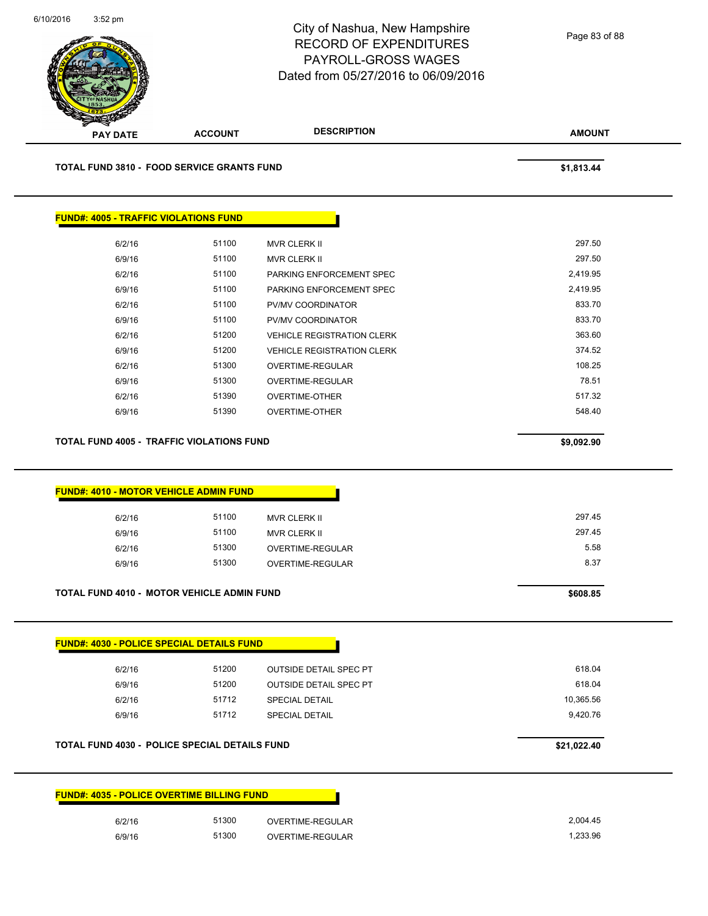City of Nashua, New Hampshire
RECORD OF EXPENDITURES
PAYROLL-GROSS WAGES
Dated from 05/27/2016 to 06/09/2016

| PAY DATE | ACCOUNT | DESCRIPTION | AMOUNT |
|---|---|---|---|
| **TOTAL FUND 3810 - FOOD SERVICE GRANTS FUND** | | | **$1,813.44** |

**FUND#: 4005 - TRAFFIC VIOLATIONS FUND**

| PAY DATE | ACCOUNT | DESCRIPTION | AMOUNT |
|---|---|---|---|
| 6/2/16 | 51100 | MVR CLERK II | 297.50 |
| 6/9/16 | 51100 | MVR CLERK II | 297.50 |
| 6/2/16 | 51100 | PARKING ENFORCEMENT SPEC | 2,419.95 |
| 6/9/16 | 51100 | PARKING ENFORCEMENT SPEC | 2,419.95 |
| 6/2/16 | 51100 | PV/MV COORDINATOR | 833.70 |
| 6/9/16 | 51100 | PV/MV COORDINATOR | 833.70 |
| 6/2/16 | 51200 | VEHICLE REGISTRATION CLERK | 363.60 |
| 6/9/16 | 51200 | VEHICLE REGISTRATION CLERK | 374.52 |
| 6/2/16 | 51300 | OVERTIME-REGULAR | 108.25 |
| 6/9/16 | 51300 | OVERTIME-REGULAR | 78.51 |
| 6/2/16 | 51390 | OVERTIME-OTHER | 517.32 |
| 6/9/16 | 51390 | OVERTIME-OTHER | 548.40 |
| **TOTAL FUND 4005 - TRAFFIC VIOLATIONS FUND** | | | **$9,092.90** |

**FUND#: 4010 - MOTOR VEHICLE ADMIN FUND**

| PAY DATE | ACCOUNT | DESCRIPTION | AMOUNT |
|---|---|---|---|
| 6/2/16 | 51100 | MVR CLERK II | 297.45 |
| 6/9/16 | 51100 | MVR CLERK II | 297.45 |
| 6/2/16 | 51300 | OVERTIME-REGULAR | 5.58 |
| 6/9/16 | 51300 | OVERTIME-REGULAR | 8.37 |
| **TOTAL FUND 4010 - MOTOR VEHICLE ADMIN FUND** | | | **$608.85** |

**FUND#: 4030 - POLICE SPECIAL DETAILS FUND**

| PAY DATE | ACCOUNT | DESCRIPTION | AMOUNT |
|---|---|---|---|
| 6/2/16 | 51200 | OUTSIDE DETAIL SPEC PT | 618.04 |
| 6/9/16 | 51200 | OUTSIDE DETAIL SPEC PT | 618.04 |
| 6/2/16 | 51712 | SPECIAL DETAIL | 10,365.56 |
| 6/9/16 | 51712 | SPECIAL DETAIL | 9,420.76 |
| **TOTAL FUND 4030 - POLICE SPECIAL DETAILS FUND** | | | **$21,022.40** |

**FUND#: 4035 - POLICE OVERTIME BILLING FUND**

| PAY DATE | ACCOUNT | DESCRIPTION | AMOUNT |
|---|---|---|---|
| 6/2/16 | 51300 | OVERTIME-REGULAR | 2,004.45 |
| 6/9/16 | 51300 | OVERTIME-REGULAR | 1,233.96 |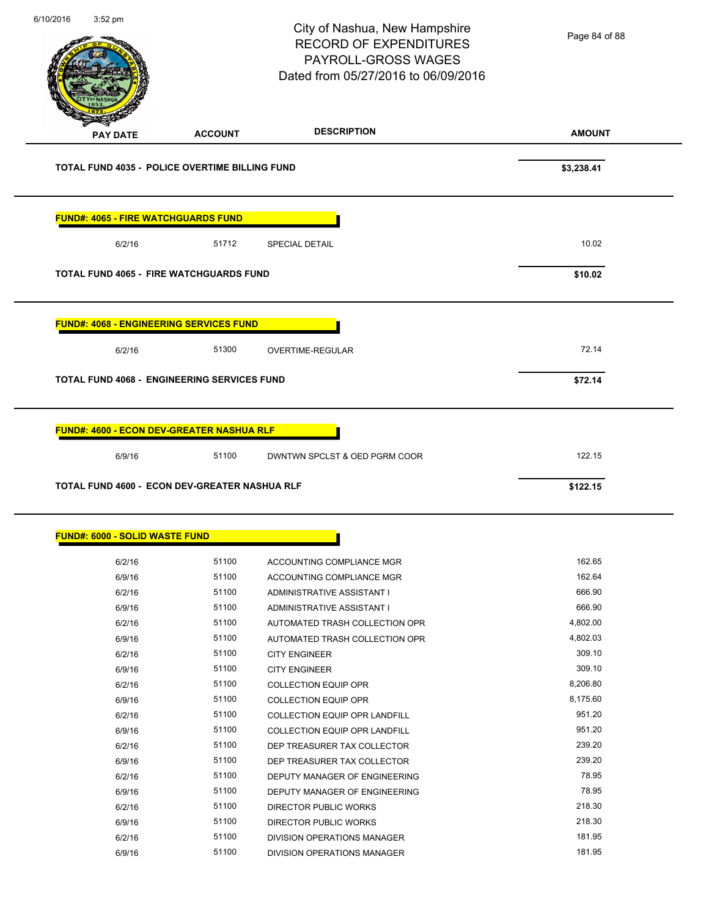| PAY DATE | ACCOUNT | DESCRIPTION | AMOUNT |
|---|---|---|---|
| **TOTAL FUND 4035 - POLICE OVERTIME BILLING FUND** | | | **$3,238.41** |

**FUND#: 4065 - FIRE WATCHGUARDS FUND**

| PAY DATE | ACCOUNT | DESCRIPTION | AMOUNT |
|---|---|---|---|
| 6/2/16 | 51712 | SPECIAL DETAIL | 10.02 |
| **TOTAL FUND 4065 - FIRE WATCHGUARDS FUND** | | | **$10.02** |

**FUND#: 4068 - ENGINEERING SERVICES FUND**

| PAY DATE | ACCOUNT | DESCRIPTION | AMOUNT |
|---|---|---|---|
| 6/2/16 | 51300 | OVERTIME-REGULAR | 72.14 |
| **TOTAL FUND 4068 - ENGINEERING SERVICES FUND** | | | **$72.14** |

**FUND#: 4600 - ECON DEV-GREATER NASHUA RLF**

| PAY DATE | ACCOUNT | DESCRIPTION | AMOUNT |
|---|---|---|---|
| 6/9/16 | 51100 | DWNTWN SPCLST & OED PGRM COOR | 122.15 |
| **TOTAL FUND 4600 - ECON DEV-GREATER NASHUA RLF** | | | **$122.15** |

**FUND#: 6000 - SOLID WASTE FUND**

| PAY DATE | ACCOUNT | DESCRIPTION | AMOUNT |
|---|---|---|---|
| 6/2/16 | 51100 | ACCOUNTING COMPLIANCE MGR | 162.65 |
| 6/9/16 | 51100 | ACCOUNTING COMPLIANCE MGR | 162.64 |
| 6/2/16 | 51100 | ADMINISTRATIVE ASSISTANT I | 666.90 |
| 6/9/16 | 51100 | ADMINISTRATIVE ASSISTANT I | 666.90 |
| 6/2/16 | 51100 | AUTOMATED TRASH COLLECTION OPR | 4,802.00 |
| 6/9/16 | 51100 | AUTOMATED TRASH COLLECTION OPR | 4,802.03 |
| 6/2/16 | 51100 | CITY ENGINEER | 309.10 |
| 6/9/16 | 51100 | CITY ENGINEER | 309.10 |
| 6/2/16 | 51100 | COLLECTION EQUIP OPR | 8,206.80 |
| 6/9/16 | 51100 | COLLECTION EQUIP OPR | 8,175.60 |
| 6/2/16 | 51100 | COLLECTION EQUIP OPR LANDFILL | 951.20 |
| 6/9/16 | 51100 | COLLECTION EQUIP OPR LANDFILL | 951.20 |
| 6/2/16 | 51100 | DEP TREASURER TAX COLLECTOR | 239.20 |
| 6/9/16 | 51100 | DEP TREASURER TAX COLLECTOR | 239.20 |
| 6/2/16 | 51100 | DEPUTY MANAGER OF ENGINEERING | 78.95 |
| 6/9/16 | 51100 | DEPUTY MANAGER OF ENGINEERING | 78.95 |
| 6/2/16 | 51100 | DIRECTOR PUBLIC WORKS | 218.30 |
| 6/9/16 | 51100 | DIRECTOR PUBLIC WORKS | 218.30 |
| 6/2/16 | 51100 | DIVISION OPERATIONS MANAGER | 181.95 |
| 6/9/16 | 51100 | DIVISION OPERATIONS MANAGER | 181.95 |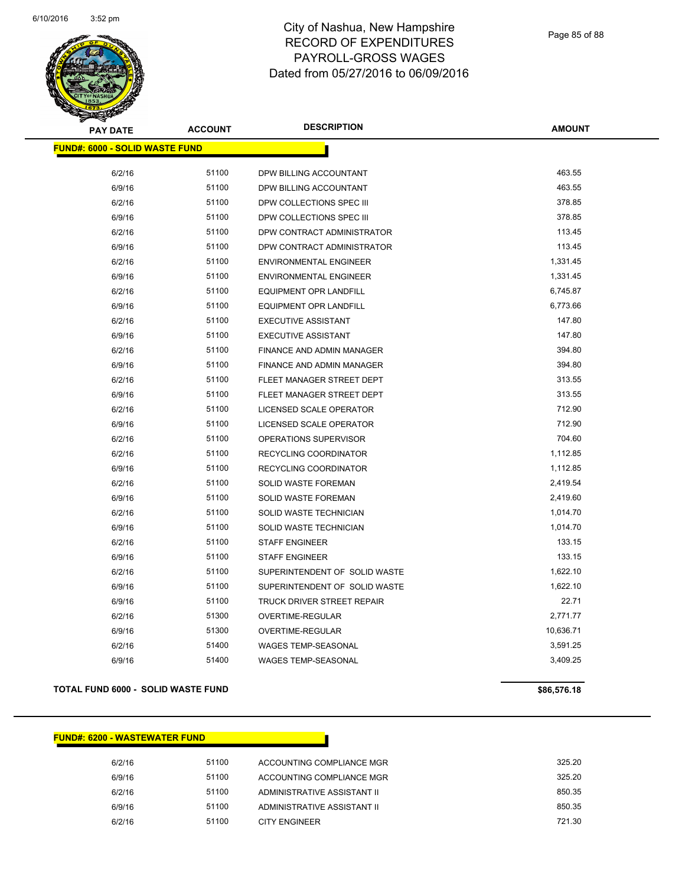# City of Nashua, New Hampshire
## RECORD OF EXPENDITURES
## PAYROLL-GROSS WAGES
## Dated from 05/27/2016 to 06/09/2016

**FUND#: 6000 - SOLID WASTE FUND**

| PAY DATE | ACCOUNT | DESCRIPTION | AMOUNT |
|---|---|---|---|
| 6/2/16 | 51100 | DPW BILLING ACCOUNTANT | 463.55 |
| 6/9/16 | 51100 | DPW BILLING ACCOUNTANT | 463.55 |
| 6/2/16 | 51100 | DPW COLLECTIONS SPEC III | 378.85 |
| 6/9/16 | 51100 | DPW COLLECTIONS SPEC III | 378.85 |
| 6/2/16 | 51100 | DPW CONTRACT ADMINISTRATOR | 113.45 |
| 6/9/16 | 51100 | DPW CONTRACT ADMINISTRATOR | 113.45 |
| 6/2/16 | 51100 | ENVIRONMENTAL ENGINEER | 1,331.45 |
| 6/9/16 | 51100 | ENVIRONMENTAL ENGINEER | 1,331.45 |
| 6/2/16 | 51100 | EQUIPMENT OPR LANDFILL | 6,745.87 |
| 6/9/16 | 51100 | EQUIPMENT OPR LANDFILL | 6,773.66 |
| 6/2/16 | 51100 | EXECUTIVE ASSISTANT | 147.80 |
| 6/9/16 | 51100 | EXECUTIVE ASSISTANT | 147.80 |
| 6/2/16 | 51100 | FINANCE AND ADMIN MANAGER | 394.80 |
| 6/9/16 | 51100 | FINANCE AND ADMIN MANAGER | 394.80 |
| 6/2/16 | 51100 | FLEET MANAGER STREET DEPT | 313.55 |
| 6/9/16 | 51100 | FLEET MANAGER STREET DEPT | 313.55 |
| 6/2/16 | 51100 | LICENSED SCALE OPERATOR | 712.90 |
| 6/9/16 | 51100 | LICENSED SCALE OPERATOR | 712.90 |
| 6/2/16 | 51100 | OPERATIONS SUPERVISOR | 704.60 |
| 6/2/16 | 51100 | RECYCLING COORDINATOR | 1,112.85 |
| 6/9/16 | 51100 | RECYCLING COORDINATOR | 1,112.85 |
| 6/2/16 | 51100 | SOLID WASTE FOREMAN | 2,419.54 |
| 6/9/16 | 51100 | SOLID WASTE FOREMAN | 2,419.60 |
| 6/2/16 | 51100 | SOLID WASTE TECHNICIAN | 1,014.70 |
| 6/9/16 | 51100 | SOLID WASTE TECHNICIAN | 1,014.70 |
| 6/2/16 | 51100 | STAFF ENGINEER | 133.15 |
| 6/9/16 | 51100 | STAFF ENGINEER | 133.15 |
| 6/2/16 | 51100 | SUPERINTENDENT OF SOLID WASTE | 1,622.10 |
| 6/9/16 | 51100 | SUPERINTENDENT OF SOLID WASTE | 1,622.10 |
| 6/9/16 | 51100 | TRUCK DRIVER STREET REPAIR | 22.71 |
| 6/2/16 | 51300 | OVERTIME-REGULAR | 2,771.77 |
| 6/9/16 | 51300 | OVERTIME-REGULAR | 10,636.71 |
| 6/2/16 | 51400 | WAGES TEMP-SEASONAL | 3,591.25 |
| 6/9/16 | 51400 | WAGES TEMP-SEASONAL | 3,409.25 |

**TOTAL FUND 6000 - SOLID WASTE FUND** **$86,576.18**

**FUND#: 6200 - WASTEWATER FUND**

| PAY DATE | ACCOUNT | DESCRIPTION | AMOUNT |
|---|---|---|---|
| 6/2/16 | 51100 | ACCOUNTING COMPLIANCE MGR | 325.20 |
| 6/9/16 | 51100 | ACCOUNTING COMPLIANCE MGR | 325.20 |
| 6/2/16 | 51100 | ADMINISTRATIVE ASSISTANT II | 850.35 |
| 6/9/16 | 51100 | ADMINISTRATIVE ASSISTANT II | 850.35 |
| 6/2/16 | 51100 | CITY ENGINEER | 721.30 |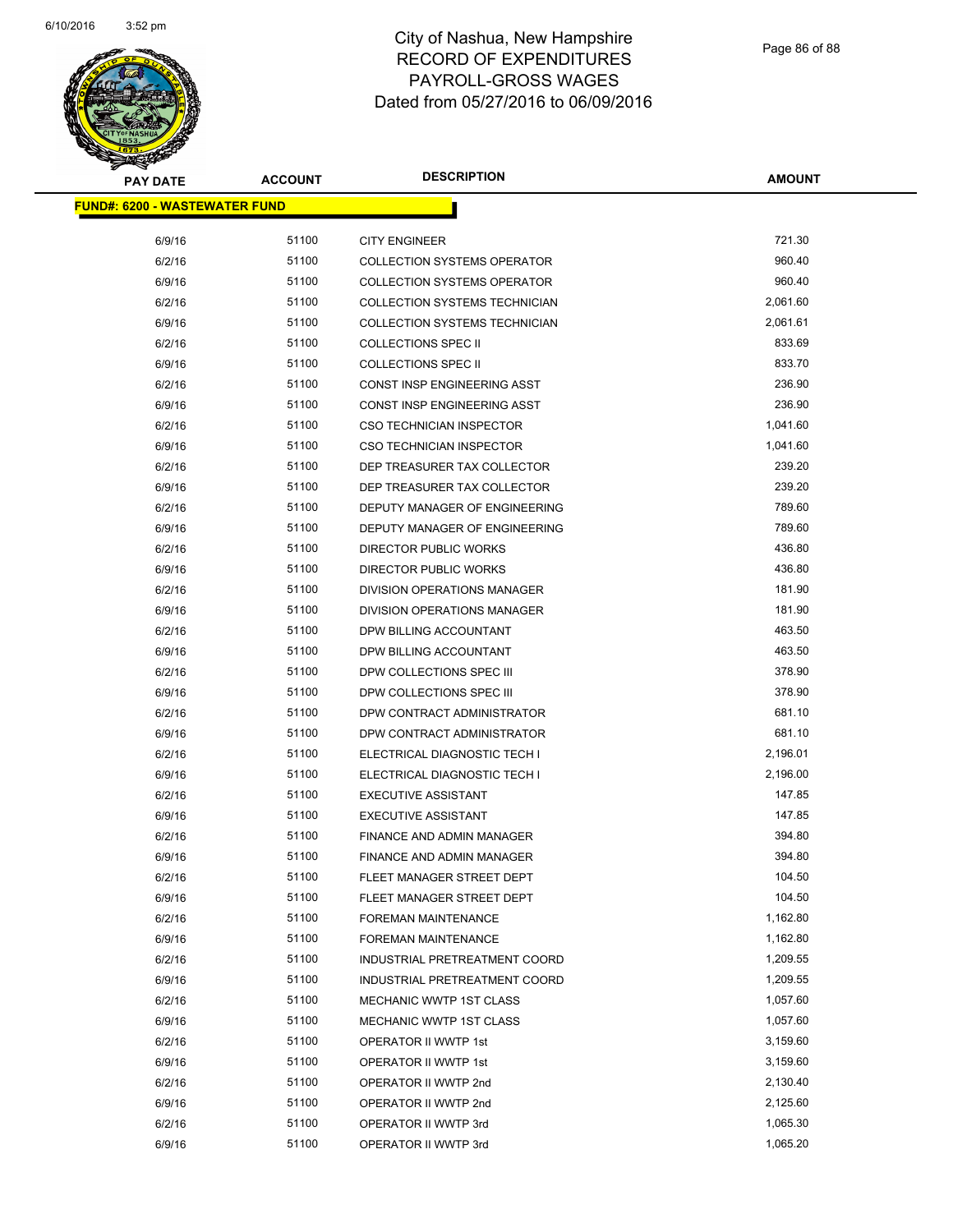# City of Nashua, New Hampshire
## RECORD OF EXPENDITURES
## PAYROLL-GROSS WAGES
## Dated from 05/27/2016 to 06/09/2016

| PAY DATE | ACCOUNT | DESCRIPTION | AMOUNT |
|---|---|---|---|
| **FUND#: 6200 - WASTEWATER FUND** | | | |
| 6/9/16 | 51100 | CITY ENGINEER | 721.30 |
| 6/2/16 | 51100 | COLLECTION SYSTEMS OPERATOR | 960.40 |
| 6/9/16 | 51100 | COLLECTION SYSTEMS OPERATOR | 960.40 |
| 6/2/16 | 51100 | COLLECTION SYSTEMS TECHNICIAN | 2,061.60 |
| 6/9/16 | 51100 | COLLECTION SYSTEMS TECHNICIAN | 2,061.61 |
| 6/2/16 | 51100 | COLLECTIONS SPEC II | 833.69 |
| 6/9/16 | 51100 | COLLECTIONS SPEC II | 833.70 |
| 6/2/16 | 51100 | CONST INSP ENGINEERING ASST | 236.90 |
| 6/9/16 | 51100 | CONST INSP ENGINEERING ASST | 236.90 |
| 6/2/16 | 51100 | CSO TECHNICIAN INSPECTOR | 1,041.60 |
| 6/9/16 | 51100 | CSO TECHNICIAN INSPECTOR | 1,041.60 |
| 6/2/16 | 51100 | DEP TREASURER TAX COLLECTOR | 239.20 |
| 6/9/16 | 51100 | DEP TREASURER TAX COLLECTOR | 239.20 |
| 6/2/16 | 51100 | DEPUTY MANAGER OF ENGINEERING | 789.60 |
| 6/9/16 | 51100 | DEPUTY MANAGER OF ENGINEERING | 789.60 |
| 6/2/16 | 51100 | DIRECTOR PUBLIC WORKS | 436.80 |
| 6/9/16 | 51100 | DIRECTOR PUBLIC WORKS | 436.80 |
| 6/2/16 | 51100 | DIVISION OPERATIONS MANAGER | 181.90 |
| 6/9/16 | 51100 | DIVISION OPERATIONS MANAGER | 181.90 |
| 6/2/16 | 51100 | DPW BILLING ACCOUNTANT | 463.50 |
| 6/9/16 | 51100 | DPW BILLING ACCOUNTANT | 463.50 |
| 6/2/16 | 51100 | DPW COLLECTIONS SPEC III | 378.90 |
| 6/9/16 | 51100 | DPW COLLECTIONS SPEC III | 378.90 |
| 6/2/16 | 51100 | DPW CONTRACT ADMINISTRATOR | 681.10 |
| 6/9/16 | 51100 | DPW CONTRACT ADMINISTRATOR | 681.10 |
| 6/2/16 | 51100 | ELECTRICAL DIAGNOSTIC TECH I | 2,196.01 |
| 6/9/16 | 51100 | ELECTRICAL DIAGNOSTIC TECH I | 2,196.00 |
| 6/2/16 | 51100 | EXECUTIVE ASSISTANT | 147.85 |
| 6/9/16 | 51100 | EXECUTIVE ASSISTANT | 147.85 |
| 6/2/16 | 51100 | FINANCE AND ADMIN MANAGER | 394.80 |
| 6/9/16 | 51100 | FINANCE AND ADMIN MANAGER | 394.80 |
| 6/2/16 | 51100 | FLEET MANAGER STREET DEPT | 104.50 |
| 6/9/16 | 51100 | FLEET MANAGER STREET DEPT | 104.50 |
| 6/2/16 | 51100 | FOREMAN MAINTENANCE | 1,162.80 |
| 6/9/16 | 51100 | FOREMAN MAINTENANCE | 1,162.80 |
| 6/2/16 | 51100 | INDUSTRIAL PRETREATMENT COORD | 1,209.55 |
| 6/9/16 | 51100 | INDUSTRIAL PRETREATMENT COORD | 1,209.55 |
| 6/2/16 | 51100 | MECHANIC WWTP 1ST CLASS | 1,057.60 |
| 6/9/16 | 51100 | MECHANIC WWTP 1ST CLASS | 1,057.60 |
| 6/2/16 | 51100 | OPERATOR II WWTP 1st | 3,159.60 |
| 6/9/16 | 51100 | OPERATOR II WWTP 1st | 3,159.60 |
| 6/2/16 | 51100 | OPERATOR II WWTP 2nd | 2,130.40 |
| 6/9/16 | 51100 | OPERATOR II WWTP 2nd | 2,125.60 |
| 6/2/16 | 51100 | OPERATOR II WWTP 3rd | 1,065.30 |
| 6/9/16 | 51100 | OPERATOR II WWTP 3rd | 1,065.20 |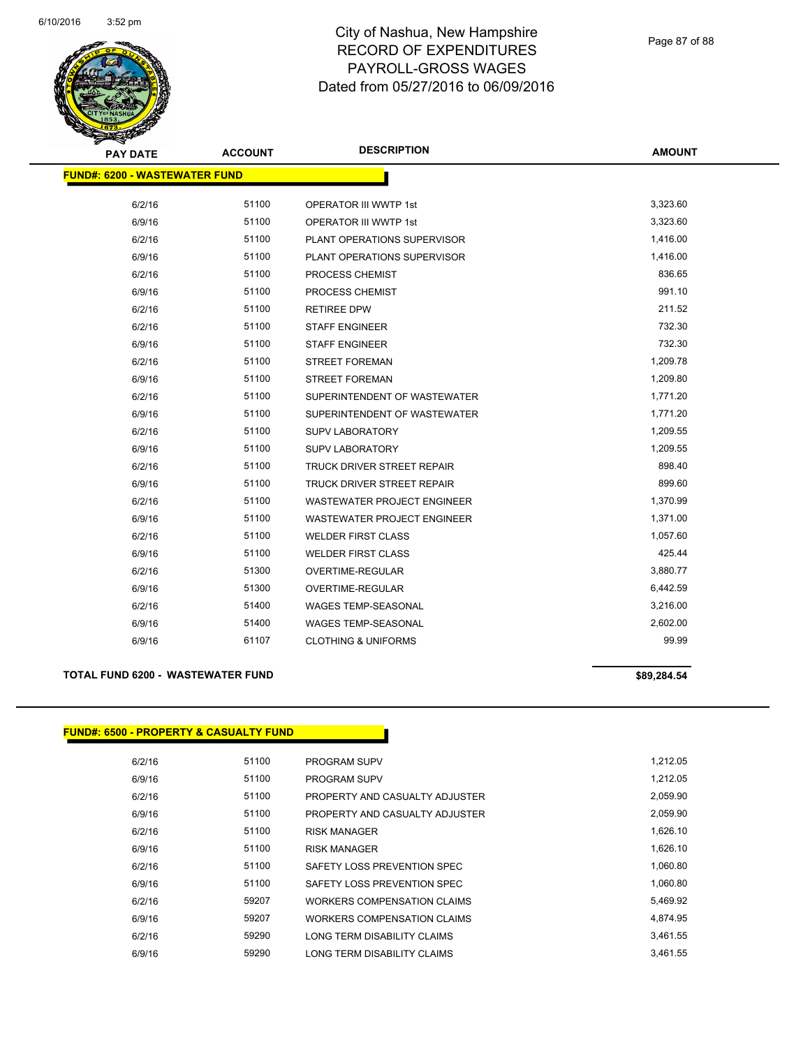# City of Nashua, New Hampshire
## RECORD OF EXPENDITURES
## PAYROLL-GROSS WAGES
## Dated from 05/27/2016 to 06/09/2016

**FUND#: 6200 - WASTEWATER FUND**

| PAY DATE | ACCOUNT | DESCRIPTION | AMOUNT |
|---|---|---|---|
| 6/2/16 | 51100 | OPERATOR III WWTP 1st | 3,323.60 |
| 6/9/16 | 51100 | OPERATOR III WWTP 1st | 3,323.60 |
| 6/2/16 | 51100 | PLANT OPERATIONS SUPERVISOR | 1,416.00 |
| 6/9/16 | 51100 | PLANT OPERATIONS SUPERVISOR | 1,416.00 |
| 6/2/16 | 51100 | PROCESS CHEMIST | 836.65 |
| 6/9/16 | 51100 | PROCESS CHEMIST | 991.10 |
| 6/2/16 | 51100 | RETIREE DPW | 211.52 |
| 6/2/16 | 51100 | STAFF ENGINEER | 732.30 |
| 6/9/16 | 51100 | STAFF ENGINEER | 732.30 |
| 6/2/16 | 51100 | STREET FOREMAN | 1,209.78 |
| 6/9/16 | 51100 | STREET FOREMAN | 1,209.80 |
| 6/2/16 | 51100 | SUPERINTENDENT OF WASTEWATER | 1,771.20 |
| 6/9/16 | 51100 | SUPERINTENDENT OF WASTEWATER | 1,771.20 |
| 6/2/16 | 51100 | SUPV LABORATORY | 1,209.55 |
| 6/9/16 | 51100 | SUPV LABORATORY | 1,209.55 |
| 6/2/16 | 51100 | TRUCK DRIVER STREET REPAIR | 898.40 |
| 6/9/16 | 51100 | TRUCK DRIVER STREET REPAIR | 899.60 |
| 6/2/16 | 51100 | WASTEWATER PROJECT ENGINEER | 1,370.99 |
| 6/9/16 | 51100 | WASTEWATER PROJECT ENGINEER | 1,371.00 |
| 6/2/16 | 51100 | WELDER FIRST CLASS | 1,057.60 |
| 6/9/16 | 51100 | WELDER FIRST CLASS | 425.44 |
| 6/2/16 | 51300 | OVERTIME-REGULAR | 3,880.77 |
| 6/9/16 | 51300 | OVERTIME-REGULAR | 6,442.59 |
| 6/2/16 | 51400 | WAGES TEMP-SEASONAL | 3,216.00 |
| 6/9/16 | 51400 | WAGES TEMP-SEASONAL | 2,602.00 |
| 6/9/16 | 61107 | CLOTHING & UNIFORMS | 99.99 |

**TOTAL FUND 6200 - WASTEWATER FUND** **$89,284.54**

**FUND#: 6500 - PROPERTY & CASUALTY FUND**

| PAY DATE | ACCOUNT | DESCRIPTION | AMOUNT |
|---|---|---|---|
| 6/2/16 | 51100 | PROGRAM SUPV | 1,212.05 |
| 6/9/16 | 51100 | PROGRAM SUPV | 1,212.05 |
| 6/2/16 | 51100 | PROPERTY AND CASUALTY ADJUSTER | 2,059.90 |
| 6/9/16 | 51100 | PROPERTY AND CASUALTY ADJUSTER | 2,059.90 |
| 6/2/16 | 51100 | RISK MANAGER | 1,626.10 |
| 6/9/16 | 51100 | RISK MANAGER | 1,626.10 |
| 6/2/16 | 51100 | SAFETY LOSS PREVENTION SPEC | 1,060.80 |
| 6/9/16 | 51100 | SAFETY LOSS PREVENTION SPEC | 1,060.80 |
| 6/2/16 | 59207 | WORKERS COMPENSATION CLAIMS | 5,469.92 |
| 6/9/16 | 59207 | WORKERS COMPENSATION CLAIMS | 4,874.95 |
| 6/2/16 | 59290 | LONG TERM DISABILITY CLAIMS | 3,461.55 |
| 6/9/16 | 59290 | LONG TERM DISABILITY CLAIMS | 3,461.55 |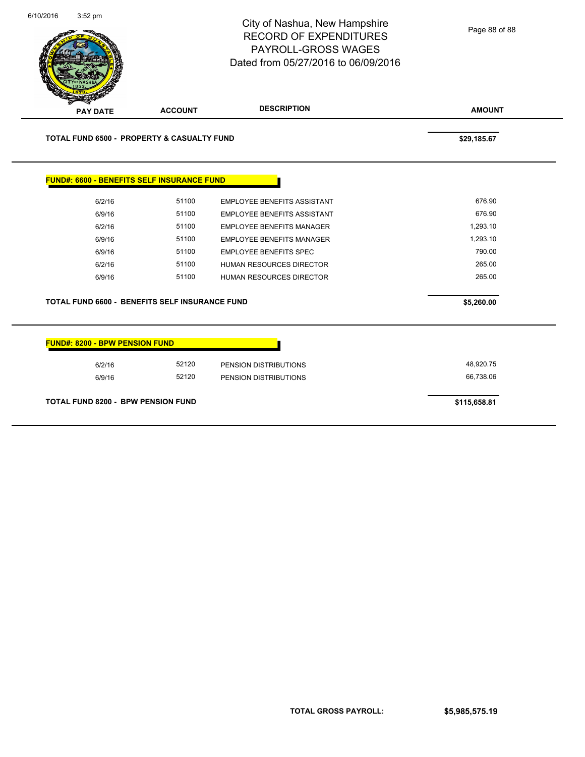# City of Nashua, New Hampshire
## RECORD OF EXPENDITURES
## PAYROLL-GROSS WAGES
## Dated from 05/27/2016 to 06/09/2016

| PAY DATE | ACCOUNT | DESCRIPTION | AMOUNT |
|---|---|---|---|
| **TOTAL FUND 6500 - PROPERTY & CASUALTY FUND** | | | **$29,185.67** |

**FUND#: 6600 - BENEFITS SELF INSURANCE FUND**

| PAY DATE | ACCOUNT | DESCRIPTION | AMOUNT |
|---|---|---|---|
| 6/2/16 | 51100 | EMPLOYEE BENEFITS ASSISTANT | 676.90 |
| 6/9/16 | 51100 | EMPLOYEE BENEFITS ASSISTANT | 676.90 |
| 6/2/16 | 51100 | EMPLOYEE BENEFITS MANAGER | 1,293.10 |
| 6/9/16 | 51100 | EMPLOYEE BENEFITS MANAGER | 1,293.10 |
| 6/9/16 | 51100 | EMPLOYEE BENEFITS SPEC | 790.00 |
| 6/2/16 | 51100 | HUMAN RESOURCES DIRECTOR | 265.00 |
| 6/9/16 | 51100 | HUMAN RESOURCES DIRECTOR | 265.00 |
| **TOTAL FUND 6600 - BENEFITS SELF INSURANCE FUND** | | | **$5,260.00** |

**FUND#: 8200 - BPW PENSION FUND**

| PAY DATE | ACCOUNT | DESCRIPTION | AMOUNT |
|---|---|---|---|
| 6/2/16 | 52120 | PENSION DISTRIBUTIONS | 48,920.75 |
| 6/9/16 | 52120 | PENSION DISTRIBUTIONS | 66,738.06 |
| **TOTAL FUND 8200 - BPW PENSION FUND** | | | **$115,658.81** |

**TOTAL GROSS PAYROLL: $5,985,575.19**